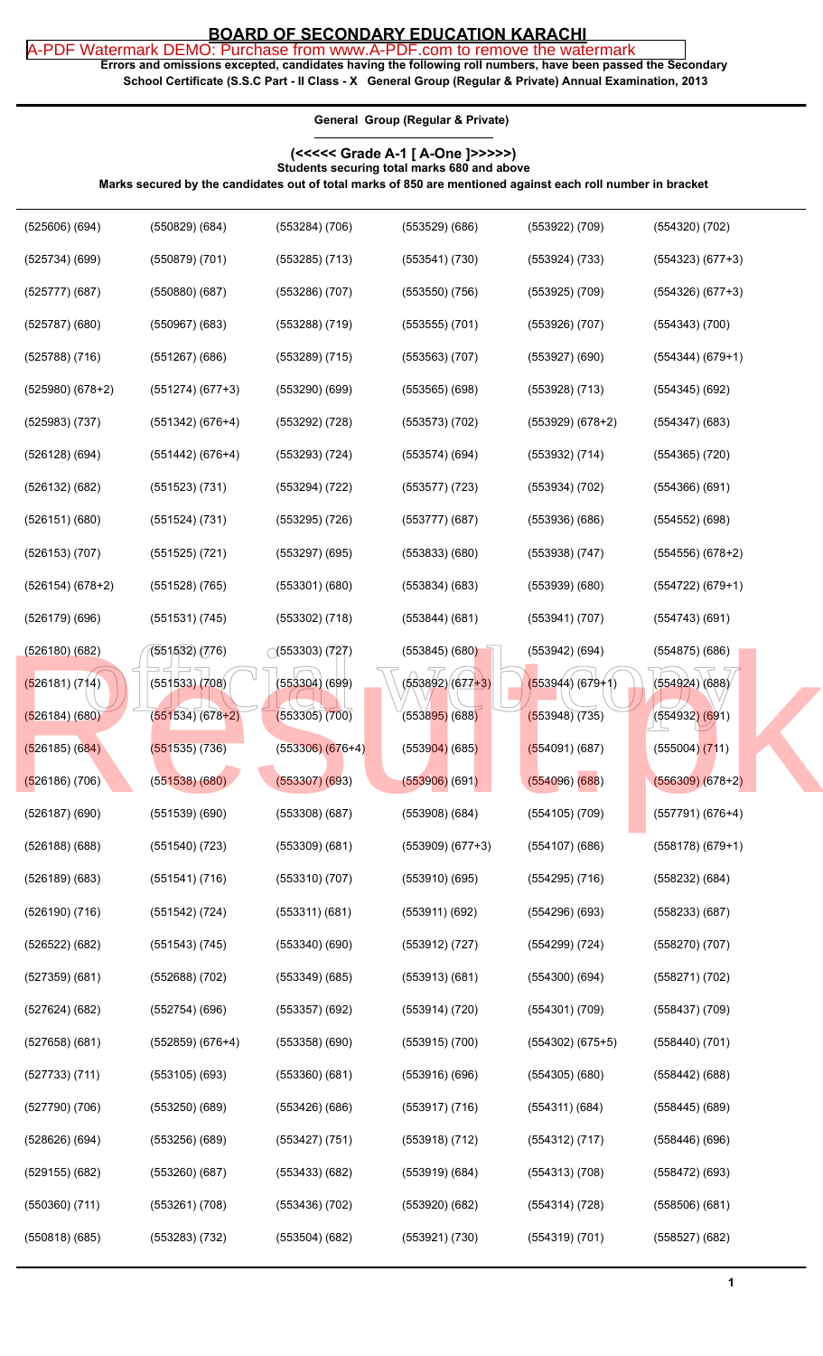# BOARD OF SECONDARY EDUCATION KARACHI

**Errors and omissions excepted, candidates having the following roll numbers, have been passed the Secondary School Certificate (S.S.C Part - II Class - X General Group (Regular & Private) Annual Examination, 2013**

**General Group (Regular & Private)**

**(<<<<< Grade A-1 [ A-One ]>>>>>)**

**Students securing total marks 680 and above**

**Marks secured by the candidates out of total marks of 850 are mentioned against each roll number in bracket**

| | | | | | |
|---|---|---|---|---|---|
| (525606) (694) | (550829) (684) | (553284) (706) | (553529) (686) | (553922) (709) | (554320) (702) |
| (525734) (699) | (550879) (701) | (553285) (713) | (553541) (730) | (553924) (733) | (554323) (677+3) |
| (525777) (687) | (550880) (687) | (553286) (707) | (553550) (756) | (553925) (709) | (554326) (677+3) |
| (525787) (680) | (550967) (683) | (553288) (719) | (553555) (701) | (553926) (707) | (554343) (700) |
| (525788) (716) | (551267) (686) | (553289) (715) | (553563) (707) | (553927) (690) | (554344) (679+1) |
| (525980) (678+2) | (551274) (677+3) | (553290) (699) | (553565) (698) | (553928) (713) | (554345) (692) |
| (525983) (737) | (551342) (676+4) | (553292) (728) | (553573) (702) | (553929) (678+2) | (554347) (683) |
| (526128) (694) | (551442) (676+4) | (553293) (724) | (553574) (694) | (553932) (714) | (554365) (720) |
| (526132) (682) | (551523) (731) | (553294) (722) | (553577) (723) | (553934) (702) | (554366) (691) |
| (526151) (680) | (551524) (731) | (553295) (726) | (553777) (687) | (553936) (686) | (554552) (698) |
| (526153) (707) | (551525) (721) | (553297) (695) | (553833) (680) | (553938) (747) | (554556) (678+2) |
| (526154) (678+2) | (551528) (765) | (553301) (680) | (553834) (683) | (553939) (680) | (554722) (679+1) |
| (526179) (696) | (551531) (745) | (553302) (718) | (553844) (681) | (553941) (707) | (554743) (691) |
| (526180) (682) | (551532) (776) | (553303) (727) | (553845) (680) | (553942) (694) | (554875) (686) |
| (526181) (714) | (551533) (708) | (553304) (699) | (553892) (677+3) | (553944) (679+1) | (554924) (688) |
| (526184) (680) | (551534) (678+2) | (553305) (700) | (553895) (688) | (553948) (735) | (554932) (691) |
| (526185) (684) | (551535) (736) | (553306) (676+4) | (553904) (685) | (554091) (687) | (555004) (711) |
| (526186) (706) | (551538) (680) | (553307) (693) | (553906) (691) | (554096) (688) | (556309) (678+2) |
| (526187) (690) | (551539) (690) | (553308) (687) | (553908) (684) | (554105) (709) | (557791) (676+4) |
| (526188) (688) | (551540) (723) | (553309) (681) | (553909) (677+3) | (554107) (686) | (558178) (679+1) |
| (526189) (683) | (551541) (716) | (553310) (707) | (553910) (695) | (554295) (716) | (558232) (684) |
| (526190) (716) | (551542) (724) | (553311) (681) | (553911) (692) | (554296) (693) | (558233) (687) |
| (526522) (682) | (551543) (745) | (553340) (690) | (553912) (727) | (554299) (724) | (558270) (707) |
| (527359) (681) | (552688) (702) | (553349) (685) | (553913) (681) | (554300) (694) | (558271) (702) |
| (527624) (682) | (552754) (696) | (553357) (692) | (553914) (720) | (554301) (709) | (558437) (709) |
| (527658) (681) | (552859) (676+4) | (553358) (690) | (553915) (700) | (554302) (675+5) | (558440) (701) |
| (527733) (711) | (553105) (693) | (553360) (681) | (553916) (696) | (554305) (680) | (558442) (688) |
| (527790) (706) | (553250) (689) | (553426) (686) | (553917) (716) | (554311) (684) | (558445) (689) |
| (528626) (694) | (553256) (689) | (553427) (751) | (553918) (712) | (554312) (717) | (558446) (696) |
| (529155) (682) | (553260) (687) | (553433) (682) | (553919) (684) | (554313) (708) | (558472) (693) |
| (550360) (711) | (553261) (708) | (553436) (702) | (553920) (682) | (554314) (728) | (558506) (681) |
| (550818) (685) | (553283) (732) | (553504) (682) | (553921) (730) | (554319) (701) | (558527) (682) |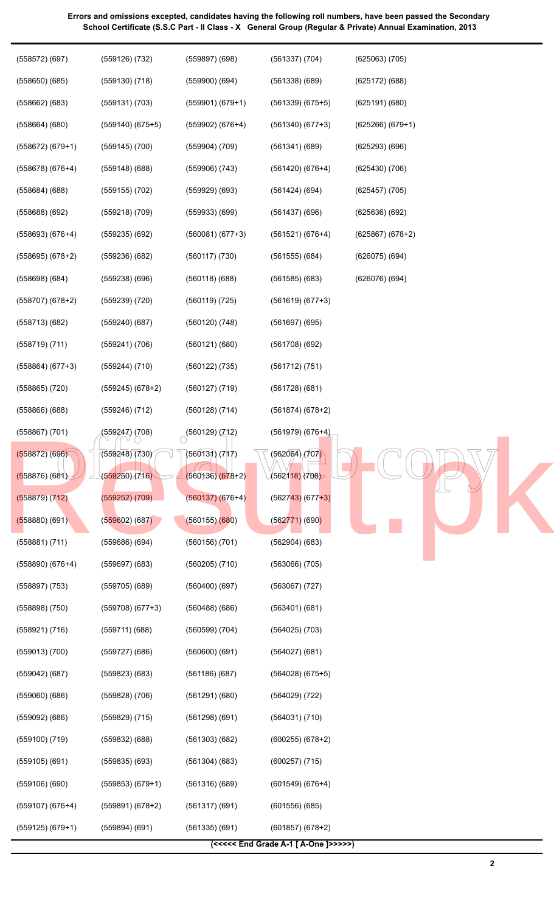**Errors and omissions excepted, candidates having the following roll numbers, have been passed the Secondary School Certificate (S.S.C Part - II Class - X General Group (Regular & Private) Annual Examination, 2013**

| | | | | |
|---|---|---|---|---|
| (558572) (697) | (559126) (732) | (559897) (698) | (561337) (704) | (625063) (705) |
| (558650) (685) | (559130) (718) | (559900) (694) | (561338) (689) | (625172) (688) |
| (558662) (683) | (559131) (703) | (559901) (679+1) | (561339) (675+5) | (625191) (680) |
| (558664) (680) | (559140) (675+5) | (559902) (676+4) | (561340) (677+3) | (625266) (679+1) |
| (558672) (679+1) | (559145) (700) | (559904) (709) | (561341) (689) | (625293) (696) |
| (558678) (676+4) | (559148) (688) | (559906) (743) | (561420) (676+4) | (625430) (706) |
| (558684) (688) | (559155) (702) | (559929) (693) | (561424) (694) | (625457) (705) |
| (558688) (692) | (559218) (709) | (559933) (699) | (561437) (696) | (625636) (692) |
| (558693) (676+4) | (559235) (692) | (560081) (677+3) | (561521) (676+4) | (625867) (678+2) |
| (558695) (678+2) | (559236) (682) | (560117) (730) | (561555) (684) | (626075) (694) |
| (558698) (684) | (559238) (696) | (560118) (688) | (561585) (683) | (626076) (694) |
| (558707) (678+2) | (559239) (720) | (560119) (725) | (561619) (677+3) | |
| (558713) (682) | (559240) (687) | (560120) (748) | (561697) (695) | |
| (558719) (711) | (559241) (706) | (560121) (680) | (561708) (692) | |
| (558864) (677+3) | (559244) (710) | (560122) (735) | (561712) (751) | |
| (558865) (720) | (559245) (678+2) | (560127) (719) | (561728) (681) | |
| (558866) (688) | (559246) (712) | (560128) (714) | (561874) (678+2) | |
| (558867) (701) | (559247) (708) | (560129) (712) | (561979) (676+4) | |
| (558872) (696) | (559248) (730) | (560131) (717) | (562064) (707) | |
| (558876) (681) | (559250) (716) | (560136) (678+2) | (562118) (708) | |
| (558879) (712) | (559252) (709) | (560137) (676+4) | (562743) (677+3) | |
| (558880) (691) | (559602) (687) | (560155) (680) | (562771) (690) | |
| (558881) (711) | (559686) (694) | (560156) (701) | (562904) (683) | |
| (558890) (676+4) | (559697) (683) | (560205) (710) | (563066) (705) | |
| (558897) (753) | (559705) (689) | (560400) (697) | (563067) (727) | |
| (558898) (750) | (559708) (677+3) | (560488) (686) | (563401) (681) | |
| (558921) (716) | (559711) (688) | (560599) (704) | (564025) (703) | |
| (559013) (700) | (559727) (686) | (560600) (691) | (564027) (681) | |
| (559042) (687) | (559823) (683) | (561186) (687) | (564028) (675+5) | |
| (559060) (686) | (559828) (706) | (561291) (680) | (564029) (722) | |
| (559092) (686) | (559829) (715) | (561298) (691) | (564031) (710) | |
| (559100) (719) | (559832) (688) | (561303) (682) | (600255) (678+2) | |
| (559105) (691) | (559835) (693) | (561304) (683) | (600257) (715) | |
| (559106) (690) | (559853) (679+1) | (561316) (689) | (601549) (676+4) | |
| (559107) (676+4) | (559891) (678+2) | (561317) (691) | (601556) (685) | |
| (559125) (679+1) | (559894) (691) | (561335) (691) | (601857) (678+2) | |

**(<<<<< End Grade A-1 [ A-One ]>>>>>)**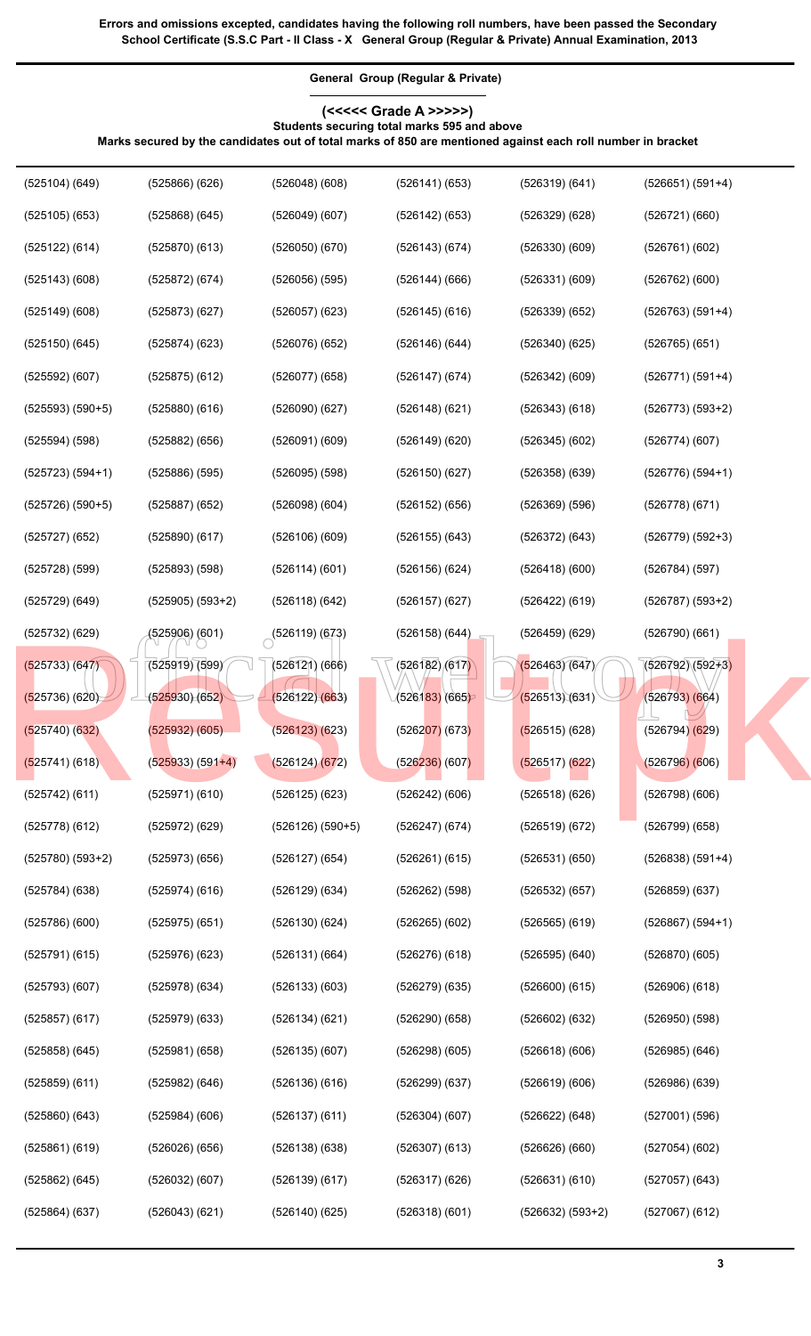**Errors and omissions excepted, candidates having the following roll numbers, have been passed the Secondary School Certificate (S.S.C Part - II Class - X General Group (Regular & Private) Annual Examination, 2013**

**General Group (Regular & Private)**

**(<<<<< Grade A >>>>>)**

**Students securing total marks 595 and above**

**Marks secured by the candidates out of total marks of 850 are mentioned against each roll number in bracket**

| | | | | | |
|---|---|---|---|---|---|
| (525104) (649) | (525866) (626) | (526048) (608) | (526141) (653) | (526319) (641) | (526651) (591+4) |
| (525105) (653) | (525868) (645) | (526049) (607) | (526142) (653) | (526329) (628) | (526721) (660) |
| (525122) (614) | (525870) (613) | (526050) (670) | (526143) (674) | (526330) (609) | (526761) (602) |
| (525143) (608) | (525872) (674) | (526056) (595) | (526144) (666) | (526331) (609) | (526762) (600) |
| (525149) (608) | (525873) (627) | (526057) (623) | (526145) (616) | (526339) (652) | (526763) (591+4) |
| (525150) (645) | (525874) (623) | (526076) (652) | (526146) (644) | (526340) (625) | (526765) (651) |
| (525592) (607) | (525875) (612) | (526077) (658) | (526147) (674) | (526342) (609) | (526771) (591+4) |
| (525593) (590+5) | (525880) (616) | (526090) (627) | (526148) (621) | (526343) (618) | (526773) (593+2) |
| (525594) (598) | (525882) (656) | (526091) (609) | (526149) (620) | (526345) (602) | (526774) (607) |
| (525723) (594+1) | (525886) (595) | (526095) (598) | (526150) (627) | (526358) (639) | (526776) (594+1) |
| (525726) (590+5) | (525887) (652) | (526098) (604) | (526152) (656) | (526369) (596) | (526778) (671) |
| (525727) (652) | (525890) (617) | (526106) (609) | (526155) (643) | (526372) (643) | (526779) (592+3) |
| (525728) (599) | (525893) (598) | (526114) (601) | (526156) (624) | (526418) (600) | (526784) (597) |
| (525729) (649) | (525905) (593+2) | (526118) (642) | (526157) (627) | (526422) (619) | (526787) (593+2) |
| (525732) (629) | (525906) (601) | (526119) (673) | (526158) (644) | (526459) (629) | (526790) (661) |
| (525733) (647) | (525919) (599) | (526121) (666) | (526182) (617) | (526463) (647) | (526792) (592+3) |
| (525736) (620) | (525930) (652) | (526122) (663) | (526183) (665) | (526513) (631) | (526793) (664) |
| (525740) (632) | (525932) (605) | (526123) (623) | (526207) (673) | (526515) (628) | (526794) (629) |
| (525741) (618) | (525933) (591+4) | (526124) (672) | (526236) (607) | (526517) (622) | (526796) (606) |
| (525742) (611) | (525971) (610) | (526125) (623) | (526242) (606) | (526518) (626) | (526798) (606) |
| (525778) (612) | (525972) (629) | (526126) (590+5) | (526247) (674) | (526519) (672) | (526799) (658) |
| (525780) (593+2) | (525973) (656) | (526127) (654) | (526261) (615) | (526531) (650) | (526838) (591+4) |
| (525784) (638) | (525974) (616) | (526129) (634) | (526262) (598) | (526532) (657) | (526859) (637) |
| (525786) (600) | (525975) (651) | (526130) (624) | (526265) (602) | (526565) (619) | (526867) (594+1) |
| (525791) (615) | (525976) (623) | (526131) (664) | (526276) (618) | (526595) (640) | (526870) (605) |
| (525793) (607) | (525978) (634) | (526133) (603) | (526279) (635) | (526600) (615) | (526906) (618) |
| (525857) (617) | (525979) (633) | (526134) (621) | (526290) (658) | (526602) (632) | (526950) (598) |
| (525858) (645) | (525981) (658) | (526135) (607) | (526298) (605) | (526618) (606) | (526985) (646) |
| (525859) (611) | (525982) (646) | (526136) (616) | (526299) (637) | (526619) (606) | (526986) (639) |
| (525860) (643) | (525984) (606) | (526137) (611) | (526304) (607) | (526622) (648) | (527001) (596) |
| (525861) (619) | (526026) (656) | (526138) (638) | (526307) (613) | (526626) (660) | (527054) (602) |
| (525862) (645) | (526032) (607) | (526139) (617) | (526317) (626) | (526631) (610) | (527057) (643) |
| (525864) (637) | (526043) (621) | (526140) (625) | (526318) (601) | (526632) (593+2) | (527067) (612) |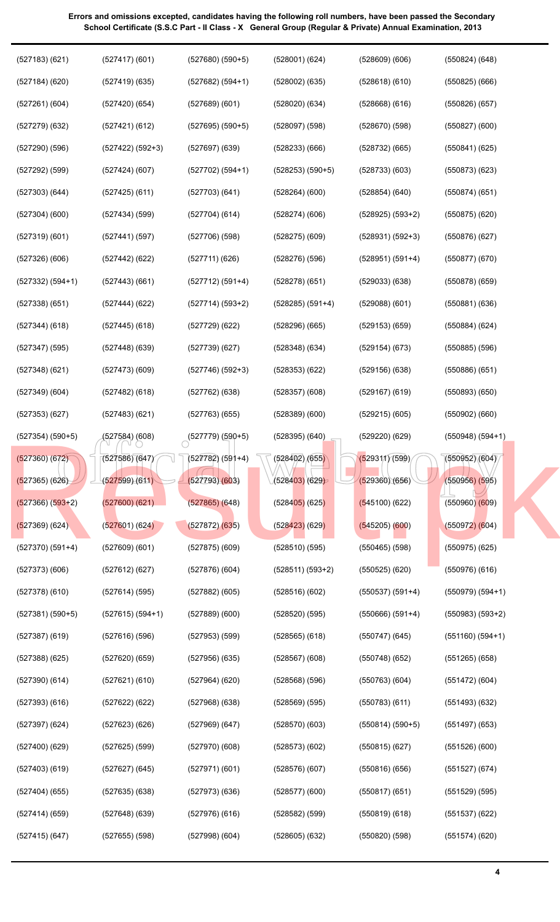**Errors and omissions excepted, candidates having the following roll numbers, have been passed the Secondary School Certificate (S.S.C Part - II Class - X General Group (Regular & Private) Annual Examination, 2013**

(527183) (621)
(527184) (620)
(527261) (604)
(527279) (632)
(527290) (596)
(527292) (599)
(527303) (644)
(527304) (600)
(527319) (601)
(527326) (606)
(527332) (594+1)
(527338) (651)
(527344) (618)
(527347) (595)
(527348) (621)
(527349) (604)
(527353) (627)
(527354) (590+5)
(527360) (672)
(527365) (626)
(527366) (593+2)
(527369) (624)
(527370) (591+4)
(527373) (606)
(527378) (610)
(527381) (590+5)
(527387) (619)
(527388) (625)
(527390) (614)
(527393) (616)
(527397) (624)
(527400) (629)
(527403) (619)
(527404) (655)
(527414) (659)
(527415) (647)
(527417) (601)
(527419) (635)
(527420) (654)
(527421) (612)
(527422) (592+3)
(527424) (607)
(527425) (611)
(527434) (599)
(527441) (597)
(527442) (622)
(527443) (661)
(527444) (622)
(527445) (618)
(527448) (639)
(527473) (609)
(527482) (618)
(527483) (621)
(527584) (608)
(527586) (647)
(527599) (611)
(527600) (621)
(527601) (624)
(527609) (601)
(527612) (627)
(527614) (595)
(527615) (594+1)
(527616) (596)
(527620) (659)
(527621) (610)
(527622) (622)
(527623) (626)
(527625) (599)
(527627) (645)
(527635) (638)
(527648) (639)
(527655) (598)
(527680) (590+5)
(527682) (594+1)
(527689) (601)
(527695) (590+5)
(527697) (639)
(527702) (594+1)
(527703) (641)
(527704) (614)
(527706) (598)
(527711) (626)
(527712) (591+4)
(527714) (593+2)
(527729) (622)
(527739) (627)
(527746) (592+3)
(527762) (638)
(527763) (655)
(527779) (590+5)
(527782) (591+4)
(527793) (603)
(527865) (648)
(527872) (635)
(527875) (609)
(527876) (604)
(527882) (605)
(527889) (600)
(527953) (599)
(527956) (635)
(527964) (620)
(527968) (638)
(527969) (647)
(527970) (608)
(527971) (601)
(527973) (636)
(527976) (616)
(527998) (604)
(528001) (624)
(528002) (635)
(528020) (634)
(528097) (598)
(528233) (666)
(528253) (590+5)
(528264) (600)
(528274) (606)
(528275) (609)
(528276) (596)
(528278) (651)
(528285) (591+4)
(528296) (665)
(528348) (634)
(528353) (622)
(528357) (608)
(528389) (600)
(528395) (640)
(528402) (655)
(528403) (629)
(528405) (625)
(528423) (629)
(528510) (595)
(528511) (593+2)
(528516) (602)
(528520) (595)
(528565) (618)
(528567) (608)
(528568) (596)
(528569) (595)
(528570) (603)
(528573) (602)
(528576) (607)
(528577) (600)
(528582) (599)
(528605) (632)
(528609) (606)
(528618) (610)
(528668) (616)
(528670) (598)
(528732) (665)
(528733) (603)
(528854) (640)
(528925) (593+2)
(528931) (592+3)
(528951) (591+4)
(529033) (638)
(529088) (601)
(529153) (659)
(529154) (673)
(529156) (638)
(529167) (619)
(529215) (605)
(529220) (629)
(529311) (599)
(529360) (656)
(545100) (622)
(545205) (600)
(550465) (598)
(550525) (620)
(550537) (591+4)
(550666) (591+4)
(550747) (645)
(550748) (652)
(550763) (604)
(550783) (611)
(550814) (590+5)
(550815) (627)
(550816) (656)
(550817) (651)
(550819) (618)
(550820) (598)
(550824) (648)
(550825) (666)
(550826) (657)
(550827) (600)
(550841) (625)
(550873) (623)
(550874) (651)
(550875) (620)
(550876) (627)
(550877) (670)
(550878) (659)
(550881) (636)
(550884) (624)
(550885) (596)
(550886) (651)
(550893) (650)
(550902) (660)
(550948) (594+1)
(550952) (604)
(550956) (595)
(550960) (609)
(550972) (604)
(550975) (625)
(550976) (616)
(550979) (594+1)
(550983) (593+2)
(551160) (594+1)
(551265) (658)
(551472) (604)
(551493) (632)
(551497) (653)
(551526) (600)
(551527) (674)
(551529) (595)
(551537) (622)
(551574) (620)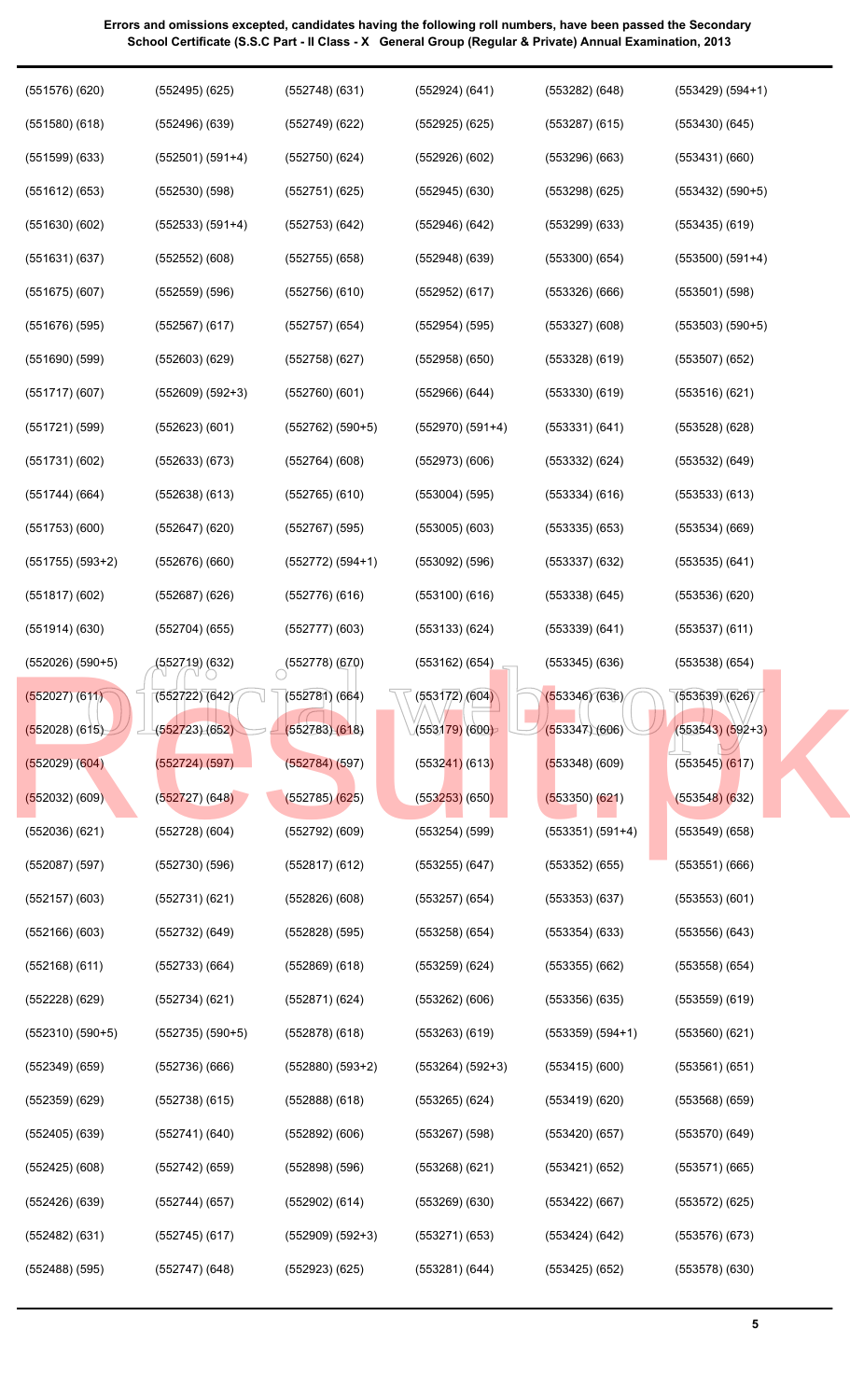**Errors and omissions excepted, candidates having the following roll numbers, have been passed the Secondary School Certificate (S.S.C Part - II Class - X General Group (Regular & Private) Annual Examination, 2013**

| | | | | | |
|---|---|---|---|---|---|
| (551576) (620) | (552495) (625) | (552748) (631) | (552924) (641) | (553282) (648) | (553429) (594+1) |
| (551580) (618) | (552496) (639) | (552749) (622) | (552925) (625) | (553287) (615) | (553430) (645) |
| (551599) (633) | (552501) (591+4) | (552750) (624) | (552926) (602) | (553296) (663) | (553431) (660) |
| (551612) (653) | (552530) (598) | (552751) (625) | (552945) (630) | (553298) (625) | (553432) (590+5) |
| (551630) (602) | (552533) (591+4) | (552753) (642) | (552946) (642) | (553299) (633) | (553435) (619) |
| (551631) (637) | (552552) (608) | (552755) (658) | (552948) (639) | (553300) (654) | (553500) (591+4) |
| (551675) (607) | (552559) (596) | (552756) (610) | (552952) (617) | (553326) (666) | (553501) (598) |
| (551676) (595) | (552567) (617) | (552757) (654) | (552954) (595) | (553327) (608) | (553503) (590+5) |
| (551690) (599) | (552603) (629) | (552758) (627) | (552958) (650) | (553328) (619) | (553507) (652) |
| (551717) (607) | (552609) (592+3) | (552760) (601) | (552966) (644) | (553330) (619) | (553516) (621) |
| (551721) (599) | (552623) (601) | (552762) (590+5) | (552970) (591+4) | (553331) (641) | (553528) (628) |
| (551731) (602) | (552633) (673) | (552764) (608) | (552973) (606) | (553332) (624) | (553532) (649) |
| (551744) (664) | (552638) (613) | (552765) (610) | (553004) (595) | (553334) (616) | (553533) (613) |
| (551753) (600) | (552647) (620) | (552767) (595) | (553005) (603) | (553335) (653) | (553534) (669) |
| (551755) (593+2) | (552676) (660) | (552772) (594+1) | (553092) (596) | (553337) (632) | (553535) (641) |
| (551817) (602) | (552687) (626) | (552776) (616) | (553100) (616) | (553338) (645) | (553536) (620) |
| (551914) (630) | (552704) (655) | (552777) (603) | (553133) (624) | (553339) (641) | (553537) (611) |
| (552026) (590+5) | (552719) (632) | (552778) (670) | (553162) (654) | (553345) (636) | (553538) (654) |
| (552027) (611) | (552722) (642) | (552781) (664) | (553172) (604) | (553346) (636) | (553539) (626) |
| (552028) (615) | (552723) (652) | (552783) (618) | (553179) (600) | (553347) (606) | (553543) (592+3) |
| (552029) (604) | (552724) (597) | (552784) (597) | (553241) (613) | (553348) (609) | (553545) (617) |
| (552032) (609) | (552727) (648) | (552785) (625) | (553253) (650) | (553350) (621) | (553548) (632) |
| (552036) (621) | (552728) (604) | (552792) (609) | (553254) (599) | (553351) (591+4) | (553549) (658) |
| (552087) (597) | (552730) (596) | (552817) (612) | (553255) (647) | (553352) (655) | (553551) (666) |
| (552157) (603) | (552731) (621) | (552826) (608) | (553257) (654) | (553353) (637) | (553553) (601) |
| (552166) (603) | (552732) (649) | (552828) (595) | (553258) (654) | (553354) (633) | (553556) (643) |
| (552168) (611) | (552733) (664) | (552869) (618) | (553259) (624) | (553355) (662) | (553558) (654) |
| (552228) (629) | (552734) (621) | (552871) (624) | (553262) (606) | (553356) (635) | (553559) (619) |
| (552310) (590+5) | (552735) (590+5) | (552878) (618) | (553263) (619) | (553359) (594+1) | (553560) (621) |
| (552349) (659) | (552736) (666) | (552880) (593+2) | (553264) (592+3) | (553415) (600) | (553561) (651) |
| (552359) (629) | (552738) (615) | (552888) (618) | (553265) (624) | (553419) (620) | (553568) (659) |
| (552405) (639) | (552741) (640) | (552892) (606) | (553267) (598) | (553420) (657) | (553570) (649) |
| (552425) (608) | (552742) (659) | (552898) (596) | (553268) (621) | (553421) (652) | (553571) (665) |
| (552426) (639) | (552744) (657) | (552902) (614) | (553269) (630) | (553422) (667) | (553572) (625) |
| (552482) (631) | (552745) (617) | (552909) (592+3) | (553271) (653) | (553424) (642) | (553576) (673) |
| (552488) (595) | (552747) (648) | (552923) (625) | (553281) (644) | (553425) (652) | (553578) (630) |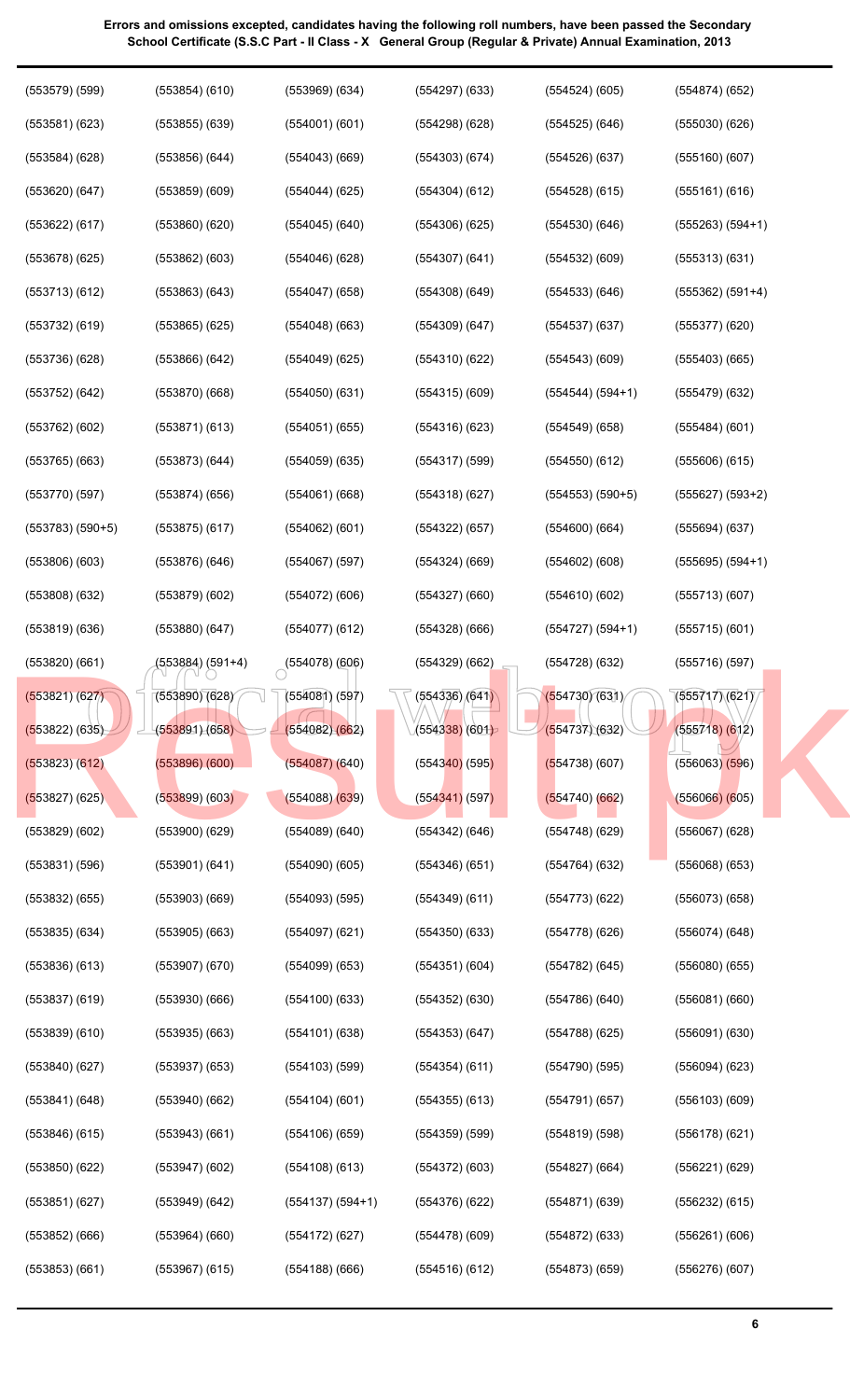**Errors and omissions excepted, candidates having the following roll numbers, have been passed the Secondary School Certificate (S.S.C Part - II Class - X General Group (Regular & Private) Annual Examination, 2013**

(553579) (599)
(553581) (623)
(553584) (628)
(553620) (647)
(553622) (617)
(553678) (625)
(553713) (612)
(553732) (619)
(553736) (628)
(553752) (642)
(553762) (602)
(553765) (663)
(553770) (597)
(553783) (590+5)
(553806) (603)
(553808) (632)
(553819) (636)
(553820) (661)
(553821) (627)
(553822) (635)
(553823) (612)
(553827) (625)
(553829) (602)
(553831) (596)
(553832) (655)
(553835) (634)
(553836) (613)
(553837) (619)
(553839) (610)
(553840) (627)
(553841) (648)
(553846) (615)
(553850) (622)
(553851) (627)
(553852) (666)
(553853) (661)
(553854) (610)
(553855) (639)
(553856) (644)
(553859) (609)
(553860) (620)
(553862) (603)
(553863) (643)
(553865) (625)
(553866) (642)
(553870) (668)
(553871) (613)
(553873) (644)
(553874) (656)
(553875) (617)
(553876) (646)
(553879) (602)
(553880) (647)
(553884) (591+4)
(553890) (628)
(553891) (658)
(553896) (600)
(553899) (603)
(553900) (629)
(553901) (641)
(553903) (669)
(553905) (663)
(553907) (670)
(553930) (666)
(553935) (663)
(553937) (653)
(553940) (662)
(553943) (661)
(553947) (602)
(553949) (642)
(553964) (660)
(553967) (615)
(553969) (634)
(554001) (601)
(554043) (669)
(554044) (625)
(554045) (640)
(554046) (628)
(554047) (658)
(554048) (663)
(554049) (625)
(554050) (631)
(554051) (655)
(554059) (635)
(554061) (668)
(554062) (601)
(554067) (597)
(554072) (606)
(554077) (612)
(554078) (606)
(554081) (597)
(554082) (662)
(554087) (640)
(554088) (639)
(554089) (640)
(554090) (605)
(554093) (595)
(554097) (621)
(554099) (653)
(554100) (633)
(554101) (638)
(554103) (599)
(554104) (601)
(554106) (659)
(554108) (613)
(554137) (594+1)
(554172) (627)
(554188) (666)
(554297) (633)
(554298) (628)
(554303) (674)
(554304) (612)
(554306) (625)
(554307) (641)
(554308) (649)
(554309) (647)
(554310) (622)
(554315) (609)
(554316) (623)
(554317) (599)
(554318) (627)
(554322) (657)
(554324) (669)
(554327) (660)
(554328) (666)
(554329) (662)
(554336) (641)
(554338) (601)
(554340) (595)
(554341) (597)
(554342) (646)
(554346) (651)
(554349) (611)
(554350) (633)
(554351) (604)
(554352) (630)
(554353) (647)
(554354) (611)
(554355) (613)
(554359) (599)
(554372) (603)
(554376) (622)
(554478) (609)
(554516) (612)
(554524) (605)
(554525) (646)
(554526) (637)
(554528) (615)
(554530) (646)
(554532) (609)
(554533) (646)
(554537) (637)
(554543) (609)
(554544) (594+1)
(554549) (658)
(554550) (612)
(554553) (590+5)
(554600) (664)
(554602) (608)
(554610) (602)
(554727) (594+1)
(554728) (632)
(554730) (631)
(554737) (632)
(554738) (607)
(554740) (662)
(554748) (629)
(554764) (632)
(554773) (622)
(554778) (626)
(554782) (645)
(554786) (640)
(554788) (625)
(554790) (595)
(554791) (657)
(554819) (598)
(554827) (664)
(554871) (639)
(554872) (633)
(554873) (659)
(554874) (652)
(555030) (626)
(555160) (607)
(555161) (616)
(555263) (594+1)
(555313) (631)
(555362) (591+4)
(555377) (620)
(555403) (665)
(555479) (632)
(555484) (601)
(555606) (615)
(555627) (593+2)
(555694) (637)
(555695) (594+1)
(555713) (607)
(555715) (601)
(555716) (597)
(555717) (621)
(555718) (612)
(556063) (596)
(556066) (605)
(556067) (628)
(556068) (653)
(556073) (658)
(556074) (648)
(556080) (655)
(556081) (660)
(556091) (630)
(556094) (623)
(556103) (609)
(556178) (621)
(556221) (629)
(556232) (615)
(556261) (606)
(556276) (607)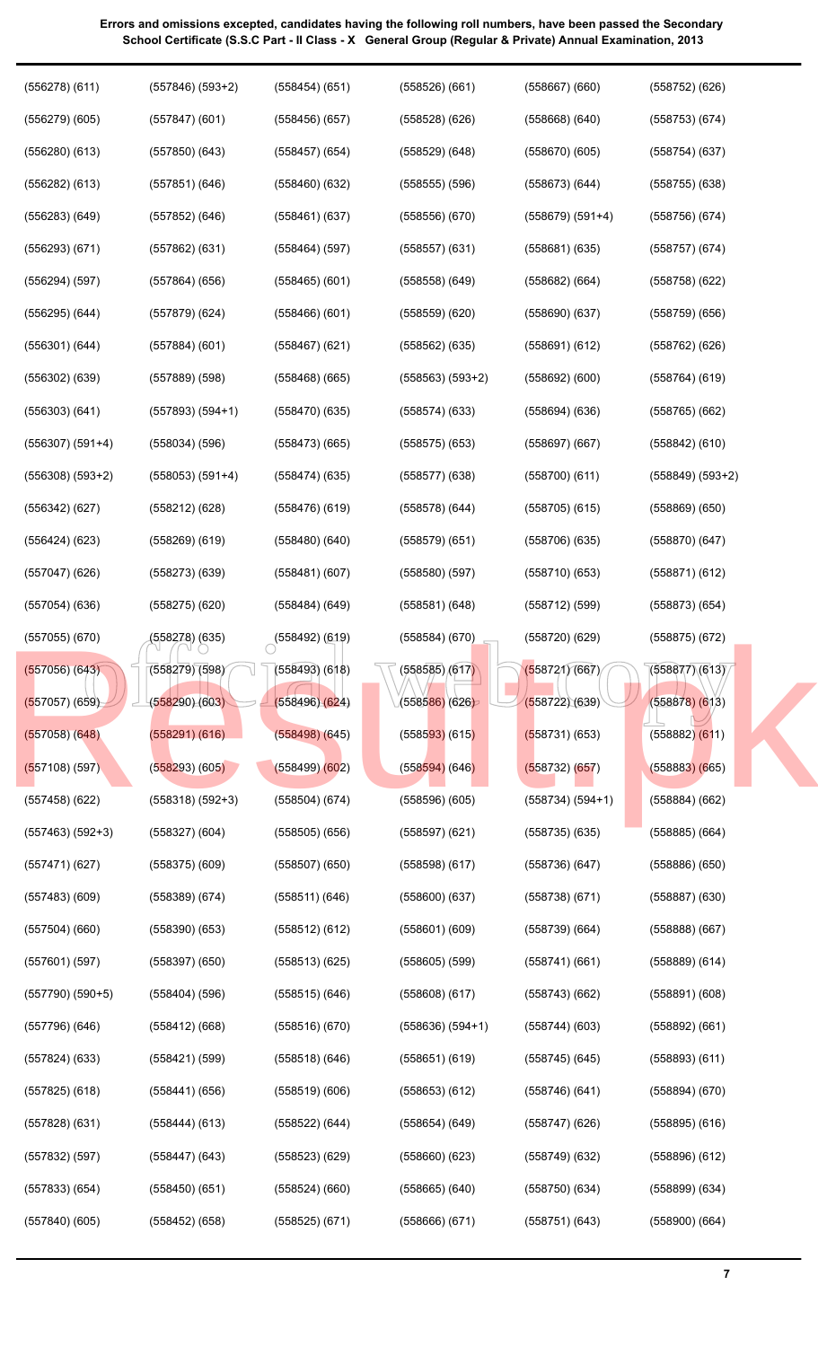**Errors and omissions excepted, candidates having the following roll numbers, have been passed the Secondary School Certificate (S.S.C Part - II Class - X General Group (Regular & Private) Annual Examination, 2013**

(556278) (611)
(556279) (605)
(556280) (613)
(556282) (613)
(556283) (649)
(556293) (671)
(556294) (597)
(556295) (644)
(556301) (644)
(556302) (639)
(556303) (641)
(556307) (591+4)
(556308) (593+2)
(556342) (627)
(556424) (623)
(557047) (626)
(557054) (636)
(557055) (670)
(557056) (643)
(557057) (659)
(557058) (648)
(557108) (597)
(557458) (622)
(557463) (592+3)
(557471) (627)
(557483) (609)
(557504) (660)
(557601) (597)
(557790) (590+5)
(557796) (646)
(557824) (633)
(557825) (618)
(557828) (631)
(557832) (597)
(557833) (654)
(557840) (605)

(557846) (593+2)
(557847) (601)
(557850) (643)
(557851) (646)
(557852) (646)
(557862) (631)
(557864) (656)
(557879) (624)
(557884) (601)
(557889) (598)
(557893) (594+1)
(558034) (596)
(558053) (591+4)
(558212) (628)
(558269) (619)
(558273) (639)
(558275) (620)
(558278) (635)
(558279) (598)
(558290) (603)
(558291) (616)
(558293) (605)
(558318) (592+3)
(558327) (604)
(558375) (609)
(558389) (674)
(558390) (653)
(558397) (650)
(558404) (596)
(558412) (668)
(558421) (599)
(558441) (656)
(558444) (613)
(558447) (643)
(558450) (651)
(558452) (658)

(558454) (651)
(558456) (657)
(558457) (654)
(558460) (632)
(558461) (637)
(558464) (597)
(558465) (601)
(558466) (601)
(558467) (621)
(558468) (665)
(558470) (635)
(558473) (665)
(558474) (635)
(558476) (619)
(558480) (640)
(558481) (607)
(558484) (649)
(558492) (619)
(558493) (618)
(558496) (624)
(558498) (645)
(558499) (602)
(558504) (674)
(558505) (656)
(558507) (650)
(558511) (646)
(558512) (612)
(558513) (625)
(558515) (646)
(558516) (670)
(558518) (646)
(558519) (606)
(558522) (644)
(558523) (629)
(558524) (660)
(558525) (671)

(558526) (661)
(558528) (626)
(558529) (648)
(558555) (596)
(558556) (670)
(558557) (631)
(558558) (649)
(558559) (620)
(558562) (635)
(558563) (593+2)
(558574) (633)
(558575) (653)
(558577) (638)
(558578) (644)
(558579) (651)
(558580) (597)
(558581) (648)
(558584) (670)
(558585) (617)
(558586) (626)
(558593) (615)
(558594) (646)
(558596) (605)
(558597) (621)
(558598) (617)
(558600) (637)
(558601) (609)
(558605) (599)
(558608) (617)
(558636) (594+1)
(558651) (619)
(558653) (612)
(558654) (649)
(558660) (623)
(558665) (640)
(558666) (671)

(558667) (660)
(558668) (640)
(558670) (605)
(558673) (644)
(558679) (591+4)
(558681) (635)
(558682) (664)
(558690) (637)
(558691) (612)
(558692) (600)
(558694) (636)
(558697) (667)
(558700) (611)
(558705) (615)
(558706) (635)
(558710) (653)
(558712) (599)
(558720) (629)
(558721) (667)
(558722) (639)
(558731) (653)
(558732) (657)
(558734) (594+1)
(558735) (635)
(558736) (647)
(558738) (671)
(558739) (664)
(558741) (661)
(558743) (662)
(558744) (603)
(558745) (645)
(558746) (641)
(558747) (626)
(558749) (632)
(558750) (634)
(558751) (643)

(558752) (626)
(558753) (674)
(558754) (637)
(558755) (638)
(558756) (674)
(558757) (674)
(558758) (622)
(558759) (656)
(558762) (626)
(558764) (619)
(558765) (662)
(558842) (610)
(558849) (593+2)
(558869) (650)
(558870) (647)
(558871) (612)
(558873) (654)
(558875) (672)
(558877) (613)
(558878) (613)
(558882) (611)
(558883) (665)
(558884) (662)
(558885) (664)
(558886) (650)
(558887) (630)
(558888) (667)
(558889) (614)
(558891) (608)
(558892) (661)
(558893) (611)
(558894) (670)
(558895) (616)
(558896) (612)
(558899) (634)
(558900) (664)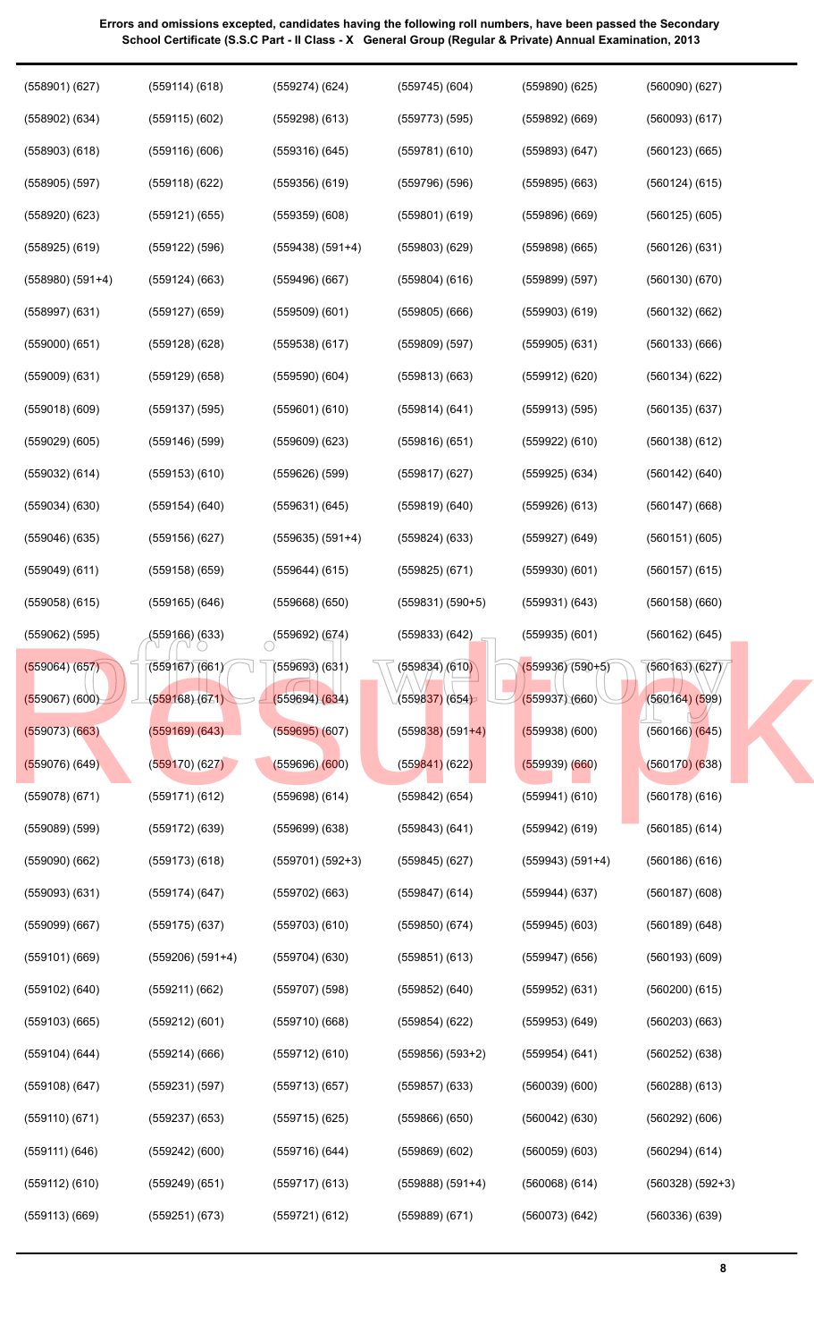**Errors and omissions excepted, candidates having the following roll numbers, have been passed the Secondary School Certificate (S.S.C Part - II Class - X General Group (Regular & Private) Annual Examination, 2013**

| | | | | | |
|---|---|---|---|---|---|
| (558901) (627) | (559114) (618) | (559274) (624) | (559745) (604) | (559890) (625) | (560090) (627) |
| (558902) (634) | (559115) (602) | (559298) (613) | (559773) (595) | (559892) (669) | (560093) (617) |
| (558903) (618) | (559116) (606) | (559316) (645) | (559781) (610) | (559893) (647) | (560123) (665) |
| (558905) (597) | (559118) (622) | (559356) (619) | (559796) (596) | (559895) (663) | (560124) (615) |
| (558920) (623) | (559121) (655) | (559359) (608) | (559801) (619) | (559896) (669) | (560125) (605) |
| (558925) (619) | (559122) (596) | (559438) (591+4) | (559803) (629) | (559898) (665) | (560126) (631) |
| (558980) (591+4) | (559124) (663) | (559496) (667) | (559804) (616) | (559899) (597) | (560130) (670) |
| (558997) (631) | (559127) (659) | (559509) (601) | (559805) (666) | (559903) (619) | (560132) (662) |
| (559000) (651) | (559128) (628) | (559538) (617) | (559809) (597) | (559905) (631) | (560133) (666) |
| (559009) (631) | (559129) (658) | (559590) (604) | (559813) (663) | (559912) (620) | (560134) (622) |
| (559018) (609) | (559137) (595) | (559601) (610) | (559814) (641) | (559913) (595) | (560135) (637) |
| (559029) (605) | (559146) (599) | (559609) (623) | (559816) (651) | (559922) (610) | (560138) (612) |
| (559032) (614) | (559153) (610) | (559626) (599) | (559817) (627) | (559925) (634) | (560142) (640) |
| (559034) (630) | (559154) (640) | (559631) (645) | (559819) (640) | (559926) (613) | (560147) (668) |
| (559046) (635) | (559156) (627) | (559635) (591+4) | (559824) (633) | (559927) (649) | (560151) (605) |
| (559049) (611) | (559158) (659) | (559644) (615) | (559825) (671) | (559930) (601) | (560157) (615) |
| (559058) (615) | (559165) (646) | (559668) (650) | (559831) (590+5) | (559931) (643) | (560158) (660) |
| (559062) (595) | (559166) (633) | (559692) (674) | (559833) (642) | (559935) (601) | (560162) (645) |
| (559064) (657) | (559167) (661) | (559693) (631) | (559834) (610) | (559936) (590+5) | (560163) (627) |
| (559067) (600) | (559168) (671) | (559694) (634) | (559837) (654) | (559937) (660) | (560164) (599) |
| (559073) (663) | (559169) (643) | (559695) (607) | (559838) (591+4) | (559938) (600) | (560166) (645) |
| (559076) (649) | (559170) (627) | (559696) (600) | (559841) (622) | (559939) (660) | (560170) (638) |
| (559078) (671) | (559171) (612) | (559698) (614) | (559842) (654) | (559941) (610) | (560178) (616) |
| (559089) (599) | (559172) (639) | (559699) (638) | (559843) (641) | (559942) (619) | (560185) (614) |
| (559090) (662) | (559173) (618) | (559701) (592+3) | (559845) (627) | (559943) (591+4) | (560186) (616) |
| (559093) (631) | (559174) (647) | (559702) (663) | (559847) (614) | (559944) (637) | (560187) (608) |
| (559099) (667) | (559175) (637) | (559703) (610) | (559850) (674) | (559945) (603) | (560189) (648) |
| (559101) (669) | (559206) (591+4) | (559704) (630) | (559851) (613) | (559947) (656) | (560193) (609) |
| (559102) (640) | (559211) (662) | (559707) (598) | (559852) (640) | (559952) (631) | (560200) (615) |
| (559103) (665) | (559212) (601) | (559710) (668) | (559854) (622) | (559953) (649) | (560203) (663) |
| (559104) (644) | (559214) (666) | (559712) (610) | (559856) (593+2) | (559954) (641) | (560252) (638) |
| (559108) (647) | (559231) (597) | (559713) (657) | (559857) (633) | (560039) (600) | (560288) (613) |
| (559110) (671) | (559237) (653) | (559715) (625) | (559866) (650) | (560042) (630) | (560292) (606) |
| (559111) (646) | (559242) (600) | (559716) (644) | (559869) (602) | (560059) (603) | (560294) (614) |
| (559112) (610) | (559249) (651) | (559717) (613) | (559888) (591+4) | (560068) (614) | (560328) (592+3) |
| (559113) (669) | (559251) (673) | (559721) (612) | (559889) (671) | (560073) (642) | (560336) (639) |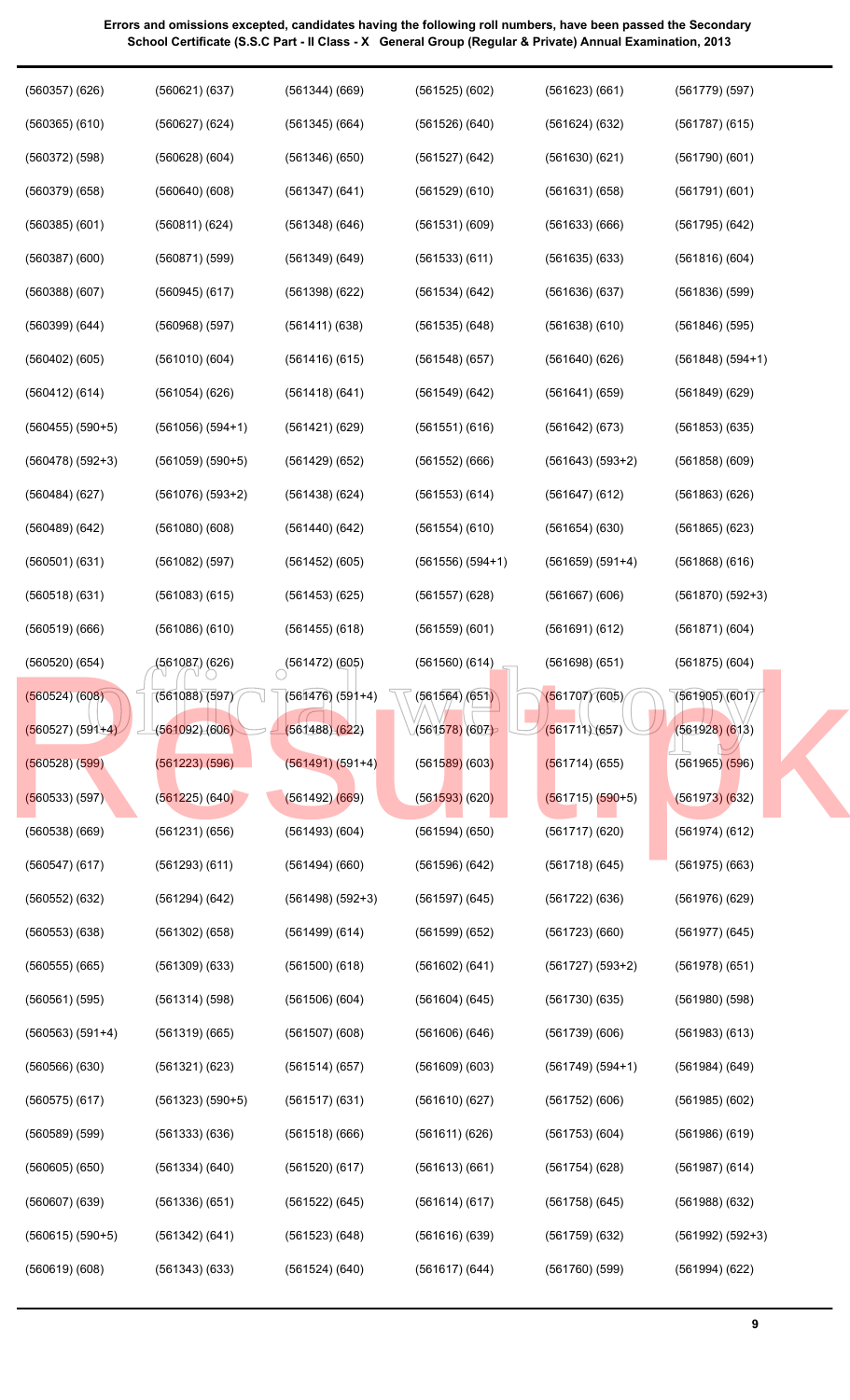**Errors and omissions excepted, candidates having the following roll numbers, have been passed the Secondary School Certificate (S.S.C Part - II Class - X General Group (Regular & Private) Annual Examination, 2013**

| | | | | | |
|---|---|---|---|---|---|
| (560357) (626) | (560621) (637) | (561344) (669) | (561525) (602) | (561623) (661) | (561779) (597) |
| (560365) (610) | (560627) (624) | (561345) (664) | (561526) (640) | (561624) (632) | (561787) (615) |
| (560372) (598) | (560628) (604) | (561346) (650) | (561527) (642) | (561630) (621) | (561790) (601) |
| (560379) (658) | (560640) (608) | (561347) (641) | (561529) (610) | (561631) (658) | (561791) (601) |
| (560385) (601) | (560811) (624) | (561348) (646) | (561531) (609) | (561633) (666) | (561795) (642) |
| (560387) (600) | (560871) (599) | (561349) (649) | (561533) (611) | (561635) (633) | (561816) (604) |
| (560388) (607) | (560945) (617) | (561398) (622) | (561534) (642) | (561636) (637) | (561836) (599) |
| (560399) (644) | (560968) (597) | (561411) (638) | (561535) (648) | (561638) (610) | (561846) (595) |
| (560402) (605) | (561010) (604) | (561416) (615) | (561548) (657) | (561640) (626) | (561848) (594+1) |
| (560412) (614) | (561054) (626) | (561418) (641) | (561549) (642) | (561641) (659) | (561849) (629) |
| (560455) (590+5) | (561056) (594+1) | (561421) (629) | (561551) (616) | (561642) (673) | (561853) (635) |
| (560478) (592+3) | (561059) (590+5) | (561429) (652) | (561552) (666) | (561643) (593+2) | (561858) (609) |
| (560484) (627) | (561076) (593+2) | (561438) (624) | (561553) (614) | (561647) (612) | (561863) (626) |
| (560489) (642) | (561080) (608) | (561440) (642) | (561554) (610) | (561654) (630) | (561865) (623) |
| (560501) (631) | (561082) (597) | (561452) (605) | (561556) (594+1) | (561659) (591+4) | (561868) (616) |
| (560518) (631) | (561083) (615) | (561453) (625) | (561557) (628) | (561667) (606) | (561870) (592+3) |
| (560519) (666) | (561086) (610) | (561455) (618) | (561559) (601) | (561691) (612) | (561871) (604) |
| (560520) (654) | (561087) (626) | (561472) (605) | (561560) (614) | (561698) (651) | (561875) (604) |
| (560524) (608) | (561088) (597) | (561476) (591+4) | (561564) (651) | (561707) (605) | (561905) (601) |
| (560527) (591+4) | (561092) (606) | (561488) (622) | (561578) (607) | (561711) (657) | (561928) (613) |
| (560528) (599) | (561223) (596) | (561491) (591+4) | (561589) (603) | (561714) (655) | (561965) (596) |
| (560533) (597) | (561225) (640) | (561492) (669) | (561593) (620) | (561715) (590+5) | (561973) (632) |
| (560538) (669) | (561231) (656) | (561493) (604) | (561594) (650) | (561717) (620) | (561974) (612) |
| (560547) (617) | (561293) (611) | (561494) (660) | (561596) (642) | (561718) (645) | (561975) (663) |
| (560552) (632) | (561294) (642) | (561498) (592+3) | (561597) (645) | (561722) (636) | (561976) (629) |
| (560553) (638) | (561302) (658) | (561499) (614) | (561599) (652) | (561723) (660) | (561977) (645) |
| (560555) (665) | (561309) (633) | (561500) (618) | (561602) (641) | (561727) (593+2) | (561978) (651) |
| (560561) (595) | (561314) (598) | (561506) (604) | (561604) (645) | (561730) (635) | (561980) (598) |
| (560563) (591+4) | (561319) (665) | (561507) (608) | (561606) (646) | (561739) (606) | (561983) (613) |
| (560566) (630) | (561321) (623) | (561514) (657) | (561609) (603) | (561749) (594+1) | (561984) (649) |
| (560575) (617) | (561323) (590+5) | (561517) (631) | (561610) (627) | (561752) (606) | (561985) (602) |
| (560589) (599) | (561333) (636) | (561518) (666) | (561611) (626) | (561753) (604) | (561986) (619) |
| (560605) (650) | (561334) (640) | (561520) (617) | (561613) (661) | (561754) (628) | (561987) (614) |
| (560607) (639) | (561336) (651) | (561522) (645) | (561614) (617) | (561758) (645) | (561988) (632) |
| (560615) (590+5) | (561342) (641) | (561523) (648) | (561616) (639) | (561759) (632) | (561992) (592+3) |
| (560619) (608) | (561343) (633) | (561524) (640) | (561617) (644) | (561760) (599) | (561994) (622) |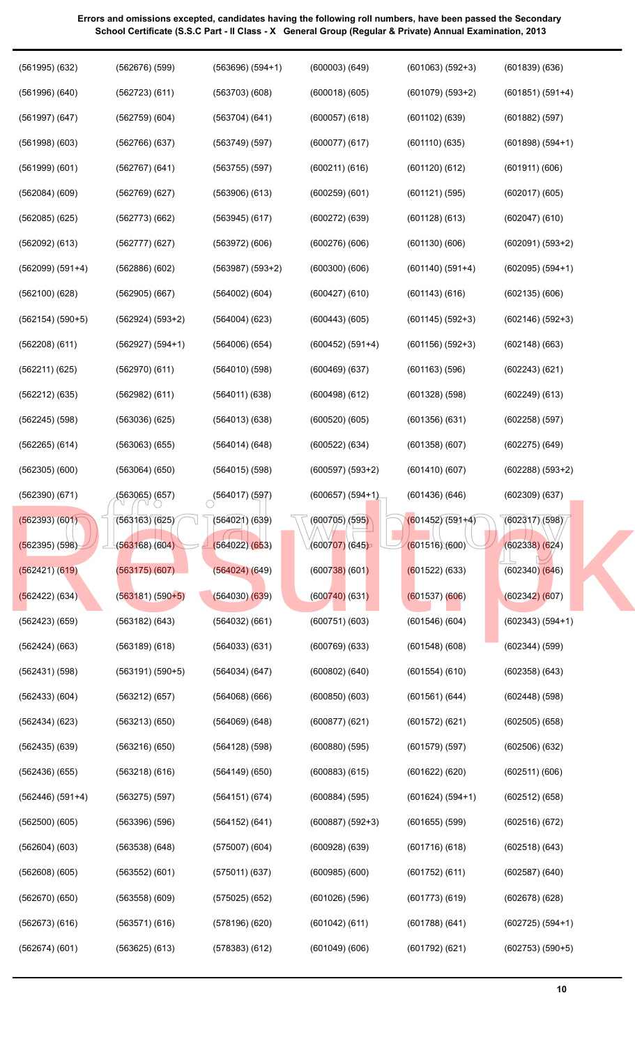**Errors and omissions excepted, candidates having the following roll numbers, have been passed the Secondary School Certificate (S.S.C Part - II Class - X General Group (Regular & Private) Annual Examination, 2013**

(561995) (632)
(561996) (640)
(561997) (647)
(561998) (603)
(561999) (601)
(562084) (609)
(562085) (625)
(562092) (613)
(562099) (591+4)
(562100) (628)
(562154) (590+5)
(562208) (611)
(562211) (625)
(562212) (635)
(562245) (598)
(562265) (614)
(562305) (600)
(562390) (671)
(562393) (601)
(562395) (598)
(562421) (619)
(562422) (634)
(562423) (659)
(562424) (663)
(562431) (598)
(562433) (604)
(562434) (623)
(562435) (639)
(562436) (655)
(562446) (591+4)
(562500) (605)
(562604) (603)
(562608) (605)
(562670) (650)
(562673) (616)
(562674) (601)
(562676) (599)
(562723) (611)
(562759) (604)
(562766) (637)
(562767) (641)
(562769) (627)
(562773) (662)
(562777) (627)
(562886) (602)
(562905) (667)
(562924) (593+2)
(562927) (594+1)
(562970) (611)
(562982) (611)
(563036) (625)
(563063) (655)
(563064) (650)
(563065) (657)
(563163) (625)
(563168) (604)
(563175) (607)
(563181) (590+5)
(563182) (643)
(563189) (618)
(563191) (590+5)
(563212) (657)
(563213) (650)
(563216) (650)
(563218) (616)
(563275) (597)
(563396) (596)
(563538) (648)
(563552) (601)
(563558) (609)
(563571) (616)
(563625) (613)
(563696) (594+1)
(563703) (608)
(563704) (641)
(563749) (597)
(563755) (597)
(563906) (613)
(563945) (617)
(563972) (606)
(563987) (593+2)
(564002) (604)
(564004) (623)
(564006) (654)
(564010) (598)
(564011) (638)
(564013) (638)
(564014) (648)
(564015) (598)
(564017) (597)
(564021) (639)
(564022) (653)
(564024) (649)
(564030) (639)
(564032) (661)
(564033) (631)
(564034) (647)
(564068) (666)
(564069) (648)
(564128) (598)
(564149) (650)
(564151) (674)
(564152) (641)
(575007) (604)
(575011) (637)
(575025) (652)
(578196) (620)
(578383) (612)
(600003) (649)
(600018) (605)
(600057) (618)
(600077) (617)
(600211) (616)
(600259) (601)
(600272) (639)
(600276) (606)
(600300) (606)
(600427) (610)
(600443) (605)
(600452) (591+4)
(600469) (637)
(600498) (612)
(600520) (605)
(600522) (634)
(600597) (593+2)
(600657) (594+1)
(600705) (595)
(600707) (645)
(600738) (601)
(600740) (631)
(600751) (603)
(600769) (633)
(600802) (640)
(600850) (603)
(600877) (621)
(600880) (595)
(600883) (615)
(600884) (595)
(600887) (592+3)
(600928) (639)
(600985) (600)
(601026) (596)
(601042) (611)
(601049) (606)
(601063) (592+3)
(601079) (593+2)
(601102) (639)
(601110) (635)
(601120) (612)
(601121) (595)
(601128) (613)
(601130) (606)
(601140) (591+4)
(601143) (616)
(601145) (592+3)
(601156) (592+3)
(601163) (596)
(601328) (598)
(601356) (631)
(601358) (607)
(601410) (607)
(601436) (646)
(601452) (591+4)
(601516) (600)
(601522) (633)
(601537) (606)
(601546) (604)
(601548) (608)
(601554) (610)
(601561) (644)
(601572) (621)
(601579) (597)
(601622) (620)
(601624) (594+1)
(601655) (599)
(601716) (618)
(601752) (611)
(601773) (619)
(601788) (641)
(601792) (621)
(601839) (636)
(601851) (591+4)
(601882) (597)
(601898) (594+1)
(601911) (606)
(602017) (605)
(602047) (610)
(602091) (593+2)
(602095) (594+1)
(602135) (606)
(602146) (592+3)
(602148) (663)
(602243) (621)
(602249) (613)
(602258) (597)
(602275) (649)
(602288) (593+2)
(602309) (637)
(602317) (598)
(602338) (624)
(602340) (646)
(602342) (607)
(602343) (594+1)
(602344) (599)
(602358) (643)
(602448) (598)
(602505) (658)
(602506) (632)
(602511) (606)
(602512) (658)
(602516) (672)
(602518) (643)
(602587) (640)
(602678) (628)
(602725) (594+1)
(602753) (590+5)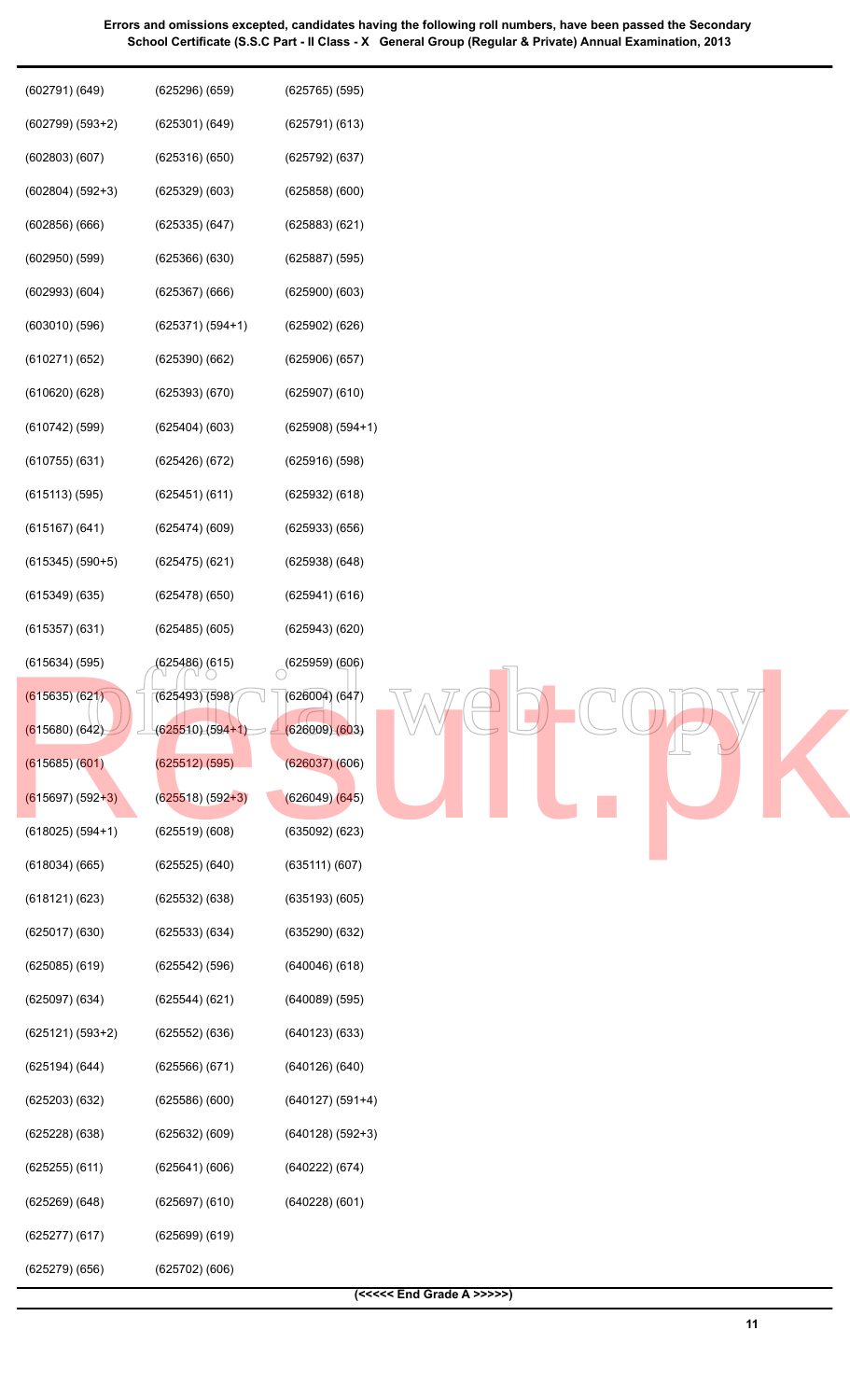**Errors and omissions excepted, candidates having the following roll numbers, have been passed the Secondary School Certificate (S.S.C Part - II Class - X General Group (Regular & Private) Annual Examination, 2013**

(602791) (649)
(602799) (593+2)
(602803) (607)
(602804) (592+3)
(602856) (666)
(602950) (599)
(602993) (604)
(603010) (596)
(610271) (652)
(610620) (628)
(610742) (599)
(610755) (631)
(615113) (595)
(615167) (641)
(615345) (590+5)
(615349) (635)
(615357) (631)
(615634) (595)
(615635) (621)
(615680) (642)
(615685) (601)
(615697) (592+3)
(618025) (594+1)
(618034) (665)
(618121) (623)
(625017) (630)
(625085) (619)
(625097) (634)
(625121) (593+2)
(625194) (644)
(625203) (632)
(625228) (638)
(625255) (611)
(625269) (648)
(625277) (617)
(625279) (656)
(625296) (659)
(625301) (649)
(625316) (650)
(625329) (603)
(625335) (647)
(625366) (630)
(625367) (666)
(625371) (594+1)
(625390) (662)
(625393) (670)
(625404) (603)
(625426) (672)
(625451) (611)
(625474) (609)
(625475) (621)
(625478) (650)
(625485) (605)
(625486) (615)
(625493) (598)
(625510) (594+1)
(625512) (595)
(625518) (592+3)
(625519) (608)
(625525) (640)
(625532) (638)
(625533) (634)
(625542) (596)
(625544) (621)
(625552) (636)
(625566) (671)
(625586) (600)
(625632) (609)
(625641) (606)
(625697) (610)
(625699) (619)
(625702) (606)
(625765) (595)
(625791) (613)
(625792) (637)
(625858) (600)
(625883) (621)
(625887) (595)
(625900) (603)
(625902) (626)
(625906) (657)
(625907) (610)
(625908) (594+1)
(625916) (598)
(625932) (618)
(625933) (656)
(625938) (648)
(625941) (616)
(625943) (620)
(625959) (606)
(626004) (647)
(626009) (603)
(626037) (606)
(626049) (645)
(635092) (623)
(635111) (607)
(635193) (605)
(635290) (632)
(640046) (618)
(640089) (595)
(640123) (633)
(640126) (640)
(640127) (591+4)
(640128) (592+3)
(640222) (674)
(640228) (601)

**(<<<<< End Grade A >>>>>)**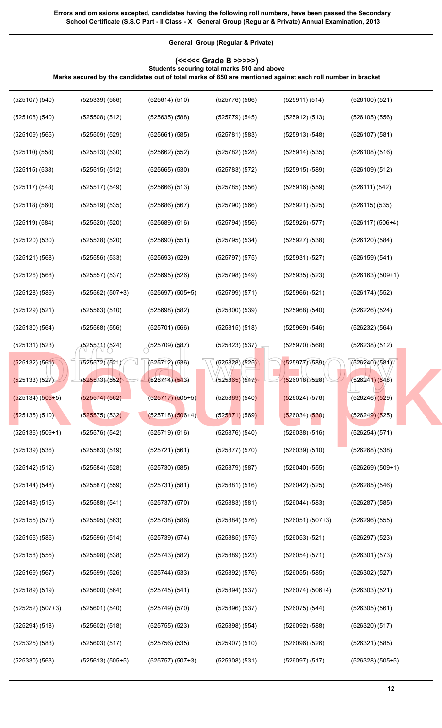**Errors and omissions excepted, candidates having the following roll numbers, have been passed the Secondary School Certificate (S.S.C Part - II Class - X General Group (Regular & Private) Annual Examination, 2013**

### General Group (Regular & Private)

### (<<<<< Grade B >>>>>)

**Students securing total marks 510 and above**

**Marks secured by the candidates out of total marks of 850 are mentioned against each roll number in bracket**

| | | | | | |
|---|---|---|---|---|---|
| (525107) (540) | (525339) (586) | (525614) (510) | (525776) (566) | (525911) (514) | (526100) (521) |
| (525108) (540) | (525508) (512) | (525635) (588) | (525779) (545) | (525912) (513) | (526105) (556) |
| (525109) (565) | (525509) (529) | (525661) (585) | (525781) (583) | (525913) (548) | (526107) (581) |
| (525110) (558) | (525513) (530) | (525662) (552) | (525782) (528) | (525914) (535) | (526108) (516) |
| (525115) (538) | (525515) (512) | (525665) (530) | (525783) (572) | (525915) (589) | (526109) (512) |
| (525117) (548) | (525517) (549) | (525666) (513) | (525785) (556) | (525916) (559) | (526111) (542) |
| (525118) (560) | (525519) (535) | (525686) (567) | (525790) (566) | (525921) (525) | (526115) (535) |
| (525119) (584) | (525520) (520) | (525689) (516) | (525794) (556) | (525926) (577) | (526117) (506+4) |
| (525120) (530) | (525528) (520) | (525690) (551) | (525795) (534) | (525927) (538) | (526120) (584) |
| (525121) (568) | (525556) (533) | (525693) (529) | (525797) (575) | (525931) (527) | (526159) (541) |
| (525126) (568) | (525557) (537) | (525695) (526) | (525798) (549) | (525935) (523) | (526163) (509+1) |
| (525128) (589) | (525562) (507+3) | (525697) (505+5) | (525799) (571) | (525966) (521) | (526174) (552) |
| (525129) (521) | (525563) (510) | (525698) (582) | (525800) (539) | (525968) (540) | (526226) (524) |
| (525130) (564) | (525568) (556) | (525701) (566) | (525815) (518) | (525969) (546) | (526232) (564) |
| (525131) (523) | (525571) (524) | (525709) (587) | (525823) (537) | (525970) (568) | (526238) (512) |
| (525132) (561) | (525572) (521) | (525712) (536) | (525828) (525) | (525977) (589) | (526240) (581) |
| (525133) (527) | (525573) (552) | (525714) (543) | (525865) (547) | (526018) (528) | (526241) (548) |
| (525134) (505+5) | (525574) (562) | (525717) (505+5) | (525869) (540) | (526024) (576) | (526246) (529) |
| (525135) (510) | (525575) (532) | (525718) (506+4) | (525871) (569) | (526034) (530) | (526249) (525) |
| (525136) (509+1) | (525576) (542) | (525719) (516) | (525876) (540) | (526038) (516) | (526254) (571) |
| (525139) (536) | (525583) (519) | (525721) (561) | (525877) (570) | (526039) (510) | (526268) (538) |
| (525142) (512) | (525584) (528) | (525730) (585) | (525879) (587) | (526040) (555) | (526269) (509+1) |
| (525144) (548) | (525587) (559) | (525731) (581) | (525881) (516) | (526042) (525) | (526285) (546) |
| (525148) (515) | (525588) (541) | (525737) (570) | (525883) (581) | (526044) (583) | (526287) (585) |
| (525155) (573) | (525595) (563) | (525738) (586) | (525884) (576) | (526051) (507+3) | (526296) (555) |
| (525156) (586) | (525596) (514) | (525739) (574) | (525885) (575) | (526053) (521) | (526297) (523) |
| (525158) (555) | (525598) (538) | (525743) (582) | (525889) (523) | (526054) (571) | (526301) (573) |
| (525169) (567) | (525599) (526) | (525744) (533) | (525892) (576) | (526055) (585) | (526302) (527) |
| (525189) (519) | (525600) (564) | (525745) (541) | (525894) (537) | (526074) (506+4) | (526303) (521) |
| (525252) (507+3) | (525601) (540) | (525749) (570) | (525896) (537) | (526075) (544) | (526305) (561) |
| (525294) (518) | (525602) (518) | (525755) (523) | (525898) (554) | (526092) (588) | (526320) (517) |
| (525325) (583) | (525603) (517) | (525756) (535) | (525907) (510) | (526096) (526) | (526321) (585) |
| (525330) (563) | (525613) (505+5) | (525757) (507+3) | (525908) (531) | (526097) (517) | (526328) (505+5) |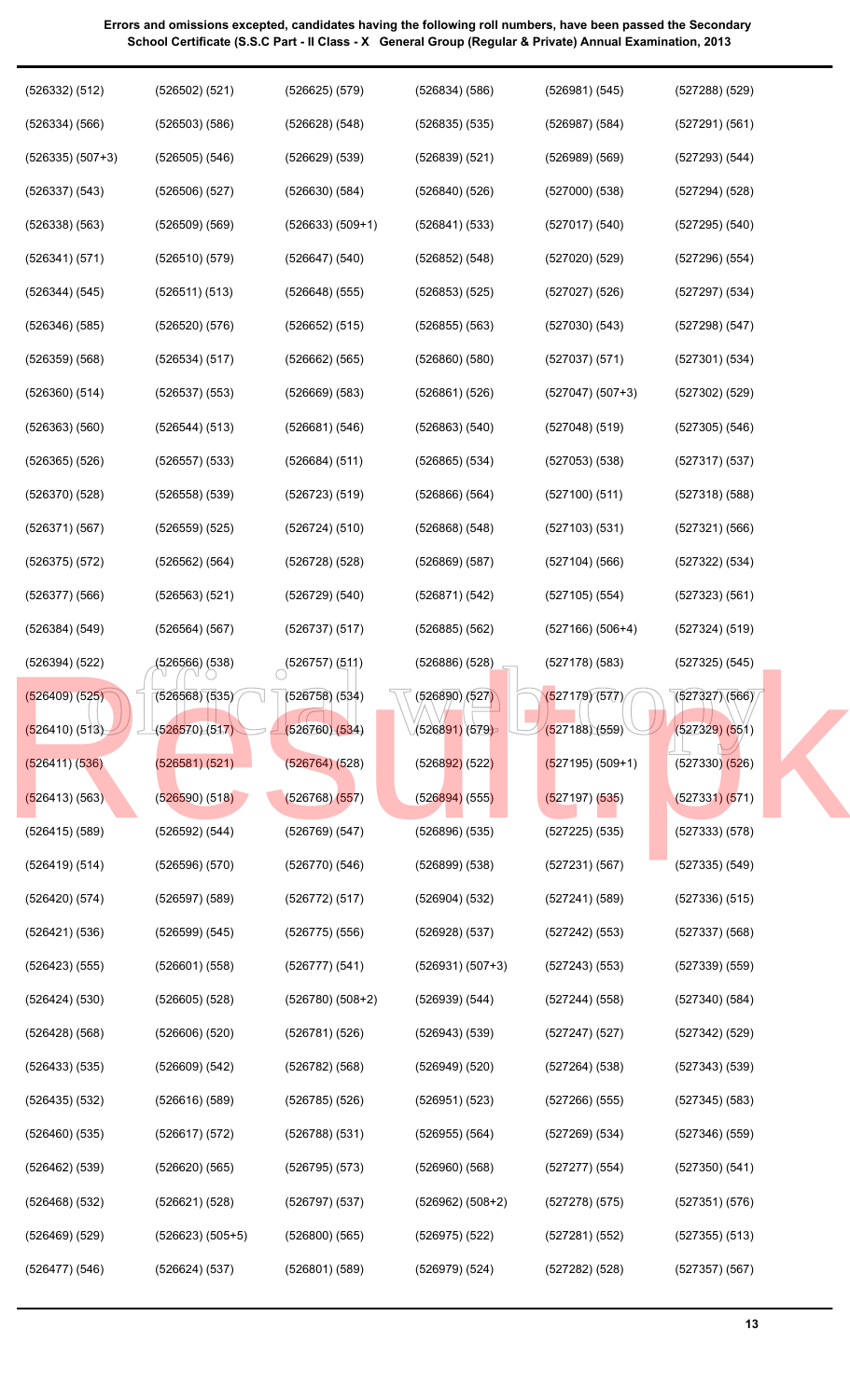**Errors and omissions excepted, candidates having the following roll numbers, have been passed the Secondary School Certificate (S.S.C Part - II Class - X General Group (Regular & Private) Annual Examination, 2013**

(526332) (512)
(526334) (566)
(526335) (507+3)
(526337) (543)
(526338) (563)
(526341) (571)
(526344) (545)
(526346) (585)
(526359) (568)
(526360) (514)
(526363) (560)
(526365) (526)
(526370) (528)
(526371) (567)
(526375) (572)
(526377) (566)
(526384) (549)
(526394) (522)
(526409) (525)
(526410) (513)
(526411) (536)
(526413) (563)
(526415) (589)
(526419) (514)
(526420) (574)
(526421) (536)
(526423) (555)
(526424) (530)
(526428) (568)
(526433) (535)
(526435) (532)
(526460) (535)
(526462) (539)
(526468) (532)
(526469) (529)
(526477) (546)
(526502) (521)
(526503) (586)
(526505) (546)
(526506) (527)
(526509) (569)
(526510) (579)
(526511) (513)
(526520) (576)
(526534) (517)
(526537) (553)
(526544) (513)
(526557) (533)
(526558) (539)
(526559) (525)
(526562) (564)
(526563) (521)
(526564) (567)
(526566) (538)
(526568) (535)
(526570) (517)
(526581) (521)
(526590) (518)
(526592) (544)
(526596) (570)
(526597) (589)
(526599) (545)
(526601) (558)
(526605) (528)
(526606) (520)
(526609) (542)
(526616) (589)
(526617) (572)
(526620) (565)
(526621) (528)
(526623) (505+5)
(526624) (537)
(526625) (579)
(526628) (548)
(526629) (539)
(526630) (584)
(526633) (509+1)
(526647) (540)
(526648) (555)
(526652) (515)
(526662) (565)
(526669) (583)
(526681) (546)
(526684) (511)
(526723) (519)
(526724) (510)
(526728) (528)
(526729) (540)
(526737) (517)
(526757) (511)
(526758) (534)
(526760) (534)
(526764) (528)
(526768) (557)
(526769) (547)
(526770) (546)
(526772) (517)
(526775) (556)
(526777) (541)
(526780) (508+2)
(526781) (526)
(526782) (568)
(526785) (526)
(526788) (531)
(526795) (573)
(526797) (537)
(526800) (565)
(526801) (589)
(526834) (586)
(526835) (535)
(526839) (521)
(526840) (526)
(526841) (533)
(526852) (548)
(526853) (525)
(526855) (563)
(526860) (580)
(526861) (526)
(526863) (540)
(526865) (534)
(526866) (564)
(526868) (548)
(526869) (587)
(526871) (542)
(526885) (562)
(526886) (528)
(526890) (527)
(526891) (579)
(526892) (522)
(526894) (555)
(526896) (535)
(526899) (538)
(526904) (532)
(526928) (537)
(526931) (507+3)
(526939) (544)
(526943) (539)
(526949) (520)
(526951) (523)
(526955) (564)
(526960) (568)
(526962) (508+2)
(526975) (522)
(526979) (524)
(526981) (545)
(526987) (584)
(526989) (569)
(527000) (538)
(527017) (540)
(527020) (529)
(527027) (526)
(527030) (543)
(527037) (571)
(527047) (507+3)
(527048) (519)
(527053) (538)
(527100) (511)
(527103) (531)
(527104) (566)
(527105) (554)
(527166) (506+4)
(527178) (583)
(527179) (577)
(527188) (559)
(527195) (509+1)
(527197) (535)
(527225) (535)
(527231) (567)
(527241) (589)
(527242) (553)
(527243) (553)
(527244) (558)
(527247) (527)
(527264) (538)
(527266) (555)
(527269) (534)
(527277) (554)
(527278) (575)
(527281) (552)
(527282) (528)
(527288) (529)
(527291) (561)
(527293) (544)
(527294) (528)
(527295) (540)
(527296) (554)
(527297) (534)
(527298) (547)
(527301) (534)
(527302) (529)
(527305) (546)
(527317) (537)
(527318) (588)
(527321) (566)
(527322) (534)
(527323) (561)
(527324) (519)
(527325) (545)
(527327) (566)
(527329) (551)
(527330) (526)
(527331) (571)
(527333) (578)
(527335) (549)
(527336) (515)
(527337) (568)
(527339) (559)
(527340) (584)
(527342) (529)
(527343) (539)
(527345) (583)
(527346) (559)
(527350) (541)
(527351) (576)
(527355) (513)
(527357) (567)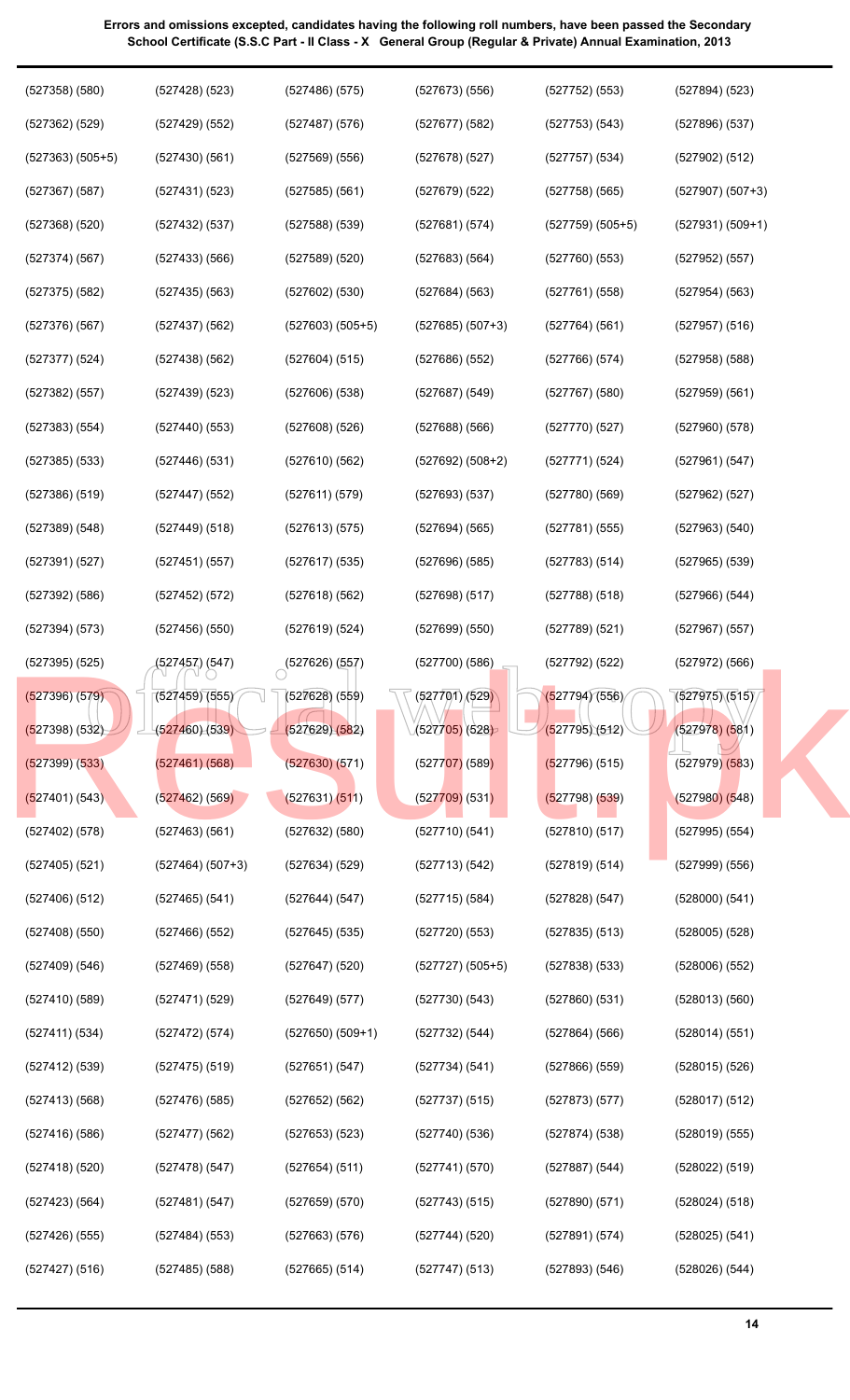**Errors and omissions excepted, candidates having the following roll numbers, have been passed the Secondary School Certificate (S.S.C Part - II Class - X General Group (Regular & Private) Annual Examination, 2013**

| | | | | | |
|---|---|---|---|---|---|
| (527358) (580) | (527428) (523) | (527486) (575) | (527673) (556) | (527752) (553) | (527894) (523) |
| (527362) (529) | (527429) (552) | (527487) (576) | (527677) (582) | (527753) (543) | (527896) (537) |
| (527363) (505+5) | (527430) (561) | (527569) (556) | (527678) (527) | (527757) (534) | (527902) (512) |
| (527367) (587) | (527431) (523) | (527585) (561) | (527679) (522) | (527758) (565) | (527907) (507+3) |
| (527368) (520) | (527432) (537) | (527588) (539) | (527681) (574) | (527759) (505+5) | (527931) (509+1) |
| (527374) (567) | (527433) (566) | (527589) (520) | (527683) (564) | (527760) (553) | (527952) (557) |
| (527375) (582) | (527435) (563) | (527602) (530) | (527684) (563) | (527761) (558) | (527954) (563) |
| (527376) (567) | (527437) (562) | (527603) (505+5) | (527685) (507+3) | (527764) (561) | (527957) (516) |
| (527377) (524) | (527438) (562) | (527604) (515) | (527686) (552) | (527766) (574) | (527958) (588) |
| (527382) (557) | (527439) (523) | (527606) (538) | (527687) (549) | (527767) (580) | (527959) (561) |
| (527383) (554) | (527440) (553) | (527608) (526) | (527688) (566) | (527770) (527) | (527960) (578) |
| (527385) (533) | (527446) (531) | (527610) (562) | (527692) (508+2) | (527771) (524) | (527961) (547) |
| (527386) (519) | (527447) (552) | (527611) (579) | (527693) (537) | (527780) (569) | (527962) (527) |
| (527389) (548) | (527449) (518) | (527613) (575) | (527694) (565) | (527781) (555) | (527963) (540) |
| (527391) (527) | (527451) (557) | (527617) (535) | (527696) (585) | (527783) (514) | (527965) (539) |
| (527392) (586) | (527452) (572) | (527618) (562) | (527698) (517) | (527788) (518) | (527966) (544) |
| (527394) (573) | (527456) (550) | (527619) (524) | (527699) (550) | (527789) (521) | (527967) (557) |
| (527395) (525) | (527457) (547) | (527626) (557) | (527700) (586) | (527792) (522) | (527972) (566) |
| (527396) (579) | (527459) (555) | (527628) (559) | (527701) (529) | (527794) (556) | (527975) (515) |
| (527398) (532) | (527460) (539) | (527629) (582) | (527705) (528) | (527795) (512) | (527978) (581) |
| (527399) (533) | (527461) (568) | (527630) (571) | (527707) (589) | (527796) (515) | (527979) (583) |
| (527401) (543) | (527462) (569) | (527631) (511) | (527709) (531) | (527798) (539) | (527980) (548) |
| (527402) (578) | (527463) (561) | (527632) (580) | (527710) (541) | (527810) (517) | (527995) (554) |
| (527405) (521) | (527464) (507+3) | (527634) (529) | (527713) (542) | (527819) (514) | (527999) (556) |
| (527406) (512) | (527465) (541) | (527644) (547) | (527715) (584) | (527828) (547) | (528000) (541) |
| (527408) (550) | (527466) (552) | (527645) (535) | (527720) (553) | (527835) (513) | (528005) (528) |
| (527409) (546) | (527469) (558) | (527647) (520) | (527727) (505+5) | (527838) (533) | (528006) (552) |
| (527410) (589) | (527471) (529) | (527649) (577) | (527730) (543) | (527860) (531) | (528013) (560) |
| (527411) (534) | (527472) (574) | (527650) (509+1) | (527732) (544) | (527864) (566) | (528014) (551) |
| (527412) (539) | (527475) (519) | (527651) (547) | (527734) (541) | (527866) (559) | (528015) (526) |
| (527413) (568) | (527476) (585) | (527652) (562) | (527737) (515) | (527873) (577) | (528017) (512) |
| (527416) (586) | (527477) (562) | (527653) (523) | (527740) (536) | (527874) (538) | (528019) (555) |
| (527418) (520) | (527478) (547) | (527654) (511) | (527741) (570) | (527887) (544) | (528022) (519) |
| (527423) (564) | (527481) (547) | (527659) (570) | (527743) (515) | (527890) (571) | (528024) (518) |
| (527426) (555) | (527484) (553) | (527663) (576) | (527744) (520) | (527891) (574) | (528025) (541) |
| (527427) (516) | (527485) (588) | (527665) (514) | (527747) (513) | (527893) (546) | (528026) (544) |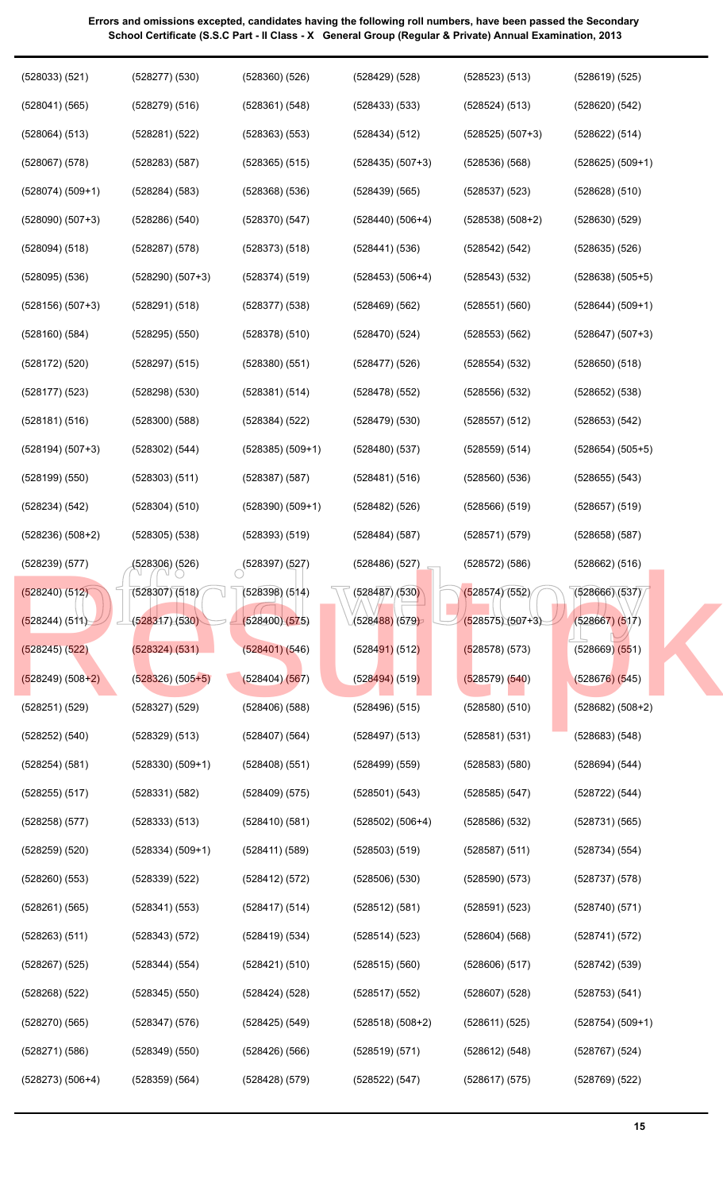**Errors and omissions excepted, candidates having the following roll numbers, have been passed the Secondary School Certificate (S.S.C Part - II Class - X General Group (Regular & Private) Annual Examination, 2013**

(528033) (521)
(528041) (565)
(528064) (513)
(528067) (578)
(528074) (509+1)
(528090) (507+3)
(528094) (518)
(528095) (536)
(528156) (507+3)
(528160) (584)
(528172) (520)
(528177) (523)
(528181) (516)
(528194) (507+3)
(528199) (550)
(528234) (542)
(528236) (508+2)
(528239) (577)
(528240) (512)
(528244) (511)
(528245) (522)
(528249) (508+2)
(528251) (529)
(528252) (540)
(528254) (581)
(528255) (517)
(528258) (577)
(528259) (520)
(528260) (553)
(528261) (565)
(528263) (511)
(528267) (525)
(528268) (522)
(528270) (565)
(528271) (586)
(528273) (506+4)
(528277) (530)
(528279) (516)
(528281) (522)
(528283) (587)
(528284) (583)
(528286) (540)
(528287) (578)
(528290) (507+3)
(528291) (518)
(528295) (550)
(528297) (515)
(528298) (530)
(528300) (588)
(528302) (544)
(528303) (511)
(528304) (510)
(528305) (538)
(528306) (526)
(528307) (518)
(528317) (530)
(528324) (531)
(528326) (505+5)
(528327) (529)
(528329) (513)
(528330) (509+1)
(528331) (582)
(528333) (513)
(528334) (509+1)
(528339) (522)
(528341) (553)
(528343) (572)
(528344) (554)
(528345) (550)
(528347) (576)
(528349) (550)
(528359) (564)
(528360) (526)
(528361) (548)
(528363) (553)
(528365) (515)
(528368) (536)
(528370) (547)
(528373) (518)
(528374) (519)
(528377) (538)
(528378) (510)
(528380) (551)
(528381) (514)
(528384) (522)
(528385) (509+1)
(528387) (587)
(528390) (509+1)
(528393) (519)
(528397) (527)
(528398) (514)
(528400) (575)
(528401) (546)
(528404) (567)
(528406) (588)
(528407) (564)
(528408) (551)
(528409) (575)
(528410) (581)
(528411) (589)
(528412) (572)
(528417) (514)
(528419) (534)
(528421) (510)
(528424) (528)
(528425) (549)
(528426) (566)
(528428) (579)
(528429) (528)
(528433) (533)
(528434) (512)
(528435) (507+3)
(528439) (565)
(528440) (506+4)
(528441) (536)
(528453) (506+4)
(528469) (562)
(528470) (524)
(528477) (526)
(528478) (552)
(528479) (530)
(528480) (537)
(528481) (516)
(528482) (526)
(528484) (587)
(528486) (527)
(528487) (530)
(528488) (579)
(528491) (512)
(528494) (519)
(528496) (515)
(528497) (513)
(528499) (559)
(528501) (543)
(528502) (506+4)
(528503) (519)
(528506) (530)
(528512) (581)
(528514) (523)
(528515) (560)
(528517) (552)
(528518) (508+2)
(528519) (571)
(528522) (547)
(528523) (513)
(528524) (513)
(528525) (507+3)
(528536) (568)
(528537) (523)
(528538) (508+2)
(528542) (542)
(528543) (532)
(528551) (560)
(528553) (562)
(528554) (532)
(528556) (532)
(528557) (512)
(528559) (514)
(528560) (536)
(528566) (519)
(528571) (579)
(528572) (586)
(528574) (552)
(528575) (507+3)
(528578) (573)
(528579) (540)
(528580) (510)
(528581) (531)
(528583) (580)
(528585) (547)
(528586) (532)
(528587) (511)
(528590) (573)
(528591) (523)
(528604) (568)
(528606) (517)
(528607) (528)
(528611) (525)
(528612) (548)
(528617) (575)
(528619) (525)
(528620) (542)
(528622) (514)
(528625) (509+1)
(528628) (510)
(528630) (529)
(528635) (526)
(528638) (505+5)
(528644) (509+1)
(528647) (507+3)
(528650) (518)
(528652) (538)
(528653) (542)
(528654) (505+5)
(528655) (543)
(528657) (519)
(528658) (587)
(528662) (516)
(528666) (537)
(528667) (517)
(528669) (551)
(528676) (545)
(528682) (508+2)
(528683) (548)
(528694) (544)
(528722) (544)
(528731) (565)
(528734) (554)
(528737) (578)
(528740) (571)
(528741) (572)
(528742) (539)
(528753) (541)
(528754) (509+1)
(528767) (524)
(528769) (522)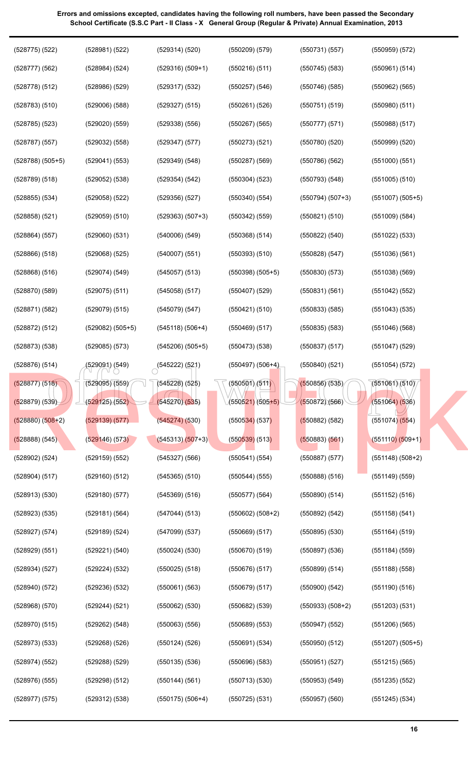**Errors and omissions excepted, candidates having the following roll numbers, have been passed the Secondary School Certificate (S.S.C Part - II Class - X General Group (Regular & Private) Annual Examination, 2013**

| | | | | | |
|---|---|---|---|---|---|
| (528775) (522) | (528981) (522) | (529314) (520) | (550209) (579) | (550731) (557) | (550959) (572) |
| (528777) (562) | (528984) (524) | (529316) (509+1) | (550216) (511) | (550745) (583) | (550961) (514) |
| (528778) (512) | (528986) (529) | (529317) (532) | (550257) (546) | (550746) (585) | (550962) (565) |
| (528783) (510) | (529006) (588) | (529327) (515) | (550261) (526) | (550751) (519) | (550980) (511) |
| (528785) (523) | (529020) (559) | (529338) (556) | (550267) (565) | (550777) (571) | (550988) (517) |
| (528787) (557) | (529032) (558) | (529347) (577) | (550273) (521) | (550780) (520) | (550999) (520) |
| (528788) (505+5) | (529041) (553) | (529349) (548) | (550287) (569) | (550786) (562) | (551000) (551) |
| (528789) (518) | (529052) (538) | (529354) (542) | (550304) (523) | (550793) (548) | (551005) (510) |
| (528855) (534) | (529058) (522) | (529356) (527) | (550340) (554) | (550794) (507+3) | (551007) (505+5) |
| (528858) (521) | (529059) (510) | (529363) (507+3) | (550342) (559) | (550821) (510) | (551009) (584) |
| (528864) (557) | (529060) (531) | (540006) (549) | (550368) (514) | (550822) (540) | (551022) (533) |
| (528866) (518) | (529068) (525) | (540007) (551) | (550393) (510) | (550828) (547) | (551036) (561) |
| (528868) (516) | (529074) (549) | (545057) (513) | (550398) (505+5) | (550830) (573) | (551038) (569) |
| (528870) (589) | (529075) (511) | (545058) (517) | (550407) (529) | (550831) (561) | (551042) (552) |
| (528871) (582) | (529079) (515) | (545079) (547) | (550421) (510) | (550833) (585) | (551043) (535) |
| (528872) (512) | (529082) (505+5) | (545118) (506+4) | (550469) (517) | (550835) (583) | (551046) (568) |
| (528873) (538) | (529085) (573) | (545206) (505+5) | (550473) (538) | (550837) (517) | (551047) (529) |
| (528876) (514) | (529091) (549) | (545222) (521) | (550497) (506+4) | (550840) (521) | (551054) (572) |
| (528877) (518) | (529095) (559) | (545228) (525) | (550501) (511) | (550856) (535) | (551061) (510) |
| (528879) (539) | (529125) (552) | (545270) (535) | (550521) (505+5) | (550872) (566) | (551064) (536) |
| (528880) (508+2) | (529139) (577) | (545274) (530) | (550534) (537) | (550882) (582) | (551074) (554) |
| (528888) (545) | (529146) (573) | (545313) (507+3) | (550539) (513) | (550883) (561) | (551110) (509+1) |
| (528902) (524) | (529159) (552) | (545327) (566) | (550541) (554) | (550887) (577) | (551148) (508+2) |
| (528904) (517) | (529160) (512) | (545365) (510) | (550544) (555) | (550888) (516) | (551149) (559) |
| (528913) (530) | (529180) (577) | (545369) (516) | (550577) (564) | (550890) (514) | (551152) (516) |
| (528923) (535) | (529181) (564) | (547044) (513) | (550602) (508+2) | (550892) (542) | (551158) (541) |
| (528927) (574) | (529189) (524) | (547099) (537) | (550669) (517) | (550895) (530) | (551164) (519) |
| (528929) (551) | (529221) (540) | (550024) (530) | (550670) (519) | (550897) (536) | (551184) (559) |
| (528934) (527) | (529224) (532) | (550025) (518) | (550676) (517) | (550899) (514) | (551188) (558) |
| (528940) (572) | (529236) (532) | (550061) (563) | (550679) (517) | (550900) (542) | (551190) (516) |
| (528968) (570) | (529244) (521) | (550062) (530) | (550682) (539) | (550933) (508+2) | (551203) (531) |
| (528970) (515) | (529262) (548) | (550063) (556) | (550689) (553) | (550947) (552) | (551206) (565) |
| (528973) (533) | (529268) (526) | (550124) (526) | (550691) (534) | (550950) (512) | (551207) (505+5) |
| (528974) (552) | (529288) (529) | (550135) (536) | (550696) (583) | (550951) (527) | (551215) (565) |
| (528976) (555) | (529298) (512) | (550144) (561) | (550713) (530) | (550953) (549) | (551235) (552) |
| (528977) (575) | (529312) (538) | (550175) (506+4) | (550725) (531) | (550957) (560) | (551245) (534) |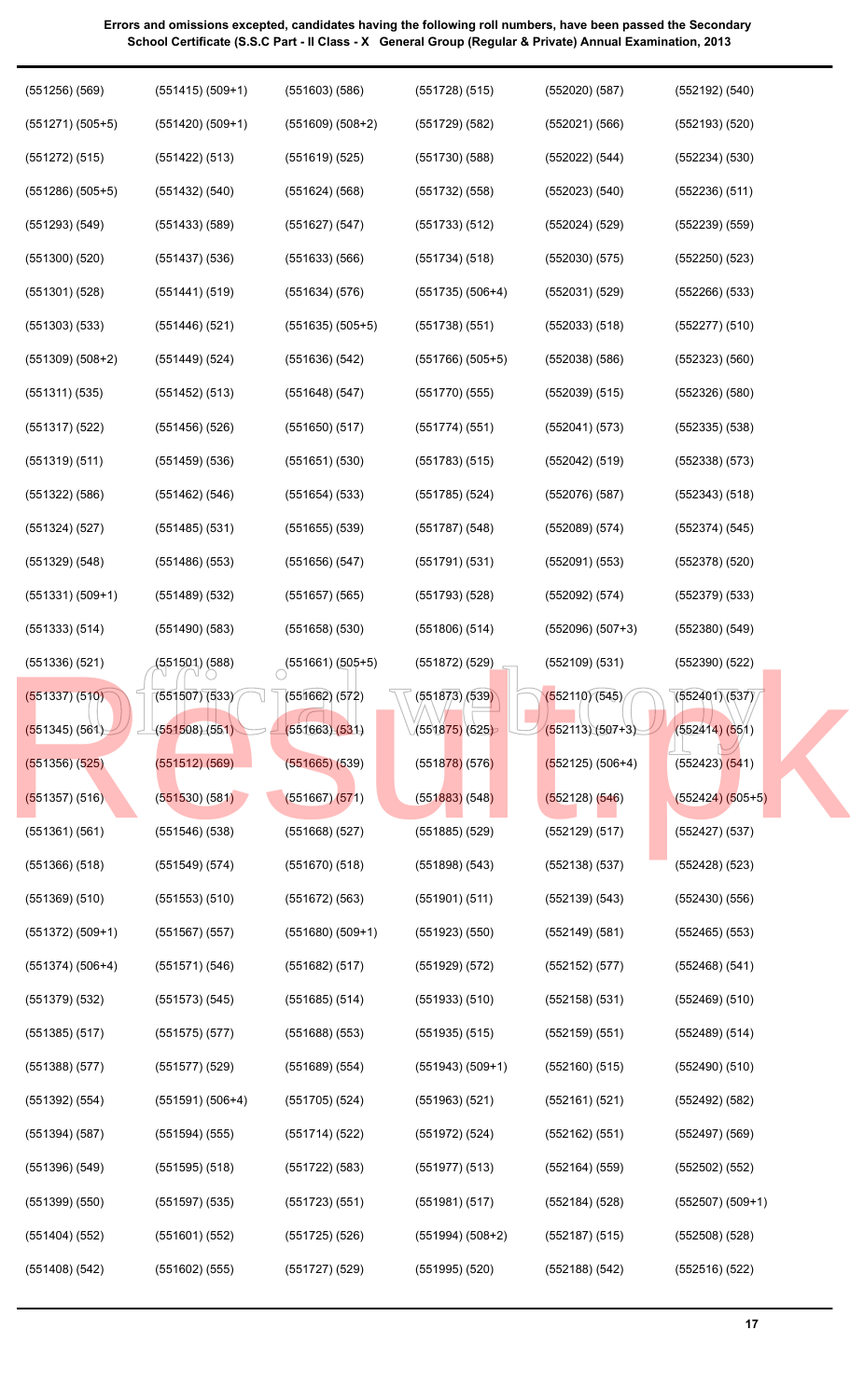**Errors and omissions excepted, candidates having the following roll numbers, have been passed the Secondary School Certificate (S.S.C Part - II Class - X General Group (Regular & Private) Annual Examination, 2013**

(551256) (569)
(551271) (505+5)
(551272) (515)
(551286) (505+5)
(551293) (549)
(551300) (520)
(551301) (528)
(551303) (533)
(551309) (508+2)
(551311) (535)
(551317) (522)
(551319) (511)
(551322) (586)
(551324) (527)
(551329) (548)
(551331) (509+1)
(551333) (514)
(551336) (521)
(551337) (510)
(551345) (561)
(551356) (525)
(551357) (516)
(551361) (561)
(551366) (518)
(551369) (510)
(551372) (509+1)
(551374) (506+4)
(551379) (532)
(551385) (517)
(551388) (577)
(551392) (554)
(551394) (587)
(551396) (549)
(551399) (550)
(551404) (552)
(551408) (542)

(551415) (509+1)
(551420) (509+1)
(551422) (513)
(551432) (540)
(551433) (589)
(551437) (536)
(551441) (519)
(551446) (521)
(551449) (524)
(551452) (513)
(551456) (526)
(551459) (536)
(551462) (546)
(551485) (531)
(551486) (553)
(551489) (532)
(551490) (583)
(551501) (588)
(551507) (533)
(551508) (551)
(551512) (569)
(551530) (581)
(551546) (538)
(551549) (574)
(551553) (510)
(551567) (557)
(551571) (546)
(551573) (545)
(551575) (577)
(551577) (529)
(551591) (506+4)
(551594) (555)
(551595) (518)
(551597) (535)
(551601) (552)
(551602) (555)

(551603) (586)
(551609) (508+2)
(551619) (525)
(551624) (568)
(551627) (547)
(551633) (566)
(551634) (576)
(551635) (505+5)
(551636) (542)
(551648) (547)
(551650) (517)
(551651) (530)
(551654) (533)
(551655) (539)
(551656) (547)
(551657) (565)
(551658) (530)
(551661) (505+5)
(551662) (572)
(551663) (531)
(551665) (539)
(551667) (571)
(551668) (527)
(551670) (518)
(551672) (563)
(551680) (509+1)
(551682) (517)
(551685) (514)
(551688) (553)
(551689) (554)
(551705) (524)
(551714) (522)
(551722) (583)
(551723) (551)
(551725) (526)
(551727) (529)

(551728) (515)
(551729) (582)
(551730) (588)
(551732) (558)
(551733) (512)
(551734) (518)
(551735) (506+4)
(551738) (551)
(551766) (505+5)
(551770) (555)
(551774) (551)
(551783) (515)
(551785) (524)
(551787) (548)
(551791) (531)
(551793) (528)
(551806) (514)
(551872) (529)
(551873) (539)
(551875) (525)
(551878) (576)
(551883) (548)
(551885) (529)
(551898) (543)
(551901) (511)
(551923) (550)
(551929) (572)
(551933) (510)
(551935) (515)
(551943) (509+1)
(551963) (521)
(551972) (524)
(551977) (513)
(551981) (517)
(551994) (508+2)
(551995) (520)

(552020) (587)
(552021) (566)
(552022) (544)
(552023) (540)
(552024) (529)
(552030) (575)
(552031) (529)
(552033) (518)
(552038) (586)
(552039) (515)
(552041) (573)
(552042) (519)
(552076) (587)
(552089) (574)
(552091) (553)
(552092) (574)
(552096) (507+3)
(552109) (531)
(552110) (545)
(552113) (507+3)
(552125) (506+4)
(552128) (546)
(552129) (517)
(552138) (537)
(552139) (543)
(552149) (581)
(552152) (577)
(552158) (531)
(552159) (551)
(552160) (515)
(552161) (521)
(552162) (551)
(552164) (559)
(552184) (528)
(552187) (515)
(552188) (542)

(552192) (540)
(552193) (520)
(552234) (530)
(552236) (511)
(552239) (559)
(552250) (523)
(552266) (533)
(552277) (510)
(552323) (560)
(552326) (580)
(552335) (538)
(552338) (573)
(552343) (518)
(552374) (545)
(552378) (520)
(552379) (533)
(552380) (549)
(552390) (522)
(552401) (537)
(552414) (551)
(552423) (541)
(552424) (505+5)
(552427) (537)
(552428) (523)
(552430) (556)
(552465) (553)
(552468) (541)
(552469) (510)
(552489) (514)
(552490) (510)
(552492) (582)
(552497) (569)
(552502) (552)
(552507) (509+1)
(552508) (528)
(552516) (522)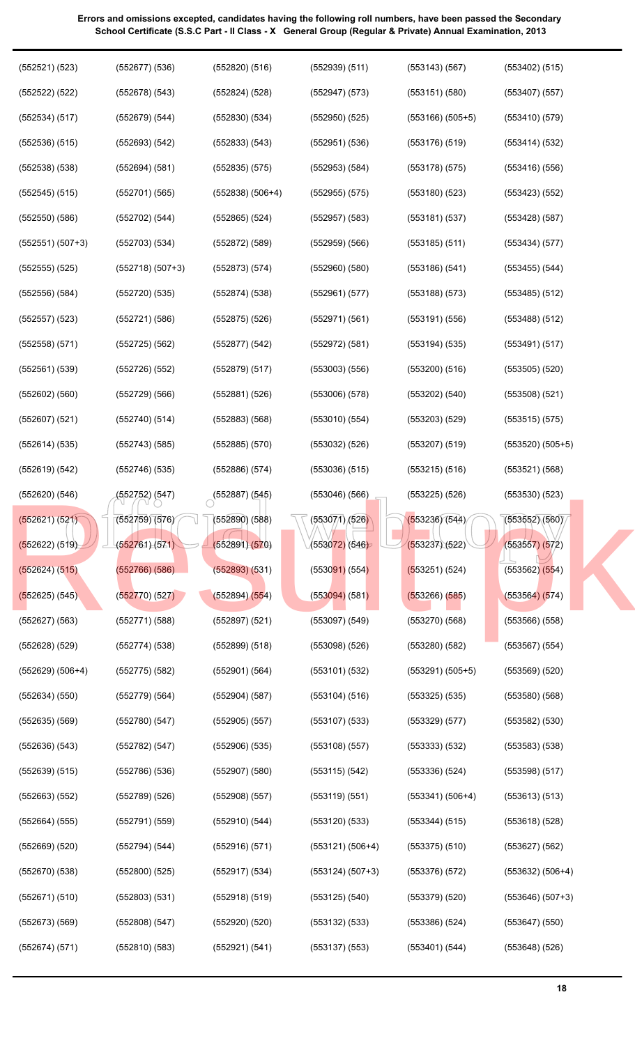**Errors and omissions excepted, candidates having the following roll numbers, have been passed the Secondary School Certificate (S.S.C Part - II Class - X General Group (Regular & Private) Annual Examination, 2013**

| | | | | | |
|---|---|---|---|---|---|
| (552521) (523) | (552677) (536) | (552820) (516) | (552939) (511) | (553143) (567) | (553402) (515) |
| (552522) (522) | (552678) (543) | (552824) (528) | (552947) (573) | (553151) (580) | (553407) (557) |
| (552534) (517) | (552679) (544) | (552830) (534) | (552950) (525) | (553166) (505+5) | (553410) (579) |
| (552536) (515) | (552693) (542) | (552833) (543) | (552951) (536) | (553176) (519) | (553414) (532) |
| (552538) (538) | (552694) (581) | (552835) (575) | (552953) (584) | (553178) (575) | (553416) (556) |
| (552545) (515) | (552701) (565) | (552838) (506+4) | (552955) (575) | (553180) (523) | (553423) (552) |
| (552550) (586) | (552702) (544) | (552865) (524) | (552957) (583) | (553181) (537) | (553428) (587) |
| (552551) (507+3) | (552703) (534) | (552872) (589) | (552959) (566) | (553185) (511) | (553434) (577) |
| (552555) (525) | (552718) (507+3) | (552873) (574) | (552960) (580) | (553186) (541) | (553455) (544) |
| (552556) (584) | (552720) (535) | (552874) (538) | (552961) (577) | (553188) (573) | (553485) (512) |
| (552557) (523) | (552721) (586) | (552875) (526) | (552971) (561) | (553191) (556) | (553488) (512) |
| (552558) (571) | (552725) (562) | (552877) (542) | (552972) (581) | (553194) (535) | (553491) (517) |
| (552561) (539) | (552726) (552) | (552879) (517) | (553003) (556) | (553200) (516) | (553505) (520) |
| (552602) (560) | (552729) (566) | (552881) (526) | (553006) (578) | (553202) (540) | (553508) (521) |
| (552607) (521) | (552740) (514) | (552883) (568) | (553010) (554) | (553203) (529) | (553515) (575) |
| (552614) (535) | (552743) (585) | (552885) (570) | (553032) (526) | (553207) (519) | (553520) (505+5) |
| (552619) (542) | (552746) (535) | (552886) (574) | (553036) (515) | (553215) (516) | (553521) (568) |
| (552620) (546) | (552752) (547) | (552887) (545) | (553046) (566) | (553225) (526) | (553530) (523) |
| (552621) (521) | (552759) (576) | (552890) (588) | (553071) (526) | (553236) (544) | (553552) (560) |
| (552622) (519) | (552761) (571) | (552891) (570) | (553072) (546) | (553237) (522) | (553557) (572) |
| (552624) (515) | (552766) (586) | (552893) (531) | (553091) (554) | (553251) (524) | (553562) (554) |
| (552625) (545) | (552770) (527) | (552894) (554) | (553094) (581) | (553266) (585) | (553564) (574) |
| (552627) (563) | (552771) (588) | (552897) (521) | (553097) (549) | (553270) (568) | (553566) (558) |
| (552628) (529) | (552774) (538) | (552899) (518) | (553098) (526) | (553280) (582) | (553567) (554) |
| (552629) (506+4) | (552775) (582) | (552901) (564) | (553101) (532) | (553291) (505+5) | (553569) (520) |
| (552634) (550) | (552779) (564) | (552904) (587) | (553104) (516) | (553325) (535) | (553580) (568) |
| (552635) (569) | (552780) (547) | (552905) (557) | (553107) (533) | (553329) (577) | (553582) (530) |
| (552636) (543) | (552782) (547) | (552906) (535) | (553108) (557) | (553333) (532) | (553583) (538) |
| (552639) (515) | (552786) (536) | (552907) (580) | (553115) (542) | (553336) (524) | (553598) (517) |
| (552663) (552) | (552789) (526) | (552908) (557) | (553119) (551) | (553341) (506+4) | (553613) (513) |
| (552664) (555) | (552791) (559) | (552910) (544) | (553120) (533) | (553344) (515) | (553618) (528) |
| (552669) (520) | (552794) (544) | (552916) (571) | (553121) (506+4) | (553375) (510) | (553627) (562) |
| (552670) (538) | (552800) (525) | (552917) (534) | (553124) (507+3) | (553376) (572) | (553632) (506+4) |
| (552671) (510) | (552803) (531) | (552918) (519) | (553125) (540) | (553379) (520) | (553646) (507+3) |
| (552673) (569) | (552808) (547) | (552920) (520) | (553132) (533) | (553386) (524) | (553647) (550) |
| (552674) (571) | (552810) (583) | (552921) (541) | (553137) (553) | (553401) (544) | (553648) (526) |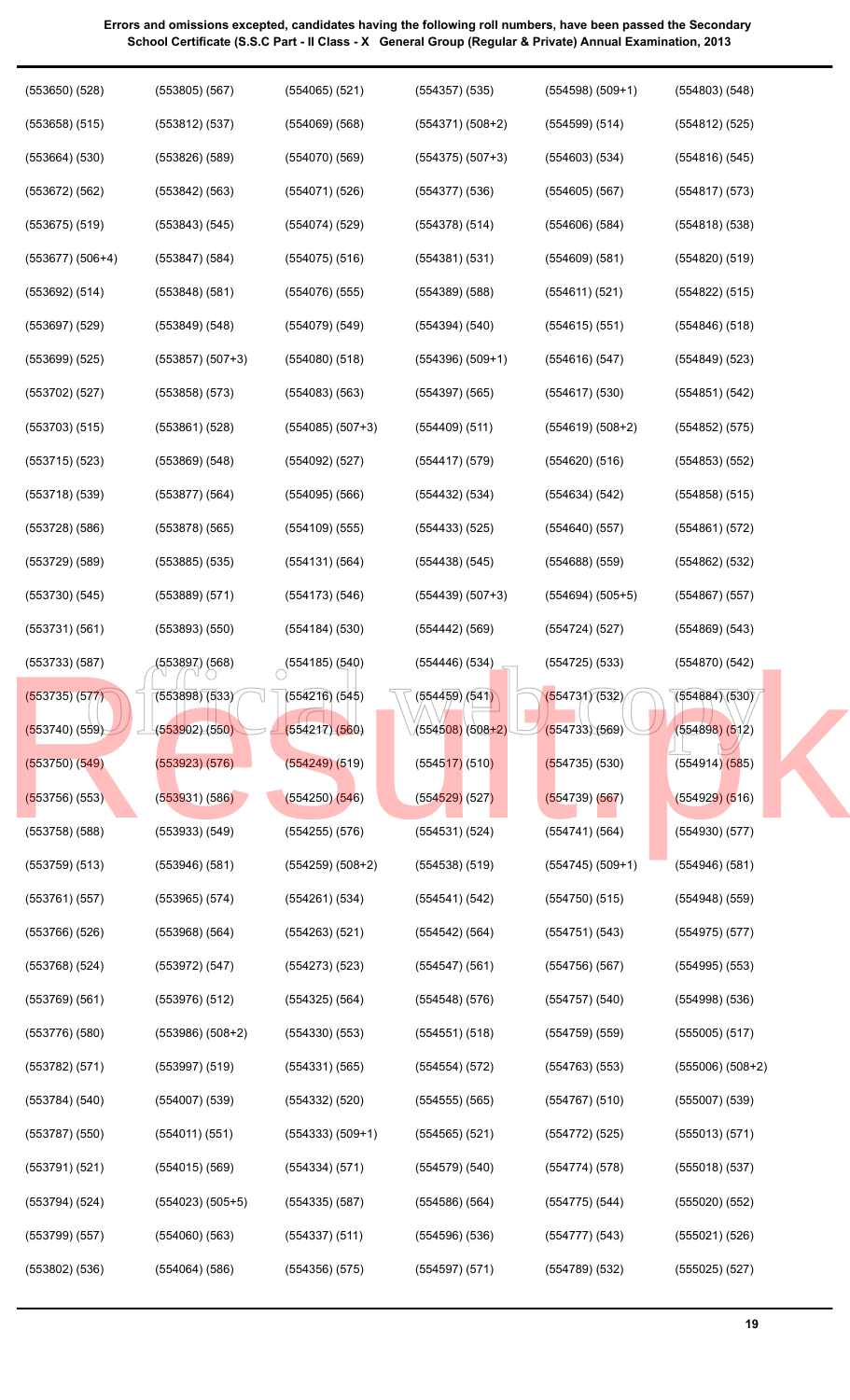**Errors and omissions excepted, candidates having the following roll numbers, have been passed the Secondary School Certificate (S.S.C Part - II Class - X General Group (Regular & Private) Annual Examination, 2013**

| | | | | | |
|---|---|---|---|---|---|
| (553650) (528) | (553805) (567) | (554065) (521) | (554357) (535) | (554598) (509+1) | (554803) (548) |
| (553658) (515) | (553812) (537) | (554069) (568) | (554371) (508+2) | (554599) (514) | (554812) (525) |
| (553664) (530) | (553826) (589) | (554070) (569) | (554375) (507+3) | (554603) (534) | (554816) (545) |
| (553672) (562) | (553842) (563) | (554071) (526) | (554377) (536) | (554605) (567) | (554817) (573) |
| (553675) (519) | (553843) (545) | (554074) (529) | (554378) (514) | (554606) (584) | (554818) (538) |
| (553677) (506+4) | (553847) (584) | (554075) (516) | (554381) (531) | (554609) (581) | (554820) (519) |
| (553692) (514) | (553848) (581) | (554076) (555) | (554389) (588) | (554611) (521) | (554822) (515) |
| (553697) (529) | (553849) (548) | (554079) (549) | (554394) (540) | (554615) (551) | (554846) (518) |
| (553699) (525) | (553857) (507+3) | (554080) (518) | (554396) (509+1) | (554616) (547) | (554849) (523) |
| (553702) (527) | (553858) (573) | (554083) (563) | (554397) (565) | (554617) (530) | (554851) (542) |
| (553703) (515) | (553861) (528) | (554085) (507+3) | (554409) (511) | (554619) (508+2) | (554852) (575) |
| (553715) (523) | (553869) (548) | (554092) (527) | (554417) (579) | (554620) (516) | (554853) (552) |
| (553718) (539) | (553877) (564) | (554095) (566) | (554432) (534) | (554634) (542) | (554858) (515) |
| (553728) (586) | (553878) (565) | (554109) (555) | (554433) (525) | (554640) (557) | (554861) (572) |
| (553729) (589) | (553885) (535) | (554131) (564) | (554438) (545) | (554688) (559) | (554862) (532) |
| (553730) (545) | (553889) (571) | (554173) (546) | (554439) (507+3) | (554694) (505+5) | (554867) (557) |
| (553731) (561) | (553893) (550) | (554184) (530) | (554442) (569) | (554724) (527) | (554869) (543) |
| (553733) (587) | (553897) (568) | (554185) (540) | (554446) (534) | (554725) (533) | (554870) (542) |
| (553735) (577) | (553898) (533) | (554216) (545) | (554459) (541) | (554731) (532) | (554884) (530) |
| (553740) (559) | (553902) (550) | (554217) (560) | (554508) (508+2) | (554733) (569) | (554898) (512) |
| (553750) (549) | (553923) (576) | (554249) (519) | (554517) (510) | (554735) (530) | (554914) (585) |
| (553756) (553) | (553931) (586) | (554250) (546) | (554529) (527) | (554739) (567) | (554929) (516) |
| (553758) (588) | (553933) (549) | (554255) (576) | (554531) (524) | (554741) (564) | (554930) (577) |
| (553759) (513) | (553946) (581) | (554259) (508+2) | (554538) (519) | (554745) (509+1) | (554946) (581) |
| (553761) (557) | (553965) (574) | (554261) (534) | (554541) (542) | (554750) (515) | (554948) (559) |
| (553766) (526) | (553968) (564) | (554263) (521) | (554542) (564) | (554751) (543) | (554975) (577) |
| (553768) (524) | (553972) (547) | (554273) (523) | (554547) (561) | (554756) (567) | (554995) (553) |
| (553769) (561) | (553976) (512) | (554325) (564) | (554548) (576) | (554757) (540) | (554998) (536) |
| (553776) (580) | (553986) (508+2) | (554330) (553) | (554551) (518) | (554759) (559) | (555005) (517) |
| (553782) (571) | (553997) (519) | (554331) (565) | (554554) (572) | (554763) (553) | (555006) (508+2) |
| (553784) (540) | (554007) (539) | (554332) (520) | (554555) (565) | (554767) (510) | (555007) (539) |
| (553787) (550) | (554011) (551) | (554333) (509+1) | (554565) (521) | (554772) (525) | (555013) (571) |
| (553791) (521) | (554015) (569) | (554334) (571) | (554579) (540) | (554774) (578) | (555018) (537) |
| (553794) (524) | (554023) (505+5) | (554335) (587) | (554586) (564) | (554775) (544) | (555020) (552) |
| (553799) (557) | (554060) (563) | (554337) (511) | (554596) (536) | (554777) (543) | (555021) (526) |
| (553802) (536) | (554064) (586) | (554356) (575) | (554597) (571) | (554789) (532) | (555025) (527) |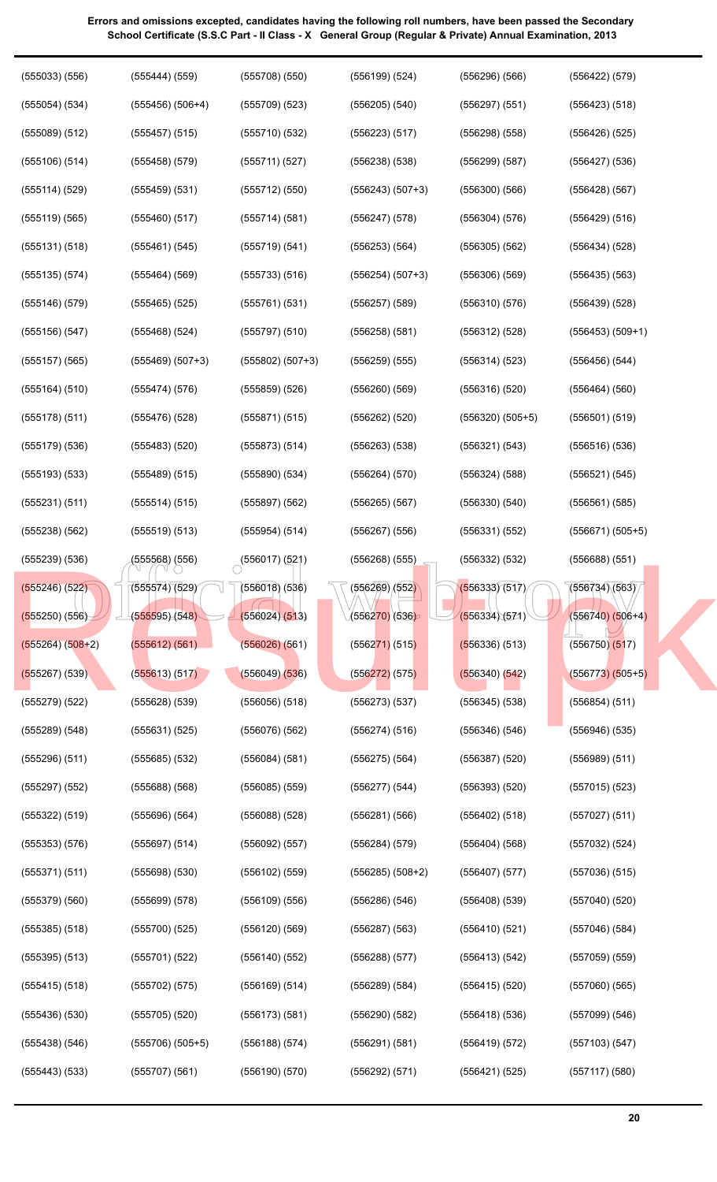**Errors and omissions excepted, candidates having the following roll numbers, have been passed the Secondary School Certificate (S.S.C Part - II Class - X General Group (Regular & Private) Annual Examination, 2013**

(555033) (556) (555054) (534) (555089) (512) (555106) (514) (555114) (529) (555119) (565) (555131) (518) (555135) (574) (555146) (579) (555156) (547) (555157) (565) (555164) (510) (555178) (511) (555179) (536) (555193) (533) (555231) (511) (555238) (562) (555239) (536) (555246) (522) (555250) (556) (555264) (508+2) (555267) (539) (555279) (522) (555289) (548) (555296) (511) (555297) (552) (555322) (519) (555353) (576) (555371) (511) (555379) (560) (555385) (518) (555395) (513) (555415) (518) (555436) (530) (555438) (546) (555443) (533)

(555444) (559) (555456) (506+4) (555457) (515) (555458) (579) (555459) (531) (555460) (517) (555461) (545) (555464) (569) (555465) (525) (555468) (524) (555469) (507+3) (555474) (576) (555476) (528) (555483) (520) (555489) (515) (555514) (515) (555519) (513) (555568) (556) (555574) (529) (555595) (548) (555612) (561) (555613) (517) (555628) (539) (555631) (525) (555685) (532) (555688) (568) (555696) (564) (555697) (514) (555698) (530) (555699) (578) (555700) (525) (555701) (522) (555702) (575) (555705) (520) (555706) (505+5) (555707) (561)

(555708) (550) (555709) (523) (555710) (532) (555711) (527) (555712) (550) (555714) (581) (555719) (541) (555733) (516) (555761) (531) (555797) (510) (555802) (507+3) (555859) (526) (555871) (515) (555873) (514) (555890) (534) (555897) (562) (555954) (514) (556017) (521) (556018) (536) (556024) (513) (556026) (561) (556049) (536) (556056) (518) (556076) (562) (556084) (581) (556085) (559) (556088) (528) (556092) (557) (556102) (559) (556109) (556) (556120) (569) (556140) (552) (556169) (514) (556173) (581) (556188) (574) (556190) (570)

(556199) (524) (556205) (540) (556223) (517) (556238) (538) (556243) (507+3) (556247) (578) (556253) (564) (556254) (507+3) (556257) (589) (556258) (581) (556259) (555) (556260) (569) (556262) (520) (556263) (538) (556264) (570) (556265) (567) (556267) (556) (556268) (555) (556269) (552) (556270) (536) (556271) (515) (556272) (575) (556273) (537) (556274) (516) (556275) (564) (556277) (544) (556281) (566) (556284) (579) (556285) (508+2) (556286) (546) (556287) (563) (556288) (577) (556289) (584) (556290) (582) (556291) (581) (556292) (571)

(556296) (566) (556297) (551) (556298) (558) (556299) (587) (556300) (566) (556304) (576) (556305) (562) (556306) (569) (556310) (576) (556312) (528) (556314) (523) (556316) (520) (556320) (505+5) (556321) (543) (556324) (588) (556330) (540) (556331) (552) (556332) (532) (556333) (517) (556334) (571) (556336) (513) (556340) (542) (556345) (538) (556346) (546) (556387) (520) (556393) (520) (556402) (518) (556404) (568) (556407) (577) (556408) (539) (556410) (521) (556413) (542) (556415) (520) (556418) (536) (556419) (572) (556421) (525)

(556422) (579) (556423) (518) (556426) (525) (556427) (536) (556428) (567) (556429) (516) (556434) (528) (556435) (563) (556439) (528) (556453) (509+1) (556456) (544) (556464) (560) (556501) (519) (556516) (536) (556521) (545) (556561) (585) (556671) (505+5) (556688) (551) (556734) (563) (556740) (506+4) (556750) (517) (556773) (505+5) (556854) (511) (556946) (535) (556989) (511) (557015) (523) (557027) (511) (557032) (524) (557036) (515) (557040) (520) (557046) (584) (557059) (559) (557060) (565) (557099) (546) (557103) (547) (557117) (580)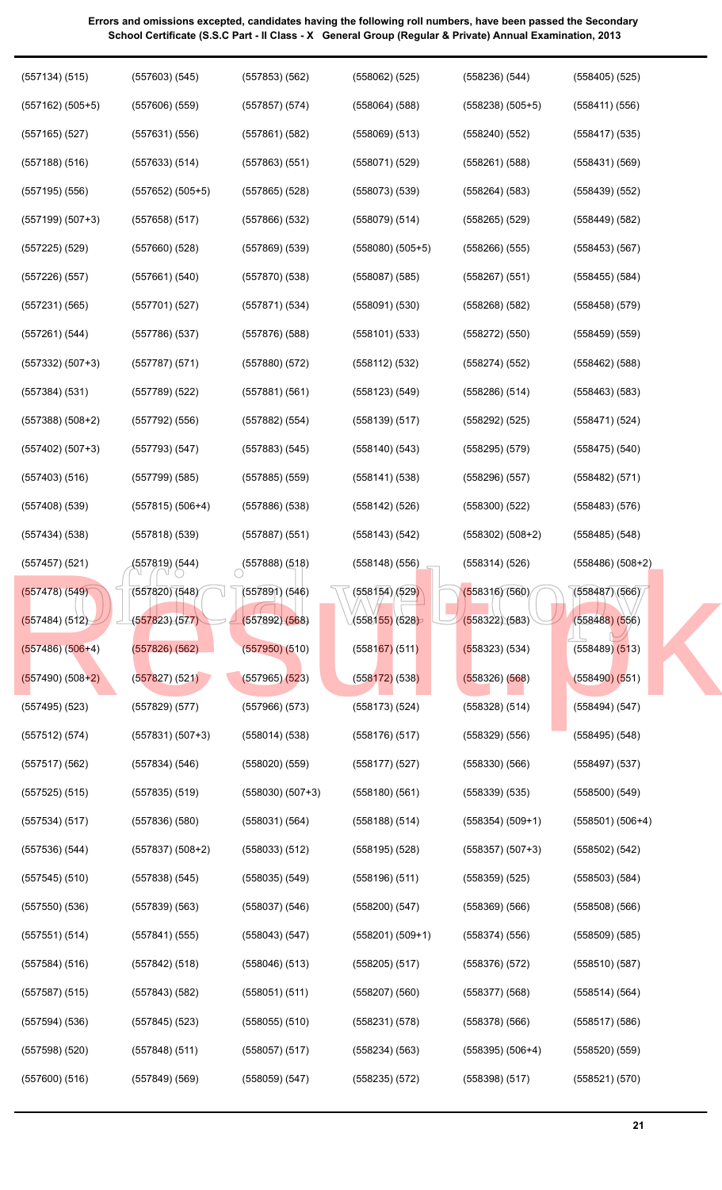**Errors and omissions excepted, candidates having the following roll numbers, have been passed the Secondary School Certificate (S.S.C Part - II Class - X General Group (Regular & Private) Annual Examination, 2013**

| | | | | | |
|---|---|---|---|---|---|
| (557134) (515) | (557603) (545) | (557853) (562) | (558062) (525) | (558236) (544) | (558405) (525) |
| (557162) (505+5) | (557606) (559) | (557857) (574) | (558064) (588) | (558238) (505+5) | (558411) (556) |
| (557165) (527) | (557631) (556) | (557861) (582) | (558069) (513) | (558240) (552) | (558417) (535) |
| (557188) (516) | (557633) (514) | (557863) (551) | (558071) (529) | (558261) (588) | (558431) (569) |
| (557195) (556) | (557652) (505+5) | (557865) (528) | (558073) (539) | (558264) (583) | (558439) (552) |
| (557199) (507+3) | (557658) (517) | (557866) (532) | (558079) (514) | (558265) (529) | (558449) (582) |
| (557225) (529) | (557660) (528) | (557869) (539) | (558080) (505+5) | (558266) (555) | (558453) (567) |
| (557226) (557) | (557661) (540) | (557870) (538) | (558087) (585) | (558267) (551) | (558455) (584) |
| (557231) (565) | (557701) (527) | (557871) (534) | (558091) (530) | (558268) (582) | (558458) (579) |
| (557261) (544) | (557786) (537) | (557876) (588) | (558101) (533) | (558272) (550) | (558459) (559) |
| (557332) (507+3) | (557787) (571) | (557880) (572) | (558112) (532) | (558274) (552) | (558462) (588) |
| (557384) (531) | (557789) (522) | (557881) (561) | (558123) (549) | (558286) (514) | (558463) (583) |
| (557388) (508+2) | (557792) (556) | (557882) (554) | (558139) (517) | (558292) (525) | (558471) (524) |
| (557402) (507+3) | (557793) (547) | (557883) (545) | (558140) (543) | (558295) (579) | (558475) (540) |
| (557403) (516) | (557799) (585) | (557885) (559) | (558141) (538) | (558296) (557) | (558482) (571) |
| (557408) (539) | (557815) (506+4) | (557886) (538) | (558142) (526) | (558300) (522) | (558483) (576) |
| (557434) (538) | (557818) (539) | (557887) (551) | (558143) (542) | (558302) (508+2) | (558485) (548) |
| (557457) (521) | (557819) (544) | (557888) (518) | (558148) (556) | (558314) (526) | (558486) (508+2) |
| (557478) (549) | (557820) (548) | (557891) (546) | (558154) (529) | (558316) (560) | (558487) (566) |
| (557484) (512) | (557823) (577) | (557892) (568) | (558155) (528) | (558322) (583) | (558488) (556) |
| (557486) (506+4) | (557826) (562) | (557950) (510) | (558167) (511) | (558323) (534) | (558489) (513) |
| (557490) (508+2) | (557827) (521) | (557965) (523) | (558172) (538) | (558326) (568) | (558490) (551) |
| (557495) (523) | (557829) (577) | (557966) (573) | (558173) (524) | (558328) (514) | (558494) (547) |
| (557512) (574) | (557831) (507+3) | (558014) (538) | (558176) (517) | (558329) (556) | (558495) (548) |
| (557517) (562) | (557834) (546) | (558020) (559) | (558177) (527) | (558330) (566) | (558497) (537) |
| (557525) (515) | (557835) (519) | (558030) (507+3) | (558180) (561) | (558339) (535) | (558500) (549) |
| (557534) (517) | (557836) (580) | (558031) (564) | (558188) (514) | (558354) (509+1) | (558501) (506+4) |
| (557536) (544) | (557837) (508+2) | (558033) (512) | (558195) (528) | (558357) (507+3) | (558502) (542) |
| (557545) (510) | (557838) (545) | (558035) (549) | (558196) (511) | (558359) (525) | (558503) (584) |
| (557550) (536) | (557839) (563) | (558037) (546) | (558200) (547) | (558369) (566) | (558508) (566) |
| (557551) (514) | (557841) (555) | (558043) (547) | (558201) (509+1) | (558374) (556) | (558509) (585) |
| (557584) (516) | (557842) (518) | (558046) (513) | (558205) (517) | (558376) (572) | (558510) (587) |
| (557587) (515) | (557843) (582) | (558051) (511) | (558207) (560) | (558377) (568) | (558514) (564) |
| (557594) (536) | (557845) (523) | (558055) (510) | (558231) (578) | (558378) (566) | (558517) (586) |
| (557598) (520) | (557848) (511) | (558057) (517) | (558234) (563) | (558395) (506+4) | (558520) (559) |
| (557600) (516) | (557849) (569) | (558059) (547) | (558235) (572) | (558398) (517) | (558521) (570) |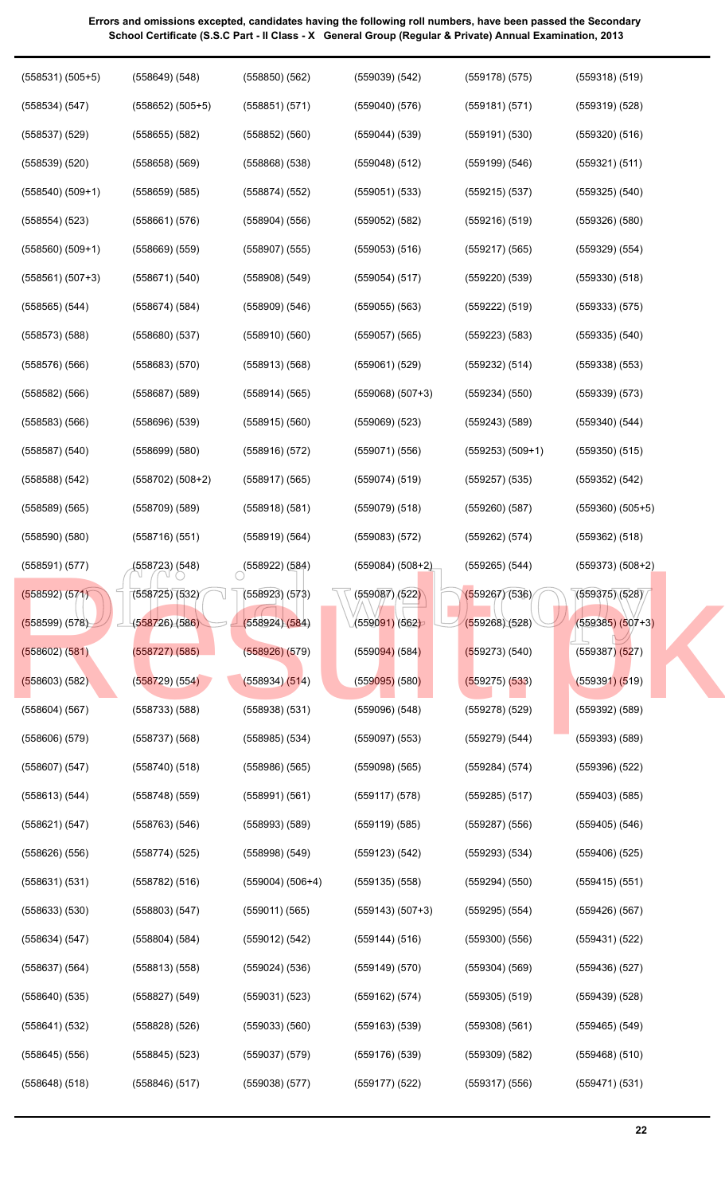**Errors and omissions excepted, candidates having the following roll numbers, have been passed the Secondary School Certificate (S.S.C Part - II Class - X General Group (Regular & Private) Annual Examination, 2013**

| | | | | | |
|---|---|---|---|---|---|
| (558531) (505+5) | (558649) (548) | (558850) (562) | (559039) (542) | (559178) (575) | (559318) (519) |
| (558534) (547) | (558652) (505+5) | (558851) (571) | (559040) (576) | (559181) (571) | (559319) (528) |
| (558537) (529) | (558655) (582) | (558852) (560) | (559044) (539) | (559191) (530) | (559320) (516) |
| (558539) (520) | (558658) (569) | (558868) (538) | (559048) (512) | (559199) (546) | (559321) (511) |
| (558540) (509+1) | (558659) (585) | (558874) (552) | (559051) (533) | (559215) (537) | (559325) (540) |
| (558554) (523) | (558661) (576) | (558904) (556) | (559052) (582) | (559216) (519) | (559326) (580) |
| (558560) (509+1) | (558669) (559) | (558907) (555) | (559053) (516) | (559217) (565) | (559329) (554) |
| (558561) (507+3) | (558671) (540) | (558908) (549) | (559054) (517) | (559220) (539) | (559330) (518) |
| (558565) (544) | (558674) (584) | (558909) (546) | (559055) (563) | (559222) (519) | (559333) (575) |
| (558573) (588) | (558680) (537) | (558910) (560) | (559057) (565) | (559223) (583) | (559335) (540) |
| (558576) (566) | (558683) (570) | (558913) (568) | (559061) (529) | (559232) (514) | (559338) (553) |
| (558582) (566) | (558687) (589) | (558914) (565) | (559068) (507+3) | (559234) (550) | (559339) (573) |
| (558583) (566) | (558696) (539) | (558915) (560) | (559069) (523) | (559243) (589) | (559340) (544) |
| (558587) (540) | (558699) (580) | (558916) (572) | (559071) (556) | (559253) (509+1) | (559350) (515) |
| (558588) (542) | (558702) (508+2) | (558917) (565) | (559074) (519) | (559257) (535) | (559352) (542) |
| (558589) (565) | (558709) (589) | (558918) (581) | (559079) (518) | (559260) (587) | (559360) (505+5) |
| (558590) (580) | (558716) (551) | (558919) (564) | (559083) (572) | (559262) (574) | (559362) (518) |
| (558591) (577) | (558723) (548) | (558922) (584) | (559084) (508+2) | (559265) (544) | (559373) (508+2) |
| (558592) (571) | (558725) (532) | (558923) (573) | (559087) (522) | (559267) (536) | (559375) (528) |
| (558599) (578) | (558726) (586) | (558924) (584) | (559091) (562) | (559268) (528) | (559385) (507+3) |
| (558602) (581) | (558727) (585) | (558926) (579) | (559094) (584) | (559273) (540) | (559387) (527) |
| (558603) (582) | (558729) (554) | (558934) (514) | (559095) (580) | (559275) (533) | (559391) (519) |
| (558604) (567) | (558733) (588) | (558938) (531) | (559096) (548) | (559278) (529) | (559392) (589) |
| (558606) (579) | (558737) (568) | (558985) (534) | (559097) (553) | (559279) (544) | (559393) (589) |
| (558607) (547) | (558740) (518) | (558986) (565) | (559098) (565) | (559284) (574) | (559396) (522) |
| (558613) (544) | (558748) (559) | (558991) (561) | (559117) (578) | (559285) (517) | (559403) (585) |
| (558621) (547) | (558763) (546) | (558993) (589) | (559119) (585) | (559287) (556) | (559405) (546) |
| (558626) (556) | (558774) (525) | (558998) (549) | (559123) (542) | (559293) (534) | (559406) (525) |
| (558631) (531) | (558782) (516) | (559004) (506+4) | (559135) (558) | (559294) (550) | (559415) (551) |
| (558633) (530) | (558803) (547) | (559011) (565) | (559143) (507+3) | (559295) (554) | (559426) (567) |
| (558634) (547) | (558804) (584) | (559012) (542) | (559144) (516) | (559300) (556) | (559431) (522) |
| (558637) (564) | (558813) (558) | (559024) (536) | (559149) (570) | (559304) (569) | (559436) (527) |
| (558640) (535) | (558827) (549) | (559031) (523) | (559162) (574) | (559305) (519) | (559439) (528) |
| (558641) (532) | (558828) (526) | (559033) (560) | (559163) (539) | (559308) (561) | (559465) (549) |
| (558645) (556) | (558845) (523) | (559037) (579) | (559176) (539) | (559309) (582) | (559468) (510) |
| (558648) (518) | (558846) (517) | (559038) (577) | (559177) (522) | (559317) (556) | (559471) (531) |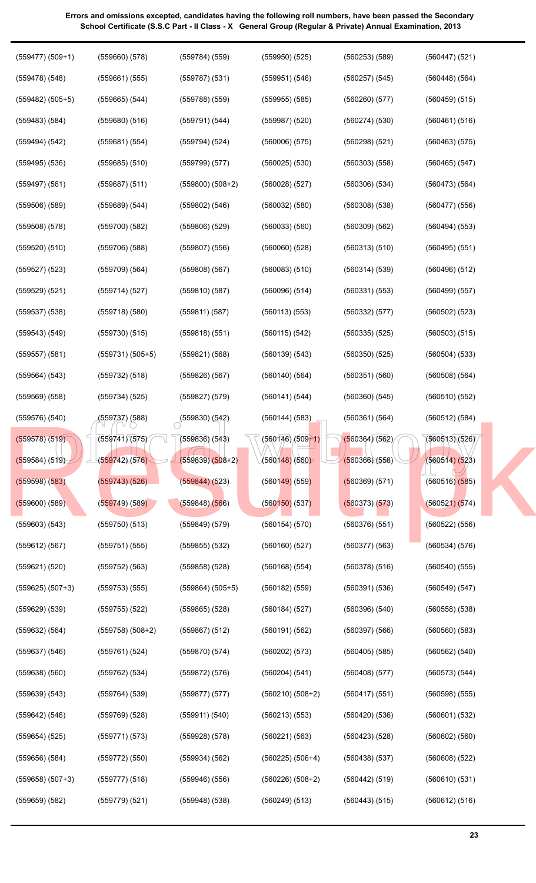**Errors and omissions excepted, candidates having the following roll numbers, have been passed the Secondary School Certificate (S.S.C Part - II Class - X General Group (Regular & Private) Annual Examination, 2013**

(559477) (509+1)
(559478) (548)
(559482) (505+5)
(559483) (584)
(559494) (542)
(559495) (536)
(559497) (561)
(559506) (589)
(559508) (578)
(559520) (510)
(559527) (523)
(559529) (521)
(559537) (538)
(559543) (549)
(559557) (581)
(559564) (543)
(559569) (558)
(559576) (540)
(559578) (519)
(559584) (519)
(559598) (583)
(559600) (589)
(559603) (543)
(559612) (567)
(559621) (520)
(559625) (507+3)
(559629) (539)
(559632) (564)
(559637) (546)
(559638) (560)
(559639) (543)
(559642) (546)
(559654) (525)
(559656) (584)
(559658) (507+3)
(559659) (582)
(559660) (578)
(559661) (555)
(559665) (544)
(559680) (516)
(559681) (554)
(559685) (510)
(559687) (511)
(559689) (544)
(559700) (582)
(559706) (588)
(559709) (564)
(559714) (527)
(559718) (580)
(559730) (515)
(559731) (505+5)
(559732) (518)
(559734) (525)
(559737) (588)
(559741) (575)
(559742) (576)
(559743) (526)
(559749) (589)
(559750) (513)
(559751) (555)
(559752) (563)
(559753) (555)
(559755) (522)
(559758) (508+2)
(559761) (524)
(559762) (534)
(559764) (539)
(559769) (528)
(559771) (573)
(559772) (550)
(559777) (518)
(559779) (521)
(559784) (559)
(559787) (531)
(559788) (559)
(559791) (544)
(559794) (524)
(559799) (577)
(559800) (508+2)
(559802) (546)
(559806) (529)
(559807) (556)
(559808) (567)
(559810) (587)
(559811) (587)
(559818) (551)
(559821) (568)
(559826) (567)
(559827) (579)
(559830) (542)
(559836) (543)
(559839) (508+2)
(559844) (523)
(559848) (566)
(559849) (579)
(559855) (532)
(559858) (528)
(559864) (505+5)
(559865) (528)
(559867) (512)
(559870) (574)
(559872) (576)
(559877) (577)
(559911) (540)
(559928) (578)
(559934) (562)
(559946) (556)
(559948) (538)
(559950) (525)
(559951) (546)
(559955) (585)
(559987) (520)
(560006) (575)
(560025) (530)
(560028) (527)
(560032) (580)
(560033) (560)
(560060) (528)
(560083) (510)
(560096) (514)
(560113) (553)
(560115) (542)
(560139) (543)
(560140) (564)
(560141) (544)
(560144) (583)
(560146) (509+1)
(560148) (560)
(560149) (559)
(560150) (537)
(560154) (570)
(560160) (527)
(560168) (554)
(560182) (559)
(560184) (527)
(560191) (562)
(560202) (573)
(560204) (541)
(560210) (508+2)
(560213) (553)
(560221) (563)
(560225) (506+4)
(560226) (508+2)
(560249) (513)
(560253) (589)
(560257) (545)
(560260) (577)
(560274) (530)
(560298) (521)
(560303) (558)
(560306) (534)
(560308) (538)
(560309) (562)
(560313) (510)
(560314) (539)
(560331) (553)
(560332) (577)
(560335) (525)
(560350) (525)
(560351) (560)
(560360) (545)
(560361) (564)
(560364) (562)
(560366) (558)
(560369) (571)
(560373) (573)
(560376) (551)
(560377) (563)
(560378) (516)
(560391) (536)
(560396) (540)
(560397) (566)
(560405) (585)
(560408) (577)
(560417) (551)
(560420) (536)
(560423) (528)
(560438) (537)
(560442) (519)
(560443) (515)
(560447) (521)
(560448) (564)
(560459) (515)
(560461) (516)
(560463) (575)
(560465) (547)
(560473) (564)
(560477) (556)
(560494) (553)
(560495) (551)
(560496) (512)
(560499) (557)
(560502) (523)
(560503) (515)
(560504) (533)
(560508) (564)
(560510) (552)
(560512) (584)
(560513) (526)
(560514) (523)
(560516) (585)
(560521) (574)
(560522) (556)
(560534) (576)
(560540) (555)
(560549) (547)
(560558) (538)
(560560) (583)
(560562) (540)
(560573) (544)
(560598) (555)
(560601) (532)
(560602) (560)
(560608) (522)
(560610) (531)
(560612) (516)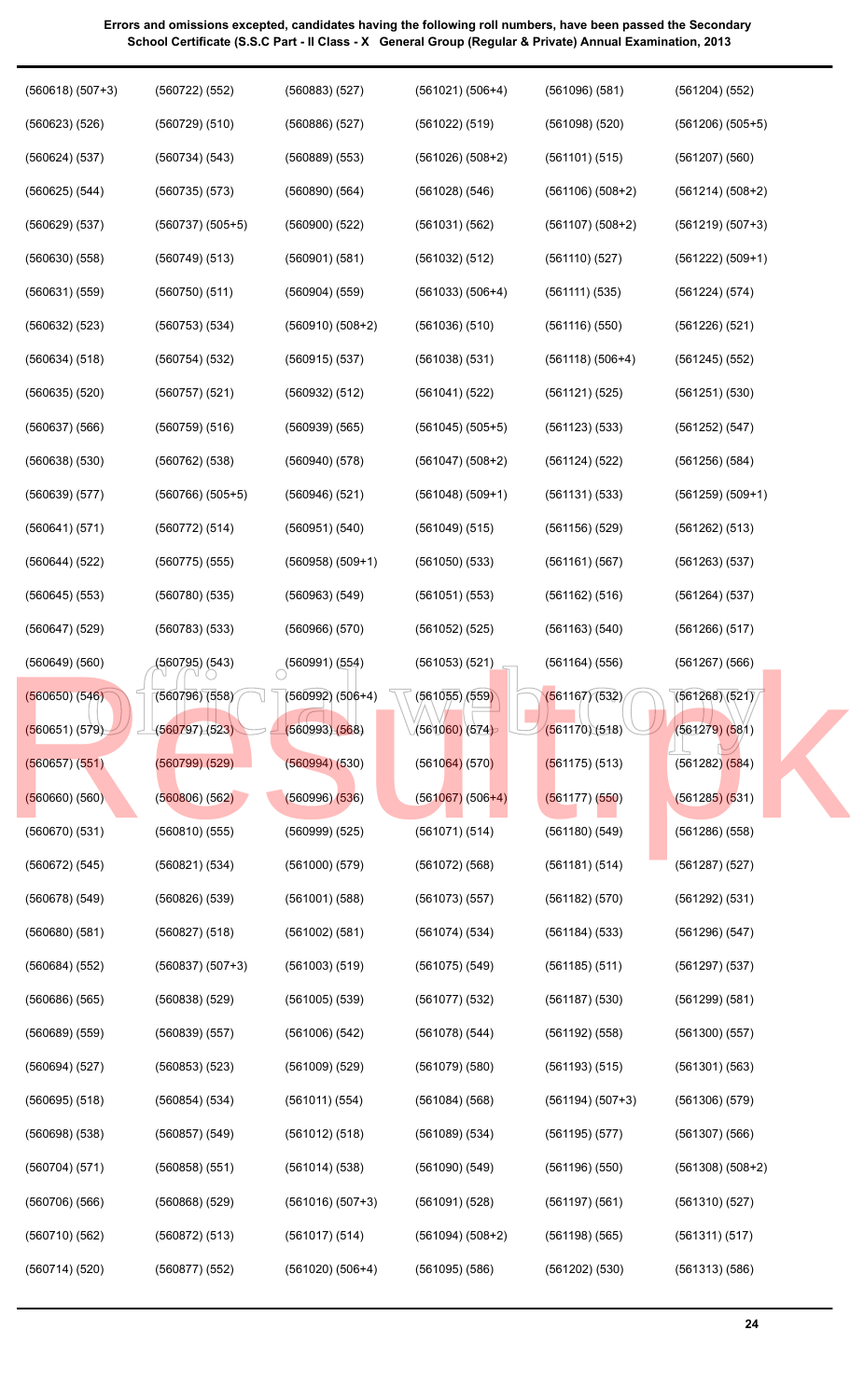**Errors and omissions excepted, candidates having the following roll numbers, have been passed the Secondary School Certificate (S.S.C Part - II Class - X General Group (Regular & Private) Annual Examination, 2013**

| | | | | | |
|---|---|---|---|---|---|
| (560618) (507+3) | (560722) (552) | (560883) (527) | (561021) (506+4) | (561096) (581) | (561204) (552) |
| (560623) (526) | (560729) (510) | (560886) (527) | (561022) (519) | (561098) (520) | (561206) (505+5) |
| (560624) (537) | (560734) (543) | (560889) (553) | (561026) (508+2) | (561101) (515) | (561207) (560) |
| (560625) (544) | (560735) (573) | (560890) (564) | (561028) (546) | (561106) (508+2) | (561214) (508+2) |
| (560629) (537) | (560737) (505+5) | (560900) (522) | (561031) (562) | (561107) (508+2) | (561219) (507+3) |
| (560630) (558) | (560749) (513) | (560901) (581) | (561032) (512) | (561110) (527) | (561222) (509+1) |
| (560631) (559) | (560750) (511) | (560904) (559) | (561033) (506+4) | (561111) (535) | (561224) (574) |
| (560632) (523) | (560753) (534) | (560910) (508+2) | (561036) (510) | (561116) (550) | (561226) (521) |
| (560634) (518) | (560754) (532) | (560915) (537) | (561038) (531) | (561118) (506+4) | (561245) (552) |
| (560635) (520) | (560757) (521) | (560932) (512) | (561041) (522) | (561121) (525) | (561251) (530) |
| (560637) (566) | (560759) (516) | (560939) (565) | (561045) (505+5) | (561123) (533) | (561252) (547) |
| (560638) (530) | (560762) (538) | (560940) (578) | (561047) (508+2) | (561124) (522) | (561256) (584) |
| (560639) (577) | (560766) (505+5) | (560946) (521) | (561048) (509+1) | (561131) (533) | (561259) (509+1) |
| (560641) (571) | (560772) (514) | (560951) (540) | (561049) (515) | (561156) (529) | (561262) (513) |
| (560644) (522) | (560775) (555) | (560958) (509+1) | (561050) (533) | (561161) (567) | (561263) (537) |
| (560645) (553) | (560780) (535) | (560963) (549) | (561051) (553) | (561162) (516) | (561264) (537) |
| (560647) (529) | (560783) (533) | (560966) (570) | (561052) (525) | (561163) (540) | (561266) (517) |
| (560649) (560) | (560795) (543) | (560991) (554) | (561053) (521) | (561164) (556) | (561267) (566) |
| (560650) (546) | (560796) (558) | (560992) (506+4) | (561055) (559) | (561167) (532) | (561268) (521) |
| (560651) (579) | (560797) (523) | (560993) (568) | (561060) (574) | (561170) (518) | (561279) (581) |
| (560657) (551) | (560799) (529) | (560994) (530) | (561064) (570) | (561175) (513) | (561282) (584) |
| (560660) (560) | (560806) (562) | (560996) (536) | (561067) (506+4) | (561177) (550) | (561285) (531) |
| (560670) (531) | (560810) (555) | (560999) (525) | (561071) (514) | (561180) (549) | (561286) (558) |
| (560672) (545) | (560821) (534) | (561000) (579) | (561072) (568) | (561181) (514) | (561287) (527) |
| (560678) (549) | (560826) (539) | (561001) (588) | (561073) (557) | (561182) (570) | (561292) (531) |
| (560680) (581) | (560827) (518) | (561002) (581) | (561074) (534) | (561184) (533) | (561296) (547) |
| (560684) (552) | (560837) (507+3) | (561003) (519) | (561075) (549) | (561185) (511) | (561297) (537) |
| (560686) (565) | (560838) (529) | (561005) (539) | (561077) (532) | (561187) (530) | (561299) (581) |
| (560689) (559) | (560839) (557) | (561006) (542) | (561078) (544) | (561192) (558) | (561300) (557) |
| (560694) (527) | (560853) (523) | (561009) (529) | (561079) (580) | (561193) (515) | (561301) (563) |
| (560695) (518) | (560854) (534) | (561011) (554) | (561084) (568) | (561194) (507+3) | (561306) (579) |
| (560698) (538) | (560857) (549) | (561012) (518) | (561089) (534) | (561195) (577) | (561307) (566) |
| (560704) (571) | (560858) (551) | (561014) (538) | (561090) (549) | (561196) (550) | (561308) (508+2) |
| (560706) (566) | (560868) (529) | (561016) (507+3) | (561091) (528) | (561197) (561) | (561310) (527) |
| (560710) (562) | (560872) (513) | (561017) (514) | (561094) (508+2) | (561198) (565) | (561311) (517) |
| (560714) (520) | (560877) (552) | (561020) (506+4) | (561095) (586) | (561202) (530) | (561313) (586) |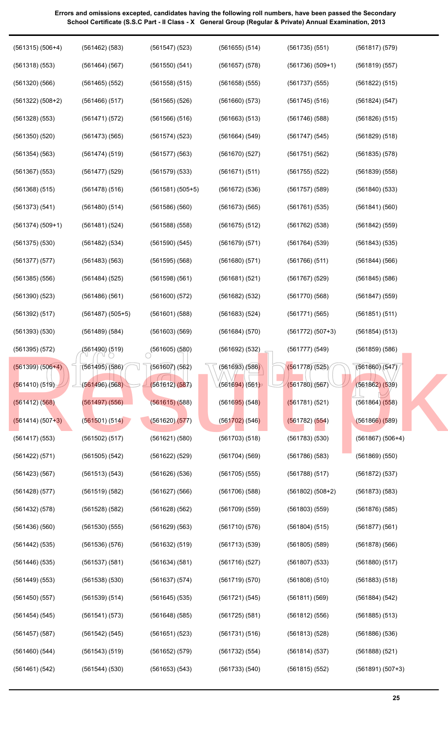**Errors and omissions excepted, candidates having the following roll numbers, have been passed the Secondary School Certificate (S.S.C Part - II Class - X General Group (Regular & Private) Annual Examination, 2013**

(561315) (506+4) (561318) (553) (561320) (566) (561322) (508+2) (561328) (553) (561350) (520) (561354) (563) (561367) (553) (561368) (515) (561373) (541) (561374) (509+1) (561375) (530) (561377) (577) (561385) (556) (561390) (523) (561392) (517) (561393) (530) (561395) (572) (561399) (506+4) (561410) (519) (561412) (568) (561414) (507+3) (561417) (553) (561422) (571) (561423) (567) (561428) (577) (561432) (578) (561436) (560) (561442) (535) (561446) (535) (561449) (553) (561450) (557) (561454) (545) (561457) (587) (561460) (544) (561461) (542)

(561462) (583) (561464) (567) (561465) (552) (561466) (517) (561471) (572) (561473) (565) (561474) (519) (561477) (529) (561478) (516) (561480) (514) (561481) (524) (561482) (534) (561483) (563) (561484) (525) (561486) (561) (561487) (505+5) (561489) (584) (561490) (519) (561495) (586) (561496) (568) (561497) (556) (561501) (514) (561502) (517) (561505) (542) (561513) (543) (561519) (582) (561528) (582) (561530) (555) (561536) (576) (561537) (581) (561538) (530) (561539) (514) (561541) (573) (561542) (545) (561543) (519) (561544) (530)

(561547) (523) (561550) (541) (561558) (515) (561565) (526) (561566) (516) (561574) (523) (561577) (563) (561579) (533) (561581) (505+5) (561586) (560) (561588) (558) (561590) (545) (561595) (568) (561598) (561) (561600) (572) (561601) (588) (561603) (569) (561605) (580) (561607) (562) (561612) (587) (561615) (588) (561620) (577) (561621) (580) (561622) (529) (561626) (536) (561627) (566) (561628) (562) (561629) (563) (561632) (519) (561634) (581) (561637) (574) (561645) (535) (561648) (585) (561651) (523) (561652) (579) (561653) (543)

(561655) (514) (561657) (578) (561658) (555) (561660) (573) (561663) (513) (561664) (549) (561670) (527) (561671) (511) (561672) (536) (561673) (565) (561675) (512) (561679) (571) (561680) (571) (561681) (521) (561682) (532) (561683) (524) (561684) (570) (561692) (532) (561693) (586) (561694) (561) (561695) (548) (561702) (546) (561703) (518) (561704) (569) (561705) (555) (561706) (588) (561709) (559) (561710) (576) (561713) (539) (561716) (527) (561719) (570) (561721) (545) (561725) (581) (561731) (516) (561732) (554) (561733) (540)

(561735) (551) (561736) (509+1) (561737) (555) (561745) (516) (561746) (588) (561747) (545) (561751) (562) (561755) (522) (561757) (589) (561761) (535) (561762) (538) (561764) (539) (561766) (511) (561767) (529) (561770) (568) (561771) (565) (561772) (507+3) (561777) (549) (561778) (525) (561780) (567) (561781) (521) (561782) (554) (561783) (530) (561786) (583) (561788) (517) (561802) (508+2) (561803) (559) (561804) (515) (561805) (589) (561807) (533) (561808) (510) (561811) (569) (561812) (556) (561813) (528) (561814) (537) (561815) (552)

(561817) (579) (561819) (557) (561822) (515) (561824) (547) (561826) (515) (561829) (518) (561835) (578) (561839) (558) (561840) (533) (561841) (560) (561842) (559) (561843) (535) (561844) (566) (561845) (586) (561847) (559) (561851) (511) (561854) (513) (561859) (586) (561860) (547) (561862) (539) (561864) (558) (561866) (589) (561867) (506+4) (561869) (550) (561872) (537) (561873) (583) (561876) (585) (561877) (561) (561878) (566) (561880) (517) (561883) (518) (561884) (542) (561885) (513) (561886) (536) (561888) (521) (561891) (507+3)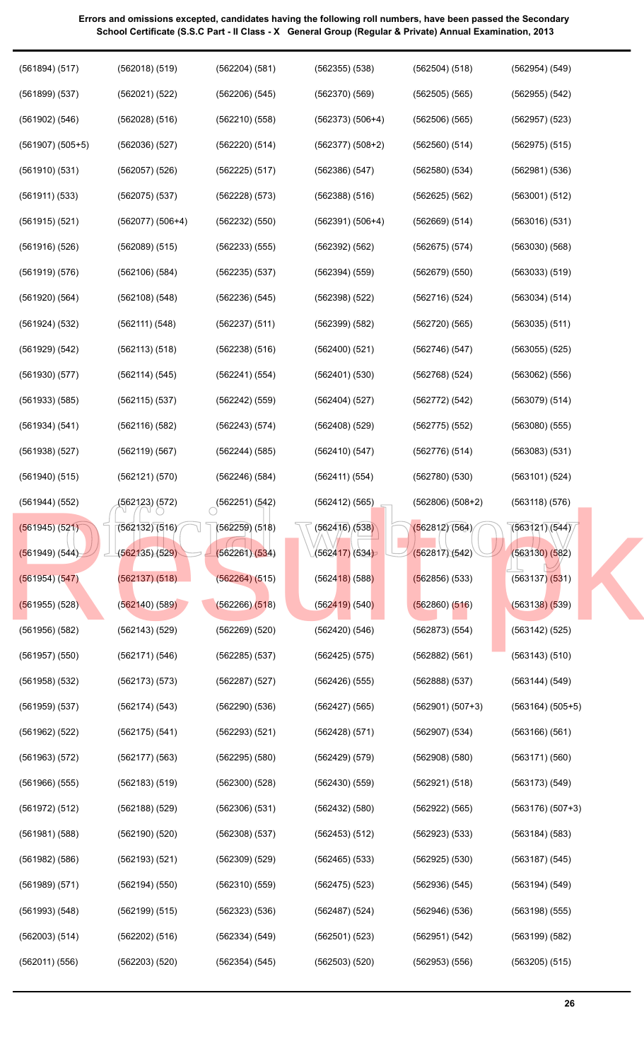**Errors and omissions excepted, candidates having the following roll numbers, have been passed the Secondary School Certificate (S.S.C Part - II Class - X General Group (Regular & Private) Annual Examination, 2013**

| | | | | | |
|---|---|---|---|---|---|
| (561894) (517) | (562018) (519) | (562204) (581) | (562355) (538) | (562504) (518) | (562954) (549) |
| (561899) (537) | (562021) (522) | (562206) (545) | (562370) (569) | (562505) (565) | (562955) (542) |
| (561902) (546) | (562028) (516) | (562210) (558) | (562373) (506+4) | (562506) (565) | (562957) (523) |
| (561907) (505+5) | (562036) (527) | (562220) (514) | (562377) (508+2) | (562560) (514) | (562975) (515) |
| (561910) (531) | (562057) (526) | (562225) (517) | (562386) (547) | (562580) (534) | (562981) (536) |
| (561911) (533) | (562075) (537) | (562228) (573) | (562388) (516) | (562625) (562) | (563001) (512) |
| (561915) (521) | (562077) (506+4) | (562232) (550) | (562391) (506+4) | (562669) (514) | (563016) (531) |
| (561916) (526) | (562089) (515) | (562233) (555) | (562392) (562) | (562675) (574) | (563030) (568) |
| (561919) (576) | (562106) (584) | (562235) (537) | (562394) (559) | (562679) (550) | (563033) (519) |
| (561920) (564) | (562108) (548) | (562236) (545) | (562398) (522) | (562716) (524) | (563034) (514) |
| (561924) (532) | (562111) (548) | (562237) (511) | (562399) (582) | (562720) (565) | (563035) (511) |
| (561929) (542) | (562113) (518) | (562238) (516) | (562400) (521) | (562746) (547) | (563055) (525) |
| (561930) (577) | (562114) (545) | (562241) (554) | (562401) (530) | (562768) (524) | (563062) (556) |
| (561933) (585) | (562115) (537) | (562242) (559) | (562404) (527) | (562772) (542) | (563079) (514) |
| (561934) (541) | (562116) (582) | (562243) (574) | (562408) (529) | (562775) (552) | (563080) (555) |
| (561938) (527) | (562119) (567) | (562244) (585) | (562410) (547) | (562776) (514) | (563083) (531) |
| (561940) (515) | (562121) (570) | (562246) (584) | (562411) (554) | (562780) (530) | (563101) (524) |
| (561944) (552) | (562123) (572) | (562251) (542) | (562412) (565) | (562806) (508+2) | (563118) (576) |
| (561945) (521) | (562132) (516) | (562259) (518) | (562416) (538) | (562812) (564) | (563121) (544) |
| (561949) (544) | (562135) (529) | (562261) (534) | (562417) (534) | (562817) (542) | (563130) (582) |
| (561954) (547) | (562137) (518) | (562264) (515) | (562418) (588) | (562856) (533) | (563137) (531) |
| (561955) (528) | (562140) (589) | (562266) (518) | (562419) (540) | (562860) (516) | (563138) (539) |
| (561956) (582) | (562143) (529) | (562269) (520) | (562420) (546) | (562873) (554) | (563142) (525) |
| (561957) (550) | (562171) (546) | (562285) (537) | (562425) (575) | (562882) (561) | (563143) (510) |
| (561958) (532) | (562173) (573) | (562287) (527) | (562426) (555) | (562888) (537) | (563144) (549) |
| (561959) (537) | (562174) (543) | (562290) (536) | (562427) (565) | (562901) (507+3) | (563164) (505+5) |
| (561962) (522) | (562175) (541) | (562293) (521) | (562428) (571) | (562907) (534) | (563166) (561) |
| (561963) (572) | (562177) (563) | (562295) (580) | (562429) (579) | (562908) (580) | (563171) (560) |
| (561966) (555) | (562183) (519) | (562300) (528) | (562430) (559) | (562921) (518) | (563173) (549) |
| (561972) (512) | (562188) (529) | (562306) (531) | (562432) (580) | (562922) (565) | (563176) (507+3) |
| (561981) (588) | (562190) (520) | (562308) (537) | (562453) (512) | (562923) (533) | (563184) (583) |
| (561982) (586) | (562193) (521) | (562309) (529) | (562465) (533) | (562925) (530) | (563187) (545) |
| (561989) (571) | (562194) (550) | (562310) (559) | (562475) (523) | (562936) (545) | (563194) (549) |
| (561993) (548) | (562199) (515) | (562323) (536) | (562487) (524) | (562946) (536) | (563198) (555) |
| (562003) (514) | (562202) (516) | (562334) (549) | (562501) (523) | (562951) (542) | (563199) (582) |
| (562011) (556) | (562203) (520) | (562354) (545) | (562503) (520) | (562953) (556) | (563205) (515) |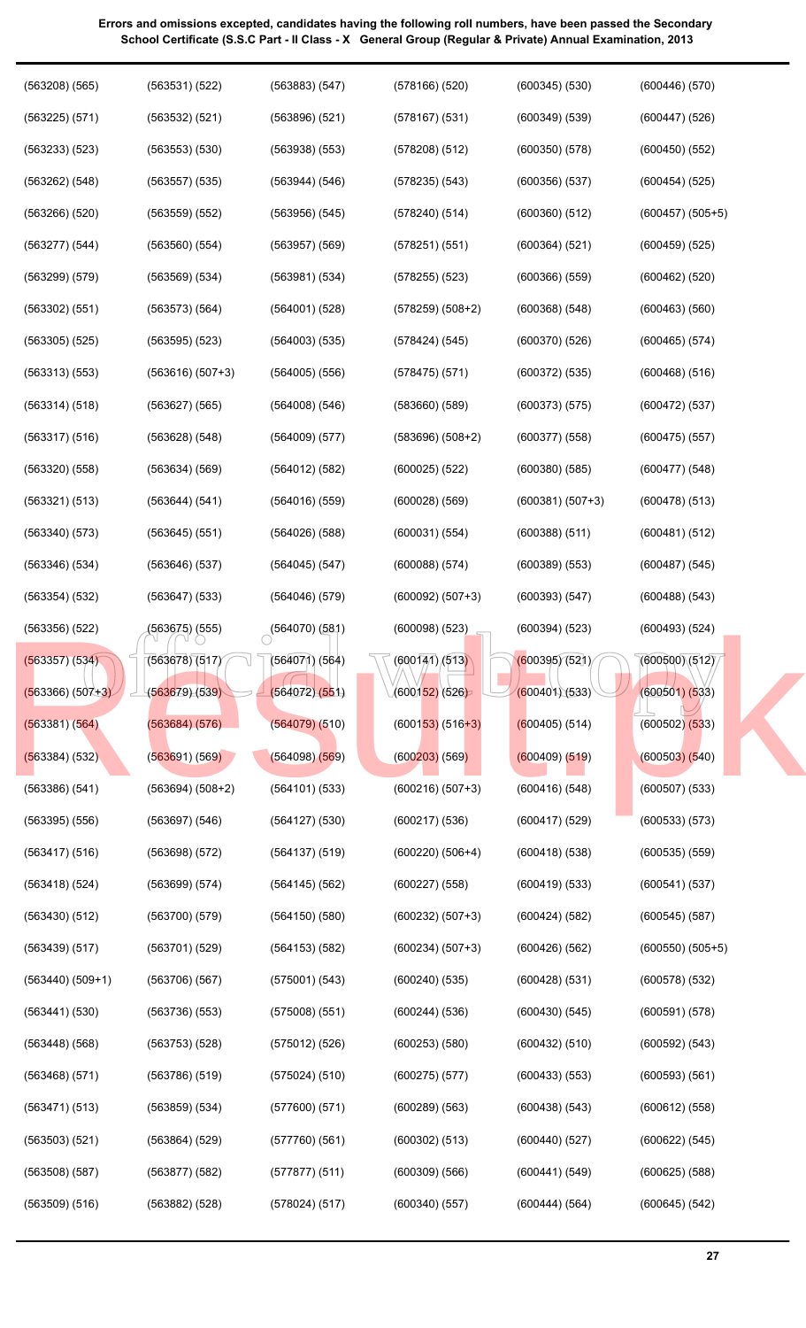**Errors and omissions excepted, candidates having the following roll numbers, have been passed the Secondary School Certificate (S.S.C Part - II Class - X General Group (Regular & Private) Annual Examination, 2013**

(563208) (565)
(563225) (571)
(563233) (523)
(563262) (548)
(563266) (520)
(563277) (544)
(563299) (579)
(563302) (551)
(563305) (525)
(563313) (553)
(563314) (518)
(563317) (516)
(563320) (558)
(563321) (513)
(563340) (573)
(563346) (534)
(563354) (532)
(563356) (522)
(563357) (534)
(563366) (507+3)
(563381) (564)
(563384) (532)
(563386) (541)
(563395) (556)
(563417) (516)
(563418) (524)
(563430) (512)
(563439) (517)
(563440) (509+1)
(563441) (530)
(563448) (568)
(563468) (571)
(563471) (513)
(563503) (521)
(563508) (587)
(563509) (516)
(563531) (522)
(563532) (521)
(563553) (530)
(563557) (535)
(563559) (552)
(563560) (554)
(563569) (534)
(563573) (564)
(563595) (523)
(563616) (507+3)
(563627) (565)
(563628) (548)
(563634) (569)
(563644) (541)
(563645) (551)
(563646) (537)
(563647) (533)
(563675) (555)
(563678) (517)
(563679) (539)
(563684) (576)
(563691) (569)
(563694) (508+2)
(563697) (546)
(563698) (572)
(563699) (574)
(563700) (579)
(563701) (529)
(563706) (567)
(563736) (553)
(563753) (528)
(563786) (519)
(563859) (534)
(563864) (529)
(563877) (582)
(563882) (528)
(563883) (547)
(563896) (521)
(563938) (553)
(563944) (546)
(563956) (545)
(563957) (569)
(563981) (534)
(564001) (528)
(564003) (535)
(564005) (556)
(564008) (546)
(564009) (577)
(564012) (582)
(564016) (559)
(564026) (588)
(564045) (547)
(564046) (579)
(564070) (581)
(564071) (564)
(564072) (551)
(564079) (510)
(564098) (569)
(564101) (533)
(564127) (530)
(564137) (519)
(564145) (562)
(564150) (580)
(564153) (582)
(575001) (543)
(575008) (551)
(575012) (526)
(575024) (510)
(577600) (571)
(577760) (561)
(577877) (511)
(578024) (517)
(578166) (520)
(578167) (531)
(578208) (512)
(578235) (543)
(578240) (514)
(578251) (551)
(578255) (523)
(578259) (508+2)
(578424) (545)
(578475) (571)
(583660) (589)
(583696) (508+2)
(600025) (522)
(600028) (569)
(600031) (554)
(600088) (574)
(600092) (507+3)
(600098) (523)
(600141) (513)
(600152) (526)
(600153) (516+3)
(600203) (569)
(600216) (507+3)
(600217) (536)
(600220) (506+4)
(600227) (558)
(600232) (507+3)
(600234) (507+3)
(600240) (535)
(600244) (536)
(600253) (580)
(600275) (577)
(600289) (563)
(600302) (513)
(600309) (566)
(600340) (557)
(600345) (530)
(600349) (539)
(600350) (578)
(600356) (537)
(600360) (512)
(600364) (521)
(600366) (559)
(600368) (548)
(600370) (526)
(600372) (535)
(600373) (575)
(600377) (558)
(600380) (585)
(600381) (507+3)
(600388) (511)
(600389) (553)
(600393) (547)
(600394) (523)
(600395) (521)
(600401) (533)
(600405) (514)
(600409) (519)
(600416) (548)
(600417) (529)
(600418) (538)
(600419) (533)
(600424) (582)
(600426) (562)
(600428) (531)
(600430) (545)
(600432) (510)
(600433) (553)
(600438) (543)
(600440) (527)
(600441) (549)
(600444) (564)
(600446) (570)
(600447) (526)
(600450) (552)
(600454) (525)
(600457) (505+5)
(600459) (525)
(600462) (520)
(600463) (560)
(600465) (574)
(600468) (516)
(600472) (537)
(600475) (557)
(600477) (548)
(600478) (513)
(600481) (512)
(600487) (545)
(600488) (543)
(600493) (524)
(600500) (512)
(600501) (533)
(600502) (533)
(600503) (540)
(600507) (533)
(600533) (573)
(600535) (559)
(600541) (537)
(600545) (587)
(600550) (505+5)
(600578) (532)
(600591) (578)
(600592) (543)
(600593) (561)
(600612) (558)
(600622) (545)
(600625) (588)
(600645) (542)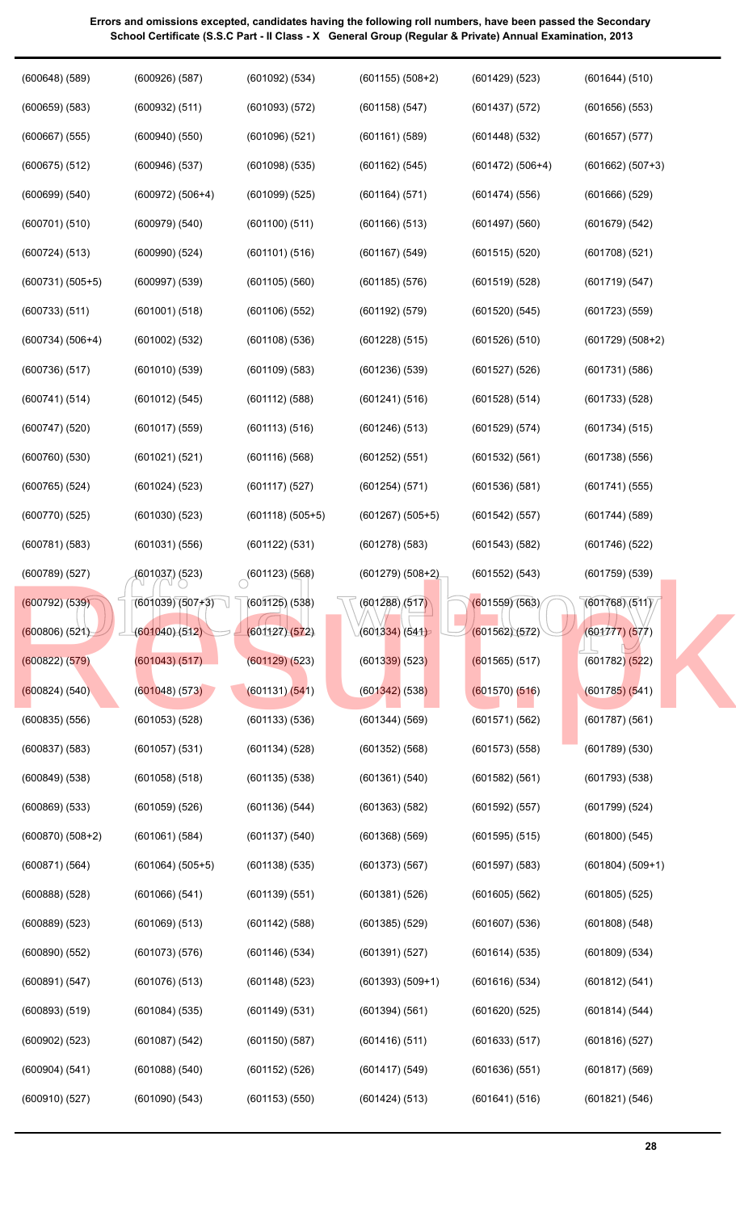**Errors and omissions excepted, candidates having the following roll numbers, have been passed the Secondary School Certificate (S.S.C Part - II Class - X General Group (Regular & Private) Annual Examination, 2013**

| | | | | | |
|---|---|---|---|---|---|
| (600648) (589) | (600926) (587) | (601092) (534) | (601155) (508+2) | (601429) (523) | (601644) (510) |
| (600659) (583) | (600932) (511) | (601093) (572) | (601158) (547) | (601437) (572) | (601656) (553) |
| (600667) (555) | (600940) (550) | (601096) (521) | (601161) (589) | (601448) (532) | (601657) (577) |
| (600675) (512) | (600946) (537) | (601098) (535) | (601162) (545) | (601472) (506+4) | (601662) (507+3) |
| (600699) (540) | (600972) (506+4) | (601099) (525) | (601164) (571) | (601474) (556) | (601666) (529) |
| (600701) (510) | (600979) (540) | (601100) (511) | (601166) (513) | (601497) (560) | (601679) (542) |
| (600724) (513) | (600990) (524) | (601101) (516) | (601167) (549) | (601515) (520) | (601708) (521) |
| (600731) (505+5) | (600997) (539) | (601105) (560) | (601185) (576) | (601519) (528) | (601719) (547) |
| (600733) (511) | (601001) (518) | (601106) (552) | (601192) (579) | (601520) (545) | (601723) (559) |
| (600734) (506+4) | (601002) (532) | (601108) (536) | (601228) (515) | (601526) (510) | (601729) (508+2) |
| (600736) (517) | (601010) (539) | (601109) (583) | (601236) (539) | (601527) (526) | (601731) (586) |
| (600741) (514) | (601012) (545) | (601112) (588) | (601241) (516) | (601528) (514) | (601733) (528) |
| (600747) (520) | (601017) (559) | (601113) (516) | (601246) (513) | (601529) (574) | (601734) (515) |
| (600760) (530) | (601021) (521) | (601116) (568) | (601252) (551) | (601532) (561) | (601738) (556) |
| (600765) (524) | (601024) (523) | (601117) (527) | (601254) (571) | (601536) (581) | (601741) (555) |
| (600770) (525) | (601030) (523) | (601118) (505+5) | (601267) (505+5) | (601542) (557) | (601744) (589) |
| (600781) (583) | (601031) (556) | (601122) (531) | (601278) (583) | (601543) (582) | (601746) (522) |
| (600789) (527) | (601037) (523) | (601123) (568) | (601279) (508+2) | (601552) (543) | (601759) (539) |
| (600792) (539) | (601039) (507+3) | (601125) (538) | (601288) (517) | (601559) (563) | (601768) (511) |
| (600806) (521) | (601040) (512) | (601127) (572) | (601334) (541) | (601562) (572) | (601777) (577) |
| (600822) (579) | (601043) (517) | (601129) (523) | (601339) (523) | (601565) (517) | (601782) (522) |
| (600824) (540) | (601048) (573) | (601131) (541) | (601342) (538) | (601570) (516) | (601785) (541) |
| (600835) (556) | (601053) (528) | (601133) (536) | (601344) (569) | (601571) (562) | (601787) (561) |
| (600837) (583) | (601057) (531) | (601134) (528) | (601352) (568) | (601573) (558) | (601789) (530) |
| (600849) (538) | (601058) (518) | (601135) (538) | (601361) (540) | (601582) (561) | (601793) (538) |
| (600869) (533) | (601059) (526) | (601136) (544) | (601363) (582) | (601592) (557) | (601799) (524) |
| (600870) (508+2) | (601061) (584) | (601137) (540) | (601368) (569) | (601595) (515) | (601800) (545) |
| (600871) (564) | (601064) (505+5) | (601138) (535) | (601373) (567) | (601597) (583) | (601804) (509+1) |
| (600888) (528) | (601066) (541) | (601139) (551) | (601381) (526) | (601605) (562) | (601805) (525) |
| (600889) (523) | (601069) (513) | (601142) (588) | (601385) (529) | (601607) (536) | (601808) (548) |
| (600890) (552) | (601073) (576) | (601146) (534) | (601391) (527) | (601614) (535) | (601809) (534) |
| (600891) (547) | (601076) (513) | (601148) (523) | (601393) (509+1) | (601616) (534) | (601812) (541) |
| (600893) (519) | (601084) (535) | (601149) (531) | (601394) (561) | (601620) (525) | (601814) (544) |
| (600902) (523) | (601087) (542) | (601150) (587) | (601416) (511) | (601633) (517) | (601816) (527) |
| (600904) (541) | (601088) (540) | (601152) (526) | (601417) (549) | (601636) (551) | (601817) (569) |
| (600910) (527) | (601090) (543) | (601153) (550) | (601424) (513) | (601641) (516) | (601821) (546) |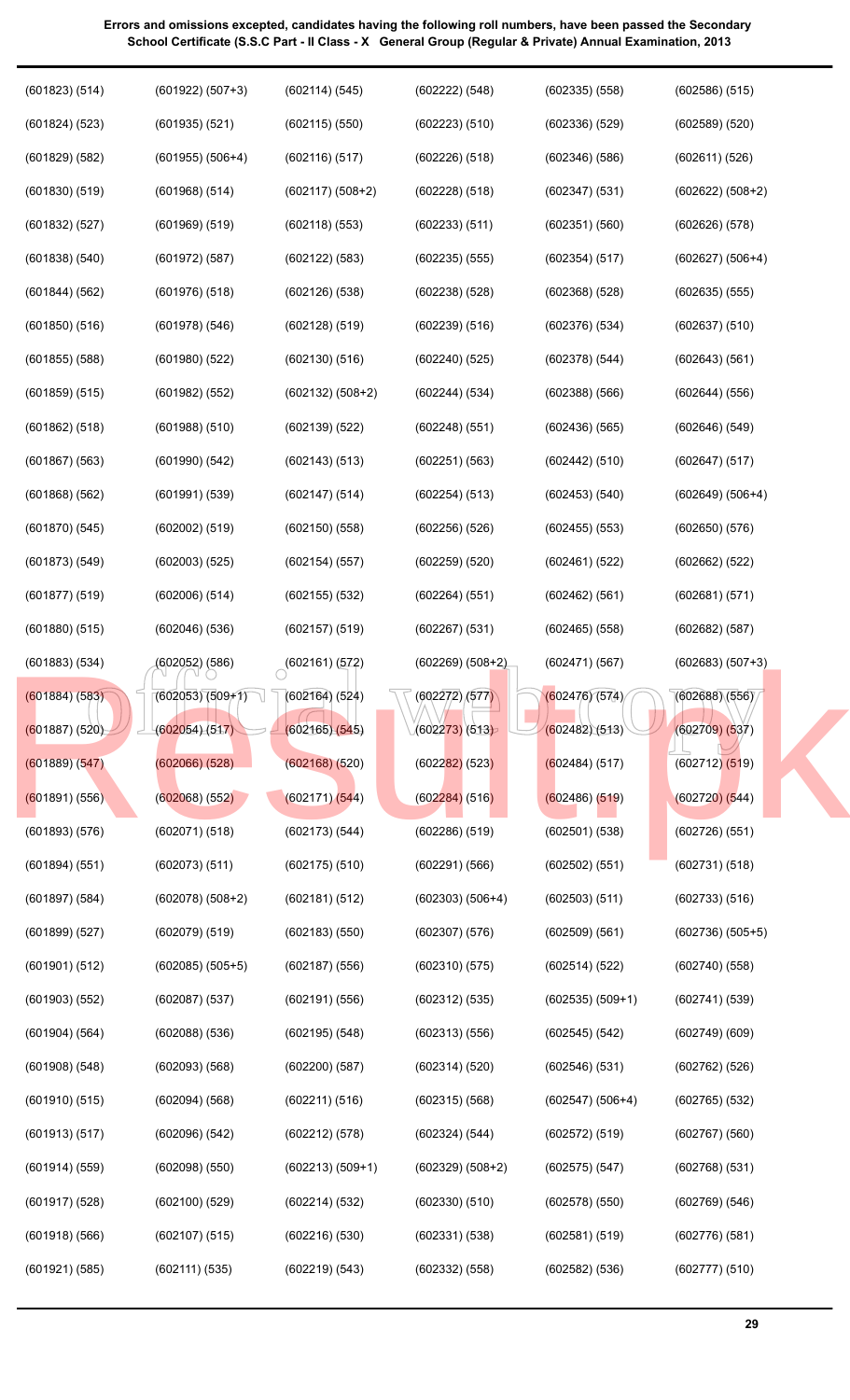**Errors and omissions excepted, candidates having the following roll numbers, have been passed the Secondary School Certificate (S.S.C Part - II Class - X General Group (Regular & Private) Annual Examination, 2013**

| | | | | | |
|---|---|---|---|---|---|
| (601823) (514) | (601922) (507+3) | (602114) (545) | (602222) (548) | (602335) (558) | (602586) (515) |
| (601824) (523) | (601935) (521) | (602115) (550) | (602223) (510) | (602336) (529) | (602589) (520) |
| (601829) (582) | (601955) (506+4) | (602116) (517) | (602226) (518) | (602346) (586) | (602611) (526) |
| (601830) (519) | (601968) (514) | (602117) (508+2) | (602228) (518) | (602347) (531) | (602622) (508+2) |
| (601832) (527) | (601969) (519) | (602118) (553) | (602233) (511) | (602351) (560) | (602626) (578) |
| (601838) (540) | (601972) (587) | (602122) (583) | (602235) (555) | (602354) (517) | (602627) (506+4) |
| (601844) (562) | (601976) (518) | (602126) (538) | (602238) (528) | (602368) (528) | (602635) (555) |
| (601850) (516) | (601978) (546) | (602128) (519) | (602239) (516) | (602376) (534) | (602637) (510) |
| (601855) (588) | (601980) (522) | (602130) (516) | (602240) (525) | (602378) (544) | (602643) (561) |
| (601859) (515) | (601982) (552) | (602132) (508+2) | (602244) (534) | (602388) (566) | (602644) (556) |
| (601862) (518) | (601988) (510) | (602139) (522) | (602248) (551) | (602436) (565) | (602646) (549) |
| (601867) (563) | (601990) (542) | (602143) (513) | (602251) (563) | (602442) (510) | (602647) (517) |
| (601868) (562) | (601991) (539) | (602147) (514) | (602254) (513) | (602453) (540) | (602649) (506+4) |
| (601870) (545) | (602002) (519) | (602150) (558) | (602256) (526) | (602455) (553) | (602650) (576) |
| (601873) (549) | (602003) (525) | (602154) (557) | (602259) (520) | (602461) (522) | (602662) (522) |
| (601877) (519) | (602006) (514) | (602155) (532) | (602264) (551) | (602462) (561) | (602681) (571) |
| (601880) (515) | (602046) (536) | (602157) (519) | (602267) (531) | (602465) (558) | (602682) (587) |
| (601883) (534) | (602052) (586) | (602161) (572) | (602269) (508+2) | (602471) (567) | (602683) (507+3) |
| (601884) (583) | (602053) (509+1) | (602164) (524) | (602272) (577) | (602476) (574) | (602688) (556) |
| (601887) (520) | (602054) (517) | (602165) (545) | (602273) (513) | (602482) (513) | (602709) (537) |
| (601889) (547) | (602066) (528) | (602168) (520) | (602282) (523) | (602484) (517) | (602712) (519) |
| (601891) (556) | (602068) (552) | (602171) (544) | (602284) (516) | (602486) (519) | (602720) (544) |
| (601893) (576) | (602071) (518) | (602173) (544) | (602286) (519) | (602501) (538) | (602726) (551) |
| (601894) (551) | (602073) (511) | (602175) (510) | (602291) (566) | (602502) (551) | (602731) (518) |
| (601897) (584) | (602078) (508+2) | (602181) (512) | (602303) (506+4) | (602503) (511) | (602733) (516) |
| (601899) (527) | (602079) (519) | (602183) (550) | (602307) (576) | (602509) (561) | (602736) (505+5) |
| (601901) (512) | (602085) (505+5) | (602187) (556) | (602310) (575) | (602514) (522) | (602740) (558) |
| (601903) (552) | (602087) (537) | (602191) (556) | (602312) (535) | (602535) (509+1) | (602741) (539) |
| (601904) (564) | (602088) (536) | (602195) (548) | (602313) (556) | (602545) (542) | (602749) (609) |
| (601908) (548) | (602093) (568) | (602200) (587) | (602314) (520) | (602546) (531) | (602762) (526) |
| (601910) (515) | (602094) (568) | (602211) (516) | (602315) (568) | (602547) (506+4) | (602765) (532) |
| (601913) (517) | (602096) (542) | (602212) (578) | (602324) (544) | (602572) (519) | (602767) (560) |
| (601914) (559) | (602098) (550) | (602213) (509+1) | (602329) (508+2) | (602575) (547) | (602768) (531) |
| (601917) (528) | (602100) (529) | (602214) (532) | (602330) (510) | (602578) (550) | (602769) (546) |
| (601918) (566) | (602107) (515) | (602216) (530) | (602331) (538) | (602581) (519) | (602776) (581) |
| (601921) (585) | (602111) (535) | (602219) (543) | (602332) (558) | (602582) (536) | (602777) (510) |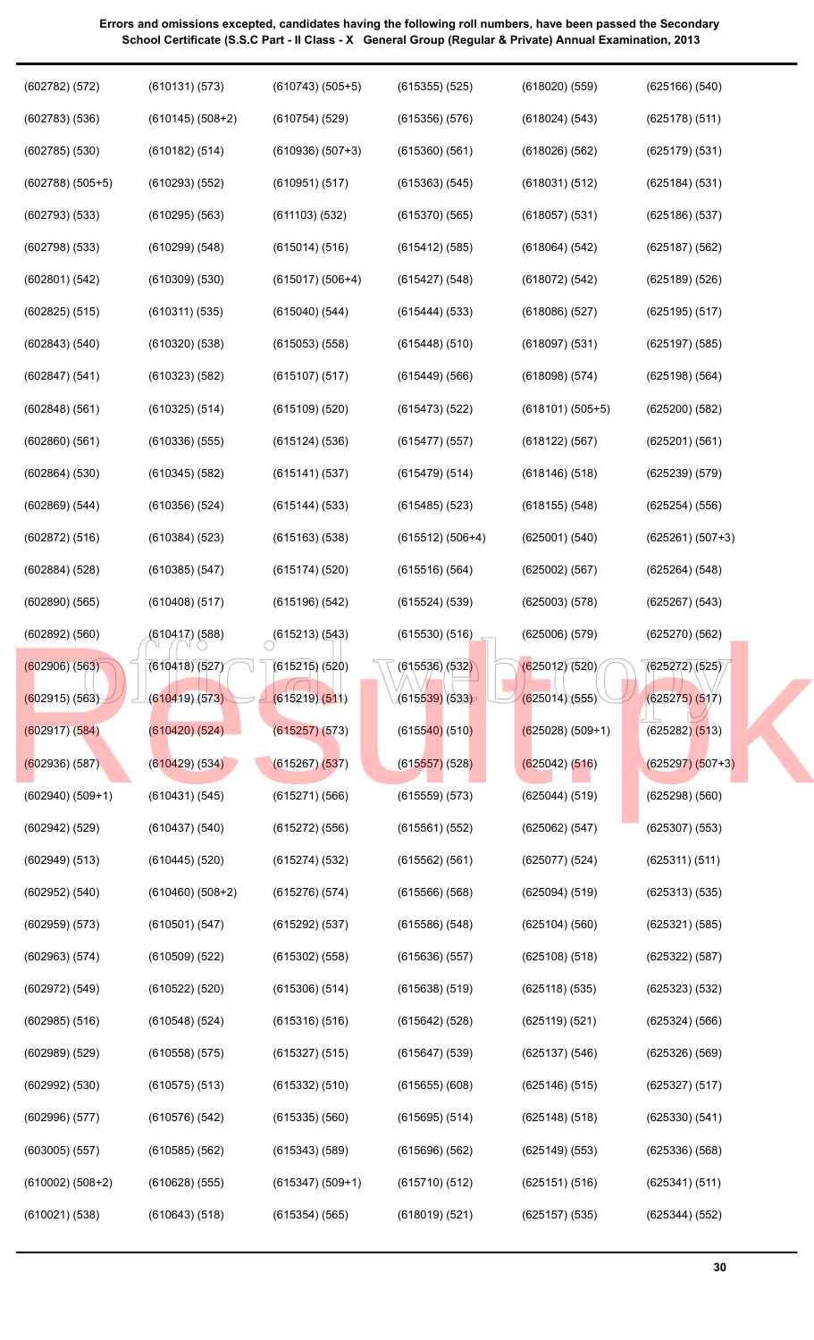**Errors and omissions excepted, candidates having the following roll numbers, have been passed the Secondary School Certificate (S.S.C Part - II Class - X General Group (Regular & Private) Annual Examination, 2013**

(602782) (572)
(602783) (536)
(602785) (530)
(602788) (505+5)
(602793) (533)
(602798) (533)
(602801) (542)
(602825) (515)
(602843) (540)
(602847) (541)
(602848) (561)
(602860) (561)
(602864) (530)
(602869) (544)
(602872) (516)
(602884) (528)
(602890) (565)
(602892) (560)
(602906) (563)
(602915) (563)
(602917) (584)
(602936) (587)
(602940) (509+1)
(602942) (529)
(602949) (513)
(602952) (540)
(602959) (573)
(602963) (574)
(602972) (549)
(602985) (516)
(602989) (529)
(602992) (530)
(602996) (577)
(603005) (557)
(610002) (508+2)
(610021) (538)

(610131) (573)
(610145) (508+2)
(610182) (514)
(610293) (552)
(610295) (563)
(610299) (548)
(610309) (530)
(610311) (535)
(610320) (538)
(610323) (582)
(610325) (514)
(610336) (555)
(610345) (582)
(610356) (524)
(610384) (523)
(610385) (547)
(610408) (517)
(610417) (588)
(610418) (527)
(610419) (573)
(610420) (524)
(610429) (534)
(610431) (545)
(610437) (540)
(610445) (520)
(610460) (508+2)
(610501) (547)
(610509) (522)
(610522) (520)
(610548) (524)
(610558) (575)
(610575) (513)
(610576) (542)
(610585) (562)
(610628) (555)
(610643) (518)

(610743) (505+5)
(610754) (529)
(610936) (507+3)
(610951) (517)
(611103) (532)
(615014) (516)
(615017) (506+4)
(615040) (544)
(615053) (558)
(615107) (517)
(615109) (520)
(615124) (536)
(615141) (537)
(615144) (533)
(615163) (538)
(615174) (520)
(615196) (542)
(615213) (543)
(615215) (520)
(615219) (511)
(615257) (573)
(615267) (537)
(615271) (566)
(615272) (556)
(615274) (532)
(615276) (574)
(615292) (537)
(615302) (558)
(615306) (514)
(615316) (516)
(615327) (515)
(615332) (510)
(615335) (560)
(615343) (589)
(615347) (509+1)
(615354) (565)

(615355) (525)
(615356) (576)
(615360) (561)
(615363) (545)
(615370) (565)
(615412) (585)
(615427) (548)
(615444) (533)
(615448) (510)
(615449) (566)
(615473) (522)
(615477) (557)
(615479) (514)
(615485) (523)
(615512) (506+4)
(615516) (564)
(615524) (539)
(615530) (516)
(615536) (532)
(615539) (533)
(615540) (510)
(615557) (528)
(615559) (573)
(615561) (552)
(615562) (561)
(615566) (568)
(615586) (548)
(615636) (557)
(615638) (519)
(615642) (528)
(615647) (539)
(615655) (608)
(615695) (514)
(615696) (562)
(615710) (512)
(618019) (521)

(618020) (559)
(618024) (543)
(618026) (562)
(618031) (512)
(618057) (531)
(618064) (542)
(618072) (542)
(618086) (527)
(618097) (531)
(618098) (574)
(618101) (505+5)
(618122) (567)
(618146) (518)
(618155) (548)
(625001) (540)
(625002) (567)
(625003) (578)
(625006) (579)
(625012) (520)
(625014) (555)
(625028) (509+1)
(625042) (516)
(625044) (519)
(625062) (547)
(625077) (524)
(625094) (519)
(625104) (560)
(625108) (518)
(625118) (535)
(625119) (521)
(625137) (546)
(625146) (515)
(625148) (518)
(625149) (553)
(625151) (516)
(625157) (535)

(625166) (540)
(625178) (511)
(625179) (531)
(625184) (531)
(625186) (537)
(625187) (562)
(625189) (526)
(625195) (517)
(625197) (585)
(625198) (564)
(625200) (582)
(625201) (561)
(625239) (579)
(625254) (556)
(625261) (507+3)
(625264) (548)
(625267) (543)
(625270) (562)
(625272) (525)
(625275) (517)
(625282) (513)
(625297) (507+3)
(625298) (560)
(625307) (553)
(625311) (511)
(625313) (535)
(625321) (585)
(625322) (587)
(625323) (532)
(625324) (566)
(625326) (569)
(625327) (517)
(625330) (541)
(625336) (568)
(625341) (511)
(625344) (552)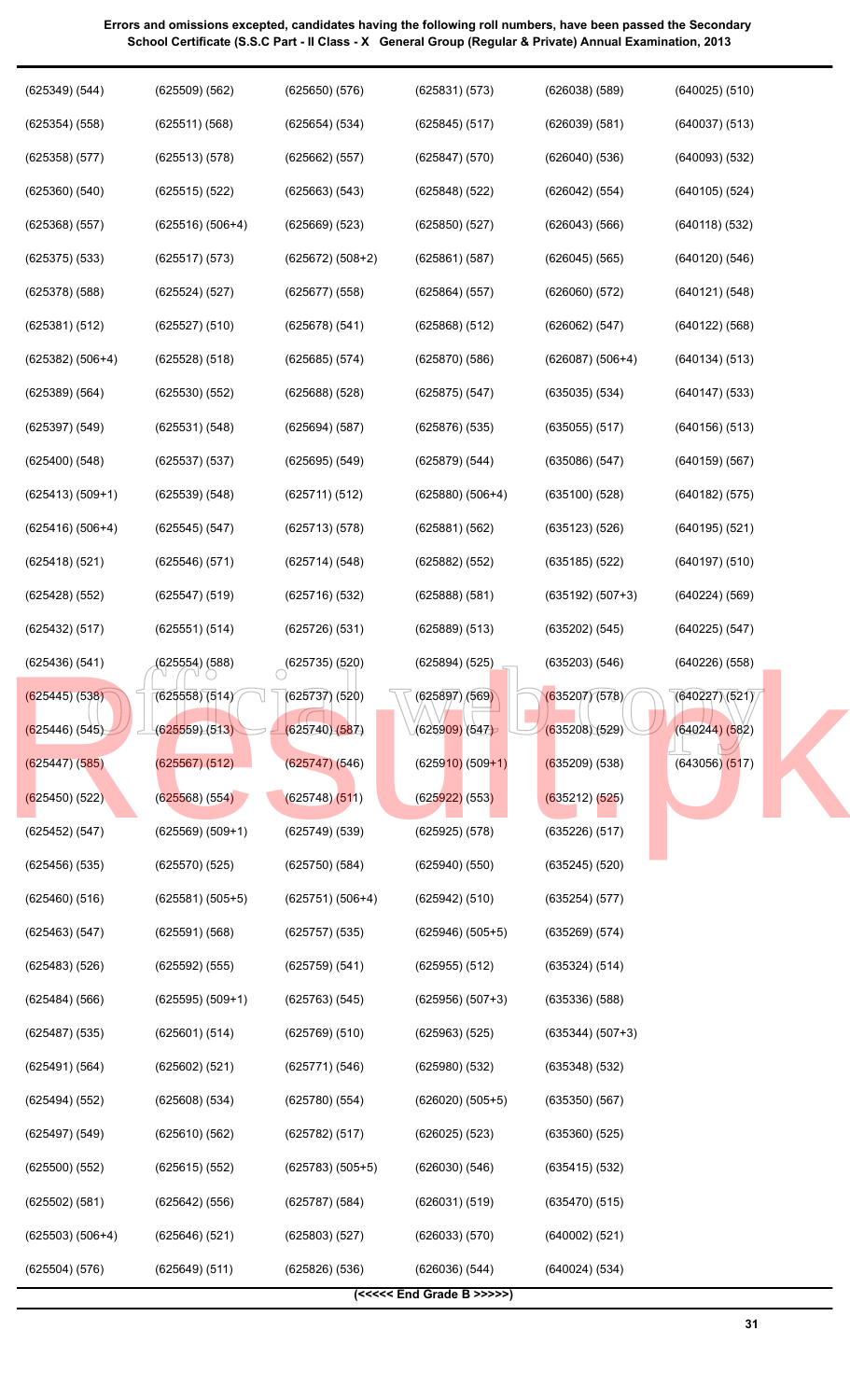**Errors and omissions excepted, candidates having the following roll numbers, have been passed the Secondary School Certificate (S.S.C Part - II Class - X General Group (Regular & Private) Annual Examination, 2013**

(625349) (544)
(625354) (558)
(625358) (577)
(625360) (540)
(625368) (557)
(625375) (533)
(625378) (588)
(625381) (512)
(625382) (506+4)
(625389) (564)
(625397) (549)
(625400) (548)
(625413) (509+1)
(625416) (506+4)
(625418) (521)
(625428) (552)
(625432) (517)
(625436) (541)
(625445) (538)
(625446) (545)
(625447) (585)
(625450) (522)
(625452) (547)
(625456) (535)
(625460) (516)
(625463) (547)
(625483) (526)
(625484) (566)
(625487) (535)
(625491) (564)
(625494) (552)
(625497) (549)
(625500) (552)
(625502) (581)
(625503) (506+4)
(625504) (576)
(625509) (562)
(625511) (568)
(625513) (578)
(625515) (522)
(625516) (506+4)
(625517) (573)
(625524) (527)
(625527) (510)
(625528) (518)
(625530) (552)
(625531) (548)
(625537) (537)
(625539) (548)
(625545) (547)
(625546) (571)
(625547) (519)
(625551) (514)
(625554) (588)
(625558) (514)
(625559) (513)
(625567) (512)
(625568) (554)
(625569) (509+1)
(625570) (525)
(625581) (505+5)
(625591) (568)
(625592) (555)
(625595) (509+1)
(625601) (514)
(625602) (521)
(625608) (534)
(625610) (562)
(625615) (552)
(625642) (556)
(625646) (521)
(625649) (511)
(625650) (576)
(625654) (534)
(625662) (557)
(625663) (543)
(625669) (523)
(625672) (508+2)
(625677) (558)
(625678) (541)
(625685) (574)
(625688) (528)
(625694) (587)
(625695) (549)
(625711) (512)
(625713) (578)
(625714) (548)
(625716) (532)
(625726) (531)
(625735) (520)
(625737) (520)
(625740) (587)
(625747) (546)
(625748) (511)
(625749) (539)
(625750) (584)
(625751) (506+4)
(625757) (535)
(625759) (541)
(625763) (545)
(625769) (510)
(625771) (546)
(625780) (554)
(625782) (517)
(625783) (505+5)
(625787) (584)
(625803) (527)
(625826) (536)
(625831) (573)
(625845) (517)
(625847) (570)
(625848) (522)
(625850) (527)
(625861) (587)
(625864) (557)
(625868) (512)
(625870) (586)
(625875) (547)
(625876) (535)
(625879) (544)
(625880) (506+4)
(625881) (562)
(625882) (552)
(625888) (581)
(625889) (513)
(625894) (525)
(625897) (569)
(625909) (547)
(625910) (509+1)
(625922) (553)
(625925) (578)
(625940) (550)
(625942) (510)
(625946) (505+5)
(625955) (512)
(625956) (507+3)
(625963) (525)
(625980) (532)
(626020) (505+5)
(626025) (523)
(626030) (546)
(626031) (519)
(626033) (570)
(626036) (544)
(626038) (589)
(626039) (581)
(626040) (536)
(626042) (554)
(626043) (566)
(626045) (565)
(626060) (572)
(626062) (547)
(626087) (506+4)
(635035) (534)
(635055) (517)
(635086) (547)
(635100) (528)
(635123) (526)
(635185) (522)
(635192) (507+3)
(635202) (545)
(635203) (546)
(635207) (578)
(635208) (529)
(635209) (538)
(635212) (525)
(635226) (517)
(635245) (520)
(635254) (577)
(635269) (574)
(635324) (514)
(635336) (588)
(635344) (507+3)
(635348) (532)
(635350) (567)
(635360) (525)
(635415) (532)
(635470) (515)
(640002) (521)
(640024) (534)
(640025) (510)
(640037) (513)
(640093) (532)
(640105) (524)
(640118) (532)
(640120) (546)
(640121) (548)
(640122) (568)
(640134) (513)
(640147) (533)
(640156) (513)
(640159) (567)
(640182) (575)
(640195) (521)
(640197) (510)
(640224) (569)
(640225) (547)
(640226) (558)
(640227) (521)
(640244) (582)
(643056) (517)

**(<<<<< End Grade B >>>>>)**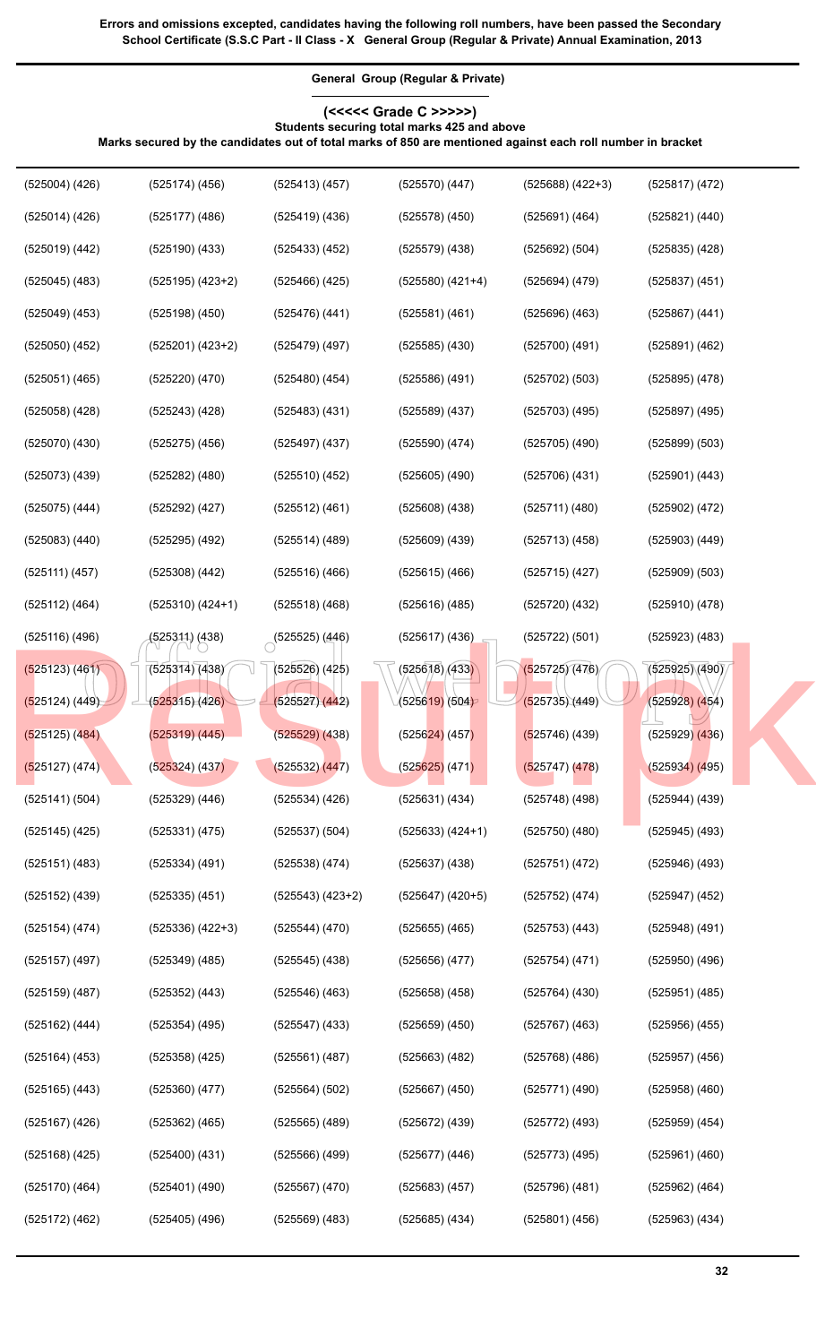**Errors and omissions excepted, candidates having the following roll numbers, have been passed the Secondary School Certificate (S.S.C Part - II Class - X General Group (Regular & Private) Annual Examination, 2013**

**General Group (Regular & Private)**

**(<<<<< Grade C >>>>>)**

**Students securing total marks 425 and above**

**Marks secured by the candidates out of total marks of 850 are mentioned against each roll number in bracket**

| | | | | | |
|---|---|---|---|---|---|
| (525004) (426) | (525174) (456) | (525413) (457) | (525570) (447) | (525688) (422+3) | (525817) (472) |
| (525014) (426) | (525177) (486) | (525419) (436) | (525578) (450) | (525691) (464) | (525821) (440) |
| (525019) (442) | (525190) (433) | (525433) (452) | (525579) (438) | (525692) (504) | (525835) (428) |
| (525045) (483) | (525195) (423+2) | (525466) (425) | (525580) (421+4) | (525694) (479) | (525837) (451) |
| (525049) (453) | (525198) (450) | (525476) (441) | (525581) (461) | (525696) (463) | (525867) (441) |
| (525050) (452) | (525201) (423+2) | (525479) (497) | (525585) (430) | (525700) (491) | (525891) (462) |
| (525051) (465) | (525220) (470) | (525480) (454) | (525586) (491) | (525702) (503) | (525895) (478) |
| (525058) (428) | (525243) (428) | (525483) (431) | (525589) (437) | (525703) (495) | (525897) (495) |
| (525070) (430) | (525275) (456) | (525497) (437) | (525590) (474) | (525705) (490) | (525899) (503) |
| (525073) (439) | (525282) (480) | (525510) (452) | (525605) (490) | (525706) (431) | (525901) (443) |
| (525075) (444) | (525292) (427) | (525512) (461) | (525608) (438) | (525711) (480) | (525902) (472) |
| (525083) (440) | (525295) (492) | (525514) (489) | (525609) (439) | (525713) (458) | (525903) (449) |
| (525111) (457) | (525308) (442) | (525516) (466) | (525615) (466) | (525715) (427) | (525909) (503) |
| (525112) (464) | (525310) (424+1) | (525518) (468) | (525616) (485) | (525720) (432) | (525910) (478) |
| (525116) (496) | (525311) (438) | (525525) (446) | (525617) (436) | (525722) (501) | (525923) (483) |
| (525123) (461) | (525314) (438) | (525526) (425) | (525618) (433) | (525725) (476) | (525925) (490) |
| (525124) (449) | (525315) (426) | (525527) (442) | (525619) (504) | (525735) (449) | (525928) (454) |
| (525125) (484) | (525319) (445) | (525529) (438) | (525624) (457) | (525746) (439) | (525929) (436) |
| (525127) (474) | (525324) (437) | (525532) (447) | (525625) (471) | (525747) (478) | (525934) (495) |
| (525141) (504) | (525329) (446) | (525534) (426) | (525631) (434) | (525748) (498) | (525944) (439) |
| (525145) (425) | (525331) (475) | (525537) (504) | (525633) (424+1) | (525750) (480) | (525945) (493) |
| (525151) (483) | (525334) (491) | (525538) (474) | (525637) (438) | (525751) (472) | (525946) (493) |
| (525152) (439) | (525335) (451) | (525543) (423+2) | (525647) (420+5) | (525752) (474) | (525947) (452) |
| (525154) (474) | (525336) (422+3) | (525544) (470) | (525655) (465) | (525753) (443) | (525948) (491) |
| (525157) (497) | (525349) (485) | (525545) (438) | (525656) (477) | (525754) (471) | (525950) (496) |
| (525159) (487) | (525352) (443) | (525546) (463) | (525658) (458) | (525764) (430) | (525951) (485) |
| (525162) (444) | (525354) (495) | (525547) (433) | (525659) (450) | (525767) (463) | (525956) (455) |
| (525164) (453) | (525358) (425) | (525561) (487) | (525663) (482) | (525768) (486) | (525957) (456) |
| (525165) (443) | (525360) (477) | (525564) (502) | (525667) (450) | (525771) (490) | (525958) (460) |
| (525167) (426) | (525362) (465) | (525565) (489) | (525672) (439) | (525772) (493) | (525959) (454) |
| (525168) (425) | (525400) (431) | (525566) (499) | (525677) (446) | (525773) (495) | (525961) (460) |
| (525170) (464) | (525401) (490) | (525567) (470) | (525683) (457) | (525796) (481) | (525962) (464) |
| (525172) (462) | (525405) (496) | (525569) (483) | (525685) (434) | (525801) (456) | (525963) (434) |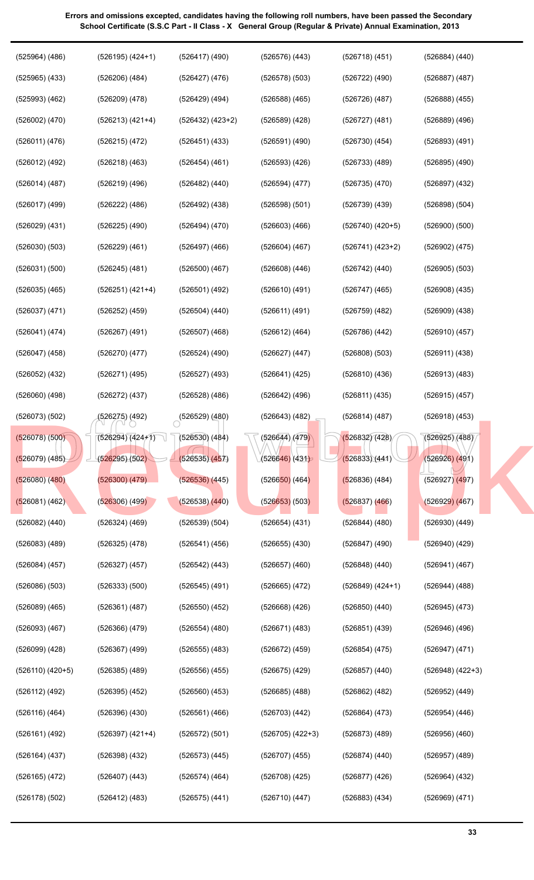**Errors and omissions excepted, candidates having the following roll numbers, have been passed the Secondary School Certificate (S.S.C Part - II Class - X General Group (Regular & Private) Annual Examination, 2013**

| | | | | | |
|---|---|---|---|---|---|
| (525964) (486) | (526195) (424+1) | (526417) (490) | (526576) (443) | (526718) (451) | (526884) (440) |
| (525965) (433) | (526206) (484) | (526427) (476) | (526578) (503) | (526722) (490) | (526887) (487) |
| (525993) (462) | (526209) (478) | (526429) (494) | (526588) (465) | (526726) (487) | (526888) (455) |
| (526002) (470) | (526213) (421+4) | (526432) (423+2) | (526589) (428) | (526727) (481) | (526889) (496) |
| (526011) (476) | (526215) (472) | (526451) (433) | (526591) (490) | (526730) (454) | (526893) (491) |
| (526012) (492) | (526218) (463) | (526454) (461) | (526593) (426) | (526733) (489) | (526895) (490) |
| (526014) (487) | (526219) (496) | (526482) (440) | (526594) (477) | (526735) (470) | (526897) (432) |
| (526017) (499) | (526222) (486) | (526492) (438) | (526598) (501) | (526739) (439) | (526898) (504) |
| (526029) (431) | (526225) (490) | (526494) (470) | (526603) (466) | (526740) (420+5) | (526900) (500) |
| (526030) (503) | (526229) (461) | (526497) (466) | (526604) (467) | (526741) (423+2) | (526902) (475) |
| (526031) (500) | (526245) (481) | (526500) (467) | (526608) (446) | (526742) (440) | (526905) (503) |
| (526035) (465) | (526251) (421+4) | (526501) (492) | (526610) (491) | (526747) (465) | (526908) (435) |
| (526037) (471) | (526252) (459) | (526504) (440) | (526611) (491) | (526759) (482) | (526909) (438) |
| (526041) (474) | (526267) (491) | (526507) (468) | (526612) (464) | (526786) (442) | (526910) (457) |
| (526047) (458) | (526270) (477) | (526524) (490) | (526627) (447) | (526808) (503) | (526911) (438) |
| (526052) (432) | (526271) (495) | (526527) (493) | (526641) (425) | (526810) (436) | (526913) (483) |
| (526060) (498) | (526272) (437) | (526528) (486) | (526642) (496) | (526811) (435) | (526915) (457) |
| (526073) (502) | (526275) (492) | (526529) (480) | (526643) (482) | (526814) (487) | (526918) (453) |
| (526078) (500) | (526294) (424+1) | (526530) (484) | (526644) (479) | (526832) (428) | (526925) (488) |
| (526079) (485) | (526295) (502) | (526535) (457) | (526646) (431) | (526833) (441) | (526926) (491) |
| (526080) (480) | (526300) (479) | (526536) (445) | (526650) (464) | (526836) (484) | (526927) (497) |
| (526081) (462) | (526306) (499) | (526538) (440) | (526653) (503) | (526837) (466) | (526929) (467) |
| (526082) (440) | (526324) (469) | (526539) (504) | (526654) (431) | (526844) (480) | (526930) (449) |
| (526083) (489) | (526325) (478) | (526541) (456) | (526655) (430) | (526847) (490) | (526940) (429) |
| (526084) (457) | (526327) (457) | (526542) (443) | (526657) (460) | (526848) (440) | (526941) (467) |
| (526086) (503) | (526333) (500) | (526545) (491) | (526665) (472) | (526849) (424+1) | (526944) (488) |
| (526089) (465) | (526361) (487) | (526550) (452) | (526668) (426) | (526850) (440) | (526945) (473) |
| (526093) (467) | (526366) (479) | (526554) (480) | (526671) (483) | (526851) (439) | (526946) (496) |
| (526099) (428) | (526367) (499) | (526555) (483) | (526672) (459) | (526854) (475) | (526947) (471) |
| (526110) (420+5) | (526385) (489) | (526556) (455) | (526675) (429) | (526857) (440) | (526948) (422+3) |
| (526112) (492) | (526395) (452) | (526560) (453) | (526685) (488) | (526862) (482) | (526952) (449) |
| (526116) (464) | (526396) (430) | (526561) (466) | (526703) (442) | (526864) (473) | (526954) (446) |
| (526161) (492) | (526397) (421+4) | (526572) (501) | (526705) (422+3) | (526873) (489) | (526956) (460) |
| (526164) (437) | (526398) (432) | (526573) (445) | (526707) (455) | (526874) (440) | (526957) (489) |
| (526165) (472) | (526407) (443) | (526574) (464) | (526708) (425) | (526877) (426) | (526964) (432) |
| (526178) (502) | (526412) (483) | (526575) (441) | (526710) (447) | (526883) (434) | (526969) (471) |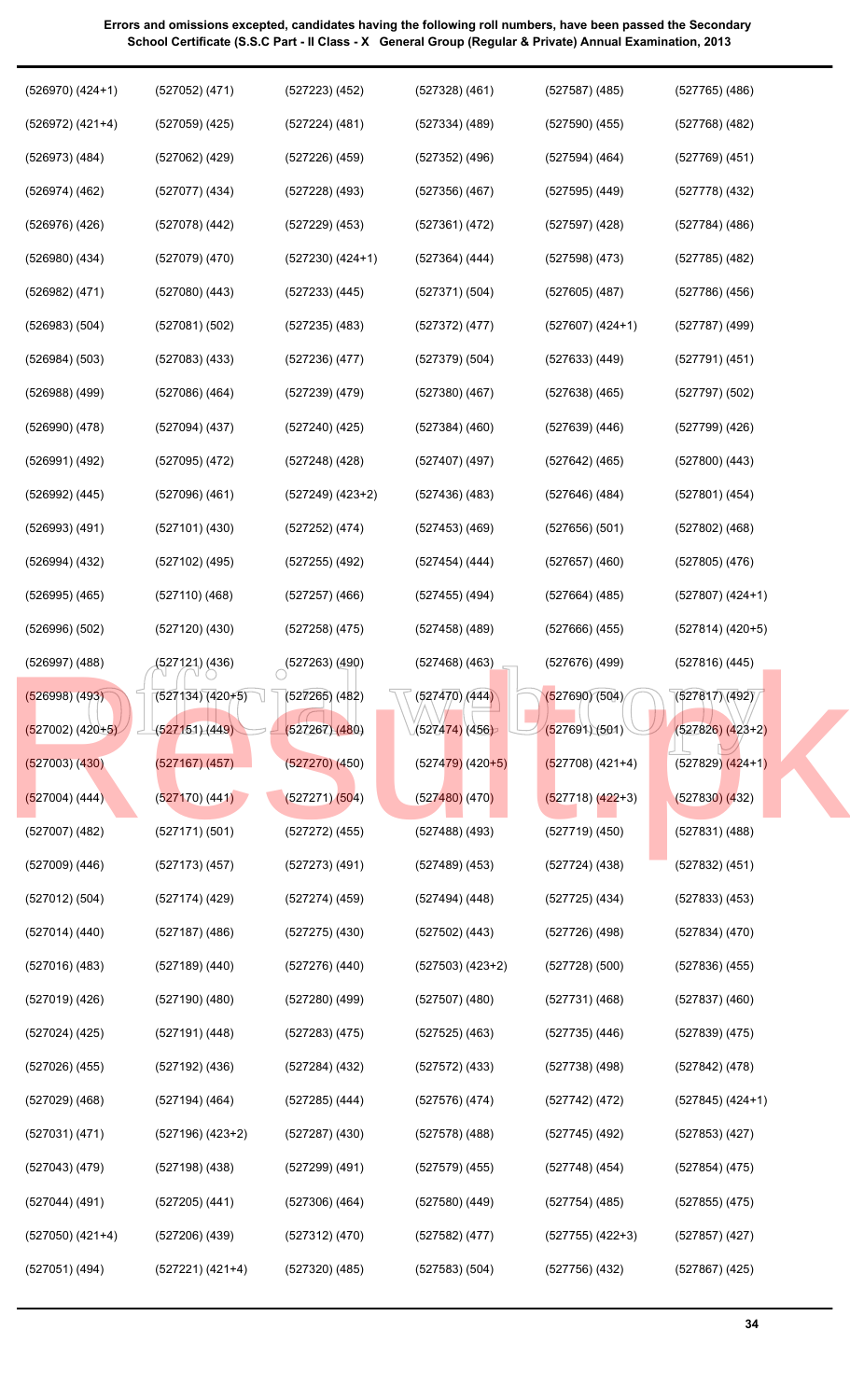**Errors and omissions excepted, candidates having the following roll numbers, have been passed the Secondary School Certificate (S.S.C Part - II Class - X General Group (Regular & Private) Annual Examination, 2013**

| | | | | | |
|---|---|---|---|---|---|
| (526970) (424+1) | (527052) (471) | (527223) (452) | (527328) (461) | (527587) (485) | (527765) (486) |
| (526972) (421+4) | (527059) (425) | (527224) (481) | (527334) (489) | (527590) (455) | (527768) (482) |
| (526973) (484) | (527062) (429) | (527226) (459) | (527352) (496) | (527594) (464) | (527769) (451) |
| (526974) (462) | (527077) (434) | (527228) (493) | (527356) (467) | (527595) (449) | (527778) (432) |
| (526976) (426) | (527078) (442) | (527229) (453) | (527361) (472) | (527597) (428) | (527784) (486) |
| (526980) (434) | (527079) (470) | (527230) (424+1) | (527364) (444) | (527598) (473) | (527785) (482) |
| (526982) (471) | (527080) (443) | (527233) (445) | (527371) (504) | (527605) (487) | (527786) (456) |
| (526983) (504) | (527081) (502) | (527235) (483) | (527372) (477) | (527607) (424+1) | (527787) (499) |
| (526984) (503) | (527083) (433) | (527236) (477) | (527379) (504) | (527633) (449) | (527791) (451) |
| (526988) (499) | (527086) (464) | (527239) (479) | (527380) (467) | (527638) (465) | (527797) (502) |
| (526990) (478) | (527094) (437) | (527240) (425) | (527384) (460) | (527639) (446) | (527799) (426) |
| (526991) (492) | (527095) (472) | (527248) (428) | (527407) (497) | (527642) (465) | (527800) (443) |
| (526992) (445) | (527096) (461) | (527249) (423+2) | (527436) (483) | (527646) (484) | (527801) (454) |
| (526993) (491) | (527101) (430) | (527252) (474) | (527453) (469) | (527656) (501) | (527802) (468) |
| (526994) (432) | (527102) (495) | (527255) (492) | (527454) (444) | (527657) (460) | (527805) (476) |
| (526995) (465) | (527110) (468) | (527257) (466) | (527455) (494) | (527664) (485) | (527807) (424+1) |
| (526996) (502) | (527120) (430) | (527258) (475) | (527458) (489) | (527666) (455) | (527814) (420+5) |
| (526997) (488) | (527121) (436) | (527263) (490) | (527468) (463) | (527676) (499) | (527816) (445) |
| (526998) (493) | (527134) (420+5) | (527265) (482) | (527470) (444) | (527690) (504) | (527817) (492) |
| (527002) (420+5) | (527151) (449) | (527267) (480) | (527474) (456) | (527691) (501) | (527826) (423+2) |
| (527003) (430) | (527167) (457) | (527270) (450) | (527479) (420+5) | (527708) (421+4) | (527829) (424+1) |
| (527004) (444) | (527170) (441) | (527271) (504) | (527480) (470) | (527718) (422+3) | (527830) (432) |
| (527007) (482) | (527171) (501) | (527272) (455) | (527488) (493) | (527719) (450) | (527831) (488) |
| (527009) (446) | (527173) (457) | (527273) (491) | (527489) (453) | (527724) (438) | (527832) (451) |
| (527012) (504) | (527174) (429) | (527274) (459) | (527494) (448) | (527725) (434) | (527833) (453) |
| (527014) (440) | (527187) (486) | (527275) (430) | (527502) (443) | (527726) (498) | (527834) (470) |
| (527016) (483) | (527189) (440) | (527276) (440) | (527503) (423+2) | (527728) (500) | (527836) (455) |
| (527019) (426) | (527190) (480) | (527280) (499) | (527507) (480) | (527731) (468) | (527837) (460) |
| (527024) (425) | (527191) (448) | (527283) (475) | (527525) (463) | (527735) (446) | (527839) (475) |
| (527026) (455) | (527192) (436) | (527284) (432) | (527572) (433) | (527738) (498) | (527842) (478) |
| (527029) (468) | (527194) (464) | (527285) (444) | (527576) (474) | (527742) (472) | (527845) (424+1) |
| (527031) (471) | (527196) (423+2) | (527287) (430) | (527578) (488) | (527745) (492) | (527853) (427) |
| (527043) (479) | (527198) (438) | (527299) (491) | (527579) (455) | (527748) (454) | (527854) (475) |
| (527044) (491) | (527205) (441) | (527306) (464) | (527580) (449) | (527754) (485) | (527855) (475) |
| (527050) (421+4) | (527206) (439) | (527312) (470) | (527582) (477) | (527755) (422+3) | (527857) (427) |
| (527051) (494) | (527221) (421+4) | (527320) (485) | (527583) (504) | (527756) (432) | (527867) (425) |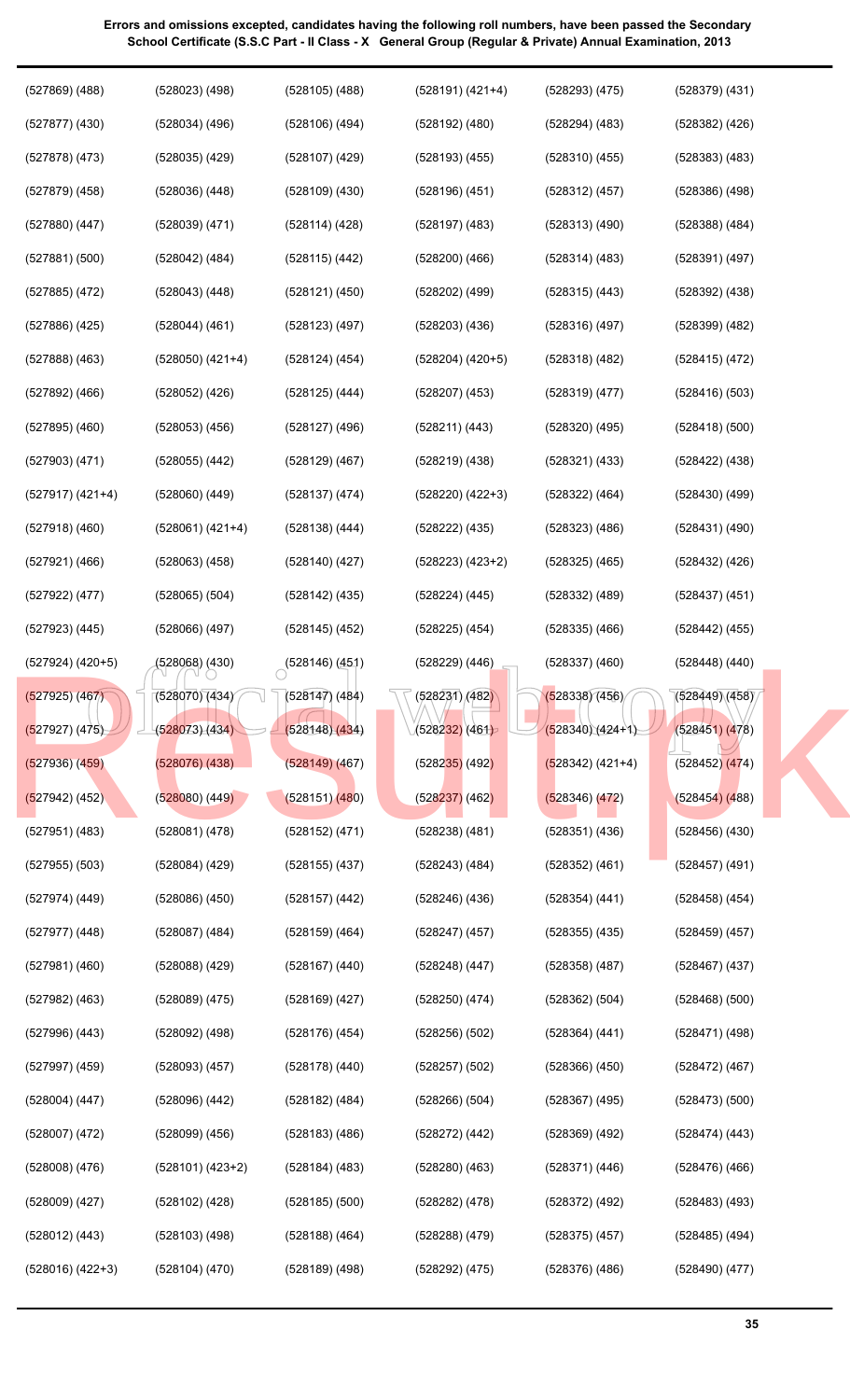**Errors and omissions excepted, candidates having the following roll numbers, have been passed the Secondary School Certificate (S.S.C Part - II Class - X General Group (Regular & Private) Annual Examination, 2013**

| | | | | | |
|---|---|---|---|---|---|
| (527869) (488) | (528023) (498) | (528105) (488) | (528191) (421+4) | (528293) (475) | (528379) (431) |
| (527877) (430) | (528034) (496) | (528106) (494) | (528192) (480) | (528294) (483) | (528382) (426) |
| (527878) (473) | (528035) (429) | (528107) (429) | (528193) (455) | (528310) (455) | (528383) (483) |
| (527879) (458) | (528036) (448) | (528109) (430) | (528196) (451) | (528312) (457) | (528386) (498) |
| (527880) (447) | (528039) (471) | (528114) (428) | (528197) (483) | (528313) (490) | (528388) (484) |
| (527881) (500) | (528042) (484) | (528115) (442) | (528200) (466) | (528314) (483) | (528391) (497) |
| (527885) (472) | (528043) (448) | (528121) (450) | (528202) (499) | (528315) (443) | (528392) (438) |
| (527886) (425) | (528044) (461) | (528123) (497) | (528203) (436) | (528316) (497) | (528399) (482) |
| (527888) (463) | (528050) (421+4) | (528124) (454) | (528204) (420+5) | (528318) (482) | (528415) (472) |
| (527892) (466) | (528052) (426) | (528125) (444) | (528207) (453) | (528319) (477) | (528416) (503) |
| (527895) (460) | (528053) (456) | (528127) (496) | (528211) (443) | (528320) (495) | (528418) (500) |
| (527903) (471) | (528055) (442) | (528129) (467) | (528219) (438) | (528321) (433) | (528422) (438) |
| (527917) (421+4) | (528060) (449) | (528137) (474) | (528220) (422+3) | (528322) (464) | (528430) (499) |
| (527918) (460) | (528061) (421+4) | (528138) (444) | (528222) (435) | (528323) (486) | (528431) (490) |
| (527921) (466) | (528063) (458) | (528140) (427) | (528223) (423+2) | (528325) (465) | (528432) (426) |
| (527922) (477) | (528065) (504) | (528142) (435) | (528224) (445) | (528332) (489) | (528437) (451) |
| (527923) (445) | (528066) (497) | (528145) (452) | (528225) (454) | (528335) (466) | (528442) (455) |
| (527924) (420+5) | (528068) (430) | (528146) (451) | (528229) (446) | (528337) (460) | (528448) (440) |
| (527925) (467) | (528070) (434) | (528147) (484) | (528231) (482) | (528338) (456) | (528449) (458) |
| (527927) (475) | (528073) (434) | (528148) (434) | (528232) (461) | (528340) (424+1) | (528451) (478) |
| (527936) (459) | (528076) (438) | (528149) (467) | (528235) (492) | (528342) (421+4) | (528452) (474) |
| (527942) (452) | (528080) (449) | (528151) (480) | (528237) (462) | (528346) (472) | (528454) (488) |
| (527951) (483) | (528081) (478) | (528152) (471) | (528238) (481) | (528351) (436) | (528456) (430) |
| (527955) (503) | (528084) (429) | (528155) (437) | (528243) (484) | (528352) (461) | (528457) (491) |
| (527974) (449) | (528086) (450) | (528157) (442) | (528246) (436) | (528354) (441) | (528458) (454) |
| (527977) (448) | (528087) (484) | (528159) (464) | (528247) (457) | (528355) (435) | (528459) (457) |
| (527981) (460) | (528088) (429) | (528167) (440) | (528248) (447) | (528358) (487) | (528467) (437) |
| (527982) (463) | (528089) (475) | (528169) (427) | (528250) (474) | (528362) (504) | (528468) (500) |
| (527996) (443) | (528092) (498) | (528176) (454) | (528256) (502) | (528364) (441) | (528471) (498) |
| (527997) (459) | (528093) (457) | (528178) (440) | (528257) (502) | (528366) (450) | (528472) (467) |
| (528004) (447) | (528096) (442) | (528182) (484) | (528266) (504) | (528367) (495) | (528473) (500) |
| (528007) (472) | (528099) (456) | (528183) (486) | (528272) (442) | (528369) (492) | (528474) (443) |
| (528008) (476) | (528101) (423+2) | (528184) (483) | (528280) (463) | (528371) (446) | (528476) (466) |
| (528009) (427) | (528102) (428) | (528185) (500) | (528282) (478) | (528372) (492) | (528483) (493) |
| (528012) (443) | (528103) (498) | (528188) (464) | (528288) (479) | (528375) (457) | (528485) (494) |
| (528016) (422+3) | (528104) (470) | (528189) (498) | (528292) (475) | (528376) (486) | (528490) (477) |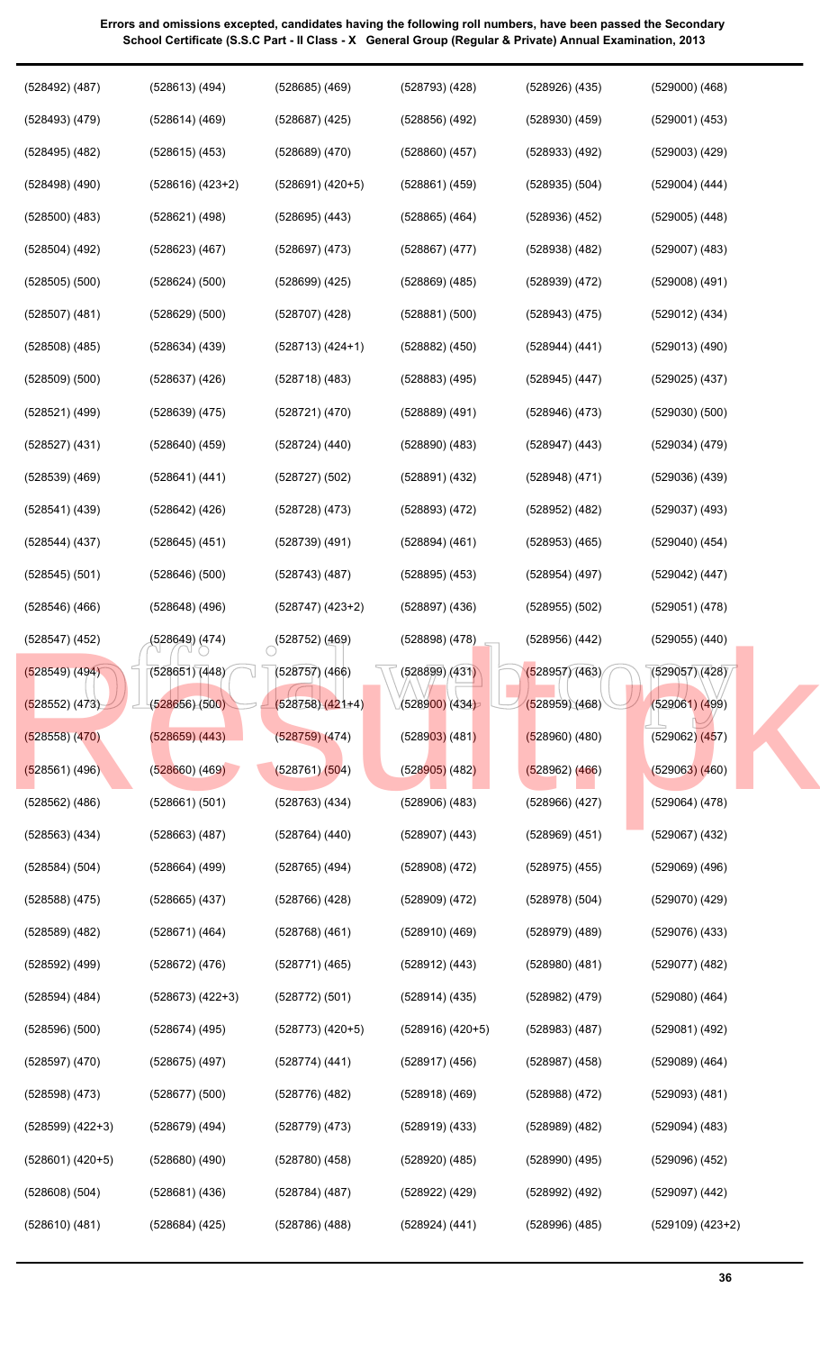**Errors and omissions excepted, candidates having the following roll numbers, have been passed the Secondary School Certificate (S.S.C Part - II Class - X General Group (Regular & Private) Annual Examination, 2013**

(528492) (487)
(528493) (479)
(528495) (482)
(528498) (490)
(528500) (483)
(528504) (492)
(528505) (500)
(528507) (481)
(528508) (485)
(528509) (500)
(528521) (499)
(528527) (431)
(528539) (469)
(528541) (439)
(528544) (437)
(528545) (501)
(528546) (466)
(528547) (452)
(528549) (494)
(528552) (473)
(528558) (470)
(528561) (496)
(528562) (486)
(528563) (434)
(528584) (504)
(528588) (475)
(528589) (482)
(528592) (499)
(528594) (484)
(528596) (500)
(528597) (470)
(528598) (473)
(528599) (422+3)
(528601) (420+5)
(528608) (504)
(528610) (481)

(528613) (494)
(528614) (469)
(528615) (453)
(528616) (423+2)
(528621) (498)
(528623) (467)
(528624) (500)
(528629) (500)
(528634) (439)
(528637) (426)
(528639) (475)
(528640) (459)
(528641) (441)
(528642) (426)
(528645) (451)
(528646) (500)
(528648) (496)
(528649) (474)
(528651) (448)
(528656) (500)
(528659) (443)
(528660) (469)
(528661) (501)
(528663) (487)
(528664) (499)
(528665) (437)
(528671) (464)
(528672) (476)
(528673) (422+3)
(528674) (495)
(528675) (497)
(528677) (500)
(528679) (494)
(528680) (490)
(528681) (436)
(528684) (425)

(528685) (469)
(528687) (425)
(528689) (470)
(528691) (420+5)
(528695) (443)
(528697) (473)
(528699) (425)
(528707) (428)
(528713) (424+1)
(528718) (483)
(528721) (470)
(528724) (440)
(528727) (502)
(528728) (473)
(528739) (491)
(528743) (487)
(528747) (423+2)
(528752) (469)
(528757) (466)
(528758) (421+4)
(528759) (474)
(528761) (504)
(528763) (434)
(528764) (440)
(528765) (494)
(528766) (428)
(528768) (461)
(528771) (465)
(528772) (501)
(528773) (420+5)
(528774) (441)
(528776) (482)
(528779) (473)
(528780) (458)
(528784) (487)
(528786) (488)

(528793) (428)
(528856) (492)
(528860) (457)
(528861) (459)
(528865) (464)
(528867) (477)
(528869) (485)
(528881) (500)
(528882) (450)
(528883) (495)
(528889) (491)
(528890) (483)
(528891) (432)
(528893) (472)
(528894) (461)
(528895) (453)
(528897) (436)
(528898) (478)
(528899) (431)
(528900) (434)
(528903) (481)
(528905) (482)
(528906) (483)
(528907) (443)
(528908) (472)
(528909) (472)
(528910) (469)
(528912) (443)
(528914) (435)
(528916) (420+5)
(528917) (456)
(528918) (469)
(528919) (433)
(528920) (485)
(528922) (429)
(528924) (441)

(528926) (435)
(528930) (459)
(528933) (492)
(528935) (504)
(528936) (452)
(528938) (482)
(528939) (472)
(528943) (475)
(528944) (441)
(528945) (447)
(528946) (473)
(528947) (443)
(528948) (471)
(528952) (482)
(528953) (465)
(528954) (497)
(528955) (502)
(528956) (442)
(528957) (463)
(528959) (468)
(528960) (480)
(528962) (466)
(528966) (427)
(528969) (451)
(528975) (455)
(528978) (504)
(528979) (489)
(528980) (481)
(528982) (479)
(528983) (487)
(528987) (458)
(528988) (472)
(528989) (482)
(528990) (495)
(528992) (492)
(528996) (485)

(529000) (468)
(529001) (453)
(529003) (429)
(529004) (444)
(529005) (448)
(529007) (483)
(529008) (491)
(529012) (434)
(529013) (490)
(529025) (437)
(529030) (500)
(529034) (479)
(529036) (439)
(529037) (493)
(529040) (454)
(529042) (447)
(529051) (478)
(529055) (440)
(529057) (428)
(529061) (499)
(529062) (457)
(529063) (460)
(529064) (478)
(529067) (432)
(529069) (496)
(529070) (429)
(529076) (433)
(529077) (482)
(529080) (464)
(529081) (492)
(529089) (464)
(529093) (481)
(529094) (483)
(529096) (452)
(529097) (442)
(529109) (423+2)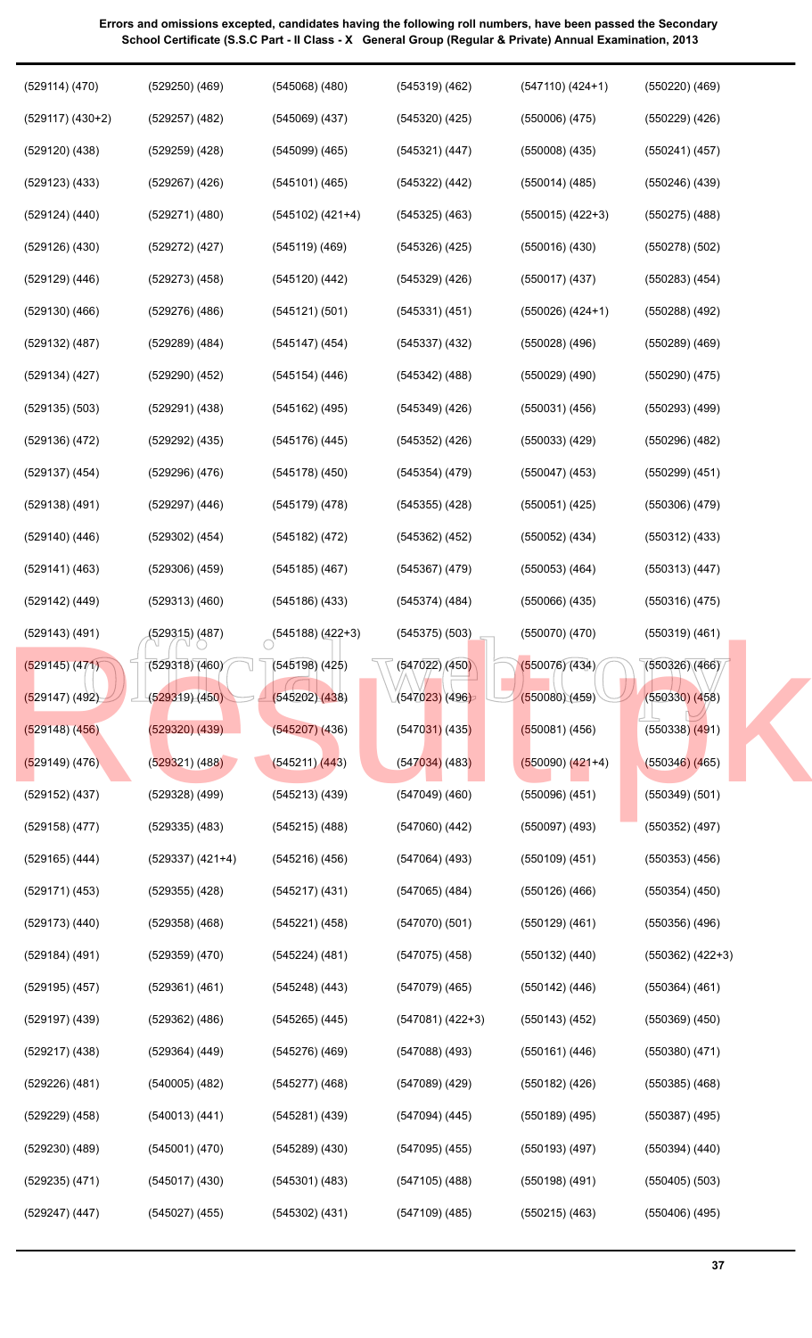**Errors and omissions excepted, candidates having the following roll numbers, have been passed the Secondary School Certificate (S.S.C Part - II Class - X General Group (Regular & Private) Annual Examination, 2013**

(529114) (470)
(529117) (430+2)
(529120) (438)
(529123) (433)
(529124) (440)
(529126) (430)
(529129) (446)
(529130) (466)
(529132) (487)
(529134) (427)
(529135) (503)
(529136) (472)
(529137) (454)
(529138) (491)
(529140) (446)
(529141) (463)
(529142) (449)
(529143) (491)
(529145) (471)
(529147) (492)
(529148) (456)
(529149) (476)
(529152) (437)
(529158) (477)
(529165) (444)
(529171) (453)
(529173) (440)
(529184) (491)
(529195) (457)
(529197) (439)
(529217) (438)
(529226) (481)
(529229) (458)
(529230) (489)
(529235) (471)
(529247) (447)
(529250) (469)
(529257) (482)
(529259) (428)
(529267) (426)
(529271) (480)
(529272) (427)
(529273) (458)
(529276) (486)
(529289) (484)
(529290) (452)
(529291) (438)
(529292) (435)
(529296) (476)
(529297) (446)
(529302) (454)
(529306) (459)
(529313) (460)
(529315) (487)
(529318) (460)
(529319) (450)
(529320) (439)
(529321) (488)
(529328) (499)
(529335) (483)
(529337) (421+4)
(529355) (428)
(529358) (468)
(529359) (470)
(529361) (461)
(529362) (486)
(529364) (449)
(540005) (482)
(540013) (441)
(545001) (470)
(545017) (430)
(545027) (455)
(545068) (480)
(545069) (437)
(545099) (465)
(545101) (465)
(545102) (421+4)
(545119) (469)
(545120) (442)
(545121) (501)
(545147) (454)
(545154) (446)
(545162) (495)
(545176) (445)
(545178) (450)
(545179) (478)
(545182) (472)
(545185) (467)
(545186) (433)
(545188) (422+3)
(545198) (425)
(545202) (438)
(545207) (436)
(545211) (443)
(545213) (439)
(545215) (488)
(545216) (456)
(545217) (431)
(545221) (458)
(545224) (481)
(545248) (443)
(545265) (445)
(545276) (469)
(545277) (468)
(545281) (439)
(545289) (430)
(545301) (483)
(545302) (431)
(545319) (462)
(545320) (425)
(545321) (447)
(545322) (442)
(545325) (463)
(545326) (425)
(545329) (426)
(545331) (451)
(545337) (432)
(545342) (488)
(545349) (426)
(545352) (426)
(545354) (479)
(545355) (428)
(545362) (452)
(545367) (479)
(545374) (484)
(545375) (503)
(547022) (450)
(547023) (496)
(547031) (435)
(547034) (483)
(547049) (460)
(547060) (442)
(547064) (493)
(547065) (484)
(547070) (501)
(547075) (458)
(547079) (465)
(547081) (422+3)
(547088) (493)
(547089) (429)
(547094) (445)
(547095) (455)
(547105) (488)
(547109) (485)
(547110) (424+1)
(550006) (475)
(550008) (435)
(550014) (485)
(550015) (422+3)
(550016) (430)
(550017) (437)
(550026) (424+1)
(550028) (496)
(550029) (490)
(550031) (456)
(550033) (429)
(550047) (453)
(550051) (425)
(550052) (434)
(550053) (464)
(550066) (435)
(550070) (470)
(550076) (434)
(550080) (459)
(550081) (456)
(550090) (421+4)
(550096) (451)
(550097) (493)
(550109) (451)
(550126) (466)
(550129) (461)
(550132) (440)
(550142) (446)
(550143) (452)
(550161) (446)
(550182) (426)
(550189) (495)
(550193) (497)
(550198) (491)
(550215) (463)
(550220) (469)
(550229) (426)
(550241) (457)
(550246) (439)
(550275) (488)
(550278) (502)
(550283) (454)
(550288) (492)
(550289) (469)
(550290) (475)
(550293) (499)
(550296) (482)
(550299) (451)
(550306) (479)
(550312) (433)
(550313) (447)
(550316) (475)
(550319) (461)
(550326) (466)
(550330) (458)
(550338) (491)
(550346) (465)
(550349) (501)
(550352) (497)
(550353) (456)
(550354) (450)
(550356) (496)
(550362) (422+3)
(550364) (461)
(550369) (450)
(550380) (471)
(550385) (468)
(550387) (495)
(550394) (440)
(550405) (503)
(550406) (495)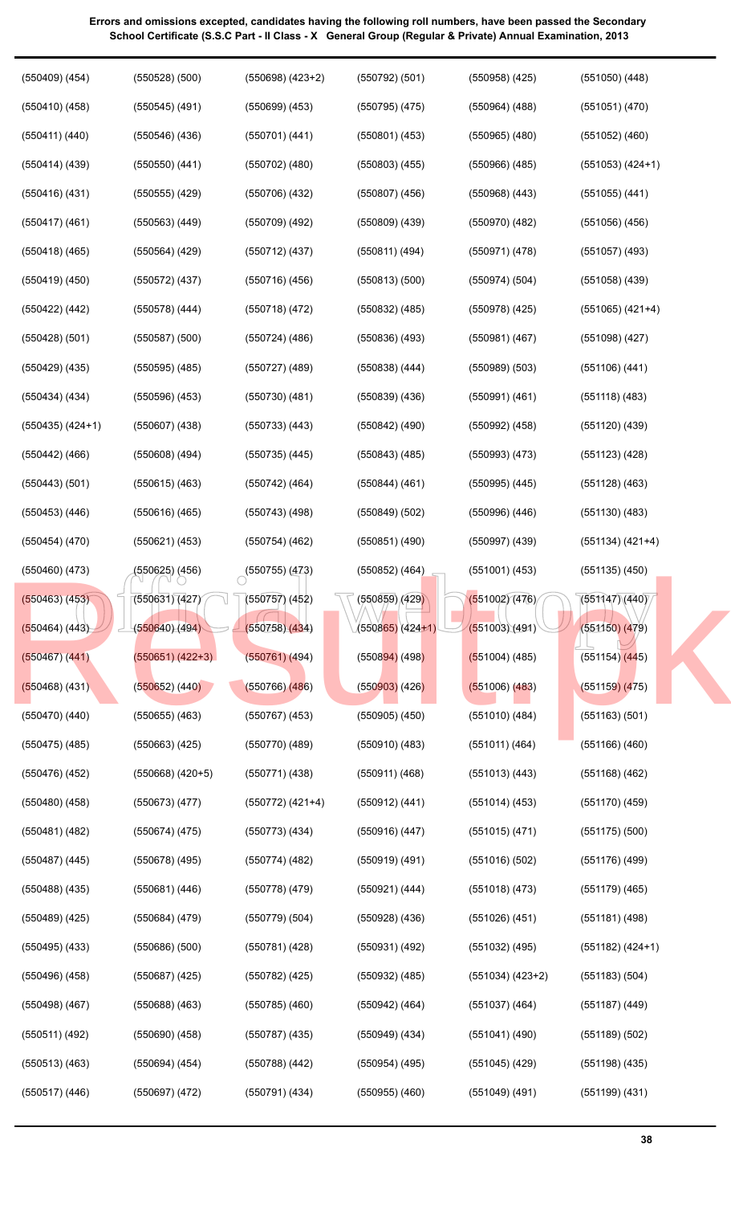**Errors and omissions excepted, candidates having the following roll numbers, have been passed the Secondary School Certificate (S.S.C Part - II Class - X General Group (Regular & Private) Annual Examination, 2013**

| | | | | | |
|---|---|---|---|---|---|
| (550409) (454) | (550528) (500) | (550698) (423+2) | (550792) (501) | (550958) (425) | (551050) (448) |
| (550410) (458) | (550545) (491) | (550699) (453) | (550795) (475) | (550964) (488) | (551051) (470) |
| (550411) (440) | (550546) (436) | (550701) (441) | (550801) (453) | (550965) (480) | (551052) (460) |
| (550414) (439) | (550550) (441) | (550702) (480) | (550803) (455) | (550966) (485) | (551053) (424+1) |
| (550416) (431) | (550555) (429) | (550706) (432) | (550807) (456) | (550968) (443) | (551055) (441) |
| (550417) (461) | (550563) (449) | (550709) (492) | (550809) (439) | (550970) (482) | (551056) (456) |
| (550418) (465) | (550564) (429) | (550712) (437) | (550811) (494) | (550971) (478) | (551057) (493) |
| (550419) (450) | (550572) (437) | (550716) (456) | (550813) (500) | (550974) (504) | (551058) (439) |
| (550422) (442) | (550578) (444) | (550718) (472) | (550832) (485) | (550978) (425) | (551065) (421+4) |
| (550428) (501) | (550587) (500) | (550724) (486) | (550836) (493) | (550981) (467) | (551098) (427) |
| (550429) (435) | (550595) (485) | (550727) (489) | (550838) (444) | (550989) (503) | (551106) (441) |
| (550434) (434) | (550596) (453) | (550730) (481) | (550839) (436) | (550991) (461) | (551118) (483) |
| (550435) (424+1) | (550607) (438) | (550733) (443) | (550842) (490) | (550992) (458) | (551120) (439) |
| (550442) (466) | (550608) (494) | (550735) (445) | (550843) (485) | (550993) (473) | (551123) (428) |
| (550443) (501) | (550615) (463) | (550742) (464) | (550844) (461) | (550995) (445) | (551128) (463) |
| (550453) (446) | (550616) (465) | (550743) (498) | (550849) (502) | (550996) (446) | (551130) (483) |
| (550454) (470) | (550621) (453) | (550754) (462) | (550851) (490) | (550997) (439) | (551134) (421+4) |
| (550460) (473) | (550625) (456) | (550755) (473) | (550852) (464) | (551001) (453) | (551135) (450) |
| (550463) (453) | (550631) (427) | (550757) (452) | (550859) (429) | (551002) (476) | (551147) (440) |
| (550464) (443) | (550640) (494) | (550758) (434) | (550865) (424+1) | (551003) (491) | (551150) (479) |
| (550467) (441) | (550651) (422+3) | (550761) (494) | (550894) (498) | (551004) (485) | (551154) (445) |
| (550468) (431) | (550652) (440) | (550766) (486) | (550903) (426) | (551006) (483) | (551159) (475) |
| (550470) (440) | (550655) (463) | (550767) (453) | (550905) (450) | (551010) (484) | (551163) (501) |
| (550475) (485) | (550663) (425) | (550770) (489) | (550910) (483) | (551011) (464) | (551166) (460) |
| (550476) (452) | (550668) (420+5) | (550771) (438) | (550911) (468) | (551013) (443) | (551168) (462) |
| (550480) (458) | (550673) (477) | (550772) (421+4) | (550912) (441) | (551014) (453) | (551170) (459) |
| (550481) (482) | (550674) (475) | (550773) (434) | (550916) (447) | (551015) (471) | (551175) (500) |
| (550487) (445) | (550678) (495) | (550774) (482) | (550919) (491) | (551016) (502) | (551176) (499) |
| (550488) (435) | (550681) (446) | (550778) (479) | (550921) (444) | (551018) (473) | (551179) (465) |
| (550489) (425) | (550684) (479) | (550779) (504) | (550928) (436) | (551026) (451) | (551181) (498) |
| (550495) (433) | (550686) (500) | (550781) (428) | (550931) (492) | (551032) (495) | (551182) (424+1) |
| (550496) (458) | (550687) (425) | (550782) (425) | (550932) (485) | (551034) (423+2) | (551183) (504) |
| (550498) (467) | (550688) (463) | (550785) (460) | (550942) (464) | (551037) (464) | (551187) (449) |
| (550511) (492) | (550690) (458) | (550787) (435) | (550949) (434) | (551041) (490) | (551189) (502) |
| (550513) (463) | (550694) (454) | (550788) (442) | (550954) (495) | (551045) (429) | (551198) (435) |
| (550517) (446) | (550697) (472) | (550791) (434) | (550955) (460) | (551049) (491) | (551199) (431) |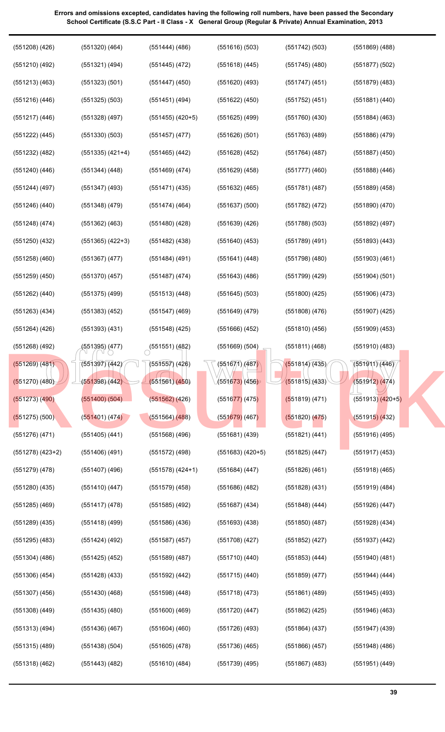**Errors and omissions excepted, candidates having the following roll numbers, have been passed the Secondary School Certificate (S.S.C Part - II Class - X General Group (Regular & Private) Annual Examination, 2013**

| | | | | | |
|---|---|---|---|---|---|
| (551208) (426) | (551320) (464) | (551444) (486) | (551616) (503) | (551742) (503) | (551869) (488) |
| (551210) (492) | (551321) (494) | (551445) (472) | (551618) (445) | (551745) (480) | (551877) (502) |
| (551213) (463) | (551323) (501) | (551447) (450) | (551620) (493) | (551747) (451) | (551879) (483) |
| (551216) (446) | (551325) (503) | (551451) (494) | (551622) (450) | (551752) (451) | (551881) (440) |
| (551217) (446) | (551328) (497) | (551455) (420+5) | (551625) (499) | (551760) (430) | (551884) (463) |
| (551222) (445) | (551330) (503) | (551457) (477) | (551626) (501) | (551763) (489) | (551886) (479) |
| (551232) (482) | (551335) (421+4) | (551465) (442) | (551628) (452) | (551764) (487) | (551887) (450) |
| (551240) (446) | (551344) (448) | (551469) (474) | (551629) (458) | (551777) (460) | (551888) (446) |
| (551244) (497) | (551347) (493) | (551471) (435) | (551632) (465) | (551781) (487) | (551889) (458) |
| (551246) (440) | (551348) (479) | (551474) (464) | (551637) (500) | (551782) (472) | (551890) (470) |
| (551248) (474) | (551362) (463) | (551480) (428) | (551639) (426) | (551788) (503) | (551892) (497) |
| (551250) (432) | (551365) (422+3) | (551482) (438) | (551640) (453) | (551789) (491) | (551893) (443) |
| (551258) (460) | (551367) (477) | (551484) (491) | (551641) (448) | (551798) (480) | (551903) (461) |
| (551259) (450) | (551370) (457) | (551487) (474) | (551643) (486) | (551799) (429) | (551904) (501) |
| (551262) (440) | (551375) (499) | (551513) (448) | (551645) (503) | (551800) (425) | (551906) (473) |
| (551263) (434) | (551383) (452) | (551547) (469) | (551649) (479) | (551808) (476) | (551907) (425) |
| (551264) (426) | (551393) (431) | (551548) (425) | (551666) (452) | (551810) (456) | (551909) (453) |
| (551268) (492) | (551395) (477) | (551551) (482) | (551669) (504) | (551811) (468) | (551910) (483) |
| (551269) (481) | (551397) (442) | (551557) (426) | (551671) (487) | (551814) (435) | (551911) (446) |
| (551270) (480) | (551398) (442) | (551561) (450) | (551673) (456) | (551815) (433) | (551912) (474) |
| (551273) (490) | (551400) (504) | (551562) (426) | (551677) (475) | (551819) (471) | (551913) (420+5) |
| (551275) (500) | (551401) (474) | (551564) (488) | (551679) (467) | (551820) (475) | (551915) (432) |
| (551276) (471) | (551405) (441) | (551568) (496) | (551681) (439) | (551821) (441) | (551916) (495) |
| (551278) (423+2) | (551406) (491) | (551572) (498) | (551683) (420+5) | (551825) (447) | (551917) (453) |
| (551279) (478) | (551407) (496) | (551578) (424+1) | (551684) (447) | (551826) (461) | (551918) (465) |
| (551280) (435) | (551410) (447) | (551579) (458) | (551686) (482) | (551828) (431) | (551919) (484) |
| (551285) (469) | (551417) (478) | (551585) (492) | (551687) (434) | (551848) (444) | (551926) (447) |
| (551289) (435) | (551418) (499) | (551586) (436) | (551693) (438) | (551850) (487) | (551928) (434) |
| (551295) (483) | (551424) (492) | (551587) (457) | (551708) (427) | (551852) (427) | (551937) (442) |
| (551304) (486) | (551425) (452) | (551589) (487) | (551710) (440) | (551853) (444) | (551940) (481) |
| (551306) (454) | (551428) (433) | (551592) (442) | (551715) (440) | (551859) (477) | (551944) (444) |
| (551307) (456) | (551430) (468) | (551598) (448) | (551718) (473) | (551861) (489) | (551945) (493) |
| (551308) (449) | (551435) (480) | (551600) (469) | (551720) (447) | (551862) (425) | (551946) (463) |
| (551313) (494) | (551436) (467) | (551604) (460) | (551726) (493) | (551864) (437) | (551947) (439) |
| (551315) (489) | (551438) (504) | (551605) (478) | (551736) (465) | (551866) (457) | (551948) (486) |
| (551318) (462) | (551443) (482) | (551610) (484) | (551739) (495) | (551867) (483) | (551951) (449) |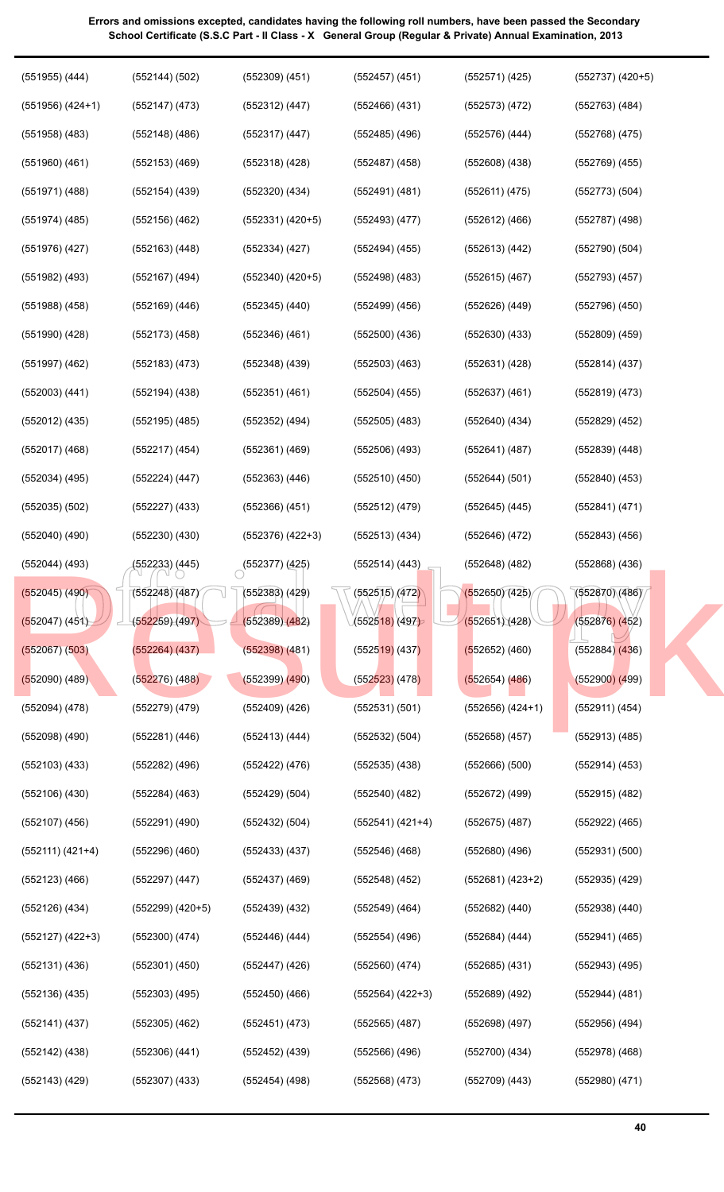**Errors and omissions excepted, candidates having the following roll numbers, have been passed the Secondary School Certificate (S.S.C Part - II Class - X General Group (Regular & Private) Annual Examination, 2013**

(551955) (444)
(551956) (424+1)
(551958) (483)
(551960) (461)
(551971) (488)
(551974) (485)
(551976) (427)
(551982) (493)
(551988) (458)
(551990) (428)
(551997) (462)
(552003) (441)
(552012) (435)
(552017) (468)
(552034) (495)
(552035) (502)
(552040) (490)
(552044) (493)
(552045) (490)
(552047) (451)
(552067) (503)
(552090) (489)
(552094) (478)
(552098) (490)
(552103) (433)
(552106) (430)
(552107) (456)
(552111) (421+4)
(552123) (466)
(552126) (434)
(552127) (422+3)
(552131) (436)
(552136) (435)
(552141) (437)
(552142) (438)
(552143) (429)
(552144) (502)
(552147) (473)
(552148) (486)
(552153) (469)
(552154) (439)
(552156) (462)
(552163) (448)
(552167) (494)
(552169) (446)
(552173) (458)
(552183) (473)
(552194) (438)
(552195) (485)
(552217) (454)
(552224) (447)
(552227) (433)
(552230) (430)
(552233) (445)
(552248) (487)
(552259) (497)
(552264) (437)
(552276) (488)
(552279) (479)
(552281) (446)
(552282) (496)
(552284) (463)
(552291) (490)
(552296) (460)
(552297) (447)
(552299) (420+5)
(552300) (474)
(552301) (450)
(552303) (495)
(552305) (462)
(552306) (441)
(552307) (433)
(552309) (451)
(552312) (447)
(552317) (447)
(552318) (428)
(552320) (434)
(552331) (420+5)
(552334) (427)
(552340) (420+5)
(552345) (440)
(552346) (461)
(552348) (439)
(552351) (461)
(552352) (494)
(552361) (469)
(552363) (446)
(552366) (451)
(552376) (422+3)
(552377) (425)
(552383) (429)
(552389) (482)
(552398) (481)
(552399) (490)
(552409) (426)
(552413) (444)
(552422) (476)
(552429) (504)
(552432) (504)
(552433) (437)
(552437) (469)
(552439) (432)
(552446) (444)
(552447) (426)
(552450) (466)
(552451) (473)
(552452) (439)
(552454) (498)
(552457) (451)
(552466) (431)
(552485) (496)
(552487) (458)
(552491) (481)
(552493) (477)
(552494) (455)
(552498) (483)
(552499) (456)
(552500) (436)
(552503) (463)
(552504) (455)
(552505) (483)
(552506) (493)
(552510) (450)
(552512) (479)
(552513) (434)
(552514) (443)
(552515) (472)
(552518) (497)
(552519) (437)
(552523) (478)
(552531) (501)
(552532) (504)
(552535) (438)
(552540) (482)
(552541) (421+4)
(552546) (468)
(552548) (452)
(552549) (464)
(552554) (496)
(552560) (474)
(552564) (422+3)
(552565) (487)
(552566) (496)
(552568) (473)
(552571) (425)
(552573) (472)
(552576) (444)
(552608) (438)
(552611) (475)
(552612) (466)
(552613) (442)
(552615) (467)
(552626) (449)
(552630) (433)
(552631) (428)
(552637) (461)
(552640) (434)
(552641) (487)
(552644) (501)
(552645) (445)
(552646) (472)
(552648) (482)
(552650) (425)
(552651) (428)
(552652) (460)
(552654) (486)
(552656) (424+1)
(552658) (457)
(552666) (500)
(552672) (499)
(552675) (487)
(552680) (496)
(552681) (423+2)
(552682) (440)
(552684) (444)
(552685) (431)
(552689) (492)
(552698) (497)
(552700) (434)
(552709) (443)
(552737) (420+5)
(552763) (484)
(552768) (475)
(552769) (455)
(552773) (504)
(552787) (498)
(552790) (504)
(552793) (457)
(552796) (450)
(552809) (459)
(552814) (437)
(552819) (473)
(552829) (452)
(552839) (448)
(552840) (453)
(552841) (471)
(552843) (456)
(552868) (436)
(552870) (486)
(552876) (452)
(552884) (436)
(552900) (499)
(552911) (454)
(552913) (485)
(552914) (453)
(552915) (482)
(552922) (465)
(552931) (500)
(552935) (429)
(552938) (440)
(552941) (465)
(552943) (495)
(552944) (481)
(552956) (494)
(552978) (468)
(552980) (471)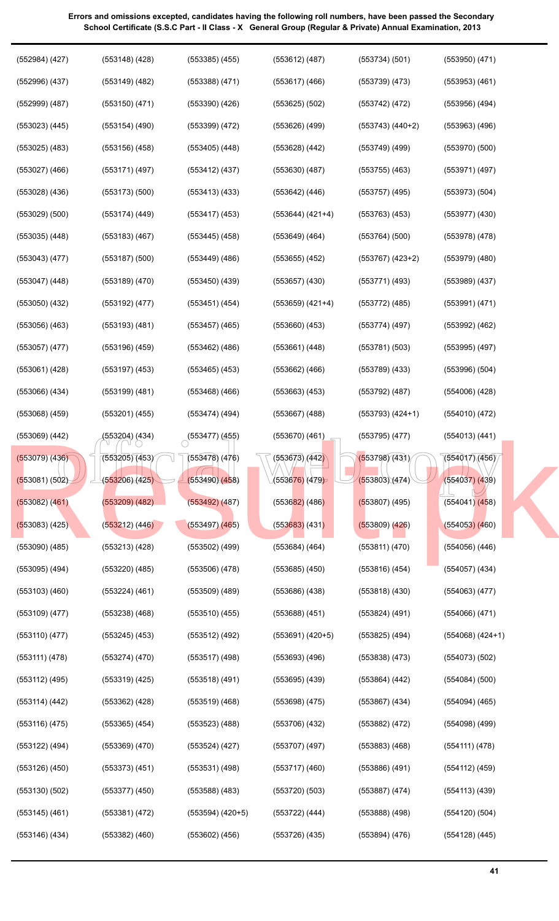**Errors and omissions excepted, candidates having the following roll numbers, have been passed the Secondary School Certificate (S.S.C Part - II Class - X General Group (Regular & Private) Annual Examination, 2013**

| | | | | | |
|---|---|---|---|---|---|
| (552984) (427) | (553148) (428) | (553385) (455) | (553612) (487) | (553734) (501) | (553950) (471) |
| (552996) (437) | (553149) (482) | (553388) (471) | (553617) (466) | (553739) (473) | (553953) (461) |
| (552999) (487) | (553150) (471) | (553390) (426) | (553625) (502) | (553742) (472) | (553956) (494) |
| (553023) (445) | (553154) (490) | (553399) (472) | (553626) (499) | (553743) (440+2) | (553963) (496) |
| (553025) (483) | (553156) (458) | (553405) (448) | (553628) (442) | (553749) (499) | (553970) (500) |
| (553027) (466) | (553171) (497) | (553412) (437) | (553630) (487) | (553755) (463) | (553971) (497) |
| (553028) (436) | (553173) (500) | (553413) (433) | (553642) (446) | (553757) (495) | (553973) (504) |
| (553029) (500) | (553174) (449) | (553417) (453) | (553644) (421+4) | (553763) (453) | (553977) (430) |
| (553035) (448) | (553183) (467) | (553445) (458) | (553649) (464) | (553764) (500) | (553978) (478) |
| (553043) (477) | (553187) (500) | (553449) (486) | (553655) (452) | (553767) (423+2) | (553979) (480) |
| (553047) (448) | (553189) (470) | (553450) (439) | (553657) (430) | (553771) (493) | (553989) (437) |
| (553050) (432) | (553192) (477) | (553451) (454) | (553659) (421+4) | (553772) (485) | (553991) (471) |
| (553056) (463) | (553193) (481) | (553457) (465) | (553660) (453) | (553774) (497) | (553992) (462) |
| (553057) (477) | (553196) (459) | (553462) (486) | (553661) (448) | (553781) (503) | (553995) (497) |
| (553061) (428) | (553197) (453) | (553465) (453) | (553662) (466) | (553789) (433) | (553996) (504) |
| (553066) (434) | (553199) (481) | (553468) (466) | (553663) (453) | (553792) (487) | (554006) (428) |
| (553068) (459) | (553201) (455) | (553474) (494) | (553667) (488) | (553793) (424+1) | (554010) (472) |
| (553069) (442) | (553204) (434) | (553477) (455) | (553670) (461) | (553795) (477) | (554013) (441) |
| (553079) (436) | (553205) (453) | (553478) (476) | (553673) (442) | (553798) (431) | (554017) (456) |
| (553081) (502) | (553206) (425) | (553490) (458) | (553676) (479) | (553803) (474) | (554037) (439) |
| (553082) (461) | (553209) (482) | (553492) (487) | (553682) (486) | (553807) (495) | (554041) (458) |
| (553083) (425) | (553212) (446) | (553497) (465) | (553683) (431) | (553809) (426) | (554053) (460) |
| (553090) (485) | (553213) (428) | (553502) (499) | (553684) (464) | (553811) (470) | (554056) (446) |
| (553095) (494) | (553220) (485) | (553506) (478) | (553685) (450) | (553816) (454) | (554057) (434) |
| (553103) (460) | (553224) (461) | (553509) (489) | (553686) (438) | (553818) (430) | (554063) (477) |
| (553109) (477) | (553238) (468) | (553510) (455) | (553688) (451) | (553824) (491) | (554066) (471) |
| (553110) (477) | (553245) (453) | (553512) (492) | (553691) (420+5) | (553825) (494) | (554068) (424+1) |
| (553111) (478) | (553274) (470) | (553517) (498) | (553693) (496) | (553838) (473) | (554073) (502) |
| (553112) (495) | (553319) (425) | (553518) (491) | (553695) (439) | (553864) (442) | (554084) (500) |
| (553114) (442) | (553362) (428) | (553519) (468) | (553698) (475) | (553867) (434) | (554094) (465) |
| (553116) (475) | (553365) (454) | (553523) (488) | (553706) (432) | (553882) (472) | (554098) (499) |
| (553122) (494) | (553369) (470) | (553524) (427) | (553707) (497) | (553883) (468) | (554111) (478) |
| (553126) (450) | (553373) (451) | (553531) (498) | (553717) (460) | (553886) (491) | (554112) (459) |
| (553130) (502) | (553377) (450) | (553588) (483) | (553720) (503) | (553887) (474) | (554113) (439) |
| (553145) (461) | (553381) (472) | (553594) (420+5) | (553722) (444) | (553888) (498) | (554120) (504) |
| (553146) (434) | (553382) (460) | (553602) (456) | (553726) (435) | (553894) (476) | (554128) (445) |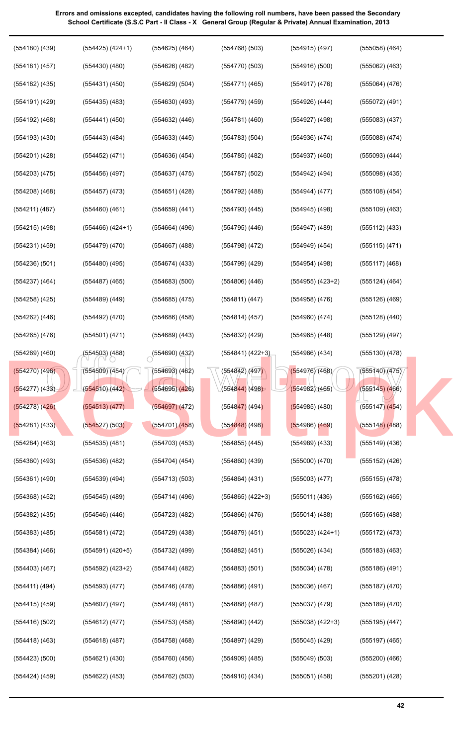**Errors and omissions excepted, candidates having the following roll numbers, have been passed the Secondary School Certificate (S.S.C Part - II Class - X General Group (Regular & Private) Annual Examination, 2013**

| | | | | | |
|---|---|---|---|---|---|
| (554180) (439) | (554425) (424+1) | (554625) (464) | (554768) (503) | (554915) (497) | (555058) (464) |
| (554181) (457) | (554430) (480) | (554626) (482) | (554770) (503) | (554916) (500) | (555062) (463) |
| (554182) (435) | (554431) (450) | (554629) (504) | (554771) (465) | (554917) (476) | (555064) (476) |
| (554191) (429) | (554435) (483) | (554630) (493) | (554779) (459) | (554926) (444) | (555072) (491) |
| (554192) (468) | (554441) (450) | (554632) (446) | (554781) (460) | (554927) (498) | (555083) (437) |
| (554193) (430) | (554443) (484) | (554633) (445) | (554783) (504) | (554936) (474) | (555088) (474) |
| (554201) (428) | (554452) (471) | (554636) (454) | (554785) (482) | (554937) (460) | (555093) (444) |
| (554203) (475) | (554456) (497) | (554637) (475) | (554787) (502) | (554942) (494) | (555098) (435) |
| (554208) (468) | (554457) (473) | (554651) (428) | (554792) (488) | (554944) (477) | (555108) (454) |
| (554211) (487) | (554460) (461) | (554659) (441) | (554793) (445) | (554945) (498) | (555109) (463) |
| (554215) (498) | (554466) (424+1) | (554664) (496) | (554795) (446) | (554947) (489) | (555112) (433) |
| (554231) (459) | (554479) (470) | (554667) (488) | (554798) (472) | (554949) (454) | (555115) (471) |
| (554236) (501) | (554480) (495) | (554674) (433) | (554799) (429) | (554954) (498) | (555117) (468) |
| (554237) (464) | (554487) (465) | (554683) (500) | (554806) (446) | (554955) (423+2) | (555124) (464) |
| (554258) (425) | (554489) (449) | (554685) (475) | (554811) (447) | (554958) (476) | (555126) (469) |
| (554262) (446) | (554492) (470) | (554686) (458) | (554814) (457) | (554960) (474) | (555128) (440) |
| (554265) (476) | (554501) (471) | (554689) (443) | (554832) (429) | (554965) (448) | (555129) (497) |
| (554269) (460) | (554503) (488) | (554690) (432) | (554841) (422+3) | (554966) (434) | (555130) (478) |
| (554270) (496) | (554509) (454) | (554693) (462) | (554842) (497) | (554976) (468) | (555140) (475) |
| (554277) (433) | (554510) (442) | (554695) (426) | (554844) (498) | (554982) (465) | (555145) (466) |
| (554278) (426) | (554513) (477) | (554697) (472) | (554847) (494) | (554985) (480) | (555147) (454) |
| (554281) (433) | (554527) (503) | (554701) (458) | (554848) (498) | (554986) (469) | (555148) (488) |
| (554284) (463) | (554535) (481) | (554703) (453) | (554855) (445) | (554989) (433) | (555149) (436) |
| (554360) (493) | (554536) (482) | (554704) (454) | (554860) (439) | (555000) (470) | (555152) (426) |
| (554361) (490) | (554539) (494) | (554713) (503) | (554864) (431) | (555003) (477) | (555155) (478) |
| (554368) (452) | (554545) (489) | (554714) (496) | (554865) (422+3) | (555011) (436) | (555162) (465) |
| (554382) (435) | (554546) (446) | (554723) (482) | (554866) (476) | (555014) (488) | (555165) (488) |
| (554383) (485) | (554581) (472) | (554729) (438) | (554879) (451) | (555023) (424+1) | (555172) (473) |
| (554384) (466) | (554591) (420+5) | (554732) (499) | (554882) (451) | (555026) (434) | (555183) (463) |
| (554403) (467) | (554592) (423+2) | (554744) (482) | (554883) (501) | (555034) (478) | (555186) (491) |
| (554411) (494) | (554593) (477) | (554746) (478) | (554886) (491) | (555036) (467) | (555187) (470) |
| (554415) (459) | (554607) (497) | (554749) (481) | (554888) (487) | (555037) (479) | (555189) (470) |
| (554416) (502) | (554612) (477) | (554753) (458) | (554890) (442) | (555038) (422+3) | (555195) (447) |
| (554418) (463) | (554618) (487) | (554758) (468) | (554897) (429) | (555045) (429) | (555197) (465) |
| (554423) (500) | (554621) (430) | (554760) (456) | (554909) (485) | (555049) (503) | (555200) (466) |
| (554424) (459) | (554622) (453) | (554762) (503) | (554910) (434) | (555051) (458) | (555201) (428) |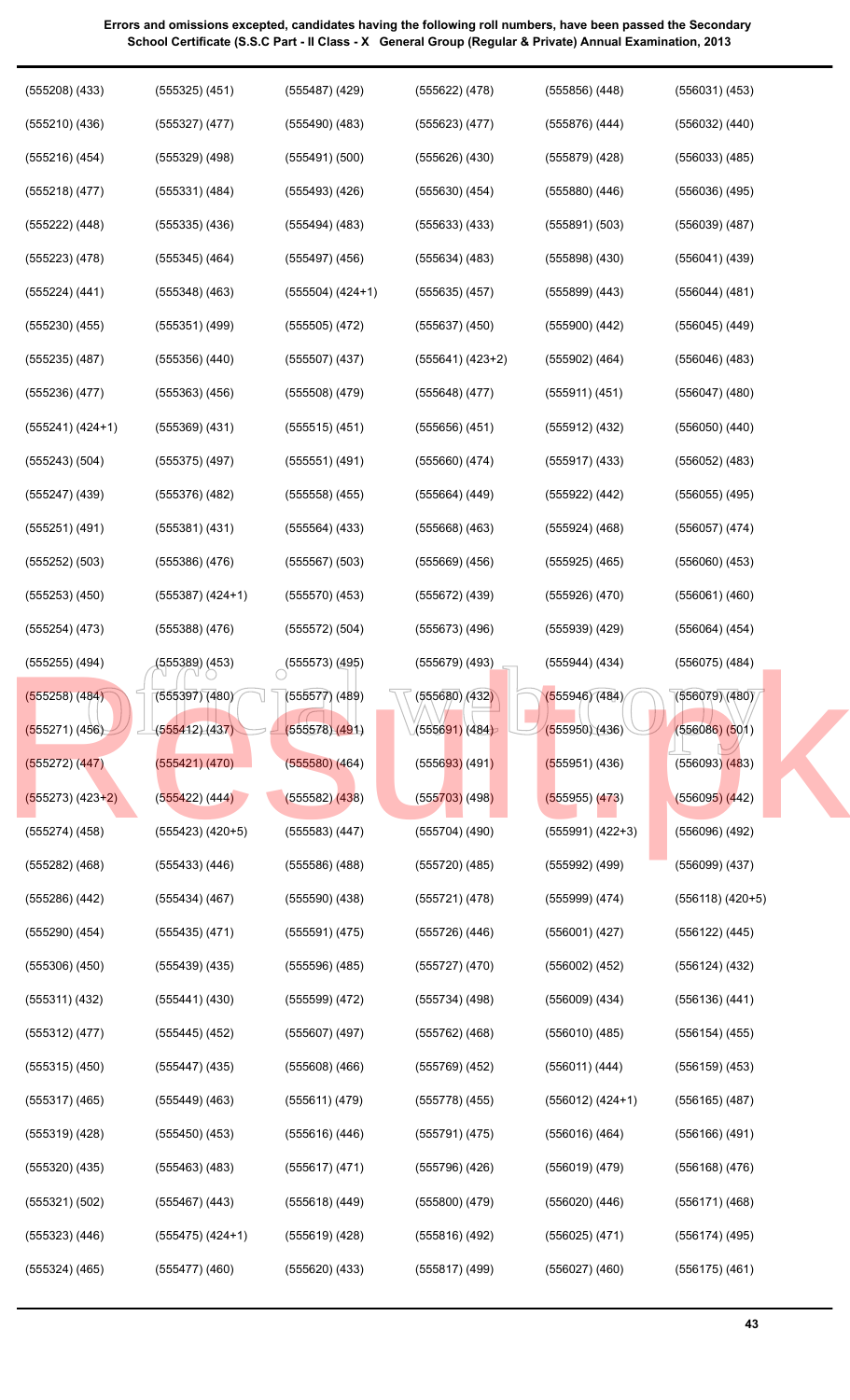**Errors and omissions excepted, candidates having the following roll numbers, have been passed the Secondary School Certificate (S.S.C Part - II Class - X General Group (Regular & Private) Annual Examination, 2013**

(555208) (433)
(555210) (436)
(555216) (454)
(555218) (477)
(555222) (448)
(555223) (478)
(555224) (441)
(555230) (455)
(555235) (487)
(555236) (477)
(555241) (424+1)
(555243) (504)
(555247) (439)
(555251) (491)
(555252) (503)
(555253) (450)
(555254) (473)
(555255) (494)
(555258) (484)
(555271) (456)
(555272) (447)
(555273) (423+2)
(555274) (458)
(555282) (468)
(555286) (442)
(555290) (454)
(555306) (450)
(555311) (432)
(555312) (477)
(555315) (450)
(555317) (465)
(555319) (428)
(555320) (435)
(555321) (502)
(555323) (446)
(555324) (465)
(555325) (451)
(555327) (477)
(555329) (498)
(555331) (484)
(555335) (436)
(555345) (464)
(555348) (463)
(555351) (499)
(555356) (440)
(555363) (456)
(555369) (431)
(555375) (497)
(555376) (482)
(555381) (431)
(555386) (476)
(555387) (424+1)
(555388) (476)
(555389) (453)
(555397) (480)
(555412) (437)
(555421) (470)
(555422) (444)
(555423) (420+5)
(555433) (446)
(555434) (467)
(555435) (471)
(555439) (435)
(555441) (430)
(555445) (452)
(555447) (435)
(555449) (463)
(555450) (453)
(555463) (483)
(555467) (443)
(555475) (424+1)
(555477) (460)
(555487) (429)
(555490) (483)
(555491) (500)
(555493) (426)
(555494) (483)
(555497) (456)
(555504) (424+1)
(555505) (472)
(555507) (437)
(555508) (479)
(555515) (451)
(555551) (491)
(555558) (455)
(555564) (433)
(555567) (503)
(555570) (453)
(555572) (504)
(555573) (495)
(555577) (489)
(555578) (491)
(555580) (464)
(555582) (438)
(555583) (447)
(555586) (488)
(555590) (438)
(555591) (475)
(555596) (485)
(555599) (472)
(555607) (497)
(555608) (466)
(555611) (479)
(555616) (446)
(555617) (471)
(555618) (449)
(555619) (428)
(555620) (433)
(555622) (478)
(555623) (477)
(555626) (430)
(555630) (454)
(555633) (433)
(555634) (483)
(555635) (457)
(555637) (450)
(555641) (423+2)
(555648) (477)
(555656) (451)
(555660) (474)
(555664) (449)
(555668) (463)
(555669) (456)
(555672) (439)
(555673) (496)
(555679) (493)
(555680) (432)
(555691) (484)
(555693) (491)
(555703) (498)
(555704) (490)
(555720) (485)
(555721) (478)
(555726) (446)
(555727) (470)
(555734) (498)
(555762) (468)
(555769) (452)
(555778) (455)
(555791) (475)
(555796) (426)
(555800) (479)
(555816) (492)
(555817) (499)
(555856) (448)
(555876) (444)
(555879) (428)
(555880) (446)
(555891) (503)
(555898) (430)
(555899) (443)
(555900) (442)
(555902) (464)
(555911) (451)
(555912) (432)
(555917) (433)
(555922) (442)
(555924) (468)
(555925) (465)
(555926) (470)
(555939) (429)
(555944) (434)
(555946) (484)
(555950) (436)
(555951) (436)
(555955) (473)
(555991) (422+3)
(555992) (499)
(555999) (474)
(556001) (427)
(556002) (452)
(556009) (434)
(556010) (485)
(556011) (444)
(556012) (424+1)
(556016) (464)
(556019) (479)
(556020) (446)
(556025) (471)
(556027) (460)
(556031) (453)
(556032) (440)
(556033) (485)
(556036) (495)
(556039) (487)
(556041) (439)
(556044) (481)
(556045) (449)
(556046) (483)
(556047) (480)
(556050) (440)
(556052) (483)
(556055) (495)
(556057) (474)
(556060) (453)
(556061) (460)
(556064) (454)
(556075) (484)
(556079) (480)
(556086) (501)
(556093) (483)
(556095) (442)
(556096) (492)
(556099) (437)
(556118) (420+5)
(556122) (445)
(556124) (432)
(556136) (441)
(556154) (455)
(556159) (453)
(556165) (487)
(556166) (491)
(556168) (476)
(556171) (468)
(556174) (495)
(556175) (461)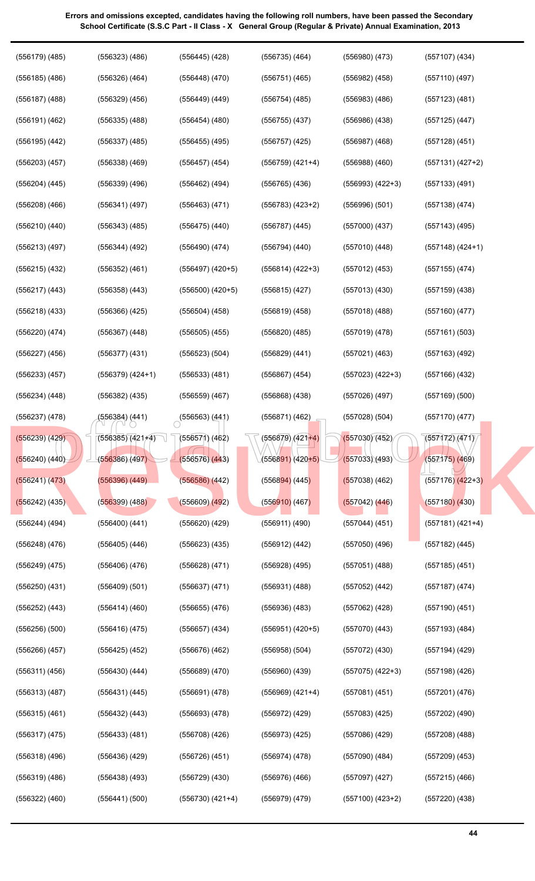**Errors and omissions excepted, candidates having the following roll numbers, have been passed the Secondary School Certificate (S.S.C Part - II Class - X General Group (Regular & Private) Annual Examination, 2013**

| | | | | | |
|---|---|---|---|---|---|
| (556179) (485) | (556323) (486) | (556445) (428) | (556735) (464) | (556980) (473) | (557107) (434) |
| (556185) (486) | (556326) (464) | (556448) (470) | (556751) (465) | (556982) (458) | (557110) (497) |
| (556187) (488) | (556329) (456) | (556449) (449) | (556754) (485) | (556983) (486) | (557123) (481) |
| (556191) (462) | (556335) (488) | (556454) (480) | (556755) (437) | (556986) (438) | (557125) (447) |
| (556195) (442) | (556337) (485) | (556455) (495) | (556757) (425) | (556987) (468) | (557128) (451) |
| (556203) (457) | (556338) (469) | (556457) (454) | (556759) (421+4) | (556988) (460) | (557131) (427+2) |
| (556204) (445) | (556339) (496) | (556462) (494) | (556765) (436) | (556993) (422+3) | (557133) (491) |
| (556208) (466) | (556341) (497) | (556463) (471) | (556783) (423+2) | (556996) (501) | (557138) (474) |
| (556210) (440) | (556343) (485) | (556475) (440) | (556787) (445) | (557000) (437) | (557143) (495) |
| (556213) (497) | (556344) (492) | (556490) (474) | (556794) (440) | (557010) (448) | (557148) (424+1) |
| (556215) (432) | (556352) (461) | (556497) (420+5) | (556814) (422+3) | (557012) (453) | (557155) (474) |
| (556217) (443) | (556358) (443) | (556500) (420+5) | (556815) (427) | (557013) (430) | (557159) (438) |
| (556218) (433) | (556366) (425) | (556504) (458) | (556819) (458) | (557018) (488) | (557160) (477) |
| (556220) (474) | (556367) (448) | (556505) (455) | (556820) (485) | (557019) (478) | (557161) (503) |
| (556227) (456) | (556377) (431) | (556523) (504) | (556829) (441) | (557021) (463) | (557163) (492) |
| (556233) (457) | (556379) (424+1) | (556533) (481) | (556867) (454) | (557023) (422+3) | (557166) (432) |
| (556234) (448) | (556382) (435) | (556559) (467) | (556868) (438) | (557026) (497) | (557169) (500) |
| (556237) (478) | (556384) (441) | (556563) (441) | (556871) (462) | (557028) (504) | (557170) (477) |
| (556239) (429) | (556385) (421+4) | (556571) (462) | (556879) (421+4) | (557030) (452) | (557172) (471) |
| (556240) (440) | (556386) (497) | (556576) (443) | (556891) (420+5) | (557033) (493) | (557175) (469) |
| (556241) (473) | (556396) (449) | (556586) (442) | (556894) (445) | (557038) (462) | (557176) (422+3) |
| (556242) (435) | (556399) (488) | (556609) (492) | (556910) (467) | (557042) (446) | (557180) (430) |
| (556244) (494) | (556400) (441) | (556620) (429) | (556911) (490) | (557044) (451) | (557181) (421+4) |
| (556248) (476) | (556405) (446) | (556623) (435) | (556912) (442) | (557050) (496) | (557182) (445) |
| (556249) (475) | (556406) (476) | (556628) (471) | (556928) (495) | (557051) (488) | (557185) (451) |
| (556250) (431) | (556409) (501) | (556637) (471) | (556931) (488) | (557052) (442) | (557187) (474) |
| (556252) (443) | (556414) (460) | (556655) (476) | (556936) (483) | (557062) (428) | (557190) (451) |
| (556256) (500) | (556416) (475) | (556657) (434) | (556951) (420+5) | (557070) (443) | (557193) (484) |
| (556266) (457) | (556425) (452) | (556676) (462) | (556958) (504) | (557072) (430) | (557194) (429) |
| (556311) (456) | (556430) (444) | (556689) (470) | (556960) (439) | (557075) (422+3) | (557198) (426) |
| (556313) (487) | (556431) (445) | (556691) (478) | (556969) (421+4) | (557081) (451) | (557201) (476) |
| (556315) (461) | (556432) (443) | (556693) (478) | (556972) (429) | (557083) (425) | (557202) (490) |
| (556317) (475) | (556433) (481) | (556708) (426) | (556973) (425) | (557086) (429) | (557208) (488) |
| (556318) (496) | (556436) (429) | (556726) (451) | (556974) (478) | (557090) (484) | (557209) (453) |
| (556319) (486) | (556438) (493) | (556729) (430) | (556976) (466) | (557097) (427) | (557215) (466) |
| (556322) (460) | (556441) (500) | (556730) (421+4) | (556979) (479) | (557100) (423+2) | (557220) (438) |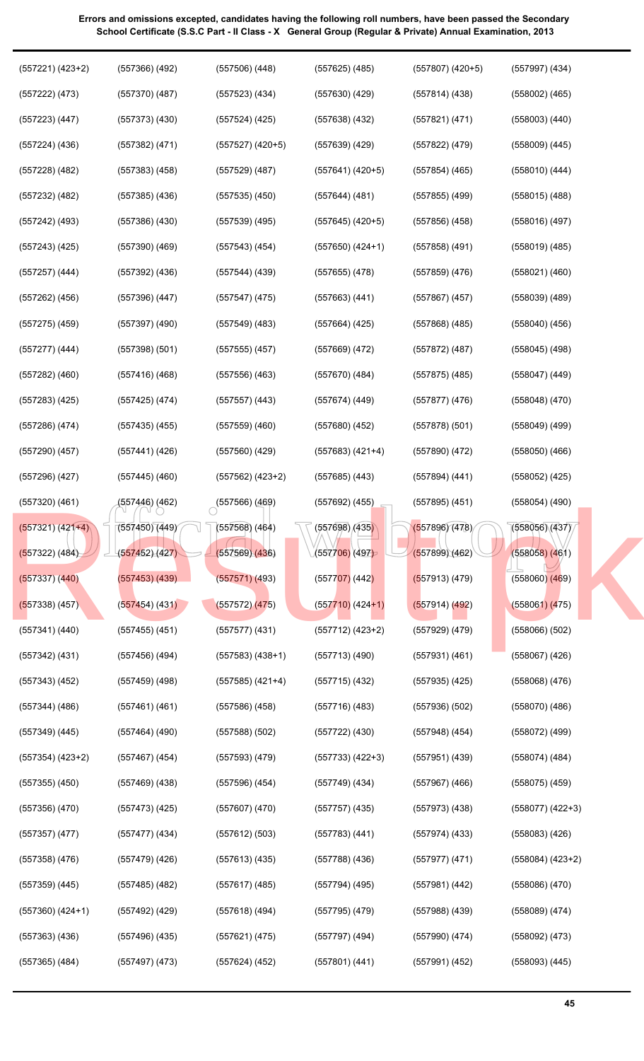**Errors and omissions excepted, candidates having the following roll numbers, have been passed the Secondary School Certificate (S.S.C Part - II Class - X General Group (Regular & Private) Annual Examination, 2013**

(557221) (423+2)
(557222) (473)
(557223) (447)
(557224) (436)
(557228) (482)
(557232) (482)
(557242) (493)
(557243) (425)
(557257) (444)
(557262) (456)
(557275) (459)
(557277) (444)
(557282) (460)
(557283) (425)
(557286) (474)
(557290) (457)
(557296) (427)
(557320) (461)
(557321) (421+4)
(557322) (484)
(557337) (440)
(557338) (457)
(557341) (440)
(557342) (431)
(557343) (452)
(557344) (486)
(557349) (445)
(557354) (423+2)
(557355) (450)
(557356) (470)
(557357) (477)
(557358) (476)
(557359) (445)
(557360) (424+1)
(557363) (436)
(557365) (484)
(557366) (492)
(557370) (487)
(557373) (430)
(557382) (471)
(557383) (458)
(557385) (436)
(557386) (430)
(557390) (469)
(557392) (436)
(557396) (447)
(557397) (490)
(557398) (501)
(557416) (468)
(557425) (474)
(557435) (455)
(557441) (426)
(557445) (460)
(557446) (462)
(557450) (449)
(557452) (427)
(557453) (439)
(557454) (431)
(557455) (451)
(557456) (494)
(557459) (498)
(557461) (461)
(557464) (490)
(557467) (454)
(557469) (438)
(557473) (425)
(557477) (434)
(557479) (426)
(557485) (482)
(557492) (429)
(557496) (435)
(557497) (473)
(557506) (448)
(557523) (434)
(557524) (425)
(557527) (420+5)
(557529) (487)
(557535) (450)
(557539) (495)
(557543) (454)
(557544) (439)
(557547) (475)
(557549) (483)
(557555) (457)
(557556) (463)
(557557) (443)
(557559) (460)
(557560) (429)
(557562) (423+2)
(557566) (469)
(557568) (464)
(557569) (436)
(557571) (493)
(557572) (475)
(557577) (431)
(557583) (438+1)
(557585) (421+4)
(557586) (458)
(557588) (502)
(557593) (479)
(557596) (454)
(557607) (470)
(557612) (503)
(557613) (435)
(557617) (485)
(557618) (494)
(557621) (475)
(557624) (452)
(557625) (485)
(557630) (429)
(557638) (432)
(557639) (429)
(557641) (420+5)
(557644) (481)
(557645) (420+5)
(557650) (424+1)
(557655) (478)
(557663) (441)
(557664) (425)
(557669) (472)
(557670) (484)
(557674) (449)
(557680) (452)
(557683) (421+4)
(557685) (443)
(557692) (455)
(557698) (435)
(557706) (497)
(557707) (442)
(557710) (424+1)
(557712) (423+2)
(557713) (490)
(557715) (432)
(557716) (483)
(557722) (430)
(557733) (422+3)
(557749) (434)
(557757) (435)
(557783) (441)
(557788) (436)
(557794) (495)
(557795) (479)
(557797) (494)
(557801) (441)
(557807) (420+5)
(557814) (438)
(557821) (471)
(557822) (479)
(557854) (465)
(557855) (499)
(557856) (458)
(557858) (491)
(557859) (476)
(557867) (457)
(557868) (485)
(557872) (487)
(557875) (485)
(557877) (476)
(557878) (501)
(557890) (472)
(557894) (441)
(557895) (451)
(557896) (478)
(557899) (462)
(557913) (479)
(557914) (492)
(557929) (479)
(557931) (461)
(557935) (425)
(557936) (502)
(557948) (454)
(557951) (439)
(557967) (466)
(557973) (438)
(557974) (433)
(557977) (471)
(557981) (442)
(557988) (439)
(557990) (474)
(557991) (452)
(557997) (434)
(558002) (465)
(558003) (440)
(558009) (445)
(558010) (444)
(558015) (488)
(558016) (497)
(558019) (485)
(558021) (460)
(558039) (489)
(558040) (456)
(558045) (498)
(558047) (449)
(558048) (470)
(558049) (499)
(558050) (466)
(558052) (425)
(558054) (490)
(558056) (437)
(558058) (461)
(558060) (469)
(558061) (475)
(558066) (502)
(558067) (426)
(558068) (476)
(558070) (486)
(558072) (499)
(558074) (484)
(558075) (459)
(558077) (422+3)
(558083) (426)
(558084) (423+2)
(558086) (470)
(558089) (474)
(558092) (473)
(558093) (445)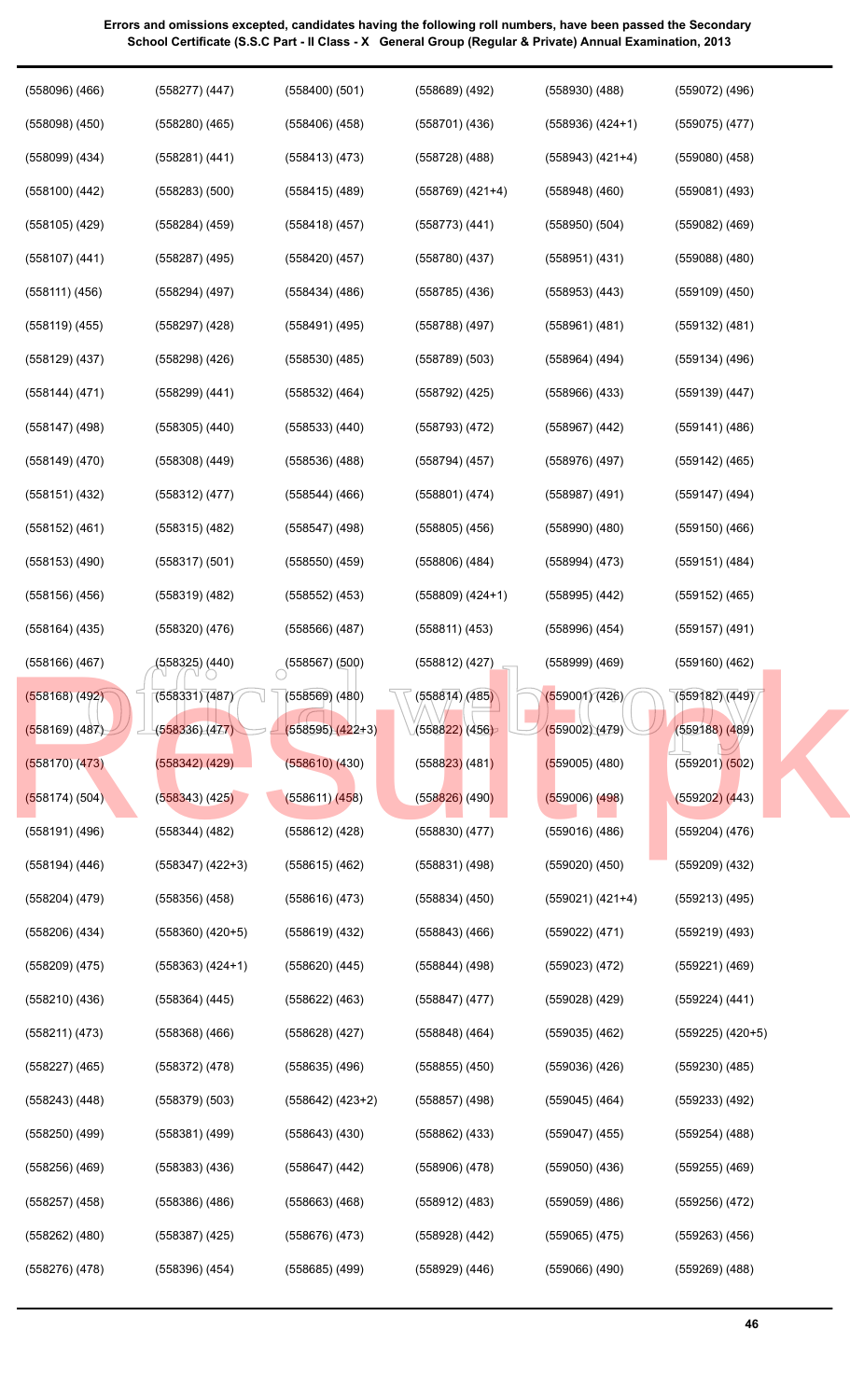**Errors and omissions excepted, candidates having the following roll numbers, have been passed the Secondary School Certificate (S.S.C Part - II Class - X General Group (Regular & Private) Annual Examination, 2013**

| | | | | | |
|---|---|---|---|---|---|
| (558096) (466) | (558277) (447) | (558400) (501) | (558689) (492) | (558930) (488) | (559072) (496) |
| (558098) (450) | (558280) (465) | (558406) (458) | (558701) (436) | (558936) (424+1) | (559075) (477) |
| (558099) (434) | (558281) (441) | (558413) (473) | (558728) (488) | (558943) (421+4) | (559080) (458) |
| (558100) (442) | (558283) (500) | (558415) (489) | (558769) (421+4) | (558948) (460) | (559081) (493) |
| (558105) (429) | (558284) (459) | (558418) (457) | (558773) (441) | (558950) (504) | (559082) (469) |
| (558107) (441) | (558287) (495) | (558420) (457) | (558780) (437) | (558951) (431) | (559088) (480) |
| (558111) (456) | (558294) (497) | (558434) (486) | (558785) (436) | (558953) (443) | (559109) (450) |
| (558119) (455) | (558297) (428) | (558491) (495) | (558788) (497) | (558961) (481) | (559132) (481) |
| (558129) (437) | (558298) (426) | (558530) (485) | (558789) (503) | (558964) (494) | (559134) (496) |
| (558144) (471) | (558299) (441) | (558532) (464) | (558792) (425) | (558966) (433) | (559139) (447) |
| (558147) (498) | (558305) (440) | (558533) (440) | (558793) (472) | (558967) (442) | (559141) (486) |
| (558149) (470) | (558308) (449) | (558536) (488) | (558794) (457) | (558976) (497) | (559142) (465) |
| (558151) (432) | (558312) (477) | (558544) (466) | (558801) (474) | (558987) (491) | (559147) (494) |
| (558152) (461) | (558315) (482) | (558547) (498) | (558805) (456) | (558990) (480) | (559150) (466) |
| (558153) (490) | (558317) (501) | (558550) (459) | (558806) (484) | (558994) (473) | (559151) (484) |
| (558156) (456) | (558319) (482) | (558552) (453) | (558809) (424+1) | (558995) (442) | (559152) (465) |
| (558164) (435) | (558320) (476) | (558566) (487) | (558811) (453) | (558996) (454) | (559157) (491) |
| (558166) (467) | (558325) (440) | (558567) (500) | (558812) (427) | (558999) (469) | (559160) (462) |
| (558168) (492) | (558331) (487) | (558569) (480) | (558814) (485) | (559001) (426) | (559182) (449) |
| (558169) (487) | (558336) (477) | (558595) (422+3) | (558822) (456) | (559002) (479) | (559188) (489) |
| (558170) (473) | (558342) (429) | (558610) (430) | (558823) (481) | (559005) (480) | (559201) (502) |
| (558174) (504) | (558343) (425) | (558611) (458) | (558826) (490) | (559006) (498) | (559202) (443) |
| (558191) (496) | (558344) (482) | (558612) (428) | (558830) (477) | (559016) (486) | (559204) (476) |
| (558194) (446) | (558347) (422+3) | (558615) (462) | (558831) (498) | (559020) (450) | (559209) (432) |
| (558204) (479) | (558356) (458) | (558616) (473) | (558834) (450) | (559021) (421+4) | (559213) (495) |
| (558206) (434) | (558360) (420+5) | (558619) (432) | (558843) (466) | (559022) (471) | (559219) (493) |
| (558209) (475) | (558363) (424+1) | (558620) (445) | (558844) (498) | (559023) (472) | (559221) (469) |
| (558210) (436) | (558364) (445) | (558622) (463) | (558847) (477) | (559028) (429) | (559224) (441) |
| (558211) (473) | (558368) (466) | (558628) (427) | (558848) (464) | (559035) (462) | (559225) (420+5) |
| (558227) (465) | (558372) (478) | (558635) (496) | (558855) (450) | (559036) (426) | (559230) (485) |
| (558243) (448) | (558379) (503) | (558642) (423+2) | (558857) (498) | (559045) (464) | (559233) (492) |
| (558250) (499) | (558381) (499) | (558643) (430) | (558862) (433) | (559047) (455) | (559254) (488) |
| (558256) (469) | (558383) (436) | (558647) (442) | (558906) (478) | (559050) (436) | (559255) (469) |
| (558257) (458) | (558386) (486) | (558663) (468) | (558912) (483) | (559059) (486) | (559256) (472) |
| (558262) (480) | (558387) (425) | (558676) (473) | (558928) (442) | (559065) (475) | (559263) (456) |
| (558276) (478) | (558396) (454) | (558685) (499) | (558929) (446) | (559066) (490) | (559269) (488) |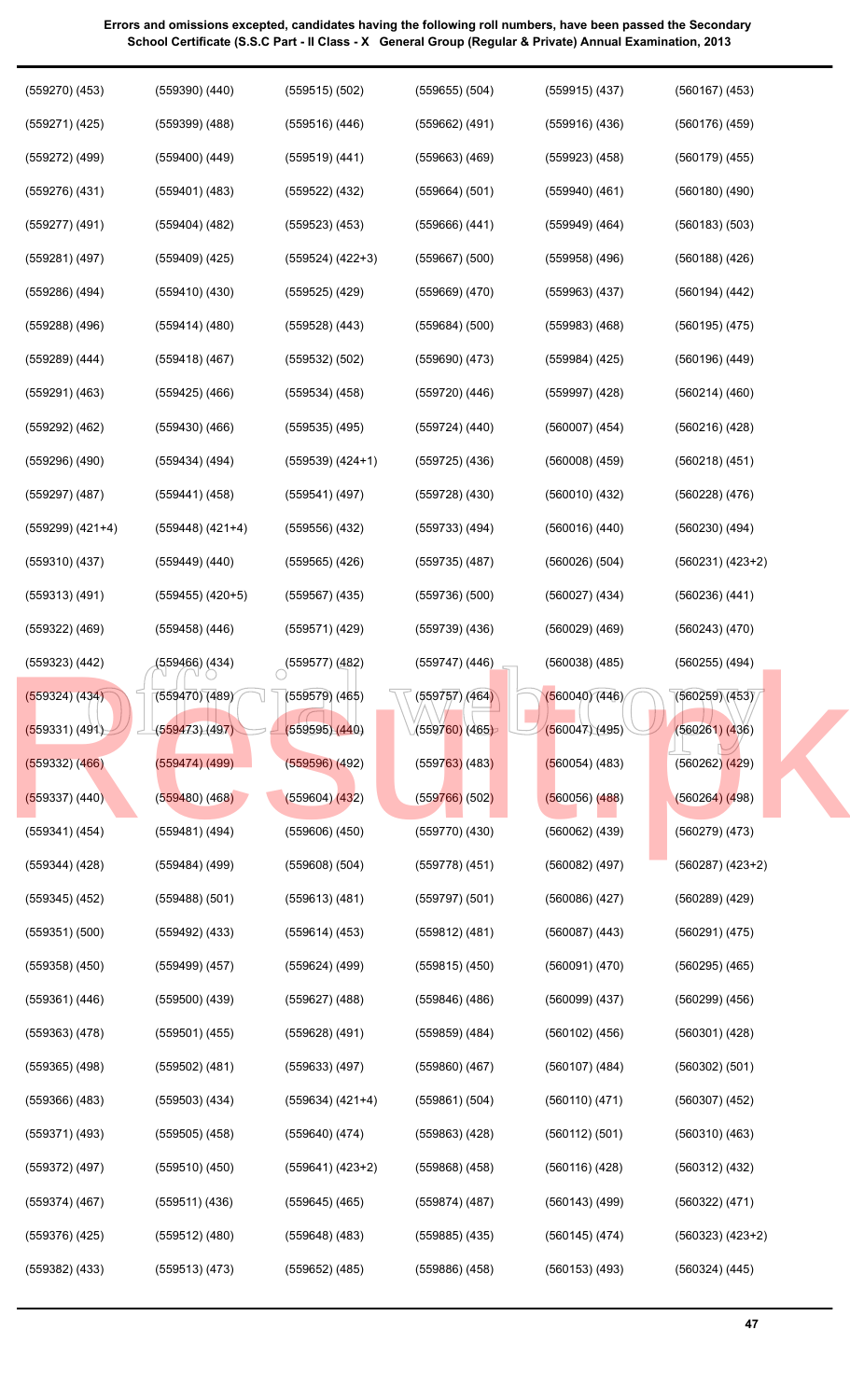**Errors and omissions excepted, candidates having the following roll numbers, have been passed the Secondary School Certificate (S.S.C Part - II Class - X General Group (Regular & Private) Annual Examination, 2013**

| | | | | | |
|---|---|---|---|---|---|
| (559270) (453) | (559390) (440) | (559515) (502) | (559655) (504) | (559915) (437) | (560167) (453) |
| (559271) (425) | (559399) (488) | (559516) (446) | (559662) (491) | (559916) (436) | (560176) (459) |
| (559272) (499) | (559400) (449) | (559519) (441) | (559663) (469) | (559923) (458) | (560179) (455) |
| (559276) (431) | (559401) (483) | (559522) (432) | (559664) (501) | (559940) (461) | (560180) (490) |
| (559277) (491) | (559404) (482) | (559523) (453) | (559666) (441) | (559949) (464) | (560183) (503) |
| (559281) (497) | (559409) (425) | (559524) (422+3) | (559667) (500) | (559958) (496) | (560188) (426) |
| (559286) (494) | (559410) (430) | (559525) (429) | (559669) (470) | (559963) (437) | (560194) (442) |
| (559288) (496) | (559414) (480) | (559528) (443) | (559684) (500) | (559983) (468) | (560195) (475) |
| (559289) (444) | (559418) (467) | (559532) (502) | (559690) (473) | (559984) (425) | (560196) (449) |
| (559291) (463) | (559425) (466) | (559534) (458) | (559720) (446) | (559997) (428) | (560214) (460) |
| (559292) (462) | (559430) (466) | (559535) (495) | (559724) (440) | (560007) (454) | (560216) (428) |
| (559296) (490) | (559434) (494) | (559539) (424+1) | (559725) (436) | (560008) (459) | (560218) (451) |
| (559297) (487) | (559441) (458) | (559541) (497) | (559728) (430) | (560010) (432) | (560228) (476) |
| (559299) (421+4) | (559448) (421+4) | (559556) (432) | (559733) (494) | (560016) (440) | (560230) (494) |
| (559310) (437) | (559449) (440) | (559565) (426) | (559735) (487) | (560026) (504) | (560231) (423+2) |
| (559313) (491) | (559455) (420+5) | (559567) (435) | (559736) (500) | (560027) (434) | (560236) (441) |
| (559322) (469) | (559458) (446) | (559571) (429) | (559739) (436) | (560029) (469) | (560243) (470) |
| (559323) (442) | (559466) (434) | (559577) (482) | (559747) (446) | (560038) (485) | (560255) (494) |
| (559324) (434) | (559470) (489) | (559579) (465) | (559757) (464) | (560040) (446) | (560259) (453) |
| (559331) (491) | (559473) (497) | (559595) (440) | (559760) (465) | (560047) (495) | (560261) (436) |
| (559332) (466) | (559474) (499) | (559596) (492) | (559763) (483) | (560054) (483) | (560262) (429) |
| (559337) (440) | (559480) (468) | (559604) (432) | (559766) (502) | (560056) (488) | (560264) (498) |
| (559341) (454) | (559481) (494) | (559606) (450) | (559770) (430) | (560062) (439) | (560279) (473) |
| (559344) (428) | (559484) (499) | (559608) (504) | (559778) (451) | (560082) (497) | (560287) (423+2) |
| (559345) (452) | (559488) (501) | (559613) (481) | (559797) (501) | (560086) (427) | (560289) (429) |
| (559351) (500) | (559492) (433) | (559614) (453) | (559812) (481) | (560087) (443) | (560291) (475) |
| (559358) (450) | (559499) (457) | (559624) (499) | (559815) (450) | (560091) (470) | (560295) (465) |
| (559361) (446) | (559500) (439) | (559627) (488) | (559846) (486) | (560099) (437) | (560299) (456) |
| (559363) (478) | (559501) (455) | (559628) (491) | (559859) (484) | (560102) (456) | (560301) (428) |
| (559365) (498) | (559502) (481) | (559633) (497) | (559860) (467) | (560107) (484) | (560302) (501) |
| (559366) (483) | (559503) (434) | (559634) (421+4) | (559861) (504) | (560110) (471) | (560307) (452) |
| (559371) (493) | (559505) (458) | (559640) (474) | (559863) (428) | (560112) (501) | (560310) (463) |
| (559372) (497) | (559510) (450) | (559641) (423+2) | (559868) (458) | (560116) (428) | (560312) (432) |
| (559374) (467) | (559511) (436) | (559645) (465) | (559874) (487) | (560143) (499) | (560322) (471) |
| (559376) (425) | (559512) (480) | (559648) (483) | (559885) (435) | (560145) (474) | (560323) (423+2) |
| (559382) (433) | (559513) (473) | (559652) (485) | (559886) (458) | (560153) (493) | (560324) (445) |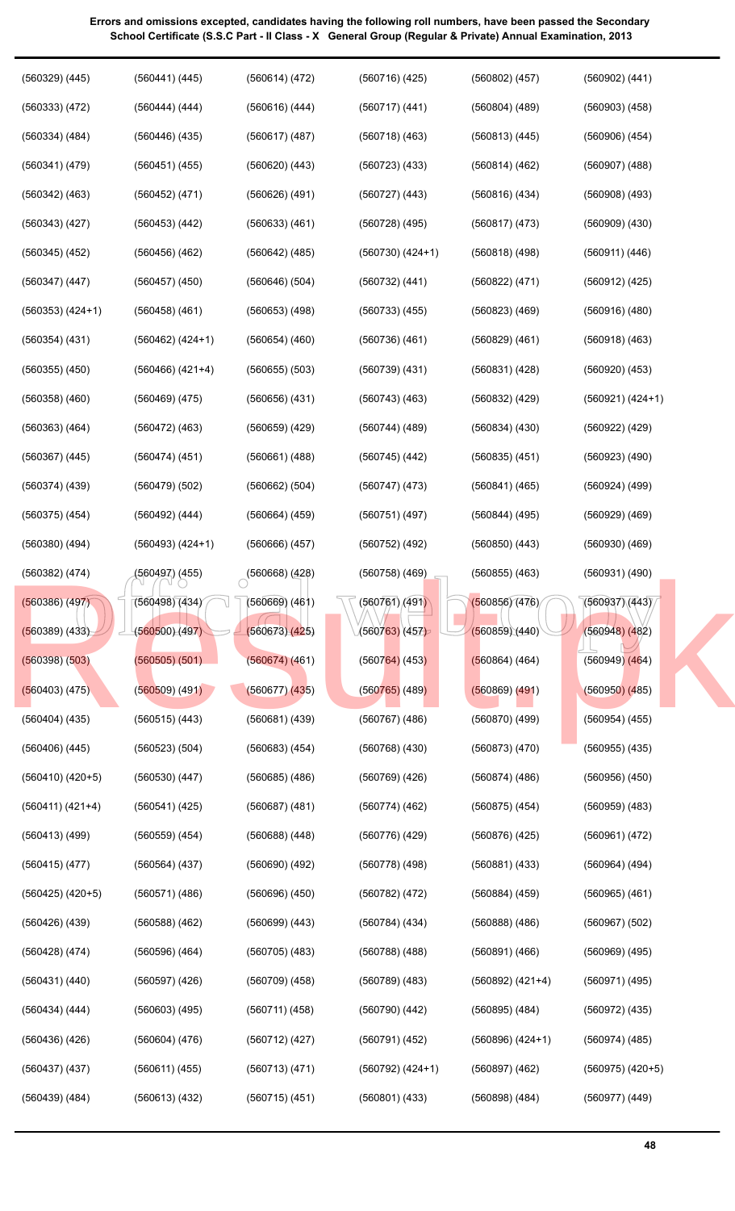**Errors and omissions excepted, candidates having the following roll numbers, have been passed the Secondary School Certificate (S.S.C Part - II Class - X General Group (Regular & Private) Annual Examination, 2013**

| | | | | | |
|---|---|---|---|---|---|
| (560329) (445) | (560441) (445) | (560614) (472) | (560716) (425) | (560802) (457) | (560902) (441) |
| (560333) (472) | (560444) (444) | (560616) (444) | (560717) (441) | (560804) (489) | (560903) (458) |
| (560334) (484) | (560446) (435) | (560617) (487) | (560718) (463) | (560813) (445) | (560906) (454) |
| (560341) (479) | (560451) (455) | (560620) (443) | (560723) (433) | (560814) (462) | (560907) (488) |
| (560342) (463) | (560452) (471) | (560626) (491) | (560727) (443) | (560816) (434) | (560908) (493) |
| (560343) (427) | (560453) (442) | (560633) (461) | (560728) (495) | (560817) (473) | (560909) (430) |
| (560345) (452) | (560456) (462) | (560642) (485) | (560730) (424+1) | (560818) (498) | (560911) (446) |
| (560347) (447) | (560457) (450) | (560646) (504) | (560732) (441) | (560822) (471) | (560912) (425) |
| (560353) (424+1) | (560458) (461) | (560653) (498) | (560733) (455) | (560823) (469) | (560916) (480) |
| (560354) (431) | (560462) (424+1) | (560654) (460) | (560736) (461) | (560829) (461) | (560918) (463) |
| (560355) (450) | (560466) (421+4) | (560655) (503) | (560739) (431) | (560831) (428) | (560920) (453) |
| (560358) (460) | (560469) (475) | (560656) (431) | (560743) (463) | (560832) (429) | (560921) (424+1) |
| (560363) (464) | (560472) (463) | (560659) (429) | (560744) (489) | (560834) (430) | (560922) (429) |
| (560367) (445) | (560474) (451) | (560661) (488) | (560745) (442) | (560835) (451) | (560923) (490) |
| (560374) (439) | (560479) (502) | (560662) (504) | (560747) (473) | (560841) (465) | (560924) (499) |
| (560375) (454) | (560492) (444) | (560664) (459) | (560751) (497) | (560844) (495) | (560929) (469) |
| (560380) (494) | (560493) (424+1) | (560666) (457) | (560752) (492) | (560850) (443) | (560930) (469) |
| (560382) (474) | (560497) (455) | (560668) (428) | (560758) (469) | (560855) (463) | (560931) (490) |
| (560386) (497) | (560498) (434) | (560669) (461) | (560761) (491) | (560856) (476) | (560937) (443) |
| (560389) (433) | (560500) (497) | (560673) (425) | (560763) (457) | (560859) (440) | (560948) (482) |
| (560398) (503) | (560505) (501) | (560674) (461) | (560764) (453) | (560864) (464) | (560949) (464) |
| (560403) (475) | (560509) (491) | (560677) (435) | (560765) (489) | (560869) (491) | (560950) (485) |
| (560404) (435) | (560515) (443) | (560681) (439) | (560767) (486) | (560870) (499) | (560954) (455) |
| (560406) (445) | (560523) (504) | (560683) (454) | (560768) (430) | (560873) (470) | (560955) (435) |
| (560410) (420+5) | (560530) (447) | (560685) (486) | (560769) (426) | (560874) (486) | (560956) (450) |
| (560411) (421+4) | (560541) (425) | (560687) (481) | (560774) (462) | (560875) (454) | (560959) (483) |
| (560413) (499) | (560559) (454) | (560688) (448) | (560776) (429) | (560876) (425) | (560961) (472) |
| (560415) (477) | (560564) (437) | (560690) (492) | (560778) (498) | (560881) (433) | (560964) (494) |
| (560425) (420+5) | (560571) (486) | (560696) (450) | (560782) (472) | (560884) (459) | (560965) (461) |
| (560426) (439) | (560588) (462) | (560699) (443) | (560784) (434) | (560888) (486) | (560967) (502) |
| (560428) (474) | (560596) (464) | (560705) (483) | (560788) (488) | (560891) (466) | (560969) (495) |
| (560431) (440) | (560597) (426) | (560709) (458) | (560789) (483) | (560892) (421+4) | (560971) (495) |
| (560434) (444) | (560603) (495) | (560711) (458) | (560790) (442) | (560895) (484) | (560972) (435) |
| (560436) (426) | (560604) (476) | (560712) (427) | (560791) (452) | (560896) (424+1) | (560974) (485) |
| (560437) (437) | (560611) (455) | (560713) (471) | (560792) (424+1) | (560897) (462) | (560975) (420+5) |
| (560439) (484) | (560613) (432) | (560715) (451) | (560801) (433) | (560898) (484) | (560977) (449) |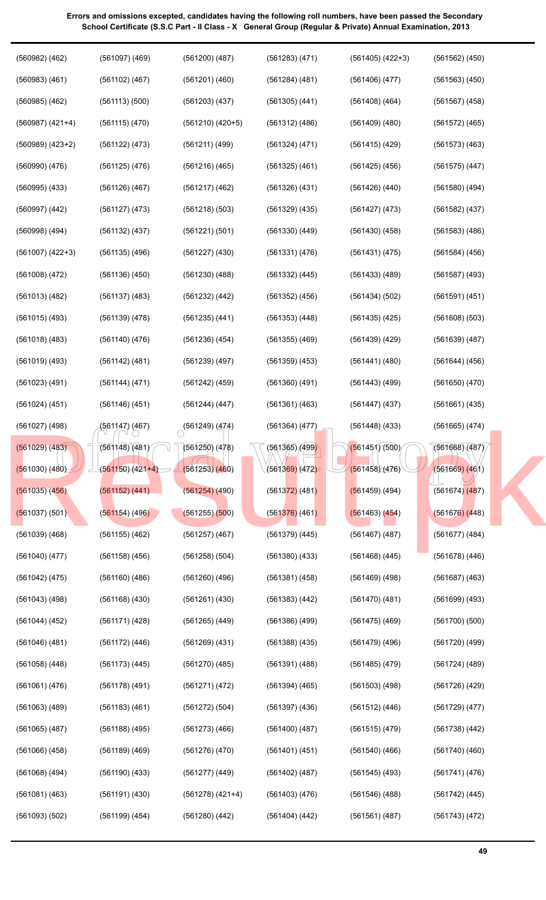**Errors and omissions excepted, candidates having the following roll numbers, have been passed the Secondary School Certificate (S.S.C Part - II Class - X General Group (Regular & Private) Annual Examination, 2013**

| | | | | | |
|---|---|---|---|---|---|
| (560982) (462) | (561097) (469) | (561200) (487) | (561283) (471) | (561405) (422+3) | (561562) (450) |
| (560983) (461) | (561102) (467) | (561201) (460) | (561284) (481) | (561406) (477) | (561563) (450) |
| (560985) (462) | (561113) (500) | (561203) (437) | (561305) (441) | (561408) (464) | (561567) (458) |
| (560987) (421+4) | (561115) (470) | (561210) (420+5) | (561312) (486) | (561409) (480) | (561572) (465) |
| (560989) (423+2) | (561122) (473) | (561211) (499) | (561324) (471) | (561415) (429) | (561573) (463) |
| (560990) (476) | (561125) (476) | (561216) (465) | (561325) (461) | (561425) (456) | (561575) (447) |
| (560995) (433) | (561126) (467) | (561217) (462) | (561326) (431) | (561426) (440) | (561580) (494) |
| (560997) (442) | (561127) (473) | (561218) (503) | (561329) (435) | (561427) (473) | (561582) (437) |
| (560998) (494) | (561132) (437) | (561221) (501) | (561330) (449) | (561430) (458) | (561583) (486) |
| (561007) (422+3) | (561135) (496) | (561227) (430) | (561331) (476) | (561431) (475) | (561584) (456) |
| (561008) (472) | (561136) (450) | (561230) (488) | (561332) (445) | (561433) (489) | (561587) (493) |
| (561013) (482) | (561137) (483) | (561232) (442) | (561352) (456) | (561434) (502) | (561591) (451) |
| (561015) (493) | (561139) (478) | (561235) (441) | (561353) (448) | (561435) (425) | (561608) (503) |
| (561018) (483) | (561140) (476) | (561236) (454) | (561355) (469) | (561439) (429) | (561639) (487) |
| (561019) (493) | (561142) (481) | (561239) (497) | (561359) (453) | (561441) (480) | (561644) (456) |
| (561023) (491) | (561144) (471) | (561242) (459) | (561360) (491) | (561443) (499) | (561650) (470) |
| (561024) (451) | (561146) (451) | (561244) (447) | (561361) (463) | (561447) (437) | (561661) (435) |
| (561027) (498) | (561147) (467) | (561249) (474) | (561364) (477) | (561448) (433) | (561665) (474) |
| (561029) (483) | (561148) (481) | (561250) (478) | (561365) (499) | (561451) (500) | (561668) (487) |
| (561030) (480) | (561150) (421+4) | (561253) (460) | (561369) (472) | (561458) (476) | (561669) (461) |
| (561035) (456) | (561152) (441) | (561254) (490) | (561372) (481) | (561459) (494) | (561674) (487) |
| (561037) (501) | (561154) (496) | (561255) (500) | (561376) (461) | (561463) (454) | (561676) (448) |
| (561039) (468) | (561155) (462) | (561257) (467) | (561379) (445) | (561467) (487) | (561677) (484) |
| (561040) (477) | (561158) (456) | (561258) (504) | (561380) (433) | (561468) (445) | (561678) (446) |
| (561042) (475) | (561160) (486) | (561260) (496) | (561381) (458) | (561469) (498) | (561687) (463) |
| (561043) (498) | (561168) (430) | (561261) (430) | (561383) (442) | (561470) (481) | (561699) (493) |
| (561044) (452) | (561171) (428) | (561265) (449) | (561386) (499) | (561475) (469) | (561700) (500) |
| (561046) (481) | (561172) (446) | (561269) (431) | (561388) (435) | (561479) (496) | (561720) (499) |
| (561058) (448) | (561173) (445) | (561270) (485) | (561391) (488) | (561485) (479) | (561724) (489) |
| (561061) (476) | (561178) (491) | (561271) (472) | (561394) (465) | (561503) (498) | (561726) (429) |
| (561063) (489) | (561183) (461) | (561272) (504) | (561397) (436) | (561512) (446) | (561729) (477) |
| (561065) (487) | (561188) (495) | (561273) (466) | (561400) (487) | (561515) (479) | (561738) (442) |
| (561066) (458) | (561189) (469) | (561276) (470) | (561401) (451) | (561540) (466) | (561740) (460) |
| (561068) (494) | (561190) (433) | (561277) (449) | (561402) (487) | (561545) (493) | (561741) (476) |
| (561081) (463) | (561191) (430) | (561278) (421+4) | (561403) (476) | (561546) (488) | (561742) (445) |
| (561093) (502) | (561199) (454) | (561280) (442) | (561404) (442) | (561561) (487) | (561743) (472) |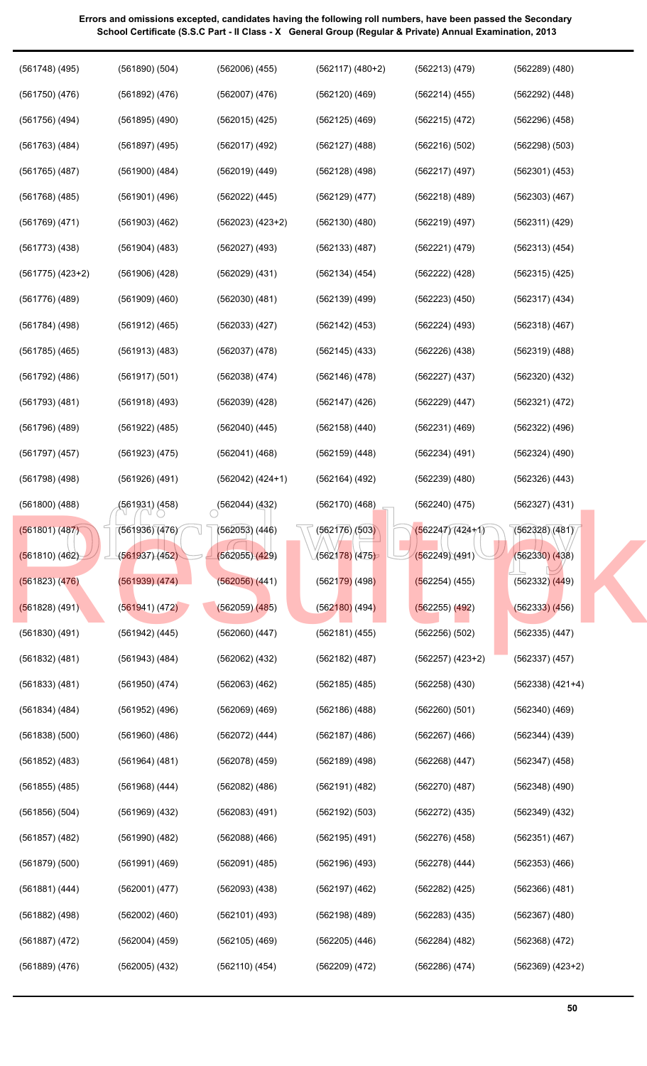**Errors and omissions excepted, candidates having the following roll numbers, have been passed the Secondary School Certificate (S.S.C Part - II Class - X General Group (Regular & Private) Annual Examination, 2013**

(561748) (495)
(561750) (476)
(561756) (494)
(561763) (484)
(561765) (487)
(561768) (485)
(561769) (471)
(561773) (438)
(561775) (423+2)
(561776) (489)
(561784) (498)
(561785) (465)
(561792) (486)
(561793) (481)
(561796) (489)
(561797) (457)
(561798) (498)
(561800) (488)
(561801) (487)
(561810) (462)
(561823) (476)
(561828) (491)
(561830) (491)
(561832) (481)
(561833) (481)
(561834) (484)
(561838) (500)
(561852) (483)
(561855) (485)
(561856) (504)
(561857) (482)
(561879) (500)
(561881) (444)
(561882) (498)
(561887) (472)
(561889) (476)
(561890) (504)
(561892) (476)
(561895) (490)
(561897) (495)
(561900) (484)
(561901) (496)
(561903) (462)
(561904) (483)
(561906) (428)
(561909) (460)
(561912) (465)
(561913) (483)
(561917) (501)
(561918) (493)
(561922) (485)
(561923) (475)
(561926) (491)
(561931) (458)
(561936) (476)
(561937) (452)
(561939) (474)
(561941) (472)
(561942) (445)
(561943) (484)
(561950) (474)
(561952) (496)
(561960) (486)
(561964) (481)
(561968) (444)
(561969) (432)
(561990) (482)
(561991) (469)
(562001) (477)
(562002) (460)
(562004) (459)
(562005) (432)
(562006) (455)
(562007) (476)
(562015) (425)
(562017) (492)
(562019) (449)
(562022) (445)
(562023) (423+2)
(562027) (493)
(562029) (431)
(562030) (481)
(562033) (427)
(562037) (478)
(562038) (474)
(562039) (428)
(562040) (445)
(562041) (468)
(562042) (424+1)
(562044) (432)
(562053) (446)
(562055) (429)
(562056) (441)
(562059) (485)
(562060) (447)
(562062) (432)
(562063) (462)
(562069) (469)
(562072) (444)
(562078) (459)
(562082) (486)
(562083) (491)
(562088) (466)
(562091) (485)
(562093) (438)
(562101) (493)
(562105) (469)
(562110) (454)
(562117) (480+2)
(562120) (469)
(562125) (469)
(562127) (488)
(562128) (498)
(562129) (477)
(562130) (480)
(562133) (487)
(562134) (454)
(562139) (499)
(562142) (453)
(562145) (433)
(562146) (478)
(562147) (426)
(562158) (440)
(562159) (448)
(562164) (492)
(562170) (468)
(562176) (503)
(562178) (475)
(562179) (498)
(562180) (494)
(562181) (455)
(562182) (487)
(562185) (485)
(562186) (488)
(562187) (486)
(562189) (498)
(562191) (482)
(562192) (503)
(562195) (491)
(562196) (493)
(562197) (462)
(562198) (489)
(562205) (446)
(562209) (472)
(562213) (479)
(562214) (455)
(562215) (472)
(562216) (502)
(562217) (497)
(562218) (489)
(562219) (497)
(562221) (479)
(562222) (428)
(562223) (450)
(562224) (493)
(562226) (438)
(562227) (437)
(562229) (447)
(562231) (469)
(562234) (491)
(562239) (480)
(562240) (475)
(562247) (424+1)
(562249) (491)
(562254) (455)
(562255) (492)
(562256) (502)
(562257) (423+2)
(562258) (430)
(562260) (501)
(562267) (466)
(562268) (447)
(562270) (487)
(562272) (435)
(562276) (458)
(562278) (444)
(562282) (425)
(562283) (435)
(562284) (482)
(562286) (474)
(562289) (480)
(562292) (448)
(562296) (458)
(562298) (503)
(562301) (453)
(562303) (467)
(562311) (429)
(562313) (454)
(562315) (425)
(562317) (434)
(562318) (467)
(562319) (488)
(562320) (432)
(562321) (472)
(562322) (496)
(562324) (490)
(562326) (443)
(562327) (431)
(562328) (481)
(562330) (438)
(562332) (449)
(562333) (456)
(562335) (447)
(562337) (457)
(562338) (421+4)
(562340) (469)
(562344) (439)
(562347) (458)
(562348) (490)
(562349) (432)
(562351) (467)
(562353) (466)
(562366) (481)
(562367) (480)
(562368) (472)
(562369) (423+2)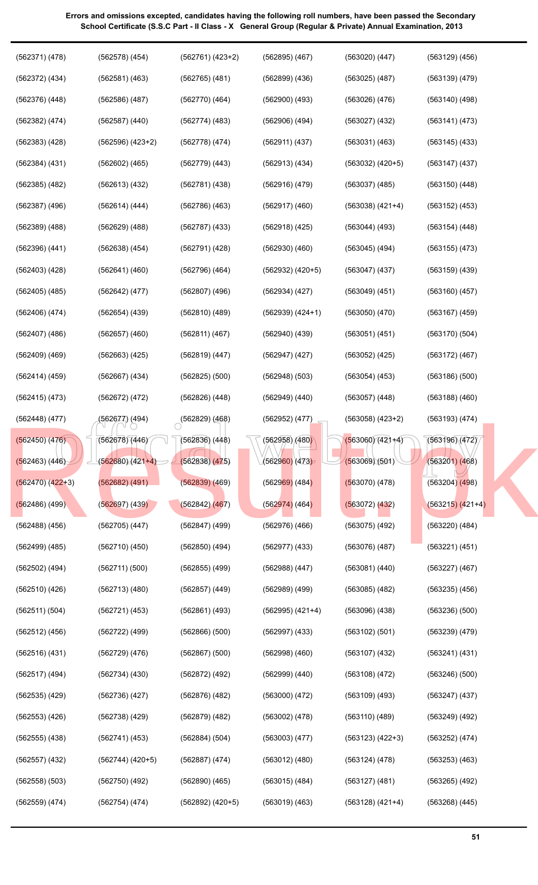**Errors and omissions excepted, candidates having the following roll numbers, have been passed the Secondary School Certificate (S.S.C Part - II Class - X General Group (Regular & Private) Annual Examination, 2013**

| | | | | | |
|---|---|---|---|---|---|
| (562371) (478) | (562578) (454) | (562761) (423+2) | (562895) (467) | (563020) (447) | (563129) (456) |
| (562372) (434) | (562581) (463) | (562765) (481) | (562899) (436) | (563025) (487) | (563139) (479) |
| (562376) (448) | (562586) (487) | (562770) (464) | (562900) (493) | (563026) (476) | (563140) (498) |
| (562382) (474) | (562587) (440) | (562774) (483) | (562906) (494) | (563027) (432) | (563141) (473) |
| (562383) (428) | (562596) (423+2) | (562778) (474) | (562911) (437) | (563031) (463) | (563145) (433) |
| (562384) (431) | (562602) (465) | (562779) (443) | (562913) (434) | (563032) (420+5) | (563147) (437) |
| (562385) (482) | (562613) (432) | (562781) (438) | (562916) (479) | (563037) (485) | (563150) (448) |
| (562387) (496) | (562614) (444) | (562786) (463) | (562917) (460) | (563038) (421+4) | (563152) (453) |
| (562389) (488) | (562629) (488) | (562787) (433) | (562918) (425) | (563044) (493) | (563154) (448) |
| (562396) (441) | (562638) (454) | (562791) (428) | (562930) (460) | (563045) (494) | (563155) (473) |
| (562403) (428) | (562641) (460) | (562796) (464) | (562932) (420+5) | (563047) (437) | (563159) (439) |
| (562405) (485) | (562642) (477) | (562807) (496) | (562934) (427) | (563049) (451) | (563160) (457) |
| (562406) (474) | (562654) (439) | (562810) (489) | (562939) (424+1) | (563050) (470) | (563167) (459) |
| (562407) (486) | (562657) (460) | (562811) (467) | (562940) (439) | (563051) (451) | (563170) (504) |
| (562409) (469) | (562663) (425) | (562819) (447) | (562947) (427) | (563052) (425) | (563172) (467) |
| (562414) (459) | (562667) (434) | (562825) (500) | (562948) (503) | (563054) (453) | (563186) (500) |
| (562415) (473) | (562672) (472) | (562826) (448) | (562949) (440) | (563057) (448) | (563188) (460) |
| (562448) (477) | (562677) (494) | (562829) (468) | (562952) (477) | (563058) (423+2) | (563193) (474) |
| (562450) (476) | (562678) (446) | (562836) (448) | (562958) (480) | (563060) (421+4) | (563196) (472) |
| (562463) (446) | (562680) (421+4) | (562838) (475) | (562960) (473) | (563069) (501) | (563201) (468) |
| (562470) (422+3) | (562682) (491) | (562839) (469) | (562969) (484) | (563070) (478) | (563204) (498) |
| (562486) (499) | (562697) (439) | (562842) (467) | (562974) (464) | (563072) (432) | (563215) (421+4) |
| (562488) (456) | (562705) (447) | (562847) (499) | (562976) (466) | (563075) (492) | (563220) (484) |
| (562499) (485) | (562710) (450) | (562850) (494) | (562977) (433) | (563076) (487) | (563221) (451) |
| (562502) (494) | (562711) (500) | (562855) (499) | (562988) (447) | (563081) (440) | (563227) (467) |
| (562510) (426) | (562713) (480) | (562857) (449) | (562989) (499) | (563085) (482) | (563235) (456) |
| (562511) (504) | (562721) (453) | (562861) (493) | (562995) (421+4) | (563096) (438) | (563236) (500) |
| (562512) (456) | (562722) (499) | (562866) (500) | (562997) (433) | (563102) (501) | (563239) (479) |
| (562516) (431) | (562729) (476) | (562867) (500) | (562998) (460) | (563107) (432) | (563241) (431) |
| (562517) (494) | (562734) (430) | (562872) (492) | (562999) (440) | (563108) (472) | (563246) (500) |
| (562535) (429) | (562736) (427) | (562876) (482) | (563000) (472) | (563109) (493) | (563247) (437) |
| (562553) (426) | (562738) (429) | (562879) (482) | (563002) (478) | (563110) (489) | (563249) (492) |
| (562555) (438) | (562741) (453) | (562884) (504) | (563003) (477) | (563123) (422+3) | (563252) (474) |
| (562557) (432) | (562744) (420+5) | (562887) (474) | (563012) (480) | (563124) (478) | (563253) (463) |
| (562558) (503) | (562750) (492) | (562890) (465) | (563015) (484) | (563127) (481) | (563265) (492) |
| (562559) (474) | (562754) (474) | (562892) (420+5) | (563019) (463) | (563128) (421+4) | (563268) (445) |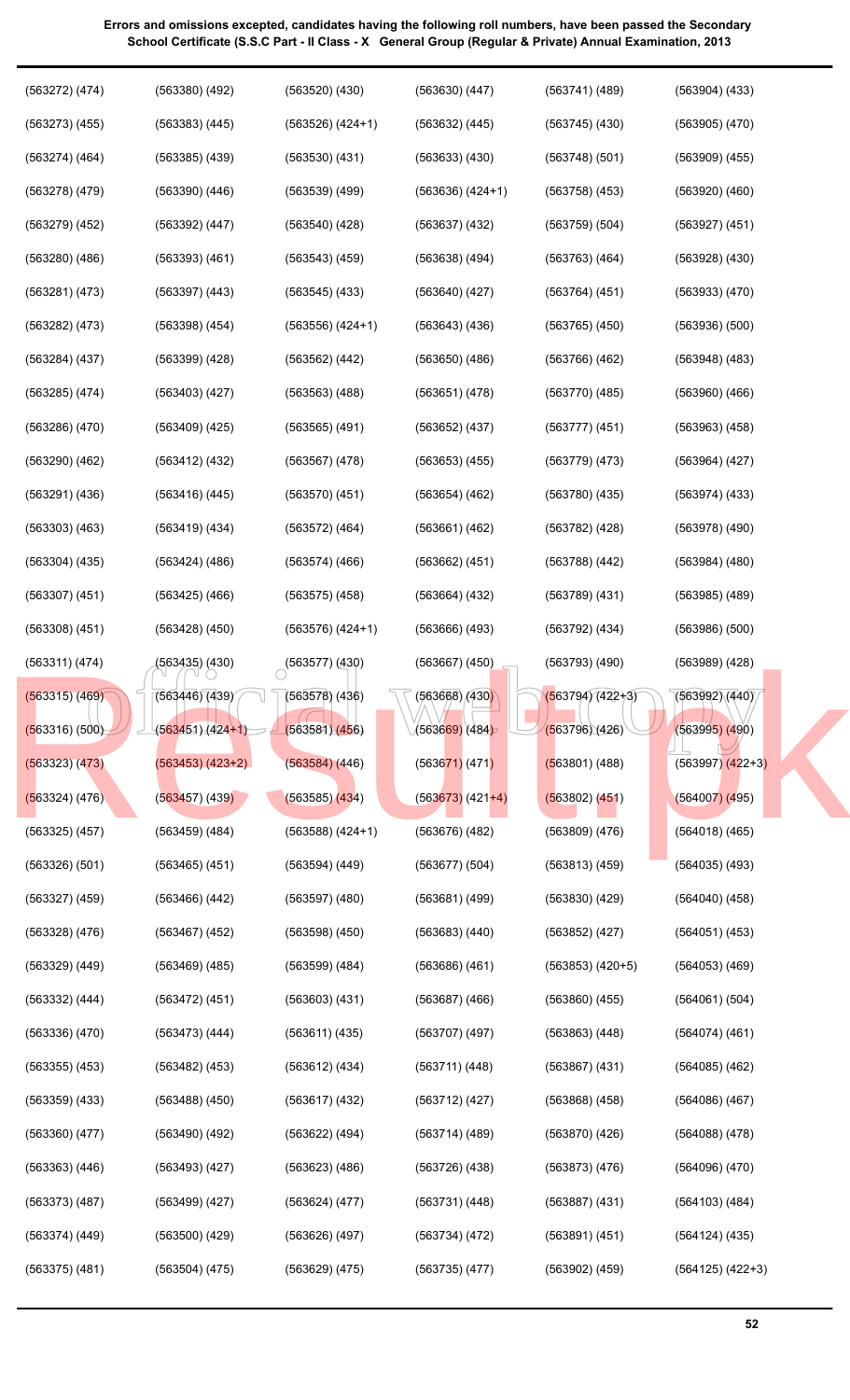**Errors and omissions excepted, candidates having the following roll numbers, have been passed the Secondary School Certificate (S.S.C Part - II Class - X General Group (Regular & Private) Annual Examination, 2013**

(563272) (474)
(563273) (455)
(563274) (464)
(563278) (479)
(563279) (452)
(563280) (486)
(563281) (473)
(563282) (473)
(563284) (437)
(563285) (474)
(563286) (470)
(563290) (462)
(563291) (436)
(563303) (463)
(563304) (435)
(563307) (451)
(563308) (451)
(563311) (474)
(563315) (469)
(563316) (500)
(563323) (473)
(563324) (476)
(563325) (457)
(563326) (501)
(563327) (459)
(563328) (476)
(563329) (449)
(563332) (444)
(563336) (470)
(563355) (453)
(563359) (433)
(563360) (477)
(563363) (446)
(563373) (487)
(563374) (449)
(563375) (481)
(563380) (492)
(563383) (445)
(563385) (439)
(563390) (446)
(563392) (447)
(563393) (461)
(563397) (443)
(563398) (454)
(563399) (428)
(563403) (427)
(563409) (425)
(563412) (432)
(563416) (445)
(563419) (434)
(563424) (486)
(563425) (466)
(563428) (450)
(563435) (430)
(563446) (439)
(563451) (424+1)
(563453) (423+2)
(563457) (439)
(563459) (484)
(563465) (451)
(563466) (442)
(563467) (452)
(563469) (485)
(563472) (451)
(563473) (444)
(563482) (453)
(563488) (450)
(563490) (492)
(563493) (427)
(563499) (427)
(563500) (429)
(563504) (475)
(563520) (430)
(563526) (424+1)
(563530) (431)
(563539) (499)
(563540) (428)
(563543) (459)
(563545) (433)
(563556) (424+1)
(563562) (442)
(563563) (488)
(563565) (491)
(563567) (478)
(563570) (451)
(563572) (464)
(563574) (466)
(563575) (458)
(563576) (424+1)
(563577) (430)
(563578) (436)
(563581) (456)
(563584) (446)
(563585) (434)
(563588) (424+1)
(563594) (449)
(563597) (480)
(563598) (450)
(563599) (484)
(563603) (431)
(563611) (435)
(563612) (434)
(563617) (432)
(563622) (494)
(563623) (486)
(563624) (477)
(563626) (497)
(563629) (475)
(563630) (447)
(563632) (445)
(563633) (430)
(563636) (424+1)
(563637) (432)
(563638) (494)
(563640) (427)
(563643) (436)
(563650) (486)
(563651) (478)
(563652) (437)
(563653) (455)
(563654) (462)
(563661) (462)
(563662) (451)
(563664) (432)
(563666) (493)
(563667) (450)
(563668) (430)
(563669) (484)
(563671) (471)
(563673) (421+4)
(563676) (482)
(563677) (504)
(563681) (499)
(563683) (440)
(563686) (461)
(563687) (466)
(563707) (497)
(563711) (448)
(563712) (427)
(563714) (489)
(563726) (438)
(563731) (448)
(563734) (472)
(563735) (477)
(563741) (489)
(563745) (430)
(563748) (501)
(563758) (453)
(563759) (504)
(563763) (464)
(563764) (451)
(563765) (450)
(563766) (462)
(563770) (485)
(563777) (451)
(563779) (473)
(563780) (435)
(563782) (428)
(563788) (442)
(563789) (431)
(563792) (434)
(563793) (490)
(563794) (422+3)
(563796) (426)
(563801) (488)
(563802) (451)
(563809) (476)
(563813) (459)
(563830) (429)
(563852) (427)
(563853) (420+5)
(563860) (455)
(563863) (448)
(563867) (431)
(563868) (458)
(563870) (426)
(563873) (476)
(563887) (431)
(563891) (451)
(563902) (459)
(563904) (433)
(563905) (470)
(563909) (455)
(563920) (460)
(563927) (451)
(563928) (430)
(563933) (470)
(563936) (500)
(563948) (483)
(563960) (466)
(563963) (458)
(563964) (427)
(563974) (433)
(563978) (490)
(563984) (480)
(563985) (489)
(563986) (500)
(563989) (428)
(563992) (440)
(563995) (490)
(563997) (422+3)
(564007) (495)
(564018) (465)
(564035) (493)
(564040) (458)
(564051) (453)
(564053) (469)
(564061) (504)
(564074) (461)
(564085) (462)
(564086) (467)
(564088) (478)
(564096) (470)
(564103) (484)
(564124) (435)
(564125) (422+3)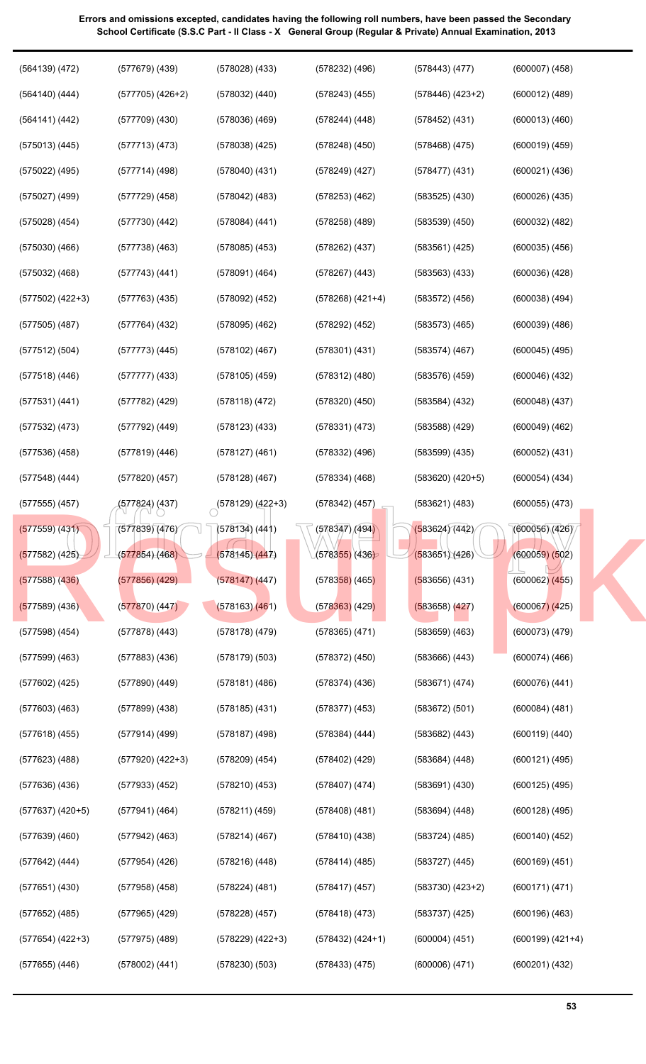**Errors and omissions excepted, candidates having the following roll numbers, have been passed the Secondary School Certificate (S.S.C Part - II Class - X General Group (Regular & Private) Annual Examination, 2013**

| | | | | | |
|---|---|---|---|---|---|
| (564139) (472) | (577679) (439) | (578028) (433) | (578232) (496) | (578443) (477) | (600007) (458) |
| (564140) (444) | (577705) (426+2) | (578032) (440) | (578243) (455) | (578446) (423+2) | (600012) (489) |
| (564141) (442) | (577709) (430) | (578036) (469) | (578244) (448) | (578452) (431) | (600013) (460) |
| (575013) (445) | (577713) (473) | (578038) (425) | (578248) (450) | (578468) (475) | (600019) (459) |
| (575022) (495) | (577714) (498) | (578040) (431) | (578249) (427) | (578477) (431) | (600021) (436) |
| (575027) (499) | (577729) (458) | (578042) (483) | (578253) (462) | (583525) (430) | (600026) (435) |
| (575028) (454) | (577730) (442) | (578084) (441) | (578258) (489) | (583539) (450) | (600032) (482) |
| (575030) (466) | (577738) (463) | (578085) (453) | (578262) (437) | (583561) (425) | (600035) (456) |
| (575032) (468) | (577743) (441) | (578091) (464) | (578267) (443) | (583563) (433) | (600036) (428) |
| (577502) (422+3) | (577763) (435) | (578092) (452) | (578268) (421+4) | (583572) (456) | (600038) (494) |
| (577505) (487) | (577764) (432) | (578095) (462) | (578292) (452) | (583573) (465) | (600039) (486) |
| (577512) (504) | (577773) (445) | (578102) (467) | (578301) (431) | (583574) (467) | (600045) (495) |
| (577518) (446) | (577777) (433) | (578105) (459) | (578312) (480) | (583576) (459) | (600046) (432) |
| (577531) (441) | (577782) (429) | (578118) (472) | (578320) (450) | (583584) (432) | (600048) (437) |
| (577532) (473) | (577792) (449) | (578123) (433) | (578331) (473) | (583588) (429) | (600049) (462) |
| (577536) (458) | (577819) (446) | (578127) (461) | (578332) (496) | (583599) (435) | (600052) (431) |
| (577548) (444) | (577820) (457) | (578128) (467) | (578334) (468) | (583620) (420+5) | (600054) (434) |
| (577555) (457) | (577824) (437) | (578129) (422+3) | (578342) (457) | (583621) (483) | (600055) (473) |
| (577559) (431) | (577839) (476) | (578134) (441) | (578347) (494) | (583624) (442) | (600056) (426) |
| (577582) (425) | (577854) (468) | (578145) (447) | (578355) (436) | (583651) (426) | (600059) (502) |
| (577588) (436) | (577856) (429) | (578147) (447) | (578358) (465) | (583656) (431) | (600062) (455) |
| (577589) (436) | (577870) (447) | (578163) (461) | (578363) (429) | (583658) (427) | (600067) (425) |
| (577598) (454) | (577878) (443) | (578178) (479) | (578365) (471) | (583659) (463) | (600073) (479) |
| (577599) (463) | (577883) (436) | (578179) (503) | (578372) (450) | (583666) (443) | (600074) (466) |
| (577602) (425) | (577890) (449) | (578181) (486) | (578374) (436) | (583671) (474) | (600076) (441) |
| (577603) (463) | (577899) (438) | (578185) (431) | (578377) (453) | (583672) (501) | (600084) (481) |
| (577618) (455) | (577914) (499) | (578187) (498) | (578384) (444) | (583682) (443) | (600119) (440) |
| (577623) (488) | (577920) (422+3) | (578209) (454) | (578402) (429) | (583684) (448) | (600121) (495) |
| (577636) (436) | (577933) (452) | (578210) (453) | (578407) (474) | (583691) (430) | (600125) (495) |
| (577637) (420+5) | (577941) (464) | (578211) (459) | (578408) (481) | (583694) (448) | (600128) (495) |
| (577639) (460) | (577942) (463) | (578214) (467) | (578410) (438) | (583724) (485) | (600140) (452) |
| (577642) (444) | (577954) (426) | (578216) (448) | (578414) (485) | (583727) (445) | (600169) (451) |
| (577651) (430) | (577958) (458) | (578224) (481) | (578417) (457) | (583730) (423+2) | (600171) (471) |
| (577652) (485) | (577965) (429) | (578228) (457) | (578418) (473) | (583737) (425) | (600196) (463) |
| (577654) (422+3) | (577975) (489) | (578229) (422+3) | (578432) (424+1) | (600004) (451) | (600199) (421+4) |
| (577655) (446) | (578002) (441) | (578230) (503) | (578433) (475) | (600006) (471) | (600201) (432) |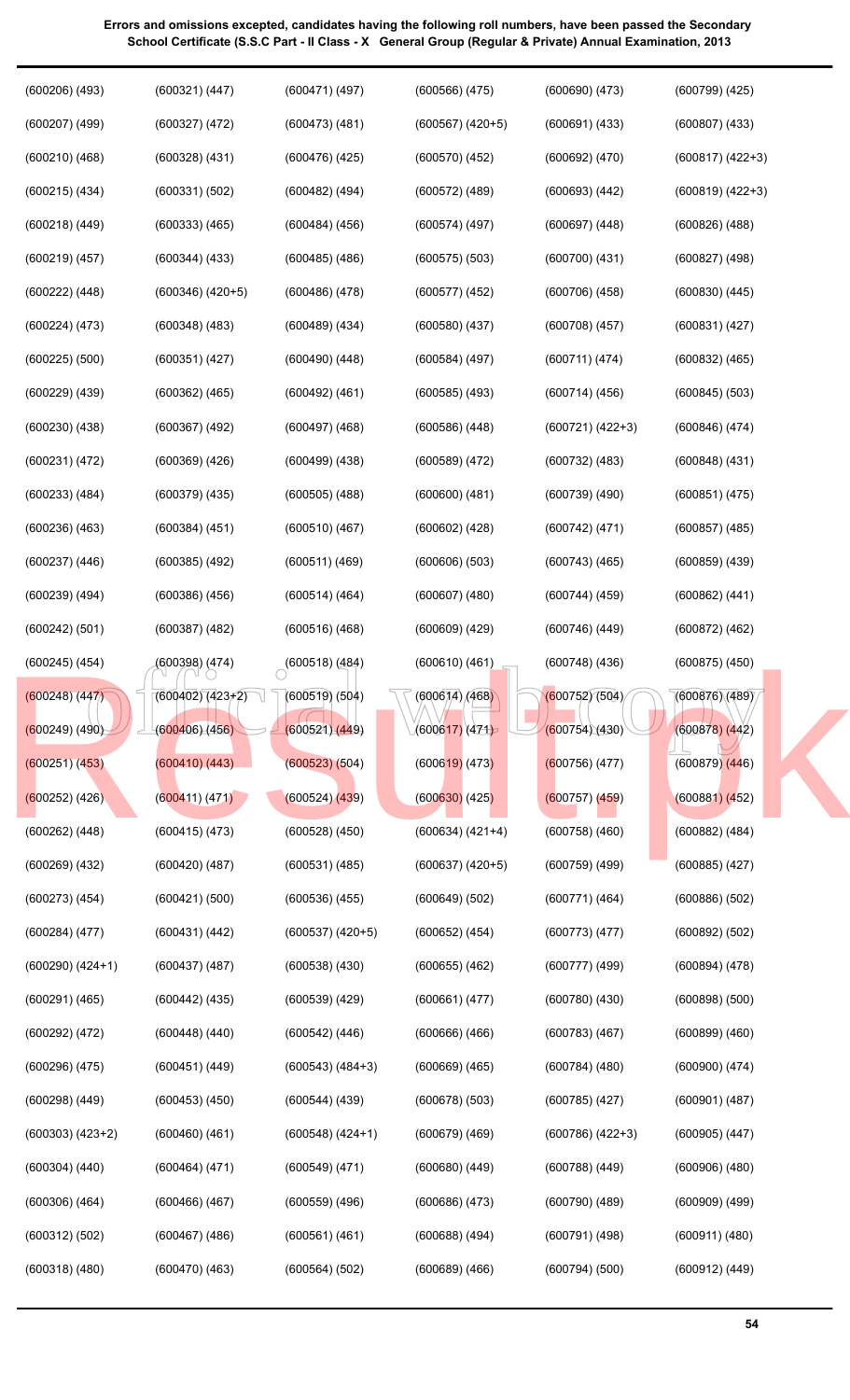**Errors and omissions excepted, candidates having the following roll numbers, have been passed the Secondary School Certificate (S.S.C Part - II Class - X General Group (Regular & Private) Annual Examination, 2013**

| | | | | | |
|---|---|---|---|---|---|
| (600206) (493) | (600321) (447) | (600471) (497) | (600566) (475) | (600690) (473) | (600799) (425) |
| (600207) (499) | (600327) (472) | (600473) (481) | (600567) (420+5) | (600691) (433) | (600807) (433) |
| (600210) (468) | (600328) (431) | (600476) (425) | (600570) (452) | (600692) (470) | (600817) (422+3) |
| (600215) (434) | (600331) (502) | (600482) (494) | (600572) (489) | (600693) (442) | (600819) (422+3) |
| (600218) (449) | (600333) (465) | (600484) (456) | (600574) (497) | (600697) (448) | (600826) (488) |
| (600219) (457) | (600344) (433) | (600485) (486) | (600575) (503) | (600700) (431) | (600827) (498) |
| (600222) (448) | (600346) (420+5) | (600486) (478) | (600577) (452) | (600706) (458) | (600830) (445) |
| (600224) (473) | (600348) (483) | (600489) (434) | (600580) (437) | (600708) (457) | (600831) (427) |
| (600225) (500) | (600351) (427) | (600490) (448) | (600584) (497) | (600711) (474) | (600832) (465) |
| (600229) (439) | (600362) (465) | (600492) (461) | (600585) (493) | (600714) (456) | (600845) (503) |
| (600230) (438) | (600367) (492) | (600497) (468) | (600586) (448) | (600721) (422+3) | (600846) (474) |
| (600231) (472) | (600369) (426) | (600499) (438) | (600589) (472) | (600732) (483) | (600848) (431) |
| (600233) (484) | (600379) (435) | (600505) (488) | (600600) (481) | (600739) (490) | (600851) (475) |
| (600236) (463) | (600384) (451) | (600510) (467) | (600602) (428) | (600742) (471) | (600857) (485) |
| (600237) (446) | (600385) (492) | (600511) (469) | (600606) (503) | (600743) (465) | (600859) (439) |
| (600239) (494) | (600386) (456) | (600514) (464) | (600607) (480) | (600744) (459) | (600862) (441) |
| (600242) (501) | (600387) (482) | (600516) (468) | (600609) (429) | (600746) (449) | (600872) (462) |
| (600245) (454) | (600398) (474) | (600518) (484) | (600610) (461) | (600748) (436) | (600875) (450) |
| (600248) (447) | (600402) (423+2) | (600519) (504) | (600614) (468) | (600752) (504) | (600876) (489) |
| (600249) (490) | (600406) (456) | (600521) (449) | (600617) (471) | (600754) (430) | (600878) (442) |
| (600251) (453) | (600410) (443) | (600523) (504) | (600619) (473) | (600756) (477) | (600879) (446) |
| (600252) (426) | (600411) (471) | (600524) (439) | (600630) (425) | (600757) (459) | (600881) (452) |
| (600262) (448) | (600415) (473) | (600528) (450) | (600634) (421+4) | (600758) (460) | (600882) (484) |
| (600269) (432) | (600420) (487) | (600531) (485) | (600637) (420+5) | (600759) (499) | (600885) (427) |
| (600273) (454) | (600421) (500) | (600536) (455) | (600649) (502) | (600771) (464) | (600886) (502) |
| (600284) (477) | (600431) (442) | (600537) (420+5) | (600652) (454) | (600773) (477) | (600892) (502) |
| (600290) (424+1) | (600437) (487) | (600538) (430) | (600655) (462) | (600777) (499) | (600894) (478) |
| (600291) (465) | (600442) (435) | (600539) (429) | (600661) (477) | (600780) (430) | (600898) (500) |
| (600292) (472) | (600448) (440) | (600542) (446) | (600666) (466) | (600783) (467) | (600899) (460) |
| (600296) (475) | (600451) (449) | (600543) (484+3) | (600669) (465) | (600784) (480) | (600900) (474) |
| (600298) (449) | (600453) (450) | (600544) (439) | (600678) (503) | (600785) (427) | (600901) (487) |
| (600303) (423+2) | (600460) (461) | (600548) (424+1) | (600679) (469) | (600786) (422+3) | (600905) (447) |
| (600304) (440) | (600464) (471) | (600549) (471) | (600680) (449) | (600788) (449) | (600906) (480) |
| (600306) (464) | (600466) (467) | (600559) (496) | (600686) (473) | (600790) (489) | (600909) (499) |
| (600312) (502) | (600467) (486) | (600561) (461) | (600688) (494) | (600791) (498) | (600911) (480) |
| (600318) (480) | (600470) (463) | (600564) (502) | (600689) (466) | (600794) (500) | (600912) (449) |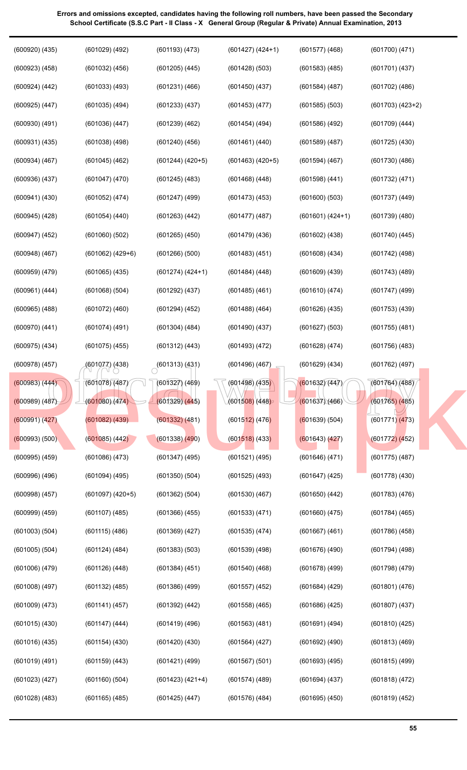**Errors and omissions excepted, candidates having the following roll numbers, have been passed the Secondary School Certificate (S.S.C Part - II Class - X General Group (Regular & Private) Annual Examination, 2013**

| | | | | | |
|---|---|---|---|---|---|
| (600920) (435) | (601029) (492) | (601193) (473) | (601427) (424+1) | (601577) (468) | (601700) (471) |
| (600923) (458) | (601032) (456) | (601205) (445) | (601428) (503) | (601583) (485) | (601701) (437) |
| (600924) (442) | (601033) (493) | (601231) (466) | (601450) (437) | (601584) (487) | (601702) (486) |
| (600925) (447) | (601035) (494) | (601233) (437) | (601453) (477) | (601585) (503) | (601703) (423+2) |
| (600930) (491) | (601036) (447) | (601239) (462) | (601454) (494) | (601586) (492) | (601709) (444) |
| (600931) (435) | (601038) (498) | (601240) (456) | (601461) (440) | (601589) (487) | (601725) (430) |
| (600934) (467) | (601045) (462) | (601244) (420+5) | (601463) (420+5) | (601594) (467) | (601730) (486) |
| (600936) (437) | (601047) (470) | (601245) (483) | (601468) (448) | (601598) (441) | (601732) (471) |
| (600941) (430) | (601052) (474) | (601247) (499) | (601473) (453) | (601600) (503) | (601737) (449) |
| (600945) (428) | (601054) (440) | (601263) (442) | (601477) (487) | (601601) (424+1) | (601739) (480) |
| (600947) (452) | (601060) (502) | (601265) (450) | (601479) (436) | (601602) (438) | (601740) (445) |
| (600948) (467) | (601062) (429+6) | (601266) (500) | (601483) (451) | (601608) (434) | (601742) (498) |
| (600959) (479) | (601065) (435) | (601274) (424+1) | (601484) (448) | (601609) (439) | (601743) (489) |
| (600961) (444) | (601068) (504) | (601292) (437) | (601485) (461) | (601610) (474) | (601747) (499) |
| (600965) (488) | (601072) (460) | (601294) (452) | (601488) (464) | (601626) (435) | (601753) (439) |
| (600970) (441) | (601074) (491) | (601304) (484) | (601490) (437) | (601627) (503) | (601755) (481) |
| (600975) (434) | (601075) (455) | (601312) (443) | (601493) (472) | (601628) (474) | (601756) (483) |
| (600978) (457) | (601077) (438) | (601313) (431) | (601496) (467) | (601629) (434) | (601762) (497) |
| (600983) (444) | (601078) (487) | (601327) (469) | (601498) (435) | (601632) (447) | (601764) (488) |
| (600989) (487) | (601080) (474) | (601329) (445) | (601508) (448) | (601637) (466) | (601765) (485) |
| (600991) (427) | (601082) (439) | (601332) (481) | (601512) (476) | (601639) (504) | (601771) (473) |
| (600993) (500) | (601085) (442) | (601338) (490) | (601518) (433) | (601643) (427) | (601772) (452) |
| (600995) (459) | (601086) (473) | (601347) (495) | (601521) (495) | (601646) (471) | (601775) (487) |
| (600996) (496) | (601094) (495) | (601350) (504) | (601525) (493) | (601647) (425) | (601778) (430) |
| (600998) (457) | (601097) (420+5) | (601362) (504) | (601530) (467) | (601650) (442) | (601783) (476) |
| (600999) (459) | (601107) (485) | (601366) (455) | (601533) (471) | (601660) (475) | (601784) (465) |
| (601003) (504) | (601115) (486) | (601369) (427) | (601535) (474) | (601667) (461) | (601786) (458) |
| (601005) (504) | (601124) (484) | (601383) (503) | (601539) (498) | (601676) (490) | (601794) (498) |
| (601006) (479) | (601126) (448) | (601384) (451) | (601540) (468) | (601678) (499) | (601798) (479) |
| (601008) (497) | (601132) (485) | (601386) (499) | (601557) (452) | (601684) (429) | (601801) (476) |
| (601009) (473) | (601141) (457) | (601392) (442) | (601558) (465) | (601686) (425) | (601807) (437) |
| (601015) (430) | (601147) (444) | (601419) (496) | (601563) (481) | (601691) (494) | (601810) (425) |
| (601016) (435) | (601154) (430) | (601420) (430) | (601564) (427) | (601692) (490) | (601813) (469) |
| (601019) (491) | (601159) (443) | (601421) (499) | (601567) (501) | (601693) (495) | (601815) (499) |
| (601023) (427) | (601160) (504) | (601423) (421+4) | (601574) (489) | (601694) (437) | (601818) (472) |
| (601028) (483) | (601165) (485) | (601425) (447) | (601576) (484) | (601695) (450) | (601819) (452) |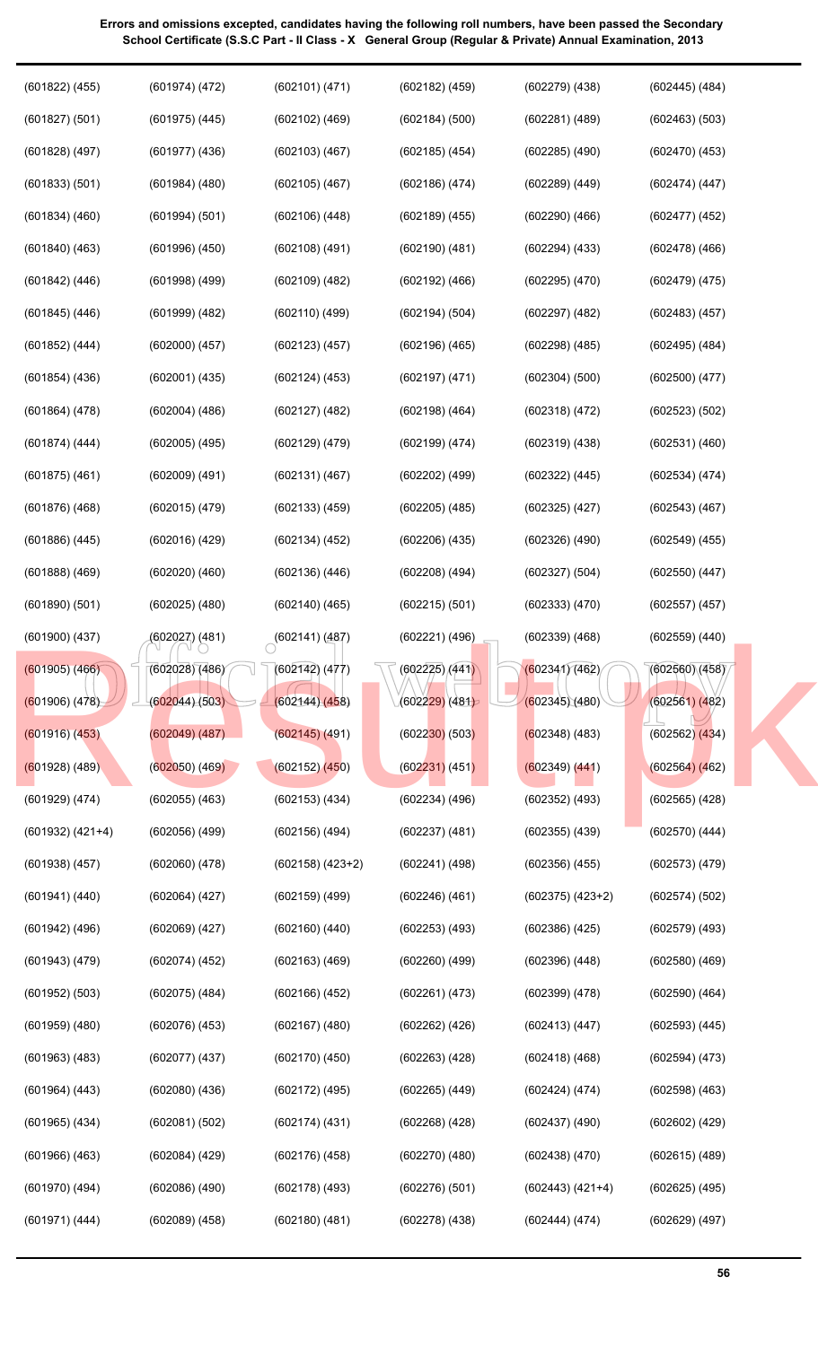**Errors and omissions excepted, candidates having the following roll numbers, have been passed the Secondary School Certificate (S.S.C Part - II Class - X General Group (Regular & Private) Annual Examination, 2013**

| | | | | | |
|---|---|---|---|---|---|
| (601822) (455) | (601974) (472) | (602101) (471) | (602182) (459) | (602279) (438) | (602445) (484) |
| (601827) (501) | (601975) (445) | (602102) (469) | (602184) (500) | (602281) (489) | (602463) (503) |
| (601828) (497) | (601977) (436) | (602103) (467) | (602185) (454) | (602285) (490) | (602470) (453) |
| (601833) (501) | (601984) (480) | (602105) (467) | (602186) (474) | (602289) (449) | (602474) (447) |
| (601834) (460) | (601994) (501) | (602106) (448) | (602189) (455) | (602290) (466) | (602477) (452) |
| (601840) (463) | (601996) (450) | (602108) (491) | (602190) (481) | (602294) (433) | (602478) (466) |
| (601842) (446) | (601998) (499) | (602109) (482) | (602192) (466) | (602295) (470) | (602479) (475) |
| (601845) (446) | (601999) (482) | (602110) (499) | (602194) (504) | (602297) (482) | (602483) (457) |
| (601852) (444) | (602000) (457) | (602123) (457) | (602196) (465) | (602298) (485) | (602495) (484) |
| (601854) (436) | (602001) (435) | (602124) (453) | (602197) (471) | (602304) (500) | (602500) (477) |
| (601864) (478) | (602004) (486) | (602127) (482) | (602198) (464) | (602318) (472) | (602523) (502) |
| (601874) (444) | (602005) (495) | (602129) (479) | (602199) (474) | (602319) (438) | (602531) (460) |
| (601875) (461) | (602009) (491) | (602131) (467) | (602202) (499) | (602322) (445) | (602534) (474) |
| (601876) (468) | (602015) (479) | (602133) (459) | (602205) (485) | (602325) (427) | (602543) (467) |
| (601886) (445) | (602016) (429) | (602134) (452) | (602206) (435) | (602326) (490) | (602549) (455) |
| (601888) (469) | (602020) (460) | (602136) (446) | (602208) (494) | (602327) (504) | (602550) (447) |
| (601890) (501) | (602025) (480) | (602140) (465) | (602215) (501) | (602333) (470) | (602557) (457) |
| (601900) (437) | (602027) (481) | (602141) (487) | (602221) (496) | (602339) (468) | (602559) (440) |
| (601905) (466) | (602028) (486) | (602142) (477) | (602225) (441) | (602341) (462) | (602560) (458) |
| (601906) (478) | (602044) (503) | (602144) (458) | (602229) (481) | (602345) (480) | (602561) (482) |
| (601916) (453) | (602049) (487) | (602145) (491) | (602230) (503) | (602348) (483) | (602562) (434) |
| (601928) (489) | (602050) (469) | (602152) (450) | (602231) (451) | (602349) (441) | (602564) (462) |
| (601929) (474) | (602055) (463) | (602153) (434) | (602234) (496) | (602352) (493) | (602565) (428) |
| (601932) (421+4) | (602056) (499) | (602156) (494) | (602237) (481) | (602355) (439) | (602570) (444) |
| (601938) (457) | (602060) (478) | (602158) (423+2) | (602241) (498) | (602356) (455) | (602573) (479) |
| (601941) (440) | (602064) (427) | (602159) (499) | (602246) (461) | (602375) (423+2) | (602574) (502) |
| (601942) (496) | (602069) (427) | (602160) (440) | (602253) (493) | (602386) (425) | (602579) (493) |
| (601943) (479) | (602074) (452) | (602163) (469) | (602260) (499) | (602396) (448) | (602580) (469) |
| (601952) (503) | (602075) (484) | (602166) (452) | (602261) (473) | (602399) (478) | (602590) (464) |
| (601959) (480) | (602076) (453) | (602167) (480) | (602262) (426) | (602413) (447) | (602593) (445) |
| (601963) (483) | (602077) (437) | (602170) (450) | (602263) (428) | (602418) (468) | (602594) (473) |
| (601964) (443) | (602080) (436) | (602172) (495) | (602265) (449) | (602424) (474) | (602598) (463) |
| (601965) (434) | (602081) (502) | (602174) (431) | (602268) (428) | (602437) (490) | (602602) (429) |
| (601966) (463) | (602084) (429) | (602176) (458) | (602270) (480) | (602438) (470) | (602615) (489) |
| (601970) (494) | (602086) (490) | (602178) (493) | (602276) (501) | (602443) (421+4) | (602625) (495) |
| (601971) (444) | (602089) (458) | (602180) (481) | (602278) (438) | (602444) (474) | (602629) (497) |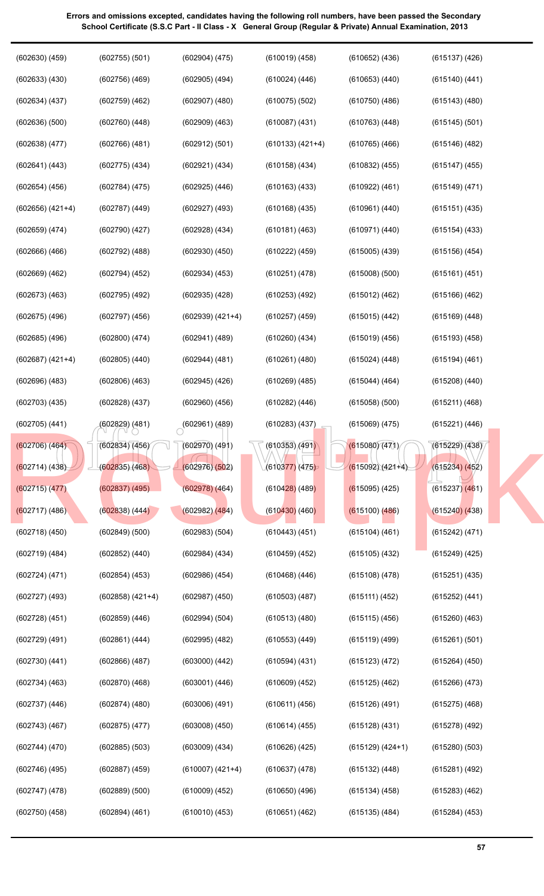**Errors and omissions excepted, candidates having the following roll numbers, have been passed the Secondary School Certificate (S.S.C Part - II Class - X General Group (Regular & Private) Annual Examination, 2013**

| | | | | | |
|---|---|---|---|---|---|
| (602630) (459) | (602755) (501) | (602904) (475) | (610019) (458) | (610652) (436) | (615137) (426) |
| (602633) (430) | (602756) (469) | (602905) (494) | (610024) (446) | (610653) (440) | (615140) (441) |
| (602634) (437) | (602759) (462) | (602907) (480) | (610075) (502) | (610750) (486) | (615143) (480) |
| (602636) (500) | (602760) (448) | (602909) (463) | (610087) (431) | (610763) (448) | (615145) (501) |
| (602638) (477) | (602766) (481) | (602912) (501) | (610133) (421+4) | (610765) (466) | (615146) (482) |
| (602641) (443) | (602775) (434) | (602921) (434) | (610158) (434) | (610832) (455) | (615147) (455) |
| (602654) (456) | (602784) (475) | (602925) (446) | (610163) (433) | (610922) (461) | (615149) (471) |
| (602656) (421+4) | (602787) (449) | (602927) (493) | (610168) (435) | (610961) (440) | (615151) (435) |
| (602659) (474) | (602790) (427) | (602928) (434) | (610181) (463) | (610971) (440) | (615154) (433) |
| (602666) (466) | (602792) (488) | (602930) (450) | (610222) (459) | (615005) (439) | (615156) (454) |
| (602669) (462) | (602794) (452) | (602934) (453) | (610251) (478) | (615008) (500) | (615161) (451) |
| (602673) (463) | (602795) (492) | (602935) (428) | (610253) (492) | (615012) (462) | (615166) (462) |
| (602675) (496) | (602797) (456) | (602939) (421+4) | (610257) (459) | (615015) (442) | (615169) (448) |
| (602685) (496) | (602800) (474) | (602941) (489) | (610260) (434) | (615019) (456) | (615193) (458) |
| (602687) (421+4) | (602805) (440) | (602944) (481) | (610261) (480) | (615024) (448) | (615194) (461) |
| (602696) (483) | (602806) (463) | (602945) (426) | (610269) (485) | (615044) (464) | (615208) (440) |
| (602703) (435) | (602828) (437) | (602960) (456) | (610282) (446) | (615058) (500) | (615211) (468) |
| (602705) (441) | (602829) (481) | (602961) (489) | (610283) (437) | (615069) (475) | (615221) (446) |
| (602706) (464) | (602834) (456) | (602970) (491) | (610353) (491) | (615080) (471) | (615229) (438) |
| (602714) (438) | (602835) (468) | (602976) (502) | (610377) (475) | (615092) (421+4) | (615234) (452) |
| (602715) (477) | (602837) (495) | (602978) (464) | (610428) (489) | (615095) (425) | (615237) (461) |
| (602717) (486) | (602838) (444) | (602982) (484) | (610430) (460) | (615100) (486) | (615240) (438) |
| (602718) (450) | (602849) (500) | (602983) (504) | (610443) (451) | (615104) (461) | (615242) (471) |
| (602719) (484) | (602852) (440) | (602984) (434) | (610459) (452) | (615105) (432) | (615249) (425) |
| (602724) (471) | (602854) (453) | (602986) (454) | (610468) (446) | (615108) (478) | (615251) (435) |
| (602727) (493) | (602858) (421+4) | (602987) (450) | (610503) (487) | (615111) (452) | (615252) (441) |
| (602728) (451) | (602859) (446) | (602994) (504) | (610513) (480) | (615115) (456) | (615260) (463) |
| (602729) (491) | (602861) (444) | (602995) (482) | (610553) (449) | (615119) (499) | (615261) (501) |
| (602730) (441) | (602866) (487) | (603000) (442) | (610594) (431) | (615123) (472) | (615264) (450) |
| (602734) (463) | (602870) (468) | (603001) (446) | (610609) (452) | (615125) (462) | (615266) (473) |
| (602737) (446) | (602874) (480) | (603006) (491) | (610611) (456) | (615126) (491) | (615275) (468) |
| (602743) (467) | (602875) (477) | (603008) (450) | (610614) (455) | (615128) (431) | (615278) (492) |
| (602744) (470) | (602885) (503) | (603009) (434) | (610626) (425) | (615129) (424+1) | (615280) (503) |
| (602746) (495) | (602887) (459) | (610007) (421+4) | (610637) (478) | (615132) (448) | (615281) (492) |
| (602747) (478) | (602889) (500) | (610009) (452) | (610650) (496) | (615134) (458) | (615283) (462) |
| (602750) (458) | (602894) (461) | (610010) (453) | (610651) (462) | (615135) (484) | (615284) (453) |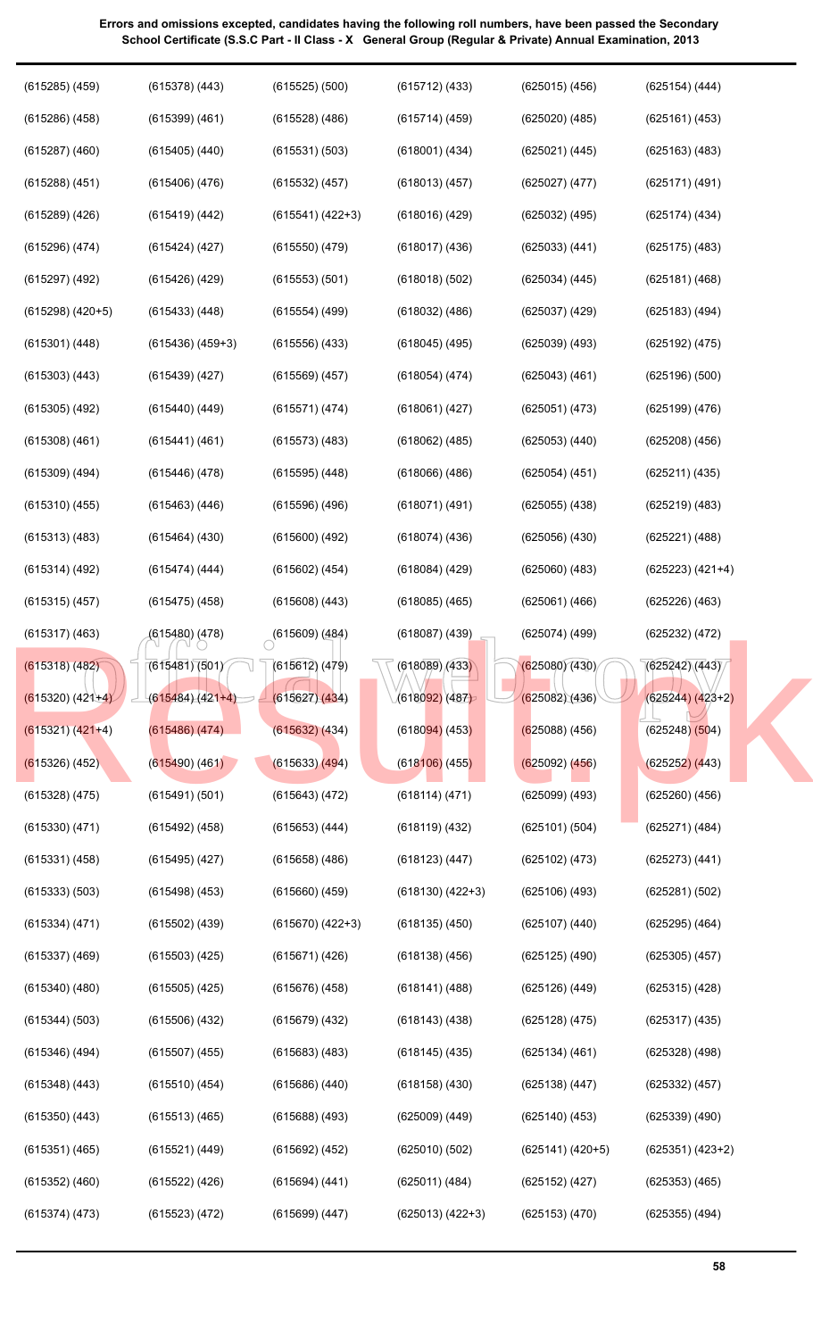**Errors and omissions excepted, candidates having the following roll numbers, have been passed the Secondary School Certificate (S.S.C Part - II Class - X General Group (Regular & Private) Annual Examination, 2013**

| | | | | | |
|---|---|---|---|---|---|
| (615285) (459) | (615378) (443) | (615525) (500) | (615712) (433) | (625015) (456) | (625154) (444) |
| (615286) (458) | (615399) (461) | (615528) (486) | (615714) (459) | (625020) (485) | (625161) (453) |
| (615287) (460) | (615405) (440) | (615531) (503) | (618001) (434) | (625021) (445) | (625163) (483) |
| (615288) (451) | (615406) (476) | (615532) (457) | (618013) (457) | (625027) (477) | (625171) (491) |
| (615289) (426) | (615419) (442) | (615541) (422+3) | (618016) (429) | (625032) (495) | (625174) (434) |
| (615296) (474) | (615424) (427) | (615550) (479) | (618017) (436) | (625033) (441) | (625175) (483) |
| (615297) (492) | (615426) (429) | (615553) (501) | (618018) (502) | (625034) (445) | (625181) (468) |
| (615298) (420+5) | (615433) (448) | (615554) (499) | (618032) (486) | (625037) (429) | (625183) (494) |
| (615301) (448) | (615436) (459+3) | (615556) (433) | (618045) (495) | (625039) (493) | (625192) (475) |
| (615303) (443) | (615439) (427) | (615569) (457) | (618054) (474) | (625043) (461) | (625196) (500) |
| (615305) (492) | (615440) (449) | (615571) (474) | (618061) (427) | (625051) (473) | (625199) (476) |
| (615308) (461) | (615441) (461) | (615573) (483) | (618062) (485) | (625053) (440) | (625208) (456) |
| (615309) (494) | (615446) (478) | (615595) (448) | (618066) (486) | (625054) (451) | (625211) (435) |
| (615310) (455) | (615463) (446) | (615596) (496) | (618071) (491) | (625055) (438) | (625219) (483) |
| (615313) (483) | (615464) (430) | (615600) (492) | (618074) (436) | (625056) (430) | (625221) (488) |
| (615314) (492) | (615474) (444) | (615602) (454) | (618084) (429) | (625060) (483) | (625223) (421+4) |
| (615315) (457) | (615475) (458) | (615608) (443) | (618085) (465) | (625061) (466) | (625226) (463) |
| (615317) (463) | (615480) (478) | (615609) (484) | (618087) (439) | (625074) (499) | (625232) (472) |
| (615318) (482) | (615481) (501) | (615612) (479) | (618089) (433) | (625080) (430) | (625242) (443) |
| (615320) (421+4) | (615484) (421+4) | (615627) (434) | (618092) (487) | (625082) (436) | (625244) (423+2) |
| (615321) (421+4) | (615486) (474) | (615632) (434) | (618094) (453) | (625088) (456) | (625248) (504) |
| (615326) (452) | (615490) (461) | (615633) (494) | (618106) (455) | (625092) (456) | (625252) (443) |
| (615328) (475) | (615491) (501) | (615643) (472) | (618114) (471) | (625099) (493) | (625260) (456) |
| (615330) (471) | (615492) (458) | (615653) (444) | (618119) (432) | (625101) (504) | (625271) (484) |
| (615331) (458) | (615495) (427) | (615658) (486) | (618123) (447) | (625102) (473) | (625273) (441) |
| (615333) (503) | (615498) (453) | (615660) (459) | (618130) (422+3) | (625106) (493) | (625281) (502) |
| (615334) (471) | (615502) (439) | (615670) (422+3) | (618135) (450) | (625107) (440) | (625295) (464) |
| (615337) (469) | (615503) (425) | (615671) (426) | (618138) (456) | (625125) (490) | (625305) (457) |
| (615340) (480) | (615505) (425) | (615676) (458) | (618141) (488) | (625126) (449) | (625315) (428) |
| (615344) (503) | (615506) (432) | (615679) (432) | (618143) (438) | (625128) (475) | (625317) (435) |
| (615346) (494) | (615507) (455) | (615683) (483) | (618145) (435) | (625134) (461) | (625328) (498) |
| (615348) (443) | (615510) (454) | (615686) (440) | (618158) (430) | (625138) (447) | (625332) (457) |
| (615350) (443) | (615513) (465) | (615688) (493) | (625009) (449) | (625140) (453) | (625339) (490) |
| (615351) (465) | (615521) (449) | (615692) (452) | (625010) (502) | (625141) (420+5) | (625351) (423+2) |
| (615352) (460) | (615522) (426) | (615694) (441) | (625011) (484) | (625152) (427) | (625353) (465) |
| (615374) (473) | (615523) (472) | (615699) (447) | (625013) (422+3) | (625153) (470) | (625355) (494) |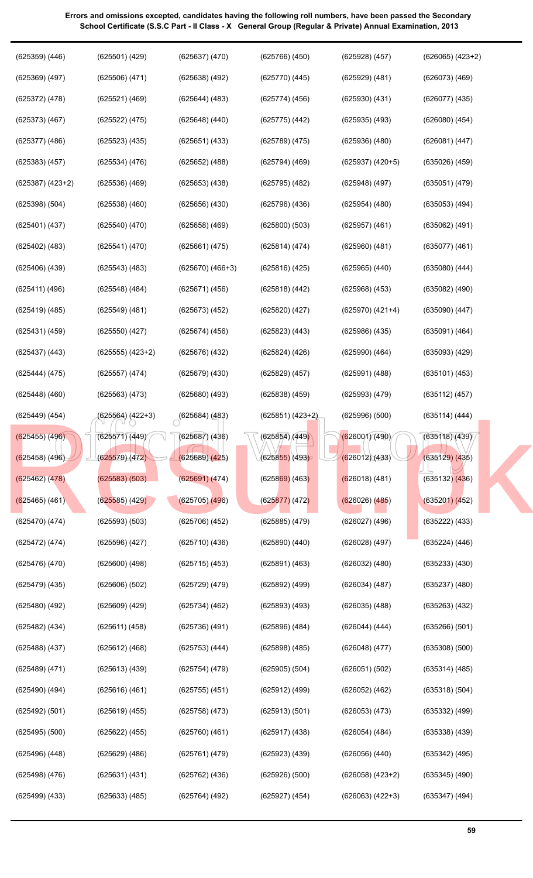**Errors and omissions excepted, candidates having the following roll numbers, have been passed the Secondary School Certificate (S.S.C Part - II Class - X General Group (Regular & Private) Annual Examination, 2013**

| | | | | | |
|---|---|---|---|---|---|
| (625359) (446) | (625501) (429) | (625637) (470) | (625766) (450) | (625928) (457) | (626065) (423+2) |
| (625369) (497) | (625506) (471) | (625638) (492) | (625770) (445) | (625929) (481) | (626073) (469) |
| (625372) (478) | (625521) (469) | (625644) (483) | (625774) (456) | (625930) (431) | (626077) (435) |
| (625373) (467) | (625522) (475) | (625648) (440) | (625775) (442) | (625935) (493) | (626080) (454) |
| (625377) (486) | (625523) (435) | (625651) (433) | (625789) (475) | (625936) (480) | (626081) (447) |
| (625383) (457) | (625534) (476) | (625652) (488) | (625794) (469) | (625937) (420+5) | (635026) (459) |
| (625387) (423+2) | (625536) (469) | (625653) (438) | (625795) (482) | (625948) (497) | (635051) (479) |
| (625398) (504) | (625538) (460) | (625656) (430) | (625796) (436) | (625954) (480) | (635053) (494) |
| (625401) (437) | (625540) (470) | (625658) (469) | (625800) (503) | (625957) (461) | (635062) (491) |
| (625402) (483) | (625541) (470) | (625661) (475) | (625814) (474) | (625960) (481) | (635077) (461) |
| (625406) (439) | (625543) (483) | (625670) (466+3) | (625816) (425) | (625965) (440) | (635080) (444) |
| (625411) (496) | (625548) (484) | (625671) (456) | (625818) (442) | (625968) (453) | (635082) (490) |
| (625419) (485) | (625549) (481) | (625673) (452) | (625820) (427) | (625970) (421+4) | (635090) (447) |
| (625431) (459) | (625550) (427) | (625674) (456) | (625823) (443) | (625986) (435) | (635091) (464) |
| (625437) (443) | (625555) (423+2) | (625676) (432) | (625824) (426) | (625990) (464) | (635093) (429) |
| (625444) (475) | (625557) (474) | (625679) (430) | (625829) (457) | (625991) (488) | (635101) (453) |
| (625448) (460) | (625563) (473) | (625680) (493) | (625838) (459) | (625993) (479) | (635112) (457) |
| (625449) (454) | (625564) (422+3) | (625684) (483) | (625851) (423+2) | (625996) (500) | (635114) (444) |
| (625455) (496) | (625571) (449) | (625687) (436) | (625854) (449) | (626001) (490) | (635118) (439) |
| (625458) (496) | (625579) (472) | (625689) (425) | (625855) (493) | (626012) (433) | (635129) (435) |
| (625462) (478) | (625583) (503) | (625691) (474) | (625869) (463) | (626018) (481) | (635132) (436) |
| (625465) (461) | (625585) (429) | (625705) (496) | (625877) (472) | (626026) (485) | (635201) (452) |
| (625470) (474) | (625593) (503) | (625706) (452) | (625885) (479) | (626027) (496) | (635222) (433) |
| (625472) (474) | (625596) (427) | (625710) (436) | (625890) (440) | (626028) (497) | (635224) (446) |
| (625476) (470) | (625600) (498) | (625715) (453) | (625891) (463) | (626032) (480) | (635233) (430) |
| (625479) (435) | (625606) (502) | (625729) (479) | (625892) (499) | (626034) (487) | (635237) (480) |
| (625480) (492) | (625609) (429) | (625734) (462) | (625893) (493) | (626035) (488) | (635263) (432) |
| (625482) (434) | (625611) (458) | (625736) (491) | (625896) (484) | (626044) (444) | (635266) (501) |
| (625488) (437) | (625612) (468) | (625753) (444) | (625898) (485) | (626048) (477) | (635308) (500) |
| (625489) (471) | (625613) (439) | (625754) (479) | (625905) (504) | (626051) (502) | (635314) (485) |
| (625490) (494) | (625616) (461) | (625755) (451) | (625912) (499) | (626052) (462) | (635318) (504) |
| (625492) (501) | (625619) (455) | (625758) (473) | (625913) (501) | (626053) (473) | (635332) (499) |
| (625495) (500) | (625622) (455) | (625760) (461) | (625917) (438) | (626054) (484) | (635338) (439) |
| (625496) (448) | (625629) (486) | (625761) (479) | (625923) (439) | (626056) (440) | (635342) (495) |
| (625498) (476) | (625631) (431) | (625762) (436) | (625926) (500) | (626058) (423+2) | (635345) (490) |
| (625499) (433) | (625633) (485) | (625764) (492) | (625927) (454) | (626063) (422+3) | (635347) (494) |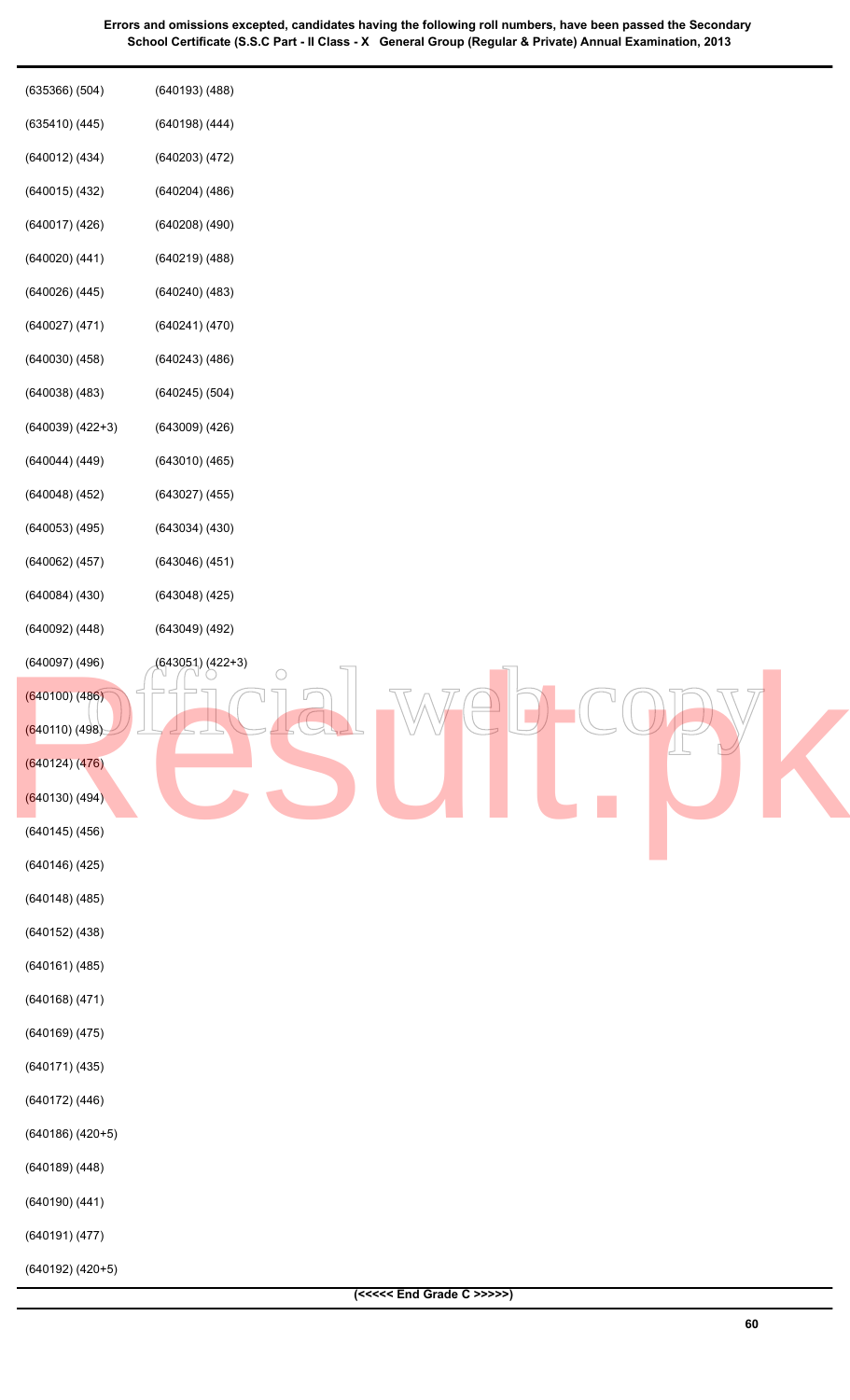**Errors and omissions excepted, candidates having the following roll numbers, have been passed the Secondary School Certificate (S.S.C Part - II Class - X General Group (Regular & Private) Annual Examination, 2013**

(635366) (504)
(635410) (445)
(640012) (434)
(640015) (432)
(640017) (426)
(640020) (441)
(640026) (445)
(640027) (471)
(640030) (458)
(640038) (483)
(640039) (422+3)
(640044) (449)
(640048) (452)
(640053) (495)
(640062) (457)
(640084) (430)
(640092) (448)
(640097) (496)
(640100) (486)
(640110) (498)
(640124) (476)
(640130) (494)
(640145) (456)
(640146) (425)
(640148) (485)
(640152) (438)
(640161) (485)
(640168) (471)
(640169) (475)
(640171) (435)
(640172) (446)
(640186) (420+5)
(640189) (448)
(640190) (441)
(640191) (477)
(640192) (420+5)
(640193) (488)
(640198) (444)
(640203) (472)
(640204) (486)
(640208) (490)
(640219) (488)
(640240) (483)
(640241) (470)
(640243) (486)
(640245) (504)
(643009) (426)
(643010) (465)
(643027) (455)
(643034) (430)
(643046) (451)
(643048) (425)
(643049) (492)
(643051) (422+3)

**(<<<<< End Grade C >>>>>)**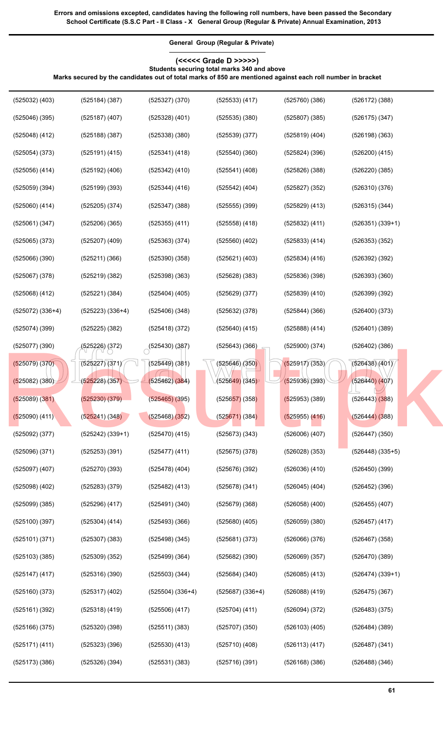**Errors and omissions excepted, candidates having the following roll numbers, have been passed the Secondary School Certificate (S.S.C Part - II Class - X General Group (Regular & Private) Annual Examination, 2013**

## General Group (Regular & Private)

### (<<<<< Grade D >>>>>)

**Students securing total marks 340 and above**

**Marks secured by the candidates out of total marks of 850 are mentioned against each roll number in bracket**

| | | | | | |
|---|---|---|---|---|---|
| (525032) (403) | (525184) (387) | (525327) (370) | (525533) (417) | (525760) (386) | (526172) (388) |
| (525046) (395) | (525187) (407) | (525328) (401) | (525535) (380) | (525807) (385) | (526175) (347) |
| (525048) (412) | (525188) (387) | (525338) (380) | (525539) (377) | (525819) (404) | (526198) (363) |
| (525054) (373) | (525191) (415) | (525341) (418) | (525540) (360) | (525824) (396) | (526200) (415) |
| (525056) (414) | (525192) (406) | (525342) (410) | (525541) (408) | (525826) (388) | (526220) (385) |
| (525059) (394) | (525199) (393) | (525344) (416) | (525542) (404) | (525827) (352) | (526310) (376) |
| (525060) (414) | (525205) (374) | (525347) (388) | (525555) (399) | (525829) (413) | (526315) (344) |
| (525061) (347) | (525206) (365) | (525355) (411) | (525558) (418) | (525832) (411) | (526351) (339+1) |
| (525065) (373) | (525207) (409) | (525363) (374) | (525560) (402) | (525833) (414) | (526353) (352) |
| (525066) (390) | (525211) (366) | (525390) (358) | (525621) (403) | (525834) (416) | (526392) (392) |
| (525067) (378) | (525219) (382) | (525398) (363) | (525628) (383) | (525836) (398) | (526393) (360) |
| (525068) (412) | (525221) (384) | (525404) (405) | (525629) (377) | (525839) (410) | (526399) (392) |
| (525072) (336+4) | (525223) (336+4) | (525406) (348) | (525632) (378) | (525844) (366) | (526400) (373) |
| (525074) (399) | (525225) (382) | (525418) (372) | (525640) (415) | (525888) (414) | (526401) (389) |
| (525077) (390) | (525226) (372) | (525430) (387) | (525643) (366) | (525900) (374) | (526402) (386) |
| (525079) (370) | (525227) (371) | (525449) (381) | (525646) (350) | (525917) (353) | (526438) (401) |
| (525082) (380) | (525228) (357) | (525462) (384) | (525649) (345) | (525936) (393) | (526440) (407) |
| (525089) (381) | (525230) (379) | (525465) (395) | (525657) (358) | (525953) (389) | (526443) (388) |
| (525090) (411) | (525241) (348) | (525468) (352) | (525671) (384) | (525955) (416) | (526444) (388) |
| (525092) (377) | (525242) (339+1) | (525470) (415) | (525673) (343) | (526006) (407) | (526447) (350) |
| (525096) (371) | (525253) (391) | (525477) (411) | (525675) (378) | (526028) (353) | (526448) (335+5) |
| (525097) (407) | (525270) (393) | (525478) (404) | (525676) (392) | (526036) (410) | (526450) (399) |
| (525098) (402) | (525283) (379) | (525482) (413) | (525678) (341) | (526045) (404) | (526452) (396) |
| (525099) (385) | (525296) (417) | (525491) (340) | (525679) (368) | (526058) (400) | (526455) (407) |
| (525100) (397) | (525304) (414) | (525493) (366) | (525680) (405) | (526059) (380) | (526457) (417) |
| (525101) (371) | (525307) (383) | (525498) (345) | (525681) (373) | (526066) (376) | (526467) (358) |
| (525103) (385) | (525309) (352) | (525499) (364) | (525682) (390) | (526069) (357) | (526470) (389) |
| (525147) (417) | (525316) (390) | (525503) (344) | (525684) (340) | (526085) (413) | (526474) (339+1) |
| (525160) (373) | (525317) (402) | (525504) (336+4) | (525687) (336+4) | (526088) (419) | (526475) (367) |
| (525161) (392) | (525318) (419) | (525506) (417) | (525704) (411) | (526094) (372) | (526483) (375) |
| (525166) (375) | (525320) (398) | (525511) (383) | (525707) (350) | (526103) (405) | (526484) (389) |
| (525171) (411) | (525323) (396) | (525530) (413) | (525710) (408) | (526113) (417) | (526487) (341) |
| (525173) (386) | (525326) (394) | (525531) (383) | (525716) (391) | (526168) (386) | (526488) (346) |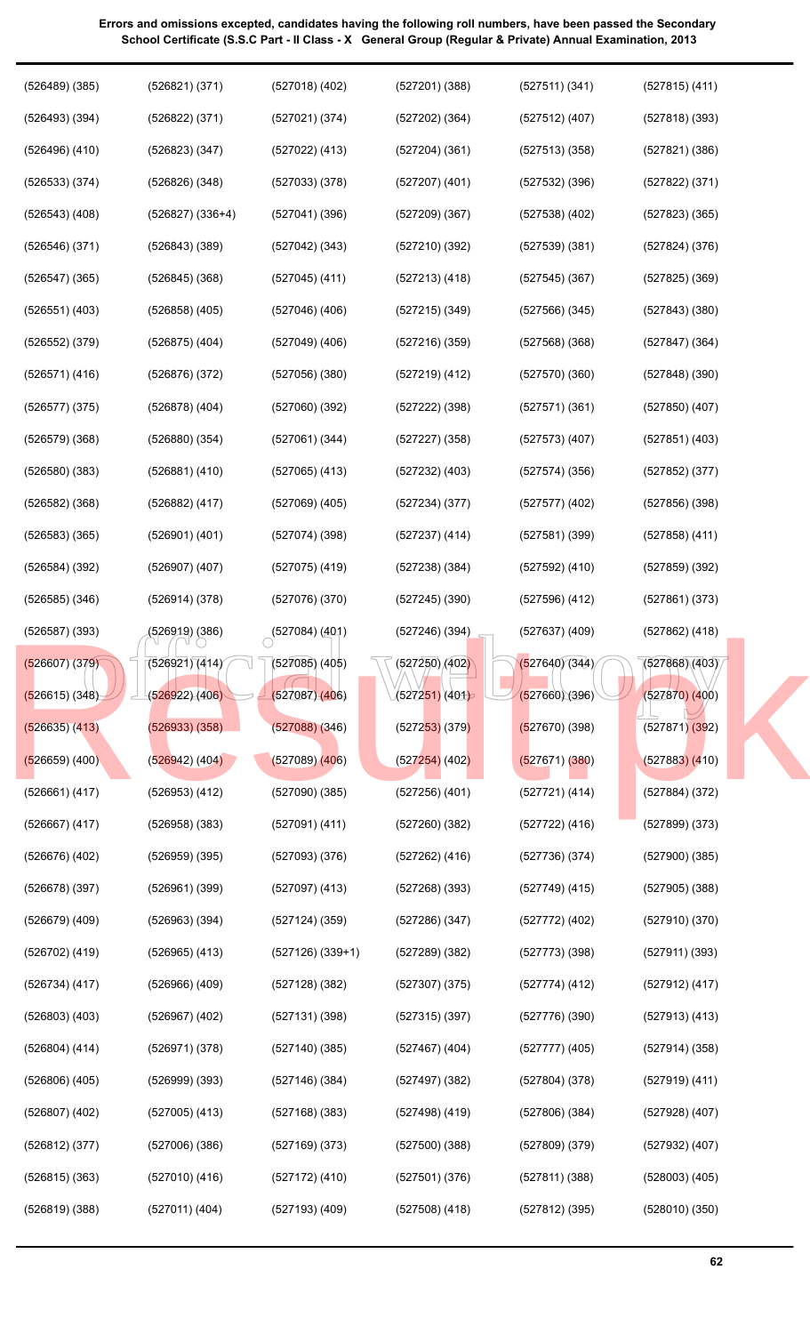**Errors and omissions excepted, candidates having the following roll numbers, have been passed the Secondary School Certificate (S.S.C Part - II Class - X General Group (Regular & Private) Annual Examination, 2013**

(526489) (385)
(526493) (394)
(526496) (410)
(526533) (374)
(526543) (408)
(526546) (371)
(526547) (365)
(526551) (403)
(526552) (379)
(526571) (416)
(526577) (375)
(526579) (368)
(526580) (383)
(526582) (368)
(526583) (365)
(526584) (392)
(526585) (346)
(526587) (393)
(526607) (379)
(526615) (348)
(526635) (413)
(526659) (400)
(526661) (417)
(526667) (417)
(526676) (402)
(526678) (397)
(526679) (409)
(526702) (419)
(526734) (417)
(526803) (403)
(526804) (414)
(526806) (405)
(526807) (402)
(526812) (377)
(526815) (363)
(526819) (388)
(526821) (371)
(526822) (371)
(526823) (347)
(526826) (348)
(526827) (336+4)
(526843) (389)
(526845) (368)
(526858) (405)
(526875) (404)
(526876) (372)
(526878) (404)
(526880) (354)
(526881) (410)
(526882) (417)
(526901) (401)
(526907) (407)
(526914) (378)
(526919) (386)
(526921) (414)
(526922) (406)
(526933) (358)
(526942) (404)
(526953) (412)
(526958) (383)
(526959) (395)
(526961) (399)
(526963) (394)
(526965) (413)
(526966) (409)
(526967) (402)
(526971) (378)
(526999) (393)
(527005) (413)
(527006) (386)
(527010) (416)
(527011) (404)
(527018) (402)
(527021) (374)
(527022) (413)
(527033) (378)
(527041) (396)
(527042) (343)
(527045) (411)
(527046) (406)
(527049) (406)
(527056) (380)
(527060) (392)
(527061) (344)
(527065) (413)
(527069) (405)
(527074) (398)
(527075) (419)
(527076) (370)
(527084) (401)
(527085) (405)
(527087) (406)
(527088) (346)
(527089) (406)
(527090) (385)
(527091) (411)
(527093) (376)
(527097) (413)
(527124) (359)
(527126) (339+1)
(527128) (382)
(527131) (398)
(527140) (385)
(527146) (384)
(527168) (383)
(527169) (373)
(527172) (410)
(527193) (409)
(527201) (388)
(527202) (364)
(527204) (361)
(527207) (401)
(527209) (367)
(527210) (392)
(527213) (418)
(527215) (349)
(527216) (359)
(527219) (412)
(527222) (398)
(527227) (358)
(527232) (403)
(527234) (377)
(527237) (414)
(527238) (384)
(527245) (390)
(527246) (394)
(527250) (402)
(527251) (401)
(527253) (379)
(527254) (402)
(527256) (401)
(527260) (382)
(527262) (416)
(527268) (393)
(527286) (347)
(527289) (382)
(527307) (375)
(527315) (397)
(527467) (404)
(527497) (382)
(527498) (419)
(527500) (388)
(527501) (376)
(527508) (418)
(527511) (341)
(527512) (407)
(527513) (358)
(527532) (396)
(527538) (402)
(527539) (381)
(527545) (367)
(527566) (345)
(527568) (368)
(527570) (360)
(527571) (361)
(527573) (407)
(527574) (356)
(527577) (402)
(527581) (399)
(527592) (410)
(527596) (412)
(527637) (409)
(527640) (344)
(527660) (396)
(527670) (398)
(527671) (380)
(527721) (414)
(527722) (416)
(527736) (374)
(527749) (415)
(527772) (402)
(527773) (398)
(527774) (412)
(527776) (390)
(527777) (405)
(527804) (378)
(527806) (384)
(527809) (379)
(527811) (388)
(527812) (395)
(527815) (411)
(527818) (393)
(527821) (386)
(527822) (371)
(527823) (365)
(527824) (376)
(527825) (369)
(527843) (380)
(527847) (364)
(527848) (390)
(527850) (407)
(527851) (403)
(527852) (377)
(527856) (398)
(527858) (411)
(527859) (392)
(527861) (373)
(527862) (418)
(527868) (403)
(527870) (400)
(527871) (392)
(527883) (410)
(527884) (372)
(527899) (373)
(527900) (385)
(527905) (388)
(527910) (370)
(527911) (393)
(527912) (417)
(527913) (413)
(527914) (358)
(527919) (411)
(527928) (407)
(527932) (407)
(528003) (405)
(528010) (350)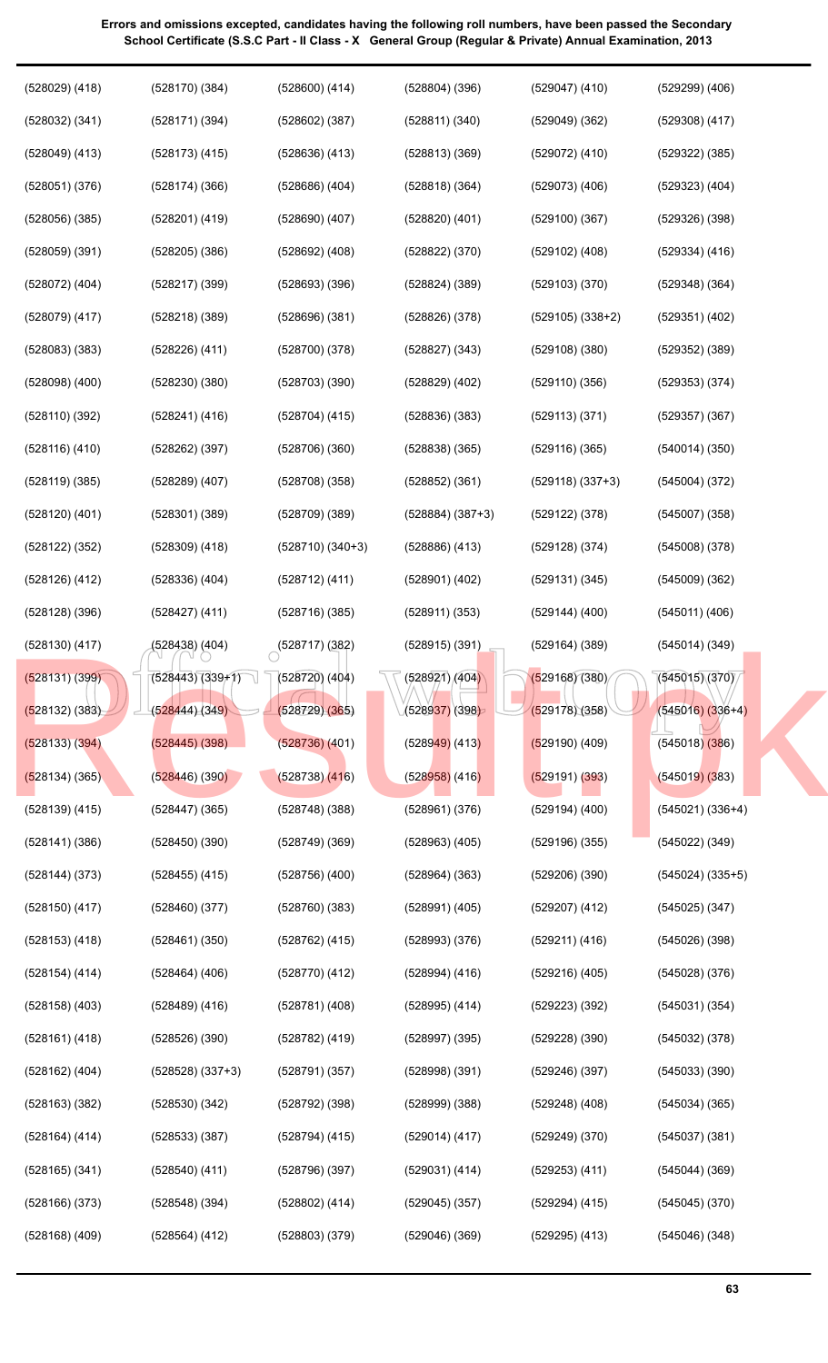**Errors and omissions excepted, candidates having the following roll numbers, have been passed the Secondary School Certificate (S.S.C Part - II Class - X General Group (Regular & Private) Annual Examination, 2013**

| | | | | | |
|---|---|---|---|---|---|
| (528029) (418) | (528170) (384) | (528600) (414) | (528804) (396) | (529047) (410) | (529299) (406) |
| (528032) (341) | (528171) (394) | (528602) (387) | (528811) (340) | (529049) (362) | (529308) (417) |
| (528049) (413) | (528173) (415) | (528636) (413) | (528813) (369) | (529072) (410) | (529322) (385) |
| (528051) (376) | (528174) (366) | (528686) (404) | (528818) (364) | (529073) (406) | (529323) (404) |
| (528056) (385) | (528201) (419) | (528690) (407) | (528820) (401) | (529100) (367) | (529326) (398) |
| (528059) (391) | (528205) (386) | (528692) (408) | (528822) (370) | (529102) (408) | (529334) (416) |
| (528072) (404) | (528217) (399) | (528693) (396) | (528824) (389) | (529103) (370) | (529348) (364) |
| (528079) (417) | (528218) (389) | (528696) (381) | (528826) (378) | (529105) (338+2) | (529351) (402) |
| (528083) (383) | (528226) (411) | (528700) (378) | (528827) (343) | (529108) (380) | (529352) (389) |
| (528098) (400) | (528230) (380) | (528703) (390) | (528829) (402) | (529110) (356) | (529353) (374) |
| (528110) (392) | (528241) (416) | (528704) (415) | (528836) (383) | (529113) (371) | (529357) (367) |
| (528116) (410) | (528262) (397) | (528706) (360) | (528838) (365) | (529116) (365) | (540014) (350) |
| (528119) (385) | (528289) (407) | (528708) (358) | (528852) (361) | (529118) (337+3) | (545004) (372) |
| (528120) (401) | (528301) (389) | (528709) (389) | (528884) (387+3) | (529122) (378) | (545007) (358) |
| (528122) (352) | (528309) (418) | (528710) (340+3) | (528886) (413) | (529128) (374) | (545008) (378) |
| (528126) (412) | (528336) (404) | (528712) (411) | (528901) (402) | (529131) (345) | (545009) (362) |
| (528128) (396) | (528427) (411) | (528716) (385) | (528911) (353) | (529144) (400) | (545011) (406) |
| (528130) (417) | (528438) (404) | (528717) (382) | (528915) (391) | (529164) (389) | (545014) (349) |
| (528131) (399) | (528443) (339+1) | (528720) (404) | (528921) (404) | (529168) (380) | (545015) (370) |
| (528132) (383) | (528444) (349) | (528729) (365) | (528937) (398) | (529178) (358) | (545016) (336+4) |
| (528133) (394) | (528445) (398) | (528736) (401) | (528949) (413) | (529190) (409) | (545018) (386) |
| (528134) (365) | (528446) (390) | (528738) (416) | (528958) (416) | (529191) (393) | (545019) (383) |
| (528139) (415) | (528447) (365) | (528748) (388) | (528961) (376) | (529194) (400) | (545021) (336+4) |
| (528141) (386) | (528450) (390) | (528749) (369) | (528963) (405) | (529196) (355) | (545022) (349) |
| (528144) (373) | (528455) (415) | (528756) (400) | (528964) (363) | (529206) (390) | (545024) (335+5) |
| (528150) (417) | (528460) (377) | (528760) (383) | (528991) (405) | (529207) (412) | (545025) (347) |
| (528153) (418) | (528461) (350) | (528762) (415) | (528993) (376) | (529211) (416) | (545026) (398) |
| (528154) (414) | (528464) (406) | (528770) (412) | (528994) (416) | (529216) (405) | (545028) (376) |
| (528158) (403) | (528489) (416) | (528781) (408) | (528995) (414) | (529223) (392) | (545031) (354) |
| (528161) (418) | (528526) (390) | (528782) (419) | (528997) (395) | (529228) (390) | (545032) (378) |
| (528162) (404) | (528528) (337+3) | (528791) (357) | (528998) (391) | (529246) (397) | (545033) (390) |
| (528163) (382) | (528530) (342) | (528792) (398) | (528999) (388) | (529248) (408) | (545034) (365) |
| (528164) (414) | (528533) (387) | (528794) (415) | (529014) (417) | (529249) (370) | (545037) (381) |
| (528165) (341) | (528540) (411) | (528796) (397) | (529031) (414) | (529253) (411) | (545044) (369) |
| (528166) (373) | (528548) (394) | (528802) (414) | (529045) (357) | (529294) (415) | (545045) (370) |
| (528168) (409) | (528564) (412) | (528803) (379) | (529046) (369) | (529295) (413) | (545046) (348) |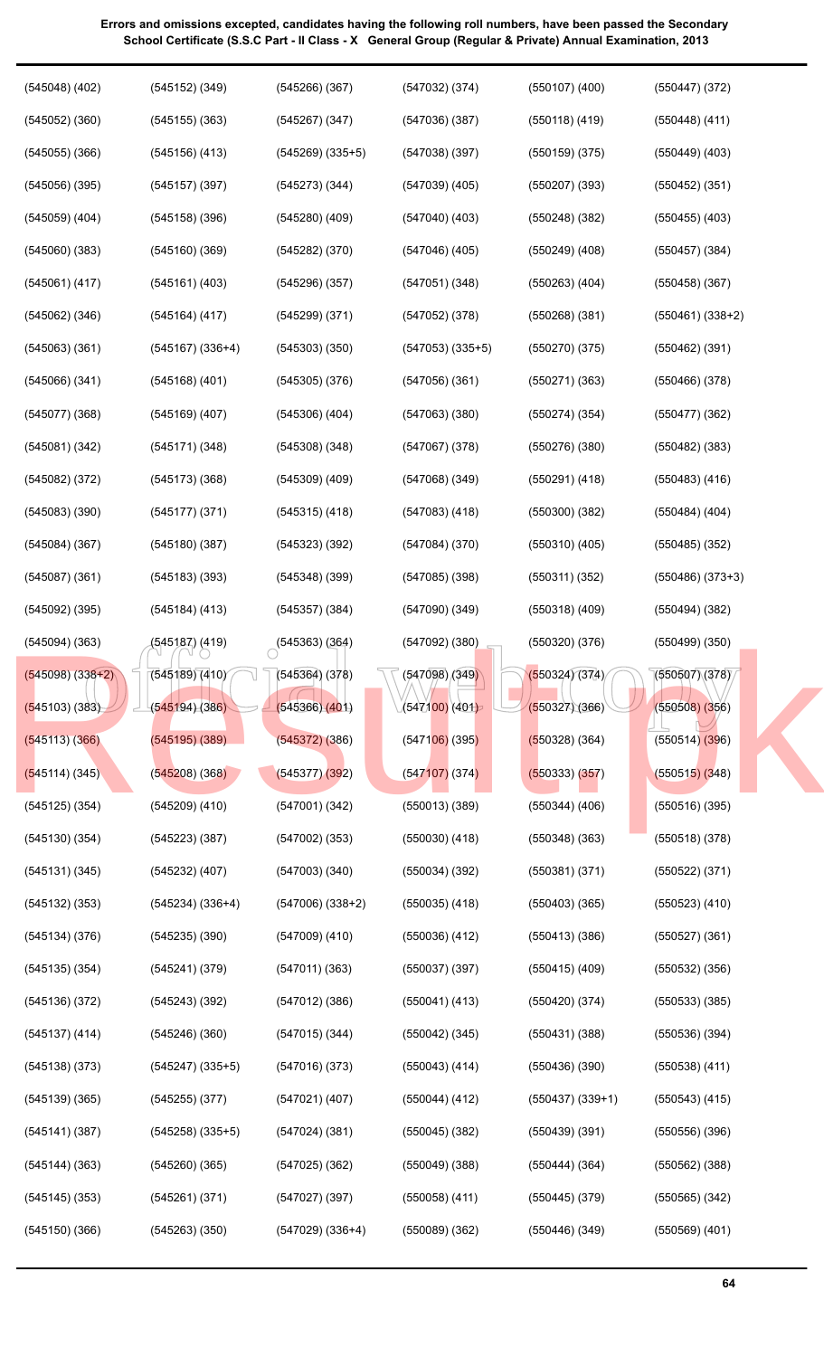**Errors and omissions excepted, candidates having the following roll numbers, have been passed the Secondary School Certificate (S.S.C Part - II Class - X General Group (Regular & Private) Annual Examination, 2013**

(545048) (402)
(545052) (360)
(545055) (366)
(545056) (395)
(545059) (404)
(545060) (383)
(545061) (417)
(545062) (346)
(545063) (361)
(545066) (341)
(545077) (368)
(545081) (342)
(545082) (372)
(545083) (390)
(545084) (367)
(545087) (361)
(545092) (395)
(545094) (363)
(545098) (338+2)
(545103) (383)
(545113) (366)
(545114) (345)
(545125) (354)
(545130) (354)
(545131) (345)
(545132) (353)
(545134) (376)
(545135) (354)
(545136) (372)
(545137) (414)
(545138) (373)
(545139) (365)
(545141) (387)
(545144) (363)
(545145) (353)
(545150) (366)
(545152) (349)
(545155) (363)
(545156) (413)
(545157) (397)
(545158) (396)
(545160) (369)
(545161) (403)
(545164) (417)
(545167) (336+4)
(545168) (401)
(545169) (407)
(545171) (348)
(545173) (368)
(545177) (371)
(545180) (387)
(545183) (393)
(545184) (413)
(545187) (419)
(545189) (410)
(545194) (386)
(545195) (389)
(545208) (368)
(545209) (410)
(545223) (387)
(545232) (407)
(545234) (336+4)
(545235) (390)
(545241) (379)
(545243) (392)
(545246) (360)
(545247) (335+5)
(545255) (377)
(545258) (335+5)
(545260) (365)
(545261) (371)
(545263) (350)
(545266) (367)
(545267) (347)
(545269) (335+5)
(545273) (344)
(545280) (409)
(545282) (370)
(545296) (357)
(545299) (371)
(545303) (350)
(545305) (376)
(545306) (404)
(545308) (348)
(545309) (409)
(545315) (418)
(545323) (392)
(545348) (399)
(545357) (384)
(545363) (364)
(545364) (378)
(545366) (401)
(545372) (386)
(545377) (392)
(547001) (342)
(547002) (353)
(547003) (340)
(547006) (338+2)
(547009) (410)
(547011) (363)
(547012) (386)
(547015) (344)
(547016) (373)
(547021) (407)
(547024) (381)
(547025) (362)
(547027) (397)
(547029) (336+4)
(547032) (374)
(547036) (387)
(547038) (397)
(547039) (405)
(547040) (403)
(547046) (405)
(547051) (348)
(547052) (378)
(547053) (335+5)
(547056) (361)
(547063) (380)
(547067) (378)
(547068) (349)
(547083) (418)
(547084) (370)
(547085) (398)
(547090) (349)
(547092) (380)
(547098) (349)
(547100) (401)
(547106) (395)
(547107) (374)
(550013) (389)
(550030) (418)
(550034) (392)
(550035) (418)
(550036) (412)
(550037) (397)
(550041) (413)
(550042) (345)
(550043) (414)
(550044) (412)
(550045) (382)
(550049) (388)
(550058) (411)
(550089) (362)
(550107) (400)
(550118) (419)
(550159) (375)
(550207) (393)
(550248) (382)
(550249) (408)
(550263) (404)
(550268) (381)
(550270) (375)
(550271) (363)
(550274) (354)
(550276) (380)
(550291) (418)
(550300) (382)
(550310) (405)
(550311) (352)
(550318) (409)
(550320) (376)
(550324) (374)
(550327) (366)
(550328) (364)
(550333) (357)
(550344) (406)
(550348) (363)
(550381) (371)
(550403) (365)
(550413) (386)
(550415) (409)
(550420) (374)
(550431) (388)
(550436) (390)
(550437) (339+1)
(550439) (391)
(550444) (364)
(550445) (379)
(550446) (349)
(550447) (372)
(550448) (411)
(550449) (403)
(550452) (351)
(550455) (403)
(550457) (384)
(550458) (367)
(550461) (338+2)
(550462) (391)
(550466) (378)
(550477) (362)
(550482) (383)
(550483) (416)
(550484) (404)
(550485) (352)
(550486) (373+3)
(550494) (382)
(550499) (350)
(550507) (378)
(550508) (356)
(550514) (396)
(550515) (348)
(550516) (395)
(550518) (378)
(550522) (371)
(550523) (410)
(550527) (361)
(550532) (356)
(550533) (385)
(550536) (394)
(550538) (411)
(550543) (415)
(550556) (396)
(550562) (388)
(550565) (342)
(550569) (401)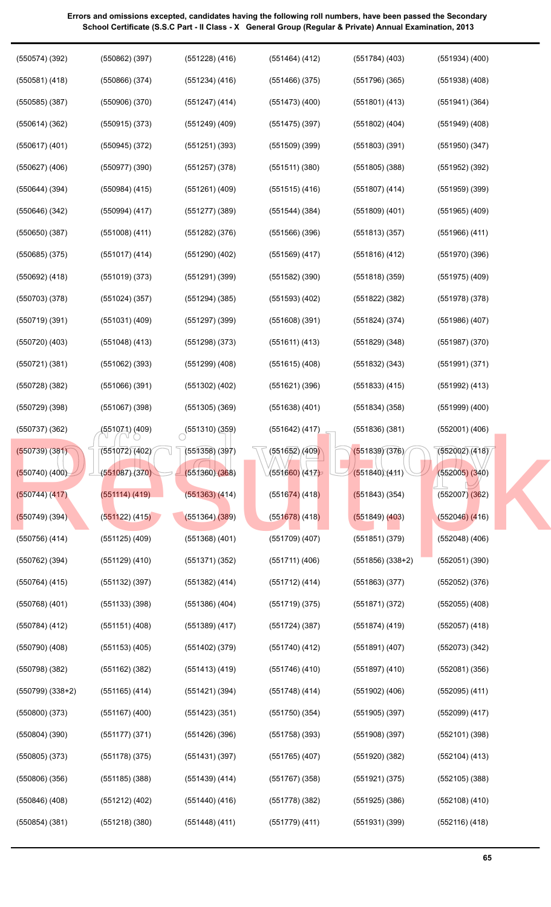**Errors and omissions excepted, candidates having the following roll numbers, have been passed the Secondary School Certificate (S.S.C Part - II Class - X General Group (Regular & Private) Annual Examination, 2013**

(550574) (392)
(550581) (418)
(550585) (387)
(550614) (362)
(550617) (401)
(550627) (406)
(550644) (394)
(550646) (342)
(550650) (387)
(550685) (375)
(550692) (418)
(550703) (378)
(550719) (391)
(550720) (403)
(550721) (381)
(550728) (382)
(550729) (398)
(550737) (362)
(550739) (381)
(550740) (400)
(550744) (417)
(550749) (394)
(550756) (414)
(550762) (394)
(550764) (415)
(550768) (401)
(550784) (412)
(550790) (408)
(550798) (382)
(550799) (338+2)
(550800) (373)
(550804) (390)
(550805) (373)
(550806) (356)
(550846) (408)
(550854) (381)
(550862) (397)
(550866) (374)
(550906) (370)
(550915) (373)
(550945) (372)
(550977) (390)
(550984) (415)
(550994) (417)
(551008) (411)
(551017) (414)
(551019) (373)
(551024) (357)
(551031) (409)
(551048) (413)
(551062) (393)
(551066) (391)
(551067) (398)
(551071) (409)
(551072) (402)
(551087) (370)
(551114) (419)
(551122) (415)
(551125) (409)
(551129) (410)
(551132) (397)
(551133) (398)
(551151) (408)
(551153) (405)
(551162) (382)
(551165) (414)
(551167) (400)
(551177) (371)
(551178) (375)
(551185) (388)
(551212) (402)
(551218) (380)
(551228) (416)
(551234) (416)
(551247) (414)
(551249) (409)
(551251) (393)
(551257) (378)
(551261) (409)
(551277) (389)
(551282) (376)
(551290) (402)
(551291) (399)
(551294) (385)
(551297) (399)
(551298) (373)
(551299) (408)
(551302) (402)
(551305) (369)
(551310) (359)
(551358) (397)
(551360) (368)
(551363) (414)
(551364) (389)
(551368) (401)
(551371) (352)
(551382) (414)
(551386) (404)
(551389) (417)
(551402) (379)
(551413) (419)
(551421) (394)
(551423) (351)
(551426) (396)
(551431) (397)
(551439) (414)
(551440) (416)
(551448) (411)
(551464) (412)
(551466) (375)
(551473) (400)
(551475) (397)
(551509) (399)
(551511) (380)
(551515) (416)
(551544) (384)
(551566) (396)
(551569) (417)
(551582) (390)
(551593) (402)
(551608) (391)
(551611) (413)
(551615) (408)
(551621) (396)
(551638) (401)
(551642) (417)
(551652) (409)
(551660) (417)
(551674) (418)
(551678) (418)
(551709) (407)
(551711) (406)
(551712) (414)
(551719) (375)
(551724) (387)
(551740) (412)
(551746) (410)
(551748) (414)
(551750) (354)
(551758) (393)
(551765) (407)
(551767) (358)
(551778) (382)
(551779) (411)
(551784) (403)
(551796) (365)
(551801) (413)
(551802) (404)
(551803) (391)
(551805) (388)
(551807) (414)
(551809) (401)
(551813) (357)
(551816) (412)
(551818) (359)
(551822) (382)
(551824) (374)
(551829) (348)
(551832) (343)
(551833) (415)
(551834) (358)
(551836) (381)
(551839) (376)
(551840) (411)
(551843) (354)
(551849) (403)
(551851) (379)
(551856) (338+2)
(551863) (377)
(551871) (372)
(551874) (419)
(551891) (407)
(551897) (410)
(551902) (406)
(551905) (397)
(551908) (397)
(551920) (382)
(551921) (375)
(551925) (386)
(551931) (399)
(551934) (400)
(551938) (408)
(551941) (364)
(551949) (408)
(551950) (347)
(551952) (392)
(551959) (399)
(551965) (409)
(551966) (411)
(551970) (396)
(551975) (409)
(551978) (378)
(551986) (407)
(551987) (370)
(551991) (371)
(551992) (413)
(551999) (400)
(552001) (406)
(552002) (418)
(552005) (340)
(552007) (362)
(552046) (416)
(552048) (406)
(552051) (390)
(552052) (376)
(552055) (408)
(552057) (418)
(552073) (342)
(552081) (356)
(552095) (411)
(552099) (417)
(552101) (398)
(552104) (413)
(552105) (388)
(552108) (410)
(552116) (418)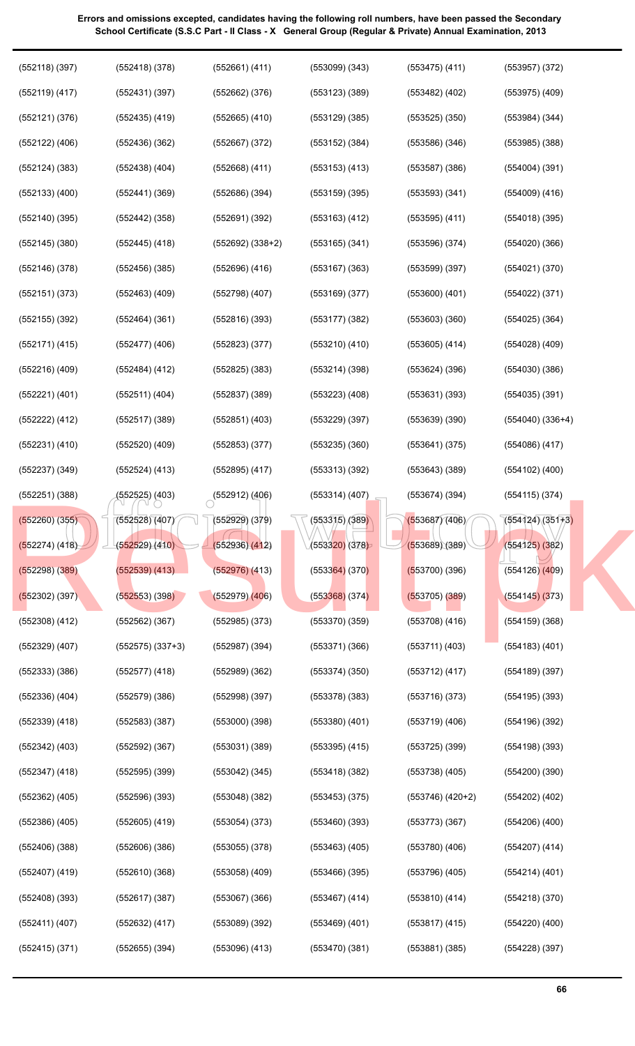**Errors and omissions excepted, candidates having the following roll numbers, have been passed the Secondary School Certificate (S.S.C Part - II Class - X General Group (Regular & Private) Annual Examination, 2013**

| | | | | | |
|---|---|---|---|---|---|
| (552118) (397) | (552418) (378) | (552661) (411) | (553099) (343) | (553475) (411) | (553957) (372) |
| (552119) (417) | (552431) (397) | (552662) (376) | (553123) (389) | (553482) (402) | (553975) (409) |
| (552121) (376) | (552435) (419) | (552665) (410) | (553129) (385) | (553525) (350) | (553984) (344) |
| (552122) (406) | (552436) (362) | (552667) (372) | (553152) (384) | (553586) (346) | (553985) (388) |
| (552124) (383) | (552438) (404) | (552668) (411) | (553153) (413) | (553587) (386) | (554004) (391) |
| (552133) (400) | (552441) (369) | (552686) (394) | (553159) (395) | (553593) (341) | (554009) (416) |
| (552140) (395) | (552442) (358) | (552691) (392) | (553163) (412) | (553595) (411) | (554018) (395) |
| (552145) (380) | (552445) (418) | (552692) (338+2) | (553165) (341) | (553596) (374) | (554020) (366) |
| (552146) (378) | (552456) (385) | (552696) (416) | (553167) (363) | (553599) (397) | (554021) (370) |
| (552151) (373) | (552463) (409) | (552798) (407) | (553169) (377) | (553600) (401) | (554022) (371) |
| (552155) (392) | (552464) (361) | (552816) (393) | (553177) (382) | (553603) (360) | (554025) (364) |
| (552171) (415) | (552477) (406) | (552823) (377) | (553210) (410) | (553605) (414) | (554028) (409) |
| (552216) (409) | (552484) (412) | (552825) (383) | (553214) (398) | (553624) (396) | (554030) (386) |
| (552221) (401) | (552511) (404) | (552837) (389) | (553223) (408) | (553631) (393) | (554035) (391) |
| (552222) (412) | (552517) (389) | (552851) (403) | (553229) (397) | (553639) (390) | (554040) (336+4) |
| (552231) (410) | (552520) (409) | (552853) (377) | (553235) (360) | (553641) (375) | (554086) (417) |
| (552237) (349) | (552524) (413) | (552895) (417) | (553313) (392) | (553643) (389) | (554102) (400) |
| (552251) (388) | (552525) (403) | (552912) (406) | (553314) (407) | (553674) (394) | (554115) (374) |
| (552260) (355) | (552528) (407) | (552929) (379) | (553315) (389) | (553687) (406) | (554124) (351+3) |
| (552274) (418) | (552529) (410) | (552936) (412) | (553320) (378) | (553689) (389) | (554125) (382) |
| (552298) (389) | (552539) (413) | (552976) (413) | (553364) (370) | (553700) (396) | (554126) (409) |
| (552302) (397) | (552553) (398) | (552979) (406) | (553368) (374) | (553705) (389) | (554145) (373) |
| (552308) (412) | (552562) (367) | (552985) (373) | (553370) (359) | (553708) (416) | (554159) (368) |
| (552329) (407) | (552575) (337+3) | (552987) (394) | (553371) (366) | (553711) (403) | (554183) (401) |
| (552333) (386) | (552577) (418) | (552989) (362) | (553374) (350) | (553712) (417) | (554189) (397) |
| (552336) (404) | (552579) (386) | (552998) (397) | (553378) (383) | (553716) (373) | (554195) (393) |
| (552339) (418) | (552583) (387) | (553000) (398) | (553380) (401) | (553719) (406) | (554196) (392) |
| (552342) (403) | (552592) (367) | (553031) (389) | (553395) (415) | (553725) (399) | (554198) (393) |
| (552347) (418) | (552595) (399) | (553042) (345) | (553418) (382) | (553738) (405) | (554200) (390) |
| (552362) (405) | (552596) (393) | (553048) (382) | (553453) (375) | (553746) (420+2) | (554202) (402) |
| (552386) (405) | (552605) (419) | (553054) (373) | (553460) (393) | (553773) (367) | (554206) (400) |
| (552406) (388) | (552606) (386) | (553055) (378) | (553463) (405) | (553780) (406) | (554207) (414) |
| (552407) (419) | (552610) (368) | (553058) (409) | (553466) (395) | (553796) (405) | (554214) (401) |
| (552408) (393) | (552617) (387) | (553067) (366) | (553467) (414) | (553810) (414) | (554218) (370) |
| (552411) (407) | (552632) (417) | (553089) (392) | (553469) (401) | (553817) (415) | (554220) (400) |
| (552415) (371) | (552655) (394) | (553096) (413) | (553470) (381) | (553881) (385) | (554228) (397) |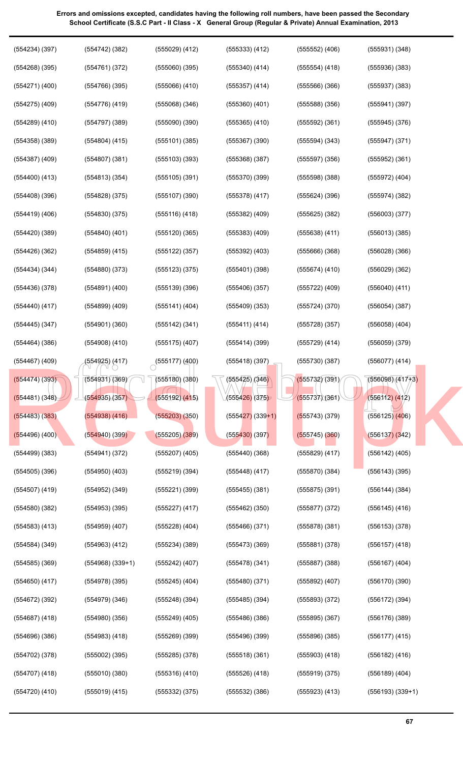**Errors and omissions excepted, candidates having the following roll numbers, have been passed the Secondary School Certificate (S.S.C Part - II Class - X General Group (Regular & Private) Annual Examination, 2013**

| | | | | | |
|---|---|---|---|---|---|
| (554234) (397) | (554742) (382) | (555029) (412) | (555333) (412) | (555552) (406) | (555931) (348) |
| (554268) (395) | (554761) (372) | (555060) (395) | (555340) (414) | (555554) (418) | (555936) (383) |
| (554271) (400) | (554766) (395) | (555066) (410) | (555357) (414) | (555566) (366) | (555937) (383) |
| (554275) (409) | (554776) (419) | (555068) (346) | (555360) (401) | (555588) (356) | (555941) (397) |
| (554289) (410) | (554797) (389) | (555090) (390) | (555365) (410) | (555592) (361) | (555945) (376) |
| (554358) (389) | (554804) (415) | (555101) (385) | (555367) (390) | (555594) (343) | (555947) (371) |
| (554387) (409) | (554807) (381) | (555103) (393) | (555368) (387) | (555597) (356) | (555952) (361) |
| (554400) (413) | (554813) (354) | (555105) (391) | (555370) (399) | (555598) (388) | (555972) (404) |
| (554408) (396) | (554828) (375) | (555107) (390) | (555378) (417) | (555624) (396) | (555974) (382) |
| (554419) (406) | (554830) (375) | (555116) (418) | (555382) (409) | (555625) (382) | (556003) (377) |
| (554420) (389) | (554840) (401) | (555120) (365) | (555383) (409) | (555638) (411) | (556013) (385) |
| (554426) (362) | (554859) (415) | (555122) (357) | (555392) (403) | (555666) (368) | (556028) (366) |
| (554434) (344) | (554880) (373) | (555123) (375) | (555401) (398) | (555674) (410) | (556029) (362) |
| (554436) (378) | (554891) (400) | (555139) (396) | (555406) (357) | (555722) (409) | (556040) (411) |
| (554440) (417) | (554899) (409) | (555141) (404) | (555409) (353) | (555724) (370) | (556054) (387) |
| (554445) (347) | (554901) (360) | (555142) (341) | (555411) (414) | (555728) (357) | (556058) (404) |
| (554464) (386) | (554908) (410) | (555175) (407) | (555414) (399) | (555729) (414) | (556059) (379) |
| (554467) (409) | (554925) (417) | (555177) (400) | (555418) (397) | (555730) (387) | (556077) (414) |
| (554474) (393) | (554931) (369) | (555180) (380) | (555425) (346) | (555732) (391) | (556098) (417+3) |
| (554481) (348) | (554935) (357) | (555192) (415) | (555426) (375) | (555737) (361) | (556112) (412) |
| (554483) (383) | (554938) (416) | (555203) (350) | (555427) (339+1) | (555743) (379) | (556125) (406) |
| (554496) (400) | (554940) (399) | (555205) (389) | (555430) (397) | (555745) (360) | (556137) (342) |
| (554499) (383) | (554941) (372) | (555207) (405) | (555440) (368) | (555829) (417) | (556142) (405) |
| (554505) (396) | (554950) (403) | (555219) (394) | (555448) (417) | (555870) (384) | (556143) (395) |
| (554507) (419) | (554952) (349) | (555221) (399) | (555455) (381) | (555875) (391) | (556144) (384) |
| (554580) (382) | (554953) (395) | (555227) (417) | (555462) (350) | (555877) (372) | (556145) (416) |
| (554583) (413) | (554959) (407) | (555228) (404) | (555466) (371) | (555878) (381) | (556153) (378) |
| (554584) (349) | (554963) (412) | (555234) (389) | (555473) (369) | (555881) (378) | (556157) (418) |
| (554585) (369) | (554968) (339+1) | (555242) (407) | (555478) (341) | (555887) (388) | (556167) (404) |
| (554650) (417) | (554978) (395) | (555245) (404) | (555480) (371) | (555892) (407) | (556170) (390) |
| (554672) (392) | (554979) (346) | (555248) (394) | (555485) (394) | (555893) (372) | (556172) (394) |
| (554687) (418) | (554980) (356) | (555249) (405) | (555486) (386) | (555895) (367) | (556176) (389) |
| (554696) (386) | (554983) (418) | (555269) (399) | (555496) (399) | (555896) (385) | (556177) (415) |
| (554702) (378) | (555002) (395) | (555285) (378) | (555518) (361) | (555903) (418) | (556182) (416) |
| (554707) (418) | (555010) (380) | (555316) (410) | (555526) (418) | (555919) (375) | (556189) (404) |
| (554720) (410) | (555019) (415) | (555332) (375) | (555532) (386) | (555923) (413) | (556193) (339+1) |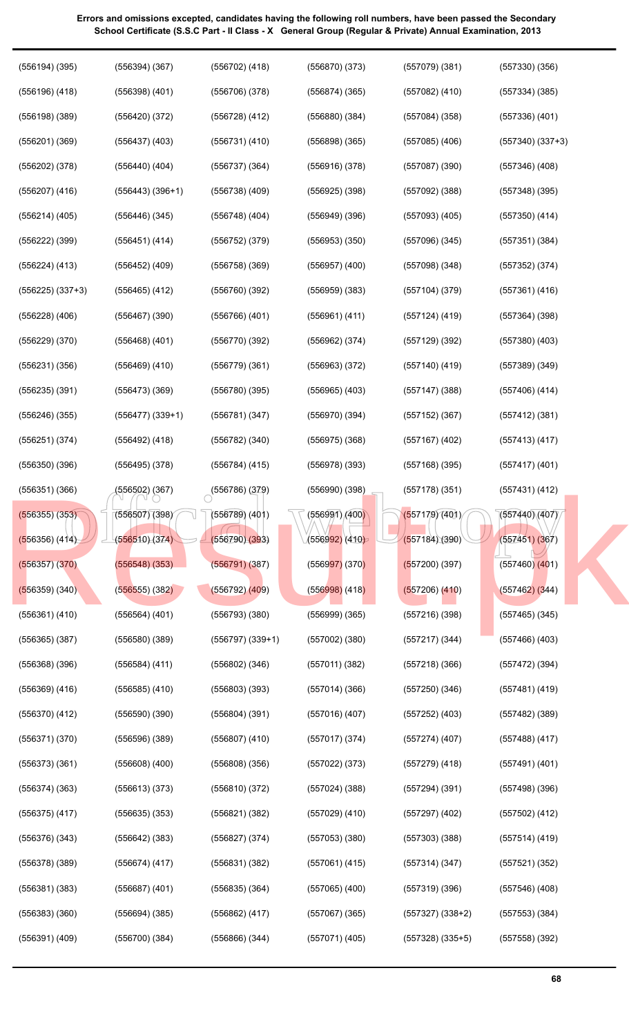**Errors and omissions excepted, candidates having the following roll numbers, have been passed the Secondary School Certificate (S.S.C Part - II Class - X General Group (Regular & Private) Annual Examination, 2013**

| | | | | | |
|---|---|---|---|---|---|
| (556194) (395) | (556394) (367) | (556702) (418) | (556870) (373) | (557079) (381) | (557330) (356) |
| (556196) (418) | (556398) (401) | (556706) (378) | (556874) (365) | (557082) (410) | (557334) (385) |
| (556198) (389) | (556420) (372) | (556728) (412) | (556880) (384) | (557084) (358) | (557336) (401) |
| (556201) (369) | (556437) (403) | (556731) (410) | (556898) (365) | (557085) (406) | (557340) (337+3) |
| (556202) (378) | (556440) (404) | (556737) (364) | (556916) (378) | (557087) (390) | (557346) (408) |
| (556207) (416) | (556443) (396+1) | (556738) (409) | (556925) (398) | (557092) (388) | (557348) (395) |
| (556214) (405) | (556446) (345) | (556748) (404) | (556949) (396) | (557093) (405) | (557350) (414) |
| (556222) (399) | (556451) (414) | (556752) (379) | (556953) (350) | (557096) (345) | (557351) (384) |
| (556224) (413) | (556452) (409) | (556758) (369) | (556957) (400) | (557098) (348) | (557352) (374) |
| (556225) (337+3) | (556465) (412) | (556760) (392) | (556959) (383) | (557104) (379) | (557361) (416) |
| (556228) (406) | (556467) (390) | (556766) (401) | (556961) (411) | (557124) (419) | (557364) (398) |
| (556229) (370) | (556468) (401) | (556770) (392) | (556962) (374) | (557129) (392) | (557380) (403) |
| (556231) (356) | (556469) (410) | (556779) (361) | (556963) (372) | (557140) (419) | (557389) (349) |
| (556235) (391) | (556473) (369) | (556780) (395) | (556965) (403) | (557147) (388) | (557406) (414) |
| (556246) (355) | (556477) (339+1) | (556781) (347) | (556970) (394) | (557152) (367) | (557412) (381) |
| (556251) (374) | (556492) (418) | (556782) (340) | (556975) (368) | (557167) (402) | (557413) (417) |
| (556350) (396) | (556495) (378) | (556784) (415) | (556978) (393) | (557168) (395) | (557417) (401) |
| (556351) (366) | (556502) (367) | (556786) (379) | (556990) (398) | (557178) (351) | (557431) (412) |
| (556355) (353) | (556507) (398) | (556789) (401) | (556991) (400) | (557179) (401) | (557440) (407) |
| (556356) (414) | (556510) (374) | (556790) (393) | (556992) (410) | (557184) (390) | (557451) (367) |
| (556357) (370) | (556548) (353) | (556791) (387) | (556997) (370) | (557200) (397) | (557460) (401) |
| (556359) (340) | (556555) (382) | (556792) (409) | (556998) (418) | (557206) (410) | (557462) (344) |
| (556361) (410) | (556564) (401) | (556793) (380) | (556999) (365) | (557216) (398) | (557465) (345) |
| (556365) (387) | (556580) (389) | (556797) (339+1) | (557002) (380) | (557217) (344) | (557466) (403) |
| (556368) (396) | (556584) (411) | (556802) (346) | (557011) (382) | (557218) (366) | (557472) (394) |
| (556369) (416) | (556585) (410) | (556803) (393) | (557014) (366) | (557250) (346) | (557481) (419) |
| (556370) (412) | (556590) (390) | (556804) (391) | (557016) (407) | (557252) (403) | (557482) (389) |
| (556371) (370) | (556596) (389) | (556807) (410) | (557017) (374) | (557274) (407) | (557488) (417) |
| (556373) (361) | (556608) (400) | (556808) (356) | (557022) (373) | (557279) (418) | (557491) (401) |
| (556374) (363) | (556613) (373) | (556810) (372) | (557024) (388) | (557294) (391) | (557498) (396) |
| (556375) (417) | (556635) (353) | (556821) (382) | (557029) (410) | (557297) (402) | (557502) (412) |
| (556376) (343) | (556642) (383) | (556827) (374) | (557053) (380) | (557303) (388) | (557514) (419) |
| (556378) (389) | (556674) (417) | (556831) (382) | (557061) (415) | (557314) (347) | (557521) (352) |
| (556381) (383) | (556687) (401) | (556835) (364) | (557065) (400) | (557319) (396) | (557546) (408) |
| (556383) (360) | (556694) (385) | (556862) (417) | (557067) (365) | (557327) (338+2) | (557553) (384) |
| (556391) (409) | (556700) (384) | (556866) (344) | (557071) (405) | (557328) (335+5) | (557558) (392) |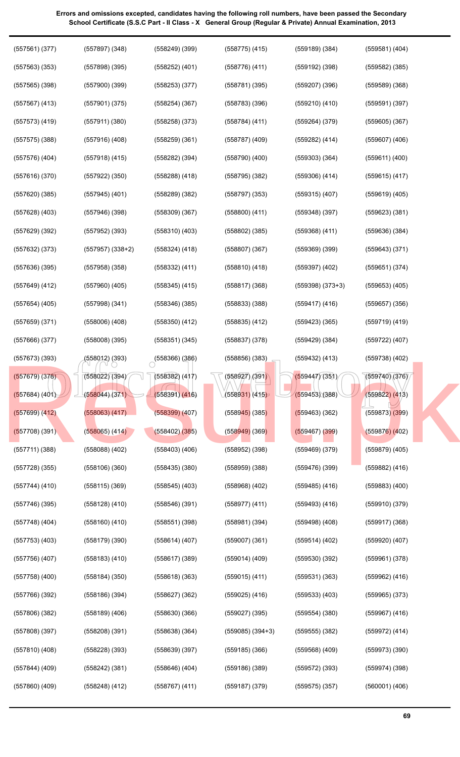**Errors and omissions excepted, candidates having the following roll numbers, have been passed the Secondary School Certificate (S.S.C Part - II Class - X General Group (Regular & Private) Annual Examination, 2013**

| | | | | | |
|---|---|---|---|---|---|
| (557561) (377) | (557897) (348) | (558249) (399) | (558775) (415) | (559189) (384) | (559581) (404) |
| (557563) (353) | (557898) (395) | (558252) (401) | (558776) (411) | (559192) (398) | (559582) (385) |
| (557565) (398) | (557900) (399) | (558253) (377) | (558781) (395) | (559207) (396) | (559589) (368) |
| (557567) (413) | (557901) (375) | (558254) (367) | (558783) (396) | (559210) (410) | (559591) (397) |
| (557573) (419) | (557911) (380) | (558258) (373) | (558784) (411) | (559264) (379) | (559605) (367) |
| (557575) (388) | (557916) (408) | (558259) (361) | (558787) (409) | (559282) (414) | (559607) (406) |
| (557576) (404) | (557918) (415) | (558282) (394) | (558790) (400) | (559303) (364) | (559611) (400) |
| (557616) (370) | (557922) (350) | (558288) (418) | (558795) (382) | (559306) (414) | (559615) (417) |
| (557620) (385) | (557945) (401) | (558289) (382) | (558797) (353) | (559315) (407) | (559619) (405) |
| (557628) (403) | (557946) (398) | (558309) (367) | (558800) (411) | (559348) (397) | (559623) (381) |
| (557629) (392) | (557952) (393) | (558310) (403) | (558802) (385) | (559368) (411) | (559636) (384) |
| (557632) (373) | (557957) (338+2) | (558324) (418) | (558807) (367) | (559369) (399) | (559643) (371) |
| (557636) (395) | (557958) (358) | (558332) (411) | (558810) (418) | (559397) (402) | (559651) (374) |
| (557649) (412) | (557960) (405) | (558345) (415) | (558817) (368) | (559398) (373+3) | (559653) (405) |
| (557654) (405) | (557998) (341) | (558346) (385) | (558833) (388) | (559417) (416) | (559657) (356) |
| (557659) (371) | (558006) (408) | (558350) (412) | (558835) (412) | (559423) (365) | (559719) (419) |
| (557666) (377) | (558008) (395) | (558351) (345) | (558837) (378) | (559429) (384) | (559722) (407) |
| (557673) (393) | (558012) (393) | (558366) (386) | (558856) (383) | (559432) (413) | (559738) (402) |
| (557679) (378) | (558022) (394) | (558382) (417) | (558927) (391) | (559447) (351) | (559740) (376) |
| (557684) (401) | (558044) (371) | (558391) (416) | (558931) (415) | (559453) (388) | (559822) (413) |
| (557699) (412) | (558063) (417) | (558399) (407) | (558945) (385) | (559463) (362) | (559873) (399) |
| (557708) (391) | (558065) (414) | (558402) (385) | (558949) (369) | (559467) (399) | (559876) (402) |
| (557711) (388) | (558088) (402) | (558403) (406) | (558952) (398) | (559469) (379) | (559879) (405) |
| (557728) (355) | (558106) (360) | (558435) (380) | (558959) (388) | (559476) (399) | (559882) (416) |
| (557744) (410) | (558115) (369) | (558545) (403) | (558968) (402) | (559485) (416) | (559883) (400) |
| (557746) (395) | (558128) (410) | (558546) (391) | (558977) (411) | (559493) (416) | (559910) (379) |
| (557748) (404) | (558160) (410) | (558551) (398) | (558981) (394) | (559498) (408) | (559917) (368) |
| (557753) (403) | (558179) (390) | (558614) (407) | (559007) (361) | (559514) (402) | (559920) (407) |
| (557756) (407) | (558183) (410) | (558617) (389) | (559014) (409) | (559530) (392) | (559961) (378) |
| (557758) (400) | (558184) (350) | (558618) (363) | (559015) (411) | (559531) (363) | (559962) (416) |
| (557766) (392) | (558186) (394) | (558627) (362) | (559025) (416) | (559533) (403) | (559965) (373) |
| (557806) (382) | (558189) (406) | (558630) (366) | (559027) (395) | (559554) (380) | (559967) (416) |
| (557808) (397) | (558208) (391) | (558638) (364) | (559085) (394+3) | (559555) (382) | (559972) (414) |
| (557810) (408) | (558228) (393) | (558639) (397) | (559185) (366) | (559568) (409) | (559973) (390) |
| (557844) (409) | (558242) (381) | (558646) (404) | (559186) (389) | (559572) (393) | (559974) (398) |
| (557860) (409) | (558248) (412) | (558767) (411) | (559187) (379) | (559575) (357) | (560001) (406) |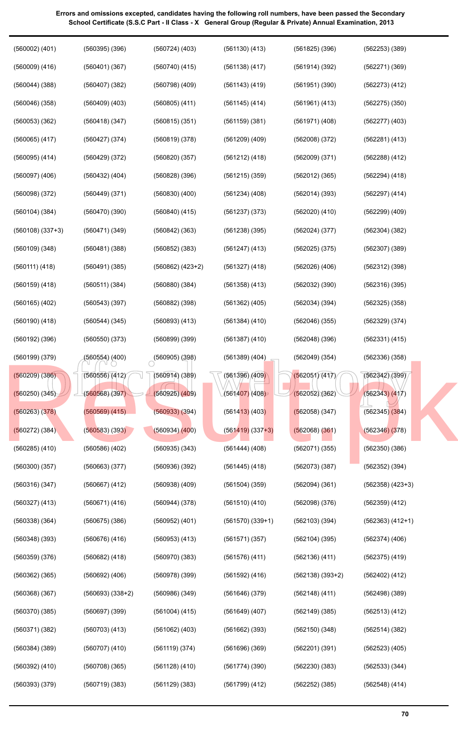**Errors and omissions excepted, candidates having the following roll numbers, have been passed the Secondary School Certificate (S.S.C Part - II Class - X General Group (Regular & Private) Annual Examination, 2013**

(560002) (401)
(560009) (416)
(560044) (388)
(560046) (358)
(560053) (362)
(560065) (417)
(560095) (414)
(560097) (406)
(560098) (372)
(560104) (384)
(560108) (337+3)
(560109) (348)
(560111) (418)
(560159) (418)
(560165) (402)
(560190) (418)
(560192) (396)
(560199) (379)
(560209) (386)
(560250) (345)
(560263) (378)
(560272) (384)
(560285) (410)
(560300) (357)
(560316) (347)
(560327) (413)
(560338) (364)
(560348) (393)
(560359) (376)
(560362) (365)
(560368) (367)
(560370) (385)
(560371) (382)
(560384) (389)
(560392) (410)
(560393) (379)
(560395) (396)
(560401) (367)
(560407) (382)
(560409) (403)
(560418) (347)
(560427) (374)
(560429) (372)
(560432) (404)
(560449) (371)
(560470) (390)
(560471) (349)
(560481) (388)
(560491) (385)
(560511) (384)
(560543) (397)
(560544) (345)
(560550) (373)
(560554) (400)
(560556) (412)
(560568) (397)
(560569) (415)
(560583) (393)
(560586) (402)
(560663) (377)
(560667) (412)
(560671) (416)
(560675) (386)
(560676) (416)
(560682) (418)
(560692) (406)
(560693) (338+2)
(560697) (399)
(560703) (413)
(560707) (410)
(560708) (365)
(560719) (383)
(560724) (403)
(560740) (415)
(560798) (409)
(560805) (411)
(560815) (351)
(560819) (378)
(560820) (357)
(560828) (396)
(560830) (400)
(560840) (415)
(560842) (363)
(560852) (383)
(560862) (423+2)
(560880) (384)
(560882) (398)
(560893) (413)
(560899) (399)
(560905) (398)
(560914) (389)
(560925) (409)
(560933) (394)
(560934) (400)
(560935) (343)
(560936) (392)
(560938) (409)
(560944) (378)
(560952) (401)
(560953) (413)
(560970) (383)
(560978) (399)
(560986) (349)
(561004) (415)
(561062) (403)
(561119) (374)
(561128) (410)
(561129) (383)
(561130) (413)
(561138) (417)
(561143) (419)
(561145) (414)
(561159) (381)
(561209) (409)
(561212) (418)
(561215) (359)
(561234) (408)
(561237) (373)
(561238) (395)
(561247) (413)
(561327) (418)
(561358) (413)
(561362) (405)
(561384) (410)
(561387) (410)
(561389) (404)
(561396) (409)
(561407) (408)
(561413) (403)
(561419) (337+3)
(561444) (408)
(561445) (418)
(561504) (359)
(561510) (410)
(561570) (339+1)
(561571) (357)
(561576) (411)
(561592) (416)
(561646) (379)
(561649) (407)
(561662) (393)
(561696) (369)
(561774) (390)
(561799) (412)
(561825) (396)
(561914) (392)
(561951) (390)
(561961) (413)
(561971) (408)
(562008) (372)
(562009) (371)
(562012) (365)
(562014) (393)
(562020) (410)
(562024) (377)
(562025) (375)
(562026) (406)
(562032) (390)
(562034) (394)
(562046) (355)
(562048) (396)
(562049) (354)
(562051) (417)
(562052) (362)
(562058) (347)
(562068) (361)
(562071) (355)
(562073) (387)
(562094) (361)
(562098) (376)
(562103) (394)
(562104) (395)
(562136) (411)
(562138) (393+2)
(562148) (411)
(562149) (385)
(562150) (348)
(562201) (391)
(562230) (383)
(562252) (385)
(562253) (389)
(562271) (369)
(562273) (412)
(562275) (350)
(562277) (403)
(562281) (413)
(562288) (412)
(562294) (418)
(562297) (414)
(562299) (409)
(562304) (382)
(562307) (389)
(562312) (398)
(562316) (395)
(562325) (358)
(562329) (374)
(562331) (415)
(562336) (358)
(562342) (399)
(562343) (417)
(562345) (384)
(562346) (378)
(562350) (386)
(562352) (394)
(562358) (423+3)
(562359) (412)
(562363) (412+1)
(562374) (406)
(562375) (419)
(562402) (412)
(562498) (389)
(562513) (412)
(562514) (382)
(562523) (405)
(562533) (344)
(562548) (414)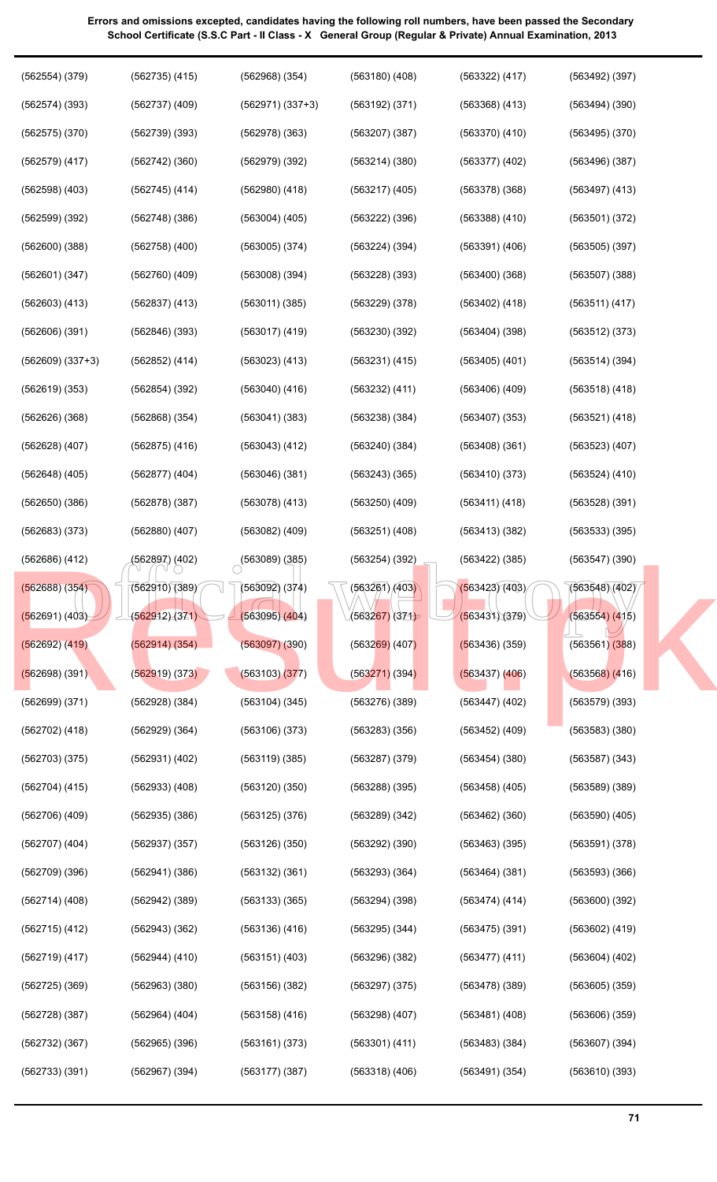**Errors and omissions excepted, candidates having the following roll numbers, have been passed the Secondary School Certificate (S.S.C Part - II Class - X General Group (Regular & Private) Annual Examination, 2013**

| | | | | | |
|---|---|---|---|---|---|
| (562554) (379) | (562735) (415) | (562968) (354) | (563180) (408) | (563322) (417) | (563492) (397) |
| (562574) (393) | (562737) (409) | (562971) (337+3) | (563192) (371) | (563368) (413) | (563494) (390) |
| (562575) (370) | (562739) (393) | (562978) (363) | (563207) (387) | (563370) (410) | (563495) (370) |
| (562579) (417) | (562742) (360) | (562979) (392) | (563214) (380) | (563377) (402) | (563496) (387) |
| (562598) (403) | (562745) (414) | (562980) (418) | (563217) (405) | (563378) (368) | (563497) (413) |
| (562599) (392) | (562748) (386) | (563004) (405) | (563222) (396) | (563388) (410) | (563501) (372) |
| (562600) (388) | (562758) (400) | (563005) (374) | (563224) (394) | (563391) (406) | (563505) (397) |
| (562601) (347) | (562760) (409) | (563008) (394) | (563228) (393) | (563400) (368) | (563507) (388) |
| (562603) (413) | (562837) (413) | (563011) (385) | (563229) (378) | (563402) (418) | (563511) (417) |
| (562606) (391) | (562846) (393) | (563017) (419) | (563230) (392) | (563404) (398) | (563512) (373) |
| (562609) (337+3) | (562852) (414) | (563023) (413) | (563231) (415) | (563405) (401) | (563514) (394) |
| (562619) (353) | (562854) (392) | (563040) (416) | (563232) (411) | (563406) (409) | (563518) (418) |
| (562626) (368) | (562868) (354) | (563041) (383) | (563238) (384) | (563407) (353) | (563521) (418) |
| (562628) (407) | (562875) (416) | (563043) (412) | (563240) (384) | (563408) (361) | (563523) (407) |
| (562648) (405) | (562877) (404) | (563046) (381) | (563243) (365) | (563410) (373) | (563524) (410) |
| (562650) (386) | (562878) (387) | (563078) (413) | (563250) (409) | (563411) (418) | (563528) (391) |
| (562683) (373) | (562880) (407) | (563082) (409) | (563251) (408) | (563413) (382) | (563533) (395) |
| (562686) (412) | (562897) (402) | (563089) (385) | (563254) (392) | (563422) (385) | (563547) (390) |
| (562688) (354) | (562910) (389) | (563092) (374) | (563261) (403) | (563423) (403) | (563548) (402) |
| (562691) (403) | (562912) (371) | (563095) (404) | (563267) (371) | (563431) (379) | (563554) (415) |
| (562692) (419) | (562914) (354) | (563097) (390) | (563269) (407) | (563436) (359) | (563561) (388) |
| (562698) (391) | (562919) (373) | (563103) (377) | (563271) (394) | (563437) (406) | (563568) (416) |
| (562699) (371) | (562928) (384) | (563104) (345) | (563276) (389) | (563447) (402) | (563579) (393) |
| (562702) (418) | (562929) (364) | (563106) (373) | (563283) (356) | (563452) (409) | (563583) (380) |
| (562703) (375) | (562931) (402) | (563119) (385) | (563287) (379) | (563454) (380) | (563587) (343) |
| (562704) (415) | (562933) (408) | (563120) (350) | (563288) (395) | (563458) (405) | (563589) (389) |
| (562706) (409) | (562935) (386) | (563125) (376) | (563289) (342) | (563462) (360) | (563590) (405) |
| (562707) (404) | (562937) (357) | (563126) (350) | (563292) (390) | (563463) (395) | (563591) (378) |
| (562709) (396) | (562941) (386) | (563132) (361) | (563293) (364) | (563464) (381) | (563593) (366) |
| (562714) (408) | (562942) (389) | (563133) (365) | (563294) (398) | (563474) (414) | (563600) (392) |
| (562715) (412) | (562943) (362) | (563136) (416) | (563295) (344) | (563475) (391) | (563602) (419) |
| (562719) (417) | (562944) (410) | (563151) (403) | (563296) (382) | (563477) (411) | (563604) (402) |
| (562725) (369) | (562963) (380) | (563156) (382) | (563297) (375) | (563478) (389) | (563605) (359) |
| (562728) (387) | (562964) (404) | (563158) (416) | (563298) (407) | (563481) (408) | (563606) (359) |
| (562732) (367) | (562965) (396) | (563161) (373) | (563301) (411) | (563483) (384) | (563607) (394) |
| (562733) (391) | (562967) (394) | (563177) (387) | (563318) (406) | (563491) (354) | (563610) (393) |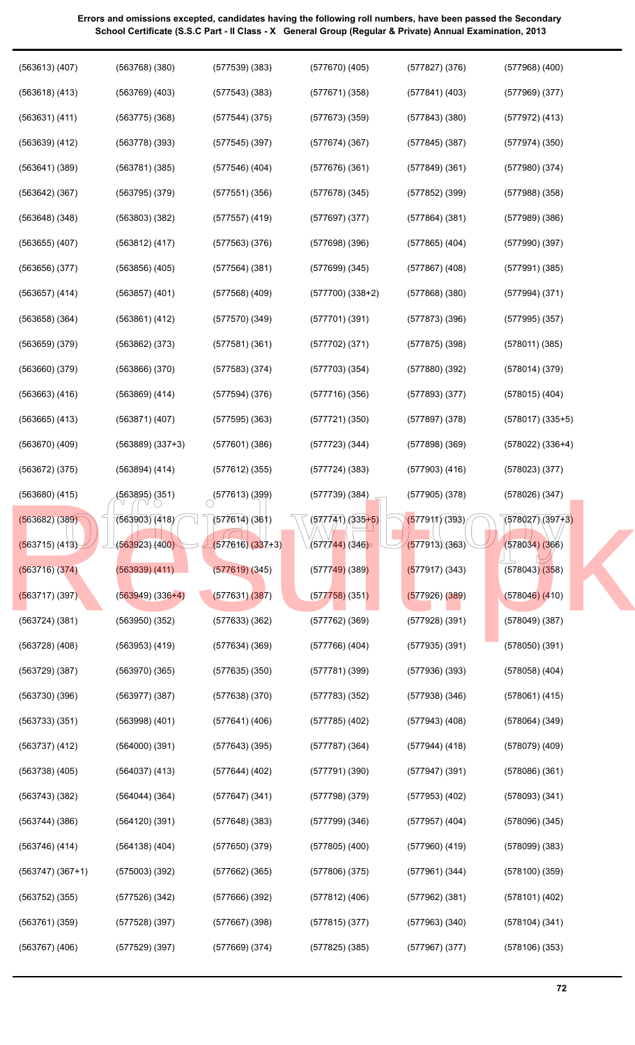**Errors and omissions excepted, candidates having the following roll numbers, have been passed the Secondary School Certificate (S.S.C Part - II Class - X General Group (Regular & Private) Annual Examination, 2013**

| | | | | | |
|---|---|---|---|---|---|
| (563613) (407) | (563768) (380) | (577539) (383) | (577670) (405) | (577827) (376) | (577968) (400) |
| (563618) (413) | (563769) (403) | (577543) (383) | (577671) (358) | (577841) (403) | (577969) (377) |
| (563631) (411) | (563775) (368) | (577544) (375) | (577673) (359) | (577843) (380) | (577972) (413) |
| (563639) (412) | (563778) (393) | (577545) (397) | (577674) (367) | (577845) (387) | (577974) (350) |
| (563641) (389) | (563781) (385) | (577546) (404) | (577676) (361) | (577849) (361) | (577980) (374) |
| (563642) (367) | (563795) (379) | (577551) (356) | (577678) (345) | (577852) (399) | (577988) (358) |
| (563648) (348) | (563803) (382) | (577557) (419) | (577697) (377) | (577864) (381) | (577989) (386) |
| (563655) (407) | (563812) (417) | (577563) (376) | (577698) (396) | (577865) (404) | (577990) (397) |
| (563656) (377) | (563856) (405) | (577564) (381) | (577699) (345) | (577867) (408) | (577991) (385) |
| (563657) (414) | (563857) (401) | (577568) (409) | (577700) (338+2) | (577868) (380) | (577994) (371) |
| (563658) (364) | (563861) (412) | (577570) (349) | (577701) (391) | (577873) (396) | (577995) (357) |
| (563659) (379) | (563862) (373) | (577581) (361) | (577702) (371) | (577875) (398) | (578011) (385) |
| (563660) (379) | (563866) (370) | (577583) (374) | (577703) (354) | (577880) (392) | (578014) (379) |
| (563663) (416) | (563869) (414) | (577594) (376) | (577716) (356) | (577893) (377) | (578015) (404) |
| (563665) (413) | (563871) (407) | (577595) (363) | (577721) (350) | (577897) (378) | (578017) (335+5) |
| (563670) (409) | (563889) (337+3) | (577601) (386) | (577723) (344) | (577898) (369) | (578022) (336+4) |
| (563672) (375) | (563894) (414) | (577612) (355) | (577724) (383) | (577903) (416) | (578023) (377) |
| (563680) (415) | (563895) (351) | (577613) (399) | (577739) (384) | (577905) (378) | (578026) (347) |
| (563682) (389) | (563903) (418) | (577614) (361) | (577741) (335+5) | (577911) (393) | (578027) (397+3) |
| (563715) (413) | (563923) (400) | (577616) (337+3) | (577744) (346) | (577913) (363) | (578034) (366) |
| (563716) (374) | (563939) (411) | (577619) (345) | (577749) (389) | (577917) (343) | (578043) (358) |
| (563717) (397) | (563949) (336+4) | (577631) (387) | (577758) (351) | (577926) (389) | (578046) (410) |
| (563724) (381) | (563950) (352) | (577633) (362) | (577762) (369) | (577928) (391) | (578049) (387) |
| (563728) (408) | (563953) (419) | (577634) (369) | (577766) (404) | (577935) (391) | (578050) (391) |
| (563729) (387) | (563970) (365) | (577635) (350) | (577781) (399) | (577936) (393) | (578058) (404) |
| (563730) (396) | (563977) (387) | (577638) (370) | (577783) (352) | (577938) (346) | (578061) (415) |
| (563733) (351) | (563998) (401) | (577641) (406) | (577785) (402) | (577943) (408) | (578064) (349) |
| (563737) (412) | (564000) (391) | (577643) (395) | (577787) (364) | (577944) (418) | (578079) (409) |
| (563738) (405) | (564037) (413) | (577644) (402) | (577791) (390) | (577947) (391) | (578086) (361) |
| (563743) (382) | (564044) (364) | (577647) (341) | (577798) (379) | (577953) (402) | (578093) (341) |
| (563744) (386) | (564120) (391) | (577648) (383) | (577799) (346) | (577957) (404) | (578096) (345) |
| (563746) (414) | (564138) (404) | (577650) (379) | (577805) (400) | (577960) (419) | (578099) (383) |
| (563747) (367+1) | (575003) (392) | (577662) (365) | (577806) (375) | (577961) (344) | (578100) (359) |
| (563752) (355) | (577526) (342) | (577666) (392) | (577812) (406) | (577962) (381) | (578101) (402) |
| (563761) (359) | (577528) (397) | (577667) (398) | (577815) (377) | (577963) (340) | (578104) (341) |
| (563767) (406) | (577529) (397) | (577669) (374) | (577825) (385) | (577967) (377) | (578106) (353) |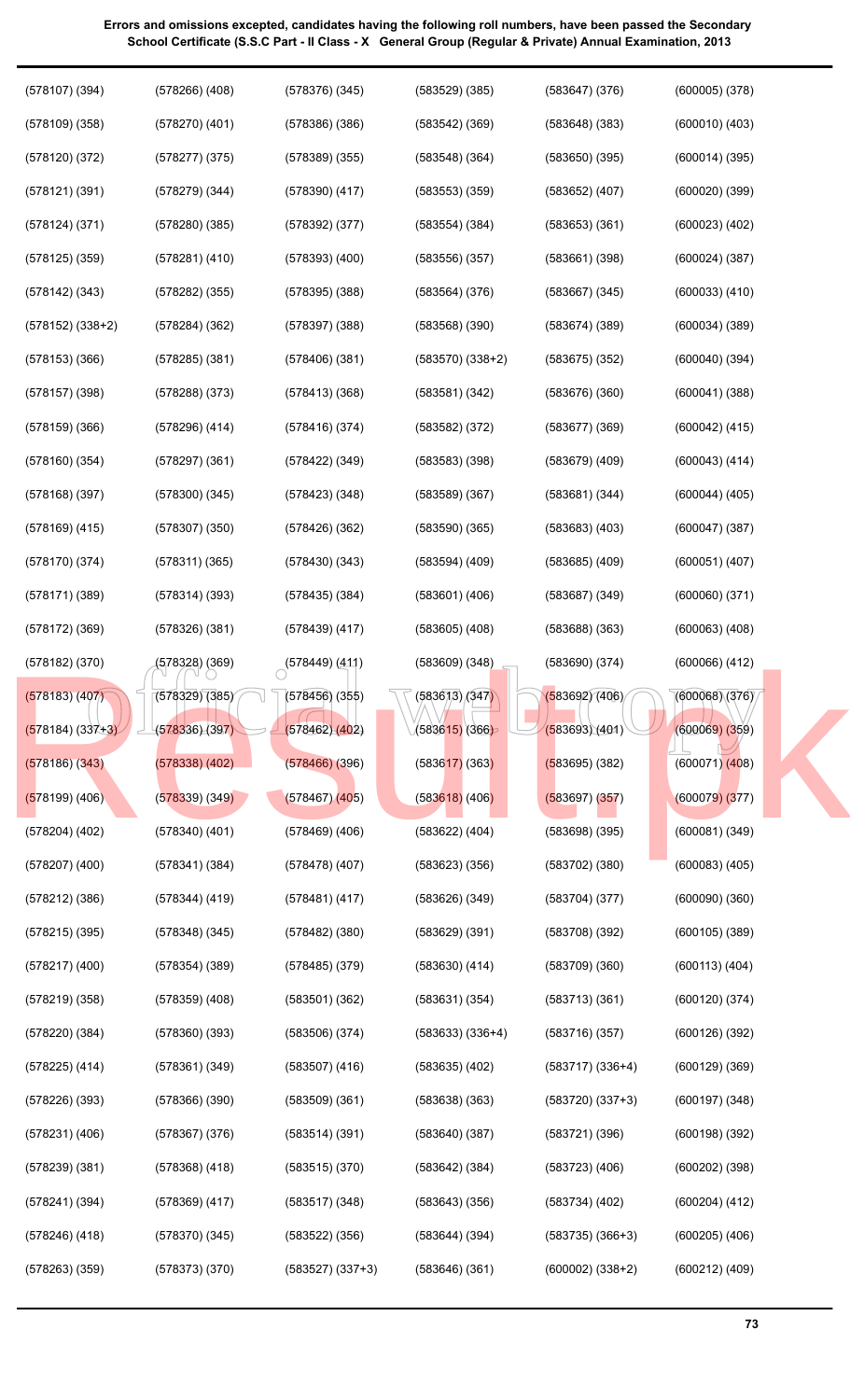**Errors and omissions excepted, candidates having the following roll numbers, have been passed the Secondary School Certificate (S.S.C Part - II Class - X General Group (Regular & Private) Annual Examination, 2013**

| | | | | | |
|---|---|---|---|---|---|
| (578107) (394) | (578266) (408) | (578376) (345) | (583529) (385) | (583647) (376) | (600005) (378) |
| (578109) (358) | (578270) (401) | (578386) (386) | (583542) (369) | (583648) (383) | (600010) (403) |
| (578120) (372) | (578277) (375) | (578389) (355) | (583548) (364) | (583650) (395) | (600014) (395) |
| (578121) (391) | (578279) (344) | (578390) (417) | (583553) (359) | (583652) (407) | (600020) (399) |
| (578124) (371) | (578280) (385) | (578392) (377) | (583554) (384) | (583653) (361) | (600023) (402) |
| (578125) (359) | (578281) (410) | (578393) (400) | (583556) (357) | (583661) (398) | (600024) (387) |
| (578142) (343) | (578282) (355) | (578395) (388) | (583564) (376) | (583667) (345) | (600033) (410) |
| (578152) (338+2) | (578284) (362) | (578397) (388) | (583568) (390) | (583674) (389) | (600034) (389) |
| (578153) (366) | (578285) (381) | (578406) (381) | (583570) (338+2) | (583675) (352) | (600040) (394) |
| (578157) (398) | (578288) (373) | (578413) (368) | (583581) (342) | (583676) (360) | (600041) (388) |
| (578159) (366) | (578296) (414) | (578416) (374) | (583582) (372) | (583677) (369) | (600042) (415) |
| (578160) (354) | (578297) (361) | (578422) (349) | (583583) (398) | (583679) (409) | (600043) (414) |
| (578168) (397) | (578300) (345) | (578423) (348) | (583589) (367) | (583681) (344) | (600044) (405) |
| (578169) (415) | (578307) (350) | (578426) (362) | (583590) (365) | (583683) (403) | (600047) (387) |
| (578170) (374) | (578311) (365) | (578430) (343) | (583594) (409) | (583685) (409) | (600051) (407) |
| (578171) (389) | (578314) (393) | (578435) (384) | (583601) (406) | (583687) (349) | (600060) (371) |
| (578172) (369) | (578326) (381) | (578439) (417) | (583605) (408) | (583688) (363) | (600063) (408) |
| (578182) (370) | (578328) (369) | (578449) (411) | (583609) (348) | (583690) (374) | (600066) (412) |
| (578183) (407) | (578329) (385) | (578456) (355) | (583613) (347) | (583692) (406) | (600068) (376) |
| (578184) (337+3) | (578336) (397) | (578462) (402) | (583615) (366) | (583693) (401) | (600069) (359) |
| (578186) (343) | (578338) (402) | (578466) (396) | (583617) (363) | (583695) (382) | (600071) (408) |
| (578199) (406) | (578339) (349) | (578467) (405) | (583618) (406) | (583697) (357) | (600079) (377) |
| (578204) (402) | (578340) (401) | (578469) (406) | (583622) (404) | (583698) (395) | (600081) (349) |
| (578207) (400) | (578341) (384) | (578478) (407) | (583623) (356) | (583702) (380) | (600083) (405) |
| (578212) (386) | (578344) (419) | (578481) (417) | (583626) (349) | (583704) (377) | (600090) (360) |
| (578215) (395) | (578348) (345) | (578482) (380) | (583629) (391) | (583708) (392) | (600105) (389) |
| (578217) (400) | (578354) (389) | (578485) (379) | (583630) (414) | (583709) (360) | (600113) (404) |
| (578219) (358) | (578359) (408) | (583501) (362) | (583631) (354) | (583713) (361) | (600120) (374) |
| (578220) (384) | (578360) (393) | (583506) (374) | (583633) (336+4) | (583716) (357) | (600126) (392) |
| (578225) (414) | (578361) (349) | (583507) (416) | (583635) (402) | (583717) (336+4) | (600129) (369) |
| (578226) (393) | (578366) (390) | (583509) (361) | (583638) (363) | (583720) (337+3) | (600197) (348) |
| (578231) (406) | (578367) (376) | (583514) (391) | (583640) (387) | (583721) (396) | (600198) (392) |
| (578239) (381) | (578368) (418) | (583515) (370) | (583642) (384) | (583723) (406) | (600202) (398) |
| (578241) (394) | (578369) (417) | (583517) (348) | (583643) (356) | (583734) (402) | (600204) (412) |
| (578246) (418) | (578370) (345) | (583522) (356) | (583644) (394) | (583735) (366+3) | (600205) (406) |
| (578263) (359) | (578373) (370) | (583527) (337+3) | (583646) (361) | (600002) (338+2) | (600212) (409) |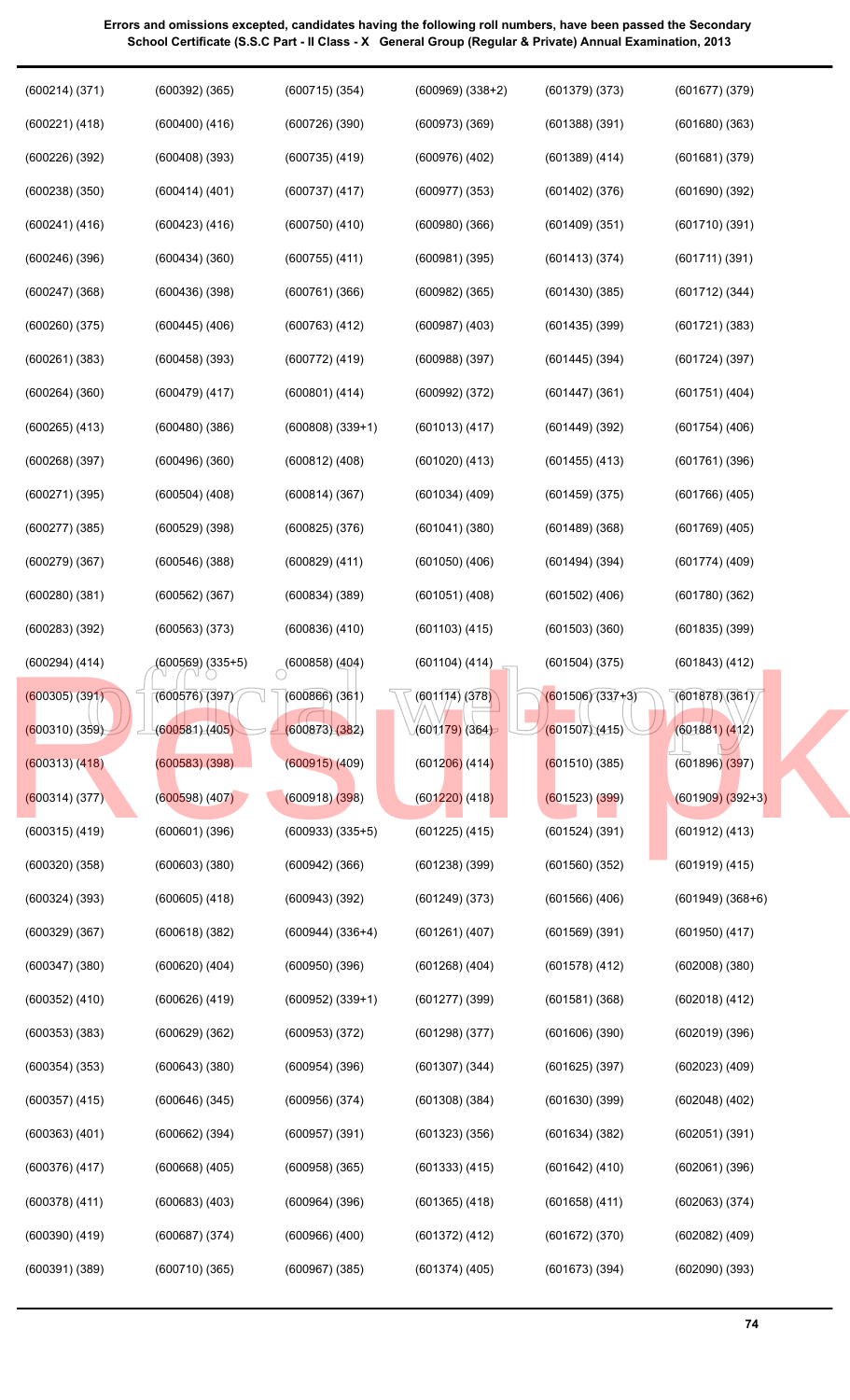**Errors and omissions excepted, candidates having the following roll numbers, have been passed the Secondary School Certificate (S.S.C Part - II Class - X General Group (Regular & Private) Annual Examination, 2013**

| | | | | | |
|---|---|---|---|---|---|
| (600214) (371) | (600392) (365) | (600715) (354) | (600969) (338+2) | (601379) (373) | (601677) (379) |
| (600221) (418) | (600400) (416) | (600726) (390) | (600973) (369) | (601388) (391) | (601680) (363) |
| (600226) (392) | (600408) (393) | (600735) (419) | (600976) (402) | (601389) (414) | (601681) (379) |
| (600238) (350) | (600414) (401) | (600737) (417) | (600977) (353) | (601402) (376) | (601690) (392) |
| (600241) (416) | (600423) (416) | (600750) (410) | (600980) (366) | (601409) (351) | (601710) (391) |
| (600246) (396) | (600434) (360) | (600755) (411) | (600981) (395) | (601413) (374) | (601711) (391) |
| (600247) (368) | (600436) (398) | (600761) (366) | (600982) (365) | (601430) (385) | (601712) (344) |
| (600260) (375) | (600445) (406) | (600763) (412) | (600987) (403) | (601435) (399) | (601721) (383) |
| (600261) (383) | (600458) (393) | (600772) (419) | (600988) (397) | (601445) (394) | (601724) (397) |
| (600264) (360) | (600479) (417) | (600801) (414) | (600992) (372) | (601447) (361) | (601751) (404) |
| (600265) (413) | (600480) (386) | (600808) (339+1) | (601013) (417) | (601449) (392) | (601754) (406) |
| (600268) (397) | (600496) (360) | (600812) (408) | (601020) (413) | (601455) (413) | (601761) (396) |
| (600271) (395) | (600504) (408) | (600814) (367) | (601034) (409) | (601459) (375) | (601766) (405) |
| (600277) (385) | (600529) (398) | (600825) (376) | (601041) (380) | (601489) (368) | (601769) (405) |
| (600279) (367) | (600546) (388) | (600829) (411) | (601050) (406) | (601494) (394) | (601774) (409) |
| (600280) (381) | (600562) (367) | (600834) (389) | (601051) (408) | (601502) (406) | (601780) (362) |
| (600283) (392) | (600563) (373) | (600836) (410) | (601103) (415) | (601503) (360) | (601835) (399) |
| (600294) (414) | (600569) (335+5) | (600858) (404) | (601104) (414) | (601504) (375) | (601843) (412) |
| (600305) (391) | (600576) (397) | (600866) (361) | (601114) (378) | (601506) (337+3) | (601878) (361) |
| (600310) (359) | (600581) (405) | (600873) (382) | (601179) (364) | (601507) (415) | (601881) (412) |
| (600313) (418) | (600583) (398) | (600915) (409) | (601206) (414) | (601510) (385) | (601896) (397) |
| (600314) (377) | (600598) (407) | (600918) (398) | (601220) (418) | (601523) (399) | (601909) (392+3) |
| (600315) (419) | (600601) (396) | (600933) (335+5) | (601225) (415) | (601524) (391) | (601912) (413) |
| (600320) (358) | (600603) (380) | (600942) (366) | (601238) (399) | (601560) (352) | (601919) (415) |
| (600324) (393) | (600605) (418) | (600943) (392) | (601249) (373) | (601566) (406) | (601949) (368+6) |
| (600329) (367) | (600618) (382) | (600944) (336+4) | (601261) (407) | (601569) (391) | (601950) (417) |
| (600347) (380) | (600620) (404) | (600950) (396) | (601268) (404) | (601578) (412) | (602008) (380) |
| (600352) (410) | (600626) (419) | (600952) (339+1) | (601277) (399) | (601581) (368) | (602018) (412) |
| (600353) (383) | (600629) (362) | (600953) (372) | (601298) (377) | (601606) (390) | (602019) (396) |
| (600354) (353) | (600643) (380) | (600954) (396) | (601307) (344) | (601625) (397) | (602023) (409) |
| (600357) (415) | (600646) (345) | (600956) (374) | (601308) (384) | (601630) (399) | (602048) (402) |
| (600363) (401) | (600662) (394) | (600957) (391) | (601323) (356) | (601634) (382) | (602051) (391) |
| (600376) (417) | (600668) (405) | (600958) (365) | (601333) (415) | (601642) (410) | (602061) (396) |
| (600378) (411) | (600683) (403) | (600964) (396) | (601365) (418) | (601658) (411) | (602063) (374) |
| (600390) (419) | (600687) (374) | (600966) (400) | (601372) (412) | (601672) (370) | (602082) (409) |
| (600391) (389) | (600710) (365) | (600967) (385) | (601374) (405) | (601673) (394) | (602090) (393) |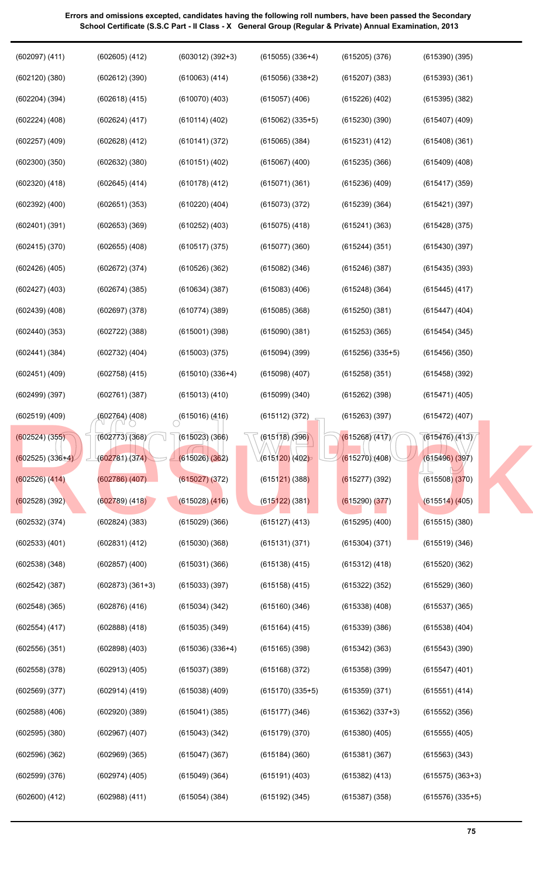**Errors and omissions excepted, candidates having the following roll numbers, have been passed the Secondary School Certificate (S.S.C Part - II Class - X General Group (Regular & Private) Annual Examination, 2013**

(602097) (411)
(602120) (380)
(602204) (394)
(602224) (408)
(602257) (409)
(602300) (350)
(602320) (418)
(602392) (400)
(602401) (391)
(602415) (370)
(602426) (405)
(602427) (403)
(602439) (408)
(602440) (353)
(602441) (384)
(602451) (409)
(602499) (397)
(602519) (409)
(602524) (355)
(602525) (336+4)
(602526) (414)
(602528) (392)
(602532) (374)
(602533) (401)
(602538) (348)
(602542) (387)
(602548) (365)
(602554) (417)
(602556) (351)
(602558) (378)
(602569) (377)
(602588) (406)
(602595) (380)
(602596) (362)
(602599) (376)
(602600) (412)
(602605) (412)
(602612) (390)
(602618) (415)
(602624) (417)
(602628) (412)
(602632) (380)
(602645) (414)
(602651) (353)
(602653) (369)
(602655) (408)
(602672) (374)
(602674) (385)
(602697) (378)
(602722) (388)
(602732) (404)
(602758) (415)
(602761) (387)
(602764) (408)
(602773) (368)
(602781) (374)
(602786) (407)
(602789) (418)
(602824) (383)
(602831) (412)
(602857) (400)
(602873) (361+3)
(602876) (416)
(602888) (418)
(602898) (403)
(602913) (405)
(602914) (419)
(602920) (389)
(602967) (407)
(602969) (365)
(602974) (405)
(602988) (411)
(603012) (392+3)
(610063) (414)
(610070) (403)
(610114) (402)
(610141) (372)
(610151) (402)
(610178) (412)
(610220) (404)
(610252) (403)
(610517) (375)
(610526) (362)
(610634) (387)
(610774) (389)
(615001) (398)
(615003) (375)
(615010) (336+4)
(615013) (410)
(615016) (416)
(615023) (366)
(615026) (362)
(615027) (372)
(615028) (416)
(615029) (366)
(615030) (368)
(615031) (366)
(615033) (397)
(615034) (342)
(615035) (349)
(615036) (336+4)
(615037) (389)
(615038) (409)
(615041) (385)
(615043) (342)
(615047) (367)
(615049) (364)
(615054) (384)
(615055) (336+4)
(615056) (338+2)
(615057) (406)
(615062) (335+5)
(615065) (384)
(615067) (400)
(615071) (361)
(615073) (372)
(615075) (418)
(615077) (360)
(615082) (346)
(615083) (406)
(615085) (368)
(615090) (381)
(615094) (399)
(615098) (407)
(615099) (340)
(615112) (372)
(615118) (396)
(615120) (402)
(615121) (388)
(615122) (381)
(615127) (413)
(615131) (371)
(615138) (415)
(615158) (415)
(615160) (346)
(615164) (415)
(615165) (398)
(615168) (372)
(615170) (335+5)
(615177) (346)
(615179) (370)
(615184) (360)
(615191) (403)
(615192) (345)
(615205) (376)
(615207) (383)
(615226) (402)
(615230) (390)
(615231) (412)
(615235) (366)
(615236) (409)
(615239) (364)
(615241) (363)
(615244) (351)
(615246) (387)
(615248) (364)
(615250) (381)
(615253) (365)
(615256) (335+5)
(615258) (351)
(615262) (398)
(615263) (397)
(615268) (417)
(615270) (408)
(615277) (392)
(615290) (377)
(615295) (400)
(615304) (371)
(615312) (418)
(615322) (352)
(615338) (408)
(615339) (386)
(615342) (363)
(615358) (399)
(615359) (371)
(615362) (337+3)
(615380) (405)
(615381) (367)
(615382) (413)
(615387) (358)
(615390) (395)
(615393) (361)
(615395) (382)
(615407) (409)
(615408) (361)
(615409) (408)
(615417) (359)
(615421) (397)
(615428) (375)
(615430) (397)
(615435) (393)
(615445) (417)
(615447) (404)
(615454) (345)
(615456) (350)
(615458) (392)
(615471) (405)
(615472) (407)
(615476) (413)
(615496) (397)
(615508) (370)
(615514) (405)
(615515) (380)
(615519) (346)
(615520) (362)
(615529) (360)
(615537) (365)
(615538) (404)
(615543) (390)
(615547) (401)
(615551) (414)
(615552) (356)
(615555) (405)
(615563) (343)
(615575) (363+3)
(615576) (335+5)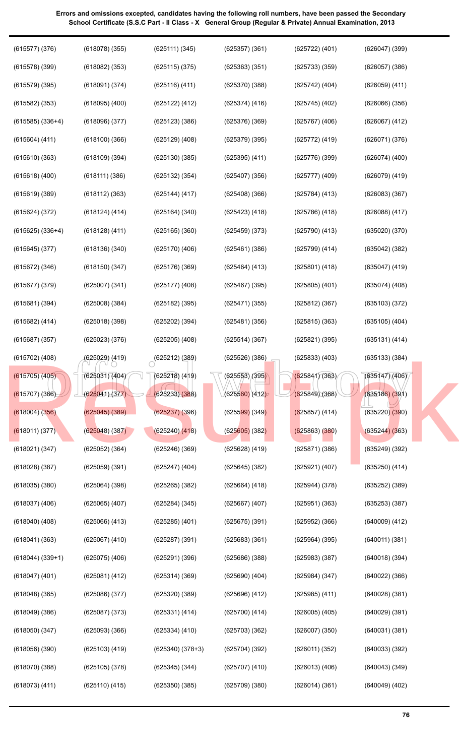**Errors and omissions excepted, candidates having the following roll numbers, have been passed the Secondary School Certificate (S.S.C Part - II Class - X General Group (Regular & Private) Annual Examination, 2013**

| | | | | | |
|---|---|---|---|---|---|
| (615577) (376) | (618078) (355) | (625111) (345) | (625357) (361) | (625722) (401) | (626047) (399) |
| (615578) (399) | (618082) (353) | (625115) (375) | (625363) (351) | (625733) (359) | (626057) (386) |
| (615579) (395) | (618091) (374) | (625116) (411) | (625370) (388) | (625742) (404) | (626059) (411) |
| (615582) (353) | (618095) (400) | (625122) (412) | (625374) (416) | (625745) (402) | (626066) (356) |
| (615585) (336+4) | (618096) (377) | (625123) (386) | (625376) (369) | (625767) (406) | (626067) (412) |
| (615604) (411) | (618100) (366) | (625129) (408) | (625379) (395) | (625772) (419) | (626071) (376) |
| (615610) (363) | (618109) (394) | (625130) (385) | (625395) (411) | (625776) (399) | (626074) (400) |
| (615618) (400) | (618111) (386) | (625132) (354) | (625407) (356) | (625777) (409) | (626079) (419) |
| (615619) (389) | (618112) (363) | (625144) (417) | (625408) (366) | (625784) (413) | (626083) (367) |
| (615624) (372) | (618124) (414) | (625164) (340) | (625423) (418) | (625786) (418) | (626088) (417) |
| (615625) (336+4) | (618128) (411) | (625165) (360) | (625459) (373) | (625790) (413) | (635020) (370) |
| (615645) (377) | (618136) (340) | (625170) (406) | (625461) (386) | (625799) (414) | (635042) (382) |
| (615672) (346) | (618150) (347) | (625176) (369) | (625464) (413) | (625801) (418) | (635047) (419) |
| (615677) (379) | (625007) (341) | (625177) (408) | (625467) (395) | (625805) (401) | (635074) (408) |
| (615681) (394) | (625008) (384) | (625182) (395) | (625471) (355) | (625812) (367) | (635103) (372) |
| (615682) (414) | (625018) (398) | (625202) (394) | (625481) (356) | (625815) (363) | (635105) (404) |
| (615687) (357) | (625023) (376) | (625205) (408) | (625514) (367) | (625821) (395) | (635131) (414) |
| (615702) (408) | (625029) (419) | (625212) (389) | (625526) (386) | (625833) (403) | (635133) (384) |
| (615705) (405) | (625031) (404) | (625218) (419) | (625553) (395) | (625841) (363) | (635147) (406) |
| (615707) (366) | (625041) (377) | (625233) (388) | (625560) (412) | (625849) (368) | (635186) (391) |
| (618004) (356) | (625045) (389) | (625237) (396) | (625599) (349) | (625857) (414) | (635220) (390) |
| (618011) (377) | (625048) (387) | (625240) (418) | (625605) (382) | (625863) (380) | (635244) (363) |
| (618021) (347) | (625052) (364) | (625246) (369) | (625628) (419) | (625871) (386) | (635249) (392) |
| (618028) (387) | (625059) (391) | (625247) (404) | (625645) (382) | (625921) (407) | (635250) (414) |
| (618035) (380) | (625064) (398) | (625265) (382) | (625664) (418) | (625944) (378) | (635252) (389) |
| (618037) (406) | (625065) (407) | (625284) (345) | (625667) (407) | (625951) (363) | (635253) (387) |
| (618040) (408) | (625066) (413) | (625285) (401) | (625675) (391) | (625952) (366) | (640009) (412) |
| (618041) (363) | (625067) (410) | (625287) (391) | (625683) (361) | (625964) (395) | (640011) (381) |
| (618044) (339+1) | (625075) (406) | (625291) (396) | (625686) (388) | (625983) (387) | (640018) (394) |
| (618047) (401) | (625081) (412) | (625314) (369) | (625690) (404) | (625984) (347) | (640022) (366) |
| (618048) (365) | (625086) (377) | (625320) (389) | (625696) (412) | (625985) (411) | (640028) (381) |
| (618049) (386) | (625087) (373) | (625331) (414) | (625700) (414) | (626005) (405) | (640029) (391) |
| (618050) (347) | (625093) (366) | (625334) (410) | (625703) (362) | (626007) (350) | (640031) (381) |
| (618056) (390) | (625103) (419) | (625340) (378+3) | (625704) (392) | (626011) (352) | (640033) (392) |
| (618070) (388) | (625105) (378) | (625345) (344) | (625707) (410) | (626013) (406) | (640043) (349) |
| (618073) (411) | (625110) (415) | (625350) (385) | (625709) (380) | (626014) (361) | (640049) (402) |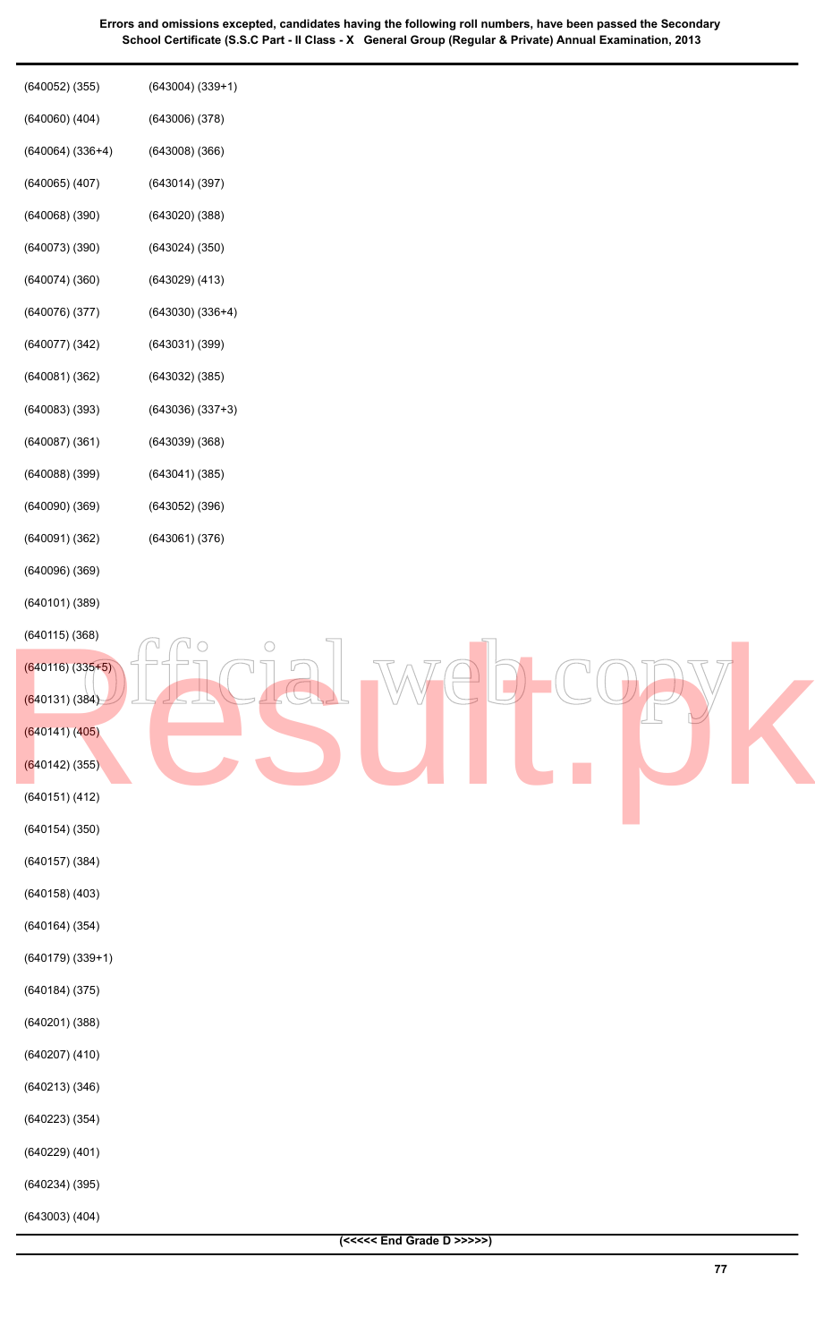**Errors and omissions excepted, candidates having the following roll numbers, have been passed the Secondary School Certificate (S.S.C Part - II Class - X General Group (Regular & Private) Annual Examination, 2013**

(640052) (355)
(640060) (404)
(640064) (336+4)
(640065) (407)
(640068) (390)
(640073) (390)
(640074) (360)
(640076) (377)
(640077) (342)
(640081) (362)
(640083) (393)
(640087) (361)
(640088) (399)
(640090) (369)
(640091) (362)
(640096) (369)
(640101) (389)
(640115) (368)
(640116) (335+5)
(640131) (384)
(640141) (405)
(640142) (355)
(640151) (412)
(640154) (350)
(640157) (384)
(640158) (403)
(640164) (354)
(640179) (339+1)
(640184) (375)
(640201) (388)
(640207) (410)
(640213) (346)
(640223) (354)
(640229) (401)
(640234) (395)
(643003) (404)
(643004) (339+1)
(643006) (378)
(643008) (366)
(643014) (397)
(643020) (388)
(643024) (350)
(643029) (413)
(643030) (336+4)
(643031) (399)
(643032) (385)
(643036) (337+3)
(643039) (368)
(643041) (385)
(643052) (396)
(643061) (376)

**(<<<<< End Grade D >>>>>)**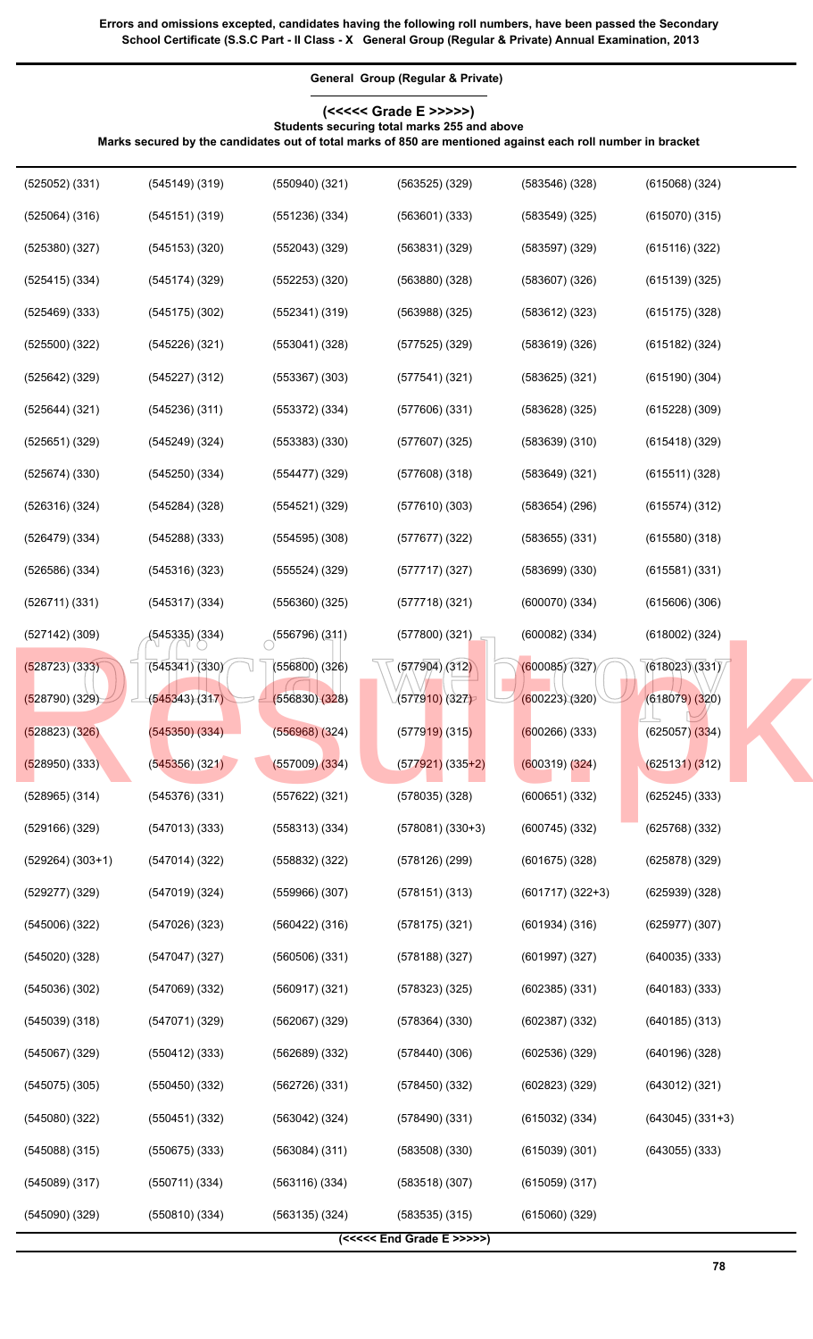**Errors and omissions excepted, candidates having the following roll numbers, have been passed the Secondary School Certificate (S.S.C Part - II Class - X General Group (Regular & Private) Annual Examination, 2013**

**General Group (Regular & Private)**

**(<<<<< Grade E >>>>>)**

**Students securing total marks 255 and above**

**Marks secured by the candidates out of total marks of 850 are mentioned against each roll number in bracket**

| | | | | | |
|---|---|---|---|---|---|
| (525052) (331) | (545149) (319) | (550940) (321) | (563525) (329) | (583546) (328) | (615068) (324) |
| (525064) (316) | (545151) (319) | (551236) (334) | (563601) (333) | (583549) (325) | (615070) (315) |
| (525380) (327) | (545153) (320) | (552043) (329) | (563831) (329) | (583597) (329) | (615116) (322) |
| (525415) (334) | (545174) (329) | (552253) (320) | (563880) (328) | (583607) (326) | (615139) (325) |
| (525469) (333) | (545175) (302) | (552341) (319) | (563988) (325) | (583612) (323) | (615175) (328) |
| (525500) (322) | (545226) (321) | (553041) (328) | (577525) (329) | (583619) (326) | (615182) (324) |
| (525642) (329) | (545227) (312) | (553367) (303) | (577541) (321) | (583625) (321) | (615190) (304) |
| (525644) (321) | (545236) (311) | (553372) (334) | (577606) (331) | (583628) (325) | (615228) (309) |
| (525651) (329) | (545249) (324) | (553383) (330) | (577607) (325) | (583639) (310) | (615418) (329) |
| (525674) (330) | (545250) (334) | (554477) (329) | (577608) (318) | (583649) (321) | (615511) (328) |
| (526316) (324) | (545284) (328) | (554521) (329) | (577610) (303) | (583654) (296) | (615574) (312) |
| (526479) (334) | (545288) (333) | (554595) (308) | (577677) (322) | (583655) (331) | (615580) (318) |
| (526586) (334) | (545316) (323) | (555524) (329) | (577717) (327) | (583699) (330) | (615581) (331) |
| (526711) (331) | (545317) (334) | (556360) (325) | (577718) (321) | (600070) (334) | (615606) (306) |
| (527142) (309) | (545335) (334) | (556796) (311) | (577800) (321) | (600082) (334) | (618002) (324) |
| (528723) (333) | (545341) (330) | (556800) (326) | (577904) (312) | (600085) (327) | (618023) (331) |
| (528790) (329) | (545343) (317) | (556830) (328) | (577910) (327) | (600223) (320) | (618079) (320) |
| (528823) (326) | (545350) (334) | (556968) (324) | (577919) (315) | (600266) (333) | (625057) (334) |
| (528950) (333) | (545356) (321) | (557009) (334) | (577921) (335+2) | (600319) (324) | (625131) (312) |
| (528965) (314) | (545376) (331) | (557622) (321) | (578035) (328) | (600651) (332) | (625245) (333) |
| (529166) (329) | (547013) (333) | (558313) (334) | (578081) (330+3) | (600745) (332) | (625768) (332) |
| (529264) (303+1) | (547014) (322) | (558832) (322) | (578126) (299) | (601675) (328) | (625878) (329) |
| (529277) (329) | (547019) (324) | (559966) (307) | (578151) (313) | (601717) (322+3) | (625939) (328) |
| (545006) (322) | (547026) (323) | (560422) (316) | (578175) (321) | (601934) (316) | (625977) (307) |
| (545020) (328) | (547047) (327) | (560506) (331) | (578188) (327) | (601997) (327) | (640035) (333) |
| (545036) (302) | (547069) (332) | (560917) (321) | (578323) (325) | (602385) (331) | (640183) (333) |
| (545039) (318) | (547071) (329) | (562067) (329) | (578364) (330) | (602387) (332) | (640185) (313) |
| (545067) (329) | (550412) (333) | (562689) (332) | (578440) (306) | (602536) (329) | (640196) (328) |
| (545075) (305) | (550450) (332) | (562726) (331) | (578450) (332) | (602823) (329) | (643012) (321) |
| (545080) (322) | (550451) (332) | (563042) (324) | (578490) (331) | (615032) (334) | (643045) (331+3) |
| (545088) (315) | (550675) (333) | (563084) (311) | (583508) (330) | (615039) (301) | (643055) (333) |
| (545089) (317) | (550711) (334) | (563116) (334) | (583518) (307) | (615059) (317) | |
| (545090) (329) | (550810) (334) | (563135) (324) | (583535) (315) | (615060) (329) | |

**(<<<<< End Grade E >>>>>)**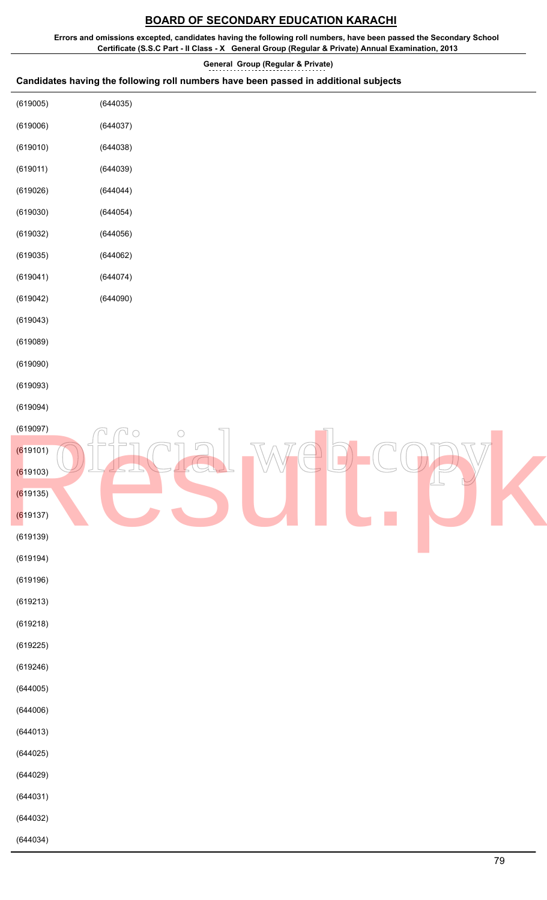# BOARD OF SECONDARY EDUCATION KARACHI

**Errors and omissions excepted, candidates having the following roll numbers, have been passed the Secondary School Certificate (S.S.C Part - II Class - X General Group (Regular & Private) Annual Examination, 2013**

**General Group (Regular & Private)**

**Candidates having the following roll numbers have been passed in additional subjects**

(619005)
(619006)
(619010)
(619011)
(619026)
(619030)
(619032)
(619035)
(619041)
(619042)
(619043)
(619089)
(619090)
(619093)
(619094)
(619097)
(619101)
(619103)
(619135)
(619137)
(619139)
(619194)
(619196)
(619213)
(619218)
(619225)
(619246)
(644005)
(644006)
(644013)
(644025)
(644029)
(644031)
(644032)
(644034)
(644035)
(644037)
(644038)
(644039)
(644044)
(644054)
(644056)
(644062)
(644074)
(644090)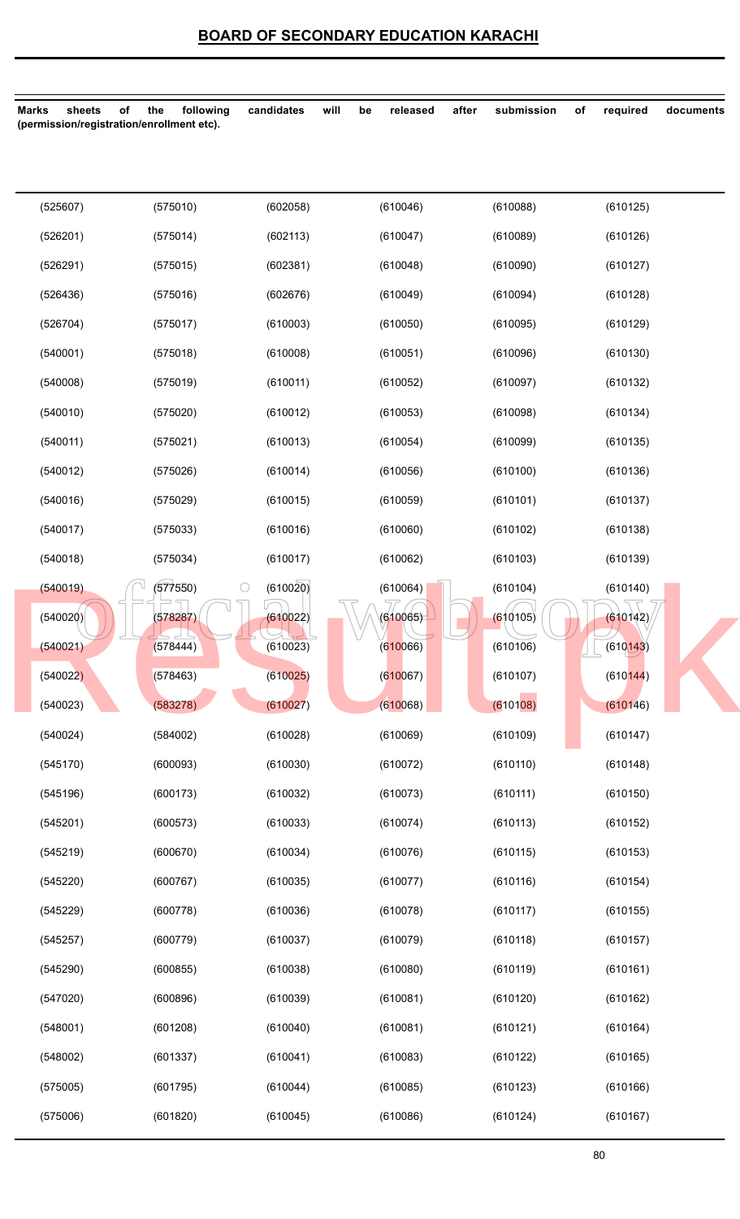## BOARD OF SECONDARY EDUCATION KARACHI

**Marks sheets of the following candidates will be released after submission of required documents (permission/registration/enrollment etc).**

| | | | | | |
|---|---|---|---|---|---|
| (525607) | (575010) | (602058) | (610046) | (610088) | (610125) |
| (526201) | (575014) | (602113) | (610047) | (610089) | (610126) |
| (526291) | (575015) | (602381) | (610048) | (610090) | (610127) |
| (526436) | (575016) | (602676) | (610049) | (610094) | (610128) |
| (526704) | (575017) | (610003) | (610050) | (610095) | (610129) |
| (540001) | (575018) | (610008) | (610051) | (610096) | (610130) |
| (540008) | (575019) | (610011) | (610052) | (610097) | (610132) |
| (540010) | (575020) | (610012) | (610053) | (610098) | (610134) |
| (540011) | (575021) | (610013) | (610054) | (610099) | (610135) |
| (540012) | (575026) | (610014) | (610056) | (610100) | (610136) |
| (540016) | (575029) | (610015) | (610059) | (610101) | (610137) |
| (540017) | (575033) | (610016) | (610060) | (610102) | (610138) |
| (540018) | (575034) | (610017) | (610062) | (610103) | (610139) |
| (540019) | (577550) | (610020) | (610064) | (610104) | (610140) |
| (540020) | (578287) | (610022) | (610065) | (610105) | (610142) |
| (540021) | (578444) | (610023) | (610066) | (610106) | (610143) |
| (540022) | (578463) | (610025) | (610067) | (610107) | (610144) |
| (540023) | (583278) | (610027) | (610068) | (610108) | (610146) |
| (540024) | (584002) | (610028) | (610069) | (610109) | (610147) |
| (545170) | (600093) | (610030) | (610072) | (610110) | (610148) |
| (545196) | (600173) | (610032) | (610073) | (610111) | (610150) |
| (545201) | (600573) | (610033) | (610074) | (610113) | (610152) |
| (545219) | (600670) | (610034) | (610076) | (610115) | (610153) |
| (545220) | (600767) | (610035) | (610077) | (610116) | (610154) |
| (545229) | (600778) | (610036) | (610078) | (610117) | (610155) |
| (545257) | (600779) | (610037) | (610079) | (610118) | (610157) |
| (545290) | (600855) | (610038) | (610080) | (610119) | (610161) |
| (547020) | (600896) | (610039) | (610081) | (610120) | (610162) |
| (548001) | (601208) | (610040) | (610081) | (610121) | (610164) |
| (548002) | (601337) | (610041) | (610083) | (610122) | (610165) |
| (575005) | (601795) | (610044) | (610085) | (610123) | (610166) |
| (575006) | (601820) | (610045) | (610086) | (610124) | (610167) |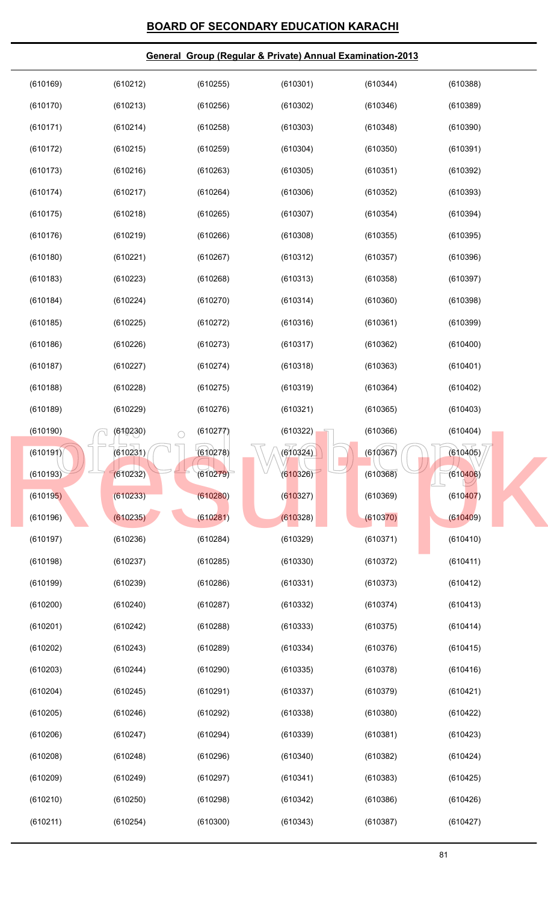## BOARD OF SECONDARY EDUCATION KARACHI

### General Group (Regular & Private) Annual Examination-2013

| | | | | | |
|---|---|---|---|---|---|
| (610169) | (610212) | (610255) | (610301) | (610344) | (610388) |
| (610170) | (610213) | (610256) | (610302) | (610346) | (610389) |
| (610171) | (610214) | (610258) | (610303) | (610348) | (610390) |
| (610172) | (610215) | (610259) | (610304) | (610350) | (610391) |
| (610173) | (610216) | (610263) | (610305) | (610351) | (610392) |
| (610174) | (610217) | (610264) | (610306) | (610352) | (610393) |
| (610175) | (610218) | (610265) | (610307) | (610354) | (610394) |
| (610176) | (610219) | (610266) | (610308) | (610355) | (610395) |
| (610180) | (610221) | (610267) | (610312) | (610357) | (610396) |
| (610183) | (610223) | (610268) | (610313) | (610358) | (610397) |
| (610184) | (610224) | (610270) | (610314) | (610360) | (610398) |
| (610185) | (610225) | (610272) | (610316) | (610361) | (610399) |
| (610186) | (610226) | (610273) | (610317) | (610362) | (610400) |
| (610187) | (610227) | (610274) | (610318) | (610363) | (610401) |
| (610188) | (610228) | (610275) | (610319) | (610364) | (610402) |
| (610189) | (610229) | (610276) | (610321) | (610365) | (610403) |
| (610190) | (610230) | (610277) | (610322) | (610366) | (610404) |
| (610191) | (610231) | (610278) | (610324) | (610367) | (610405) |
| (610193) | (610232) | (610279) | (610326) | (610368) | (610406) |
| (610195) | (610233) | (610280) | (610327) | (610369) | (610407) |
| (610196) | (610235) | (610281) | (610328) | (610370) | (610409) |
| (610197) | (610236) | (610284) | (610329) | (610371) | (610410) |
| (610198) | (610237) | (610285) | (610330) | (610372) | (610411) |
| (610199) | (610239) | (610286) | (610331) | (610373) | (610412) |
| (610200) | (610240) | (610287) | (610332) | (610374) | (610413) |
| (610201) | (610242) | (610288) | (610333) | (610375) | (610414) |
| (610202) | (610243) | (610289) | (610334) | (610376) | (610415) |
| (610203) | (610244) | (610290) | (610335) | (610378) | (610416) |
| (610204) | (610245) | (610291) | (610337) | (610379) | (610421) |
| (610205) | (610246) | (610292) | (610338) | (610380) | (610422) |
| (610206) | (610247) | (610294) | (610339) | (610381) | (610423) |
| (610208) | (610248) | (610296) | (610340) | (610382) | (610424) |
| (610209) | (610249) | (610297) | (610341) | (610383) | (610425) |
| (610210) | (610250) | (610298) | (610342) | (610386) | (610426) |
| (610211) | (610254) | (610300) | (610343) | (610387) | (610427) |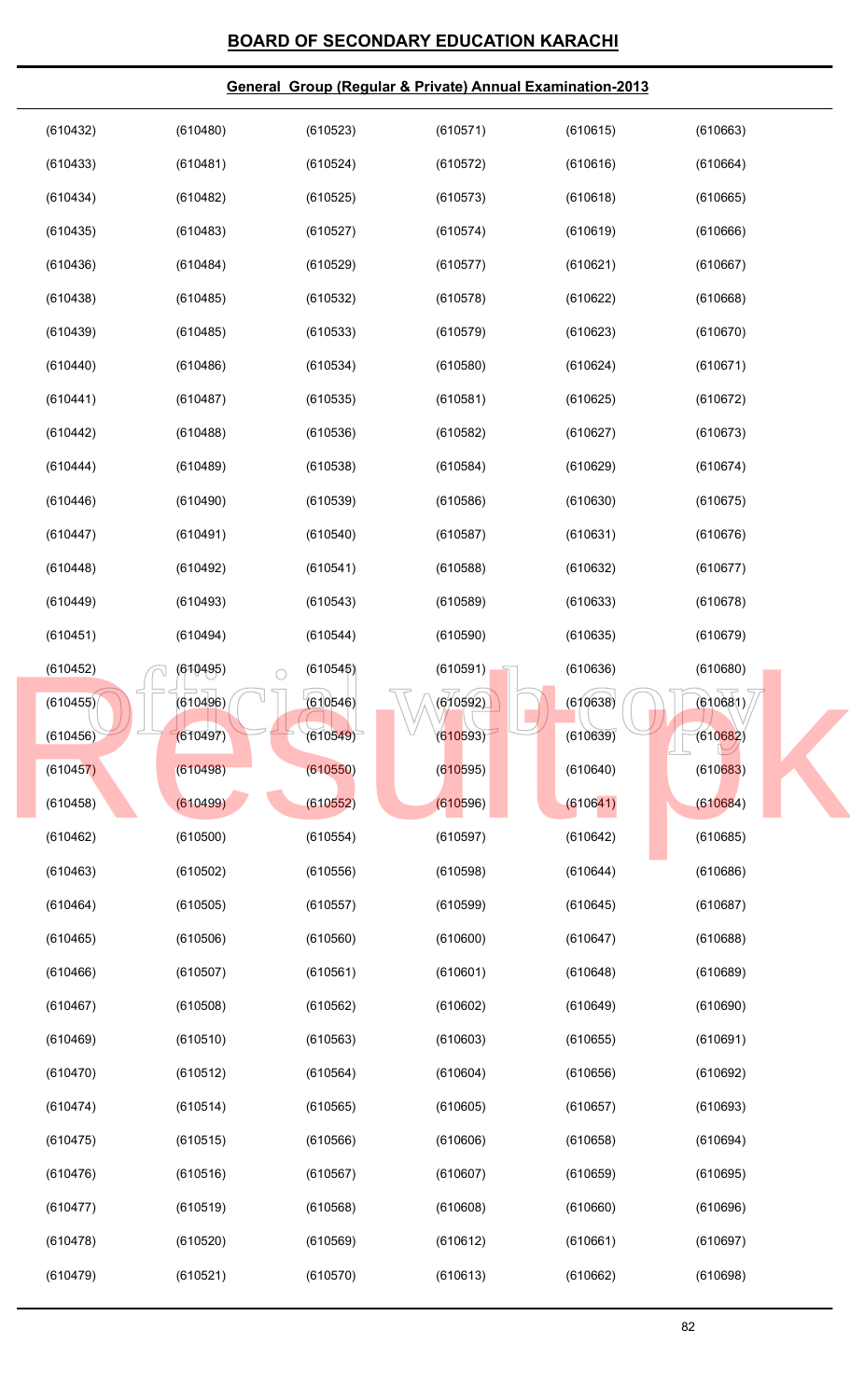## BOARD OF SECONDARY EDUCATION KARACHI

### General Group (Regular & Private) Annual Examination-2013

| | | | | | |
|---|---|---|---|---|---|
| (610432) | (610480) | (610523) | (610571) | (610615) | (610663) |
| (610433) | (610481) | (610524) | (610572) | (610616) | (610664) |
| (610434) | (610482) | (610525) | (610573) | (610618) | (610665) |
| (610435) | (610483) | (610527) | (610574) | (610619) | (610666) |
| (610436) | (610484) | (610529) | (610577) | (610621) | (610667) |
| (610438) | (610485) | (610532) | (610578) | (610622) | (610668) |
| (610439) | (610485) | (610533) | (610579) | (610623) | (610670) |
| (610440) | (610486) | (610534) | (610580) | (610624) | (610671) |
| (610441) | (610487) | (610535) | (610581) | (610625) | (610672) |
| (610442) | (610488) | (610536) | (610582) | (610627) | (610673) |
| (610444) | (610489) | (610538) | (610584) | (610629) | (610674) |
| (610446) | (610490) | (610539) | (610586) | (610630) | (610675) |
| (610447) | (610491) | (610540) | (610587) | (610631) | (610676) |
| (610448) | (610492) | (610541) | (610588) | (610632) | (610677) |
| (610449) | (610493) | (610543) | (610589) | (610633) | (610678) |
| (610451) | (610494) | (610544) | (610590) | (610635) | (610679) |
| (610452) | (610495) | (610545) | (610591) | (610636) | (610680) |
| (610455) | (610496) | (610546) | (610592) | (610638) | (610681) |
| (610456) | (610497) | (610549) | (610593) | (610639) | (610682) |
| (610457) | (610498) | (610550) | (610595) | (610640) | (610683) |
| (610458) | (610499) | (610552) | (610596) | (610641) | (610684) |
| (610462) | (610500) | (610554) | (610597) | (610642) | (610685) |
| (610463) | (610502) | (610556) | (610598) | (610644) | (610686) |
| (610464) | (610505) | (610557) | (610599) | (610645) | (610687) |
| (610465) | (610506) | (610560) | (610600) | (610647) | (610688) |
| (610466) | (610507) | (610561) | (610601) | (610648) | (610689) |
| (610467) | (610508) | (610562) | (610602) | (610649) | (610690) |
| (610469) | (610510) | (610563) | (610603) | (610655) | (610691) |
| (610470) | (610512) | (610564) | (610604) | (610656) | (610692) |
| (610474) | (610514) | (610565) | (610605) | (610657) | (610693) |
| (610475) | (610515) | (610566) | (610606) | (610658) | (610694) |
| (610476) | (610516) | (610567) | (610607) | (610659) | (610695) |
| (610477) | (610519) | (610568) | (610608) | (610660) | (610696) |
| (610478) | (610520) | (610569) | (610612) | (610661) | (610697) |
| (610479) | (610521) | (610570) | (610613) | (610662) | (610698) |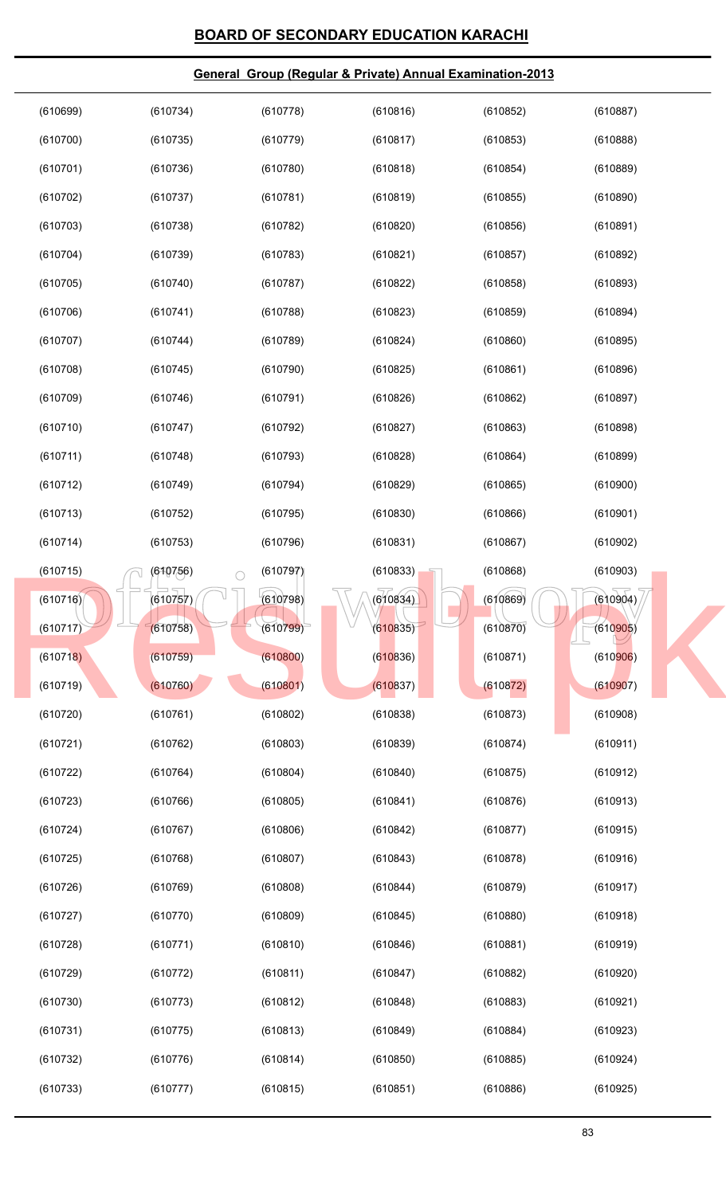# BOARD OF SECONDARY EDUCATION KARACHI

## General Group (Regular & Private) Annual Examination-2013

| | | | | | |
|---|---|---|---|---|---|
| (610699) | (610734) | (610778) | (610816) | (610852) | (610887) |
| (610700) | (610735) | (610779) | (610817) | (610853) | (610888) |
| (610701) | (610736) | (610780) | (610818) | (610854) | (610889) |
| (610702) | (610737) | (610781) | (610819) | (610855) | (610890) |
| (610703) | (610738) | (610782) | (610820) | (610856) | (610891) |
| (610704) | (610739) | (610783) | (610821) | (610857) | (610892) |
| (610705) | (610740) | (610787) | (610822) | (610858) | (610893) |
| (610706) | (610741) | (610788) | (610823) | (610859) | (610894) |
| (610707) | (610744) | (610789) | (610824) | (610860) | (610895) |
| (610708) | (610745) | (610790) | (610825) | (610861) | (610896) |
| (610709) | (610746) | (610791) | (610826) | (610862) | (610897) |
| (610710) | (610747) | (610792) | (610827) | (610863) | (610898) |
| (610711) | (610748) | (610793) | (610828) | (610864) | (610899) |
| (610712) | (610749) | (610794) | (610829) | (610865) | (610900) |
| (610713) | (610752) | (610795) | (610830) | (610866) | (610901) |
| (610714) | (610753) | (610796) | (610831) | (610867) | (610902) |
| (610715) | (610756) | (610797) | (610833) | (610868) | (610903) |
| (610716) | (610757) | (610798) | (610834) | (610869) | (610904) |
| (610717) | (610758) | (610799) | (610835) | (610870) | (610905) |
| (610718) | (610759) | (610800) | (610836) | (610871) | (610906) |
| (610719) | (610760) | (610801) | (610837) | (610872) | (610907) |
| (610720) | (610761) | (610802) | (610838) | (610873) | (610908) |
| (610721) | (610762) | (610803) | (610839) | (610874) | (610911) |
| (610722) | (610764) | (610804) | (610840) | (610875) | (610912) |
| (610723) | (610766) | (610805) | (610841) | (610876) | (610913) |
| (610724) | (610767) | (610806) | (610842) | (610877) | (610915) |
| (610725) | (610768) | (610807) | (610843) | (610878) | (610916) |
| (610726) | (610769) | (610808) | (610844) | (610879) | (610917) |
| (610727) | (610770) | (610809) | (610845) | (610880) | (610918) |
| (610728) | (610771) | (610810) | (610846) | (610881) | (610919) |
| (610729) | (610772) | (610811) | (610847) | (610882) | (610920) |
| (610730) | (610773) | (610812) | (610848) | (610883) | (610921) |
| (610731) | (610775) | (610813) | (610849) | (610884) | (610923) |
| (610732) | (610776) | (610814) | (610850) | (610885) | (610924) |
| (610733) | (610777) | (610815) | (610851) | (610886) | (610925) |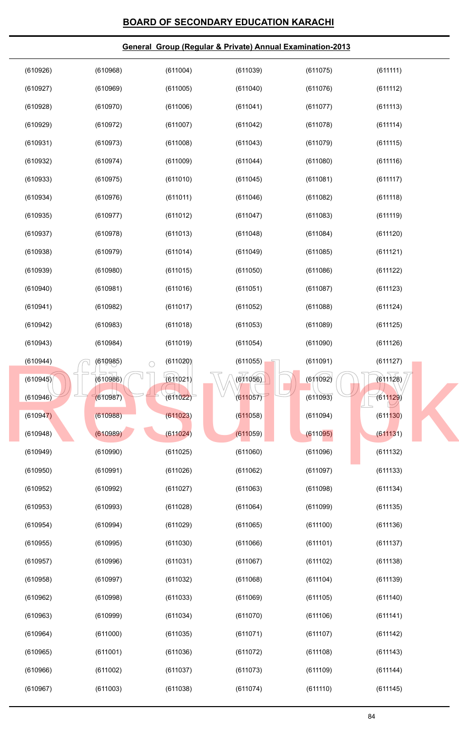# BOARD OF SECONDARY EDUCATION KARACHI

## General Group (Regular & Private) Annual Examination-2013

| | | | | | |
|---|---|---|---|---|---|
| (610926) | (610968) | (611004) | (611039) | (611075) | (611111) |
| (610927) | (610969) | (611005) | (611040) | (611076) | (611112) |
| (610928) | (610970) | (611006) | (611041) | (611077) | (611113) |
| (610929) | (610972) | (611007) | (611042) | (611078) | (611114) |
| (610931) | (610973) | (611008) | (611043) | (611079) | (611115) |
| (610932) | (610974) | (611009) | (611044) | (611080) | (611116) |
| (610933) | (610975) | (611010) | (611045) | (611081) | (611117) |
| (610934) | (610976) | (611011) | (611046) | (611082) | (611118) |
| (610935) | (610977) | (611012) | (611047) | (611083) | (611119) |
| (610937) | (610978) | (611013) | (611048) | (611084) | (611120) |
| (610938) | (610979) | (611014) | (611049) | (611085) | (611121) |
| (610939) | (610980) | (611015) | (611050) | (611086) | (611122) |
| (610940) | (610981) | (611016) | (611051) | (611087) | (611123) |
| (610941) | (610982) | (611017) | (611052) | (611088) | (611124) |
| (610942) | (610983) | (611018) | (611053) | (611089) | (611125) |
| (610943) | (610984) | (611019) | (611054) | (611090) | (611126) |
| (610944) | (610985) | (611020) | (611055) | (611091) | (611127) |
| (610945) | (610986) | (611021) | (611056) | (611092) | (611128) |
| (610946) | (610987) | (611022) | (611057) | (611093) | (611129) |
| (610947) | (610988) | (611023) | (611058) | (611094) | (611130) |
| (610948) | (610989) | (611024) | (611059) | (611095) | (611131) |
| (610949) | (610990) | (611025) | (611060) | (611096) | (611132) |
| (610950) | (610991) | (611026) | (611062) | (611097) | (611133) |
| (610952) | (610992) | (611027) | (611063) | (611098) | (611134) |
| (610953) | (610993) | (611028) | (611064) | (611099) | (611135) |
| (610954) | (610994) | (611029) | (611065) | (611100) | (611136) |
| (610955) | (610995) | (611030) | (611066) | (611101) | (611137) |
| (610957) | (610996) | (611031) | (611067) | (611102) | (611138) |
| (610958) | (610997) | (611032) | (611068) | (611104) | (611139) |
| (610962) | (610998) | (611033) | (611069) | (611105) | (611140) |
| (610963) | (610999) | (611034) | (611070) | (611106) | (611141) |
| (610964) | (611000) | (611035) | (611071) | (611107) | (611142) |
| (610965) | (611001) | (611036) | (611072) | (611108) | (611143) |
| (610966) | (611002) | (611037) | (611073) | (611109) | (611144) |
| (610967) | (611003) | (611038) | (611074) | (611110) | (611145) |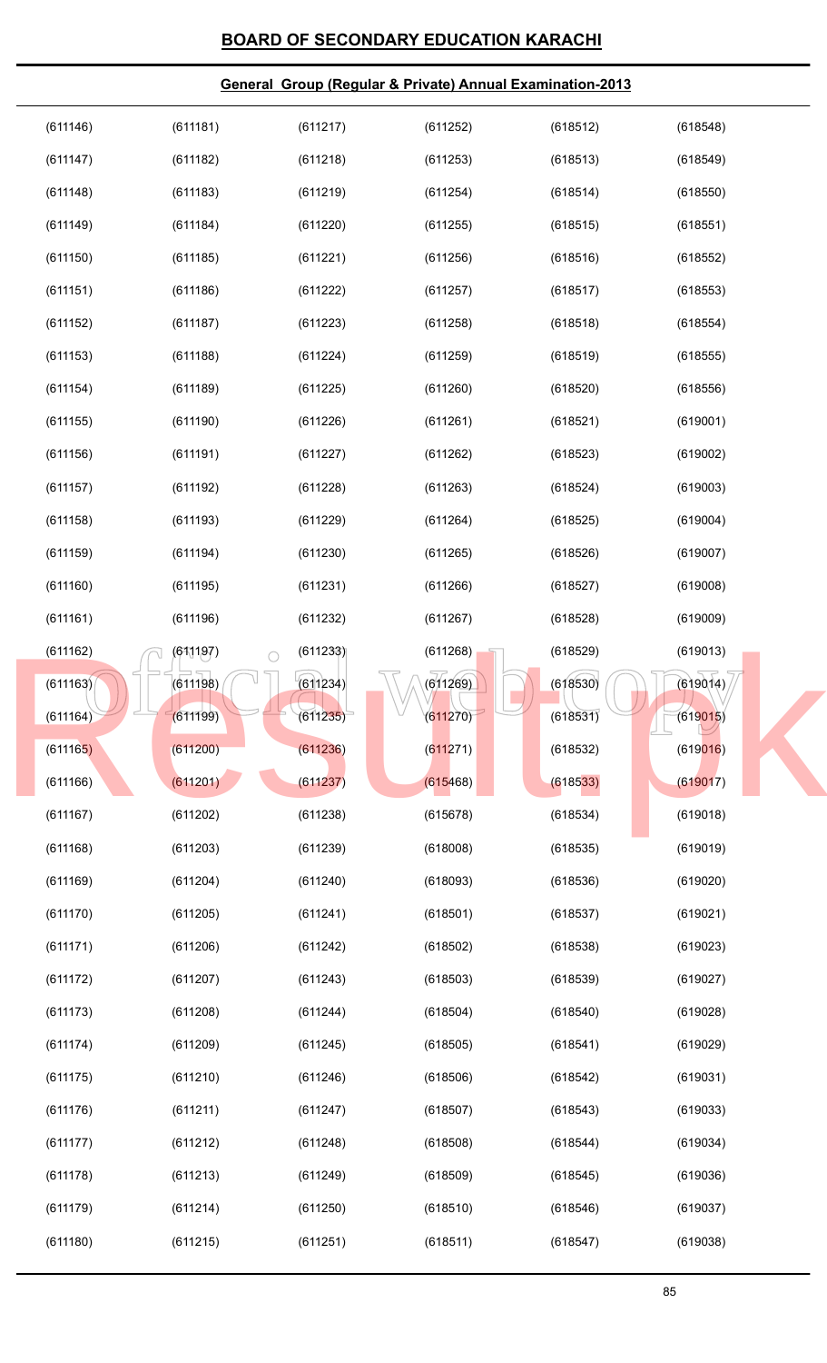## BOARD OF SECONDARY EDUCATION KARACHI

### General Group (Regular & Private) Annual Examination-2013

| | | | | | |
|---|---|---|---|---|---|
| (611146) | (611181) | (611217) | (611252) | (618512) | (618548) |
| (611147) | (611182) | (611218) | (611253) | (618513) | (618549) |
| (611148) | (611183) | (611219) | (611254) | (618514) | (618550) |
| (611149) | (611184) | (611220) | (611255) | (618515) | (618551) |
| (611150) | (611185) | (611221) | (611256) | (618516) | (618552) |
| (611151) | (611186) | (611222) | (611257) | (618517) | (618553) |
| (611152) | (611187) | (611223) | (611258) | (618518) | (618554) |
| (611153) | (611188) | (611224) | (611259) | (618519) | (618555) |
| (611154) | (611189) | (611225) | (611260) | (618520) | (618556) |
| (611155) | (611190) | (611226) | (611261) | (618521) | (619001) |
| (611156) | (611191) | (611227) | (611262) | (618523) | (619002) |
| (611157) | (611192) | (611228) | (611263) | (618524) | (619003) |
| (611158) | (611193) | (611229) | (611264) | (618525) | (619004) |
| (611159) | (611194) | (611230) | (611265) | (618526) | (619007) |
| (611160) | (611195) | (611231) | (611266) | (618527) | (619008) |
| (611161) | (611196) | (611232) | (611267) | (618528) | (619009) |
| (611162) | (611197) | (611233) | (611268) | (618529) | (619013) |
| (611163) | (611198) | (611234) | (611269) | (618530) | (619014) |
| (611164) | (611199) | (611235) | (611270) | (618531) | (619015) |
| (611165) | (611200) | (611236) | (611271) | (618532) | (619016) |
| (611166) | (611201) | (611237) | (615468) | (618533) | (619017) |
| (611167) | (611202) | (611238) | (615678) | (618534) | (619018) |
| (611168) | (611203) | (611239) | (618008) | (618535) | (619019) |
| (611169) | (611204) | (611240) | (618093) | (618536) | (619020) |
| (611170) | (611205) | (611241) | (618501) | (618537) | (619021) |
| (611171) | (611206) | (611242) | (618502) | (618538) | (619023) |
| (611172) | (611207) | (611243) | (618503) | (618539) | (619027) |
| (611173) | (611208) | (611244) | (618504) | (618540) | (619028) |
| (611174) | (611209) | (611245) | (618505) | (618541) | (619029) |
| (611175) | (611210) | (611246) | (618506) | (618542) | (619031) |
| (611176) | (611211) | (611247) | (618507) | (618543) | (619033) |
| (611177) | (611212) | (611248) | (618508) | (618544) | (619034) |
| (611178) | (611213) | (611249) | (618509) | (618545) | (619036) |
| (611179) | (611214) | (611250) | (618510) | (618546) | (619037) |
| (611180) | (611215) | (611251) | (618511) | (618547) | (619038) |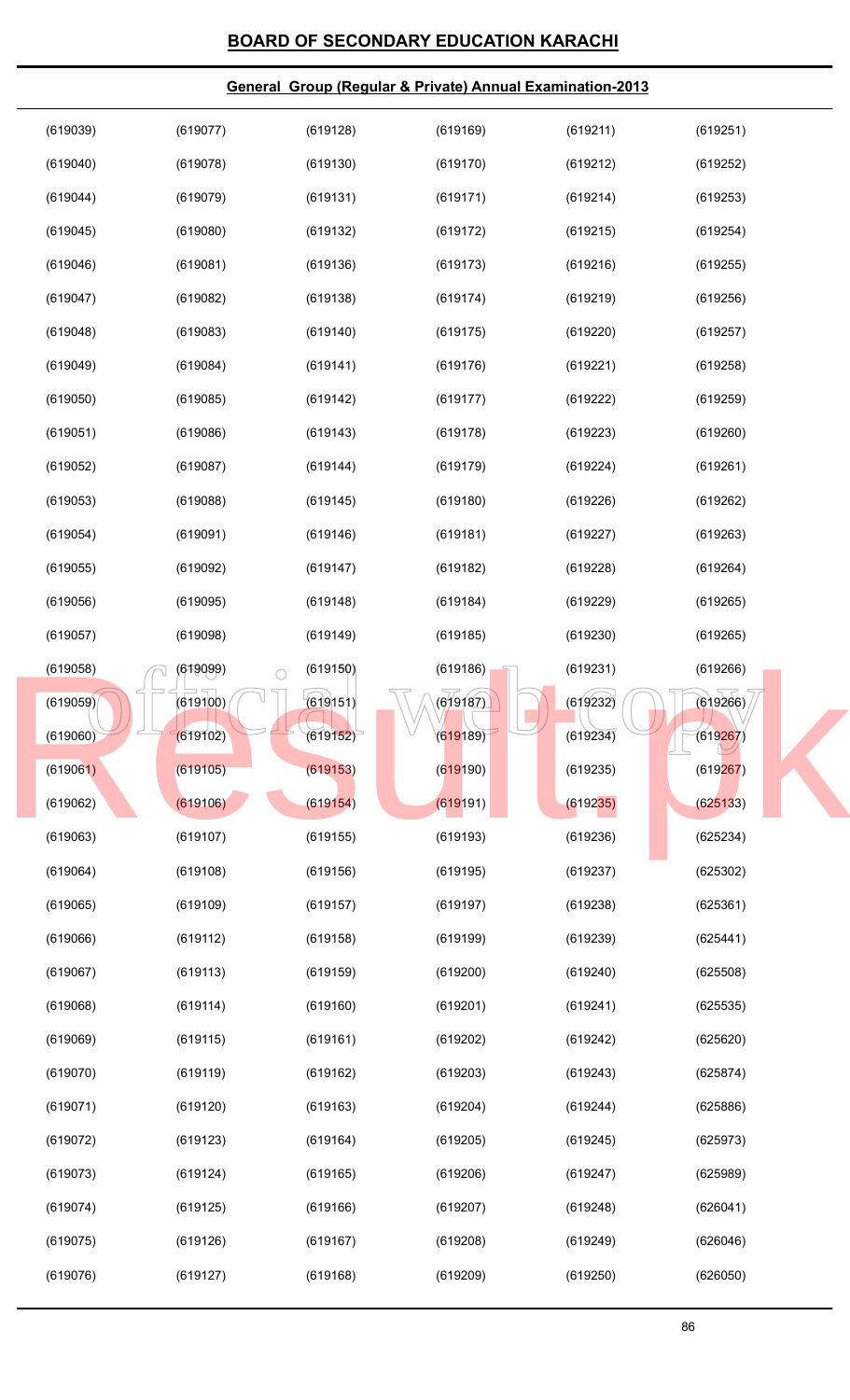# BOARD OF SECONDARY EDUCATION KARACHI

## General Group (Regular & Private) Annual Examination-2013

| | | | | | |
|---|---|---|---|---|---|
| (619039) | (619077) | (619128) | (619169) | (619211) | (619251) |
| (619040) | (619078) | (619130) | (619170) | (619212) | (619252) |
| (619044) | (619079) | (619131) | (619171) | (619214) | (619253) |
| (619045) | (619080) | (619132) | (619172) | (619215) | (619254) |
| (619046) | (619081) | (619136) | (619173) | (619216) | (619255) |
| (619047) | (619082) | (619138) | (619174) | (619219) | (619256) |
| (619048) | (619083) | (619140) | (619175) | (619220) | (619257) |
| (619049) | (619084) | (619141) | (619176) | (619221) | (619258) |
| (619050) | (619085) | (619142) | (619177) | (619222) | (619259) |
| (619051) | (619086) | (619143) | (619178) | (619223) | (619260) |
| (619052) | (619087) | (619144) | (619179) | (619224) | (619261) |
| (619053) | (619088) | (619145) | (619180) | (619226) | (619262) |
| (619054) | (619091) | (619146) | (619181) | (619227) | (619263) |
| (619055) | (619092) | (619147) | (619182) | (619228) | (619264) |
| (619056) | (619095) | (619148) | (619184) | (619229) | (619265) |
| (619057) | (619098) | (619149) | (619185) | (619230) | (619265) |
| (619058) | (619099) | (619150) | (619186) | (619231) | (619266) |
| (619059) | (619100) | (619151) | (619187) | (619232) | (619266) |
| (619060) | (619102) | (619152) | (619189) | (619234) | (619267) |
| (619061) | (619105) | (619153) | (619190) | (619235) | (619267) |
| (619062) | (619106) | (619154) | (619191) | (619235) | (625133) |
| (619063) | (619107) | (619155) | (619193) | (619236) | (625234) |
| (619064) | (619108) | (619156) | (619195) | (619237) | (625302) |
| (619065) | (619109) | (619157) | (619197) | (619238) | (625361) |
| (619066) | (619112) | (619158) | (619199) | (619239) | (625441) |
| (619067) | (619113) | (619159) | (619200) | (619240) | (625508) |
| (619068) | (619114) | (619160) | (619201) | (619241) | (625535) |
| (619069) | (619115) | (619161) | (619202) | (619242) | (625620) |
| (619070) | (619119) | (619162) | (619203) | (619243) | (625874) |
| (619071) | (619120) | (619163) | (619204) | (619244) | (625886) |
| (619072) | (619123) | (619164) | (619205) | (619245) | (625973) |
| (619073) | (619124) | (619165) | (619206) | (619247) | (625989) |
| (619074) | (619125) | (619166) | (619207) | (619248) | (626041) |
| (619075) | (619126) | (619167) | (619208) | (619249) | (626046) |
| (619076) | (619127) | (619168) | (619209) | (619250) | (626050) |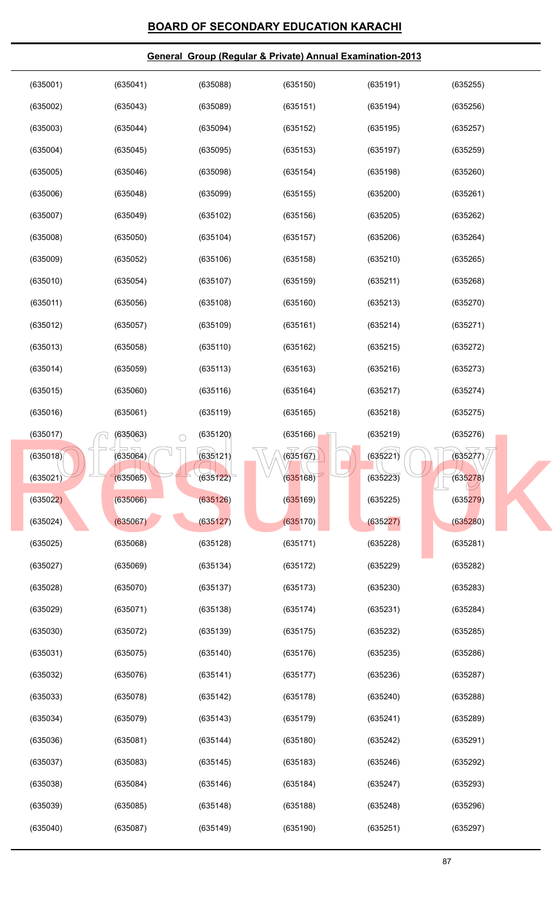## BOARD OF SECONDARY EDUCATION KARACHI

### General Group (Regular & Private) Annual Examination-2013

| | | | | | |
|---|---|---|---|---|---|
| (635001) | (635041) | (635088) | (635150) | (635191) | (635255) |
| (635002) | (635043) | (635089) | (635151) | (635194) | (635256) |
| (635003) | (635044) | (635094) | (635152) | (635195) | (635257) |
| (635004) | (635045) | (635095) | (635153) | (635197) | (635259) |
| (635005) | (635046) | (635098) | (635154) | (635198) | (635260) |
| (635006) | (635048) | (635099) | (635155) | (635200) | (635261) |
| (635007) | (635049) | (635102) | (635156) | (635205) | (635262) |
| (635008) | (635050) | (635104) | (635157) | (635206) | (635264) |
| (635009) | (635052) | (635106) | (635158) | (635210) | (635265) |
| (635010) | (635054) | (635107) | (635159) | (635211) | (635268) |
| (635011) | (635056) | (635108) | (635160) | (635213) | (635270) |
| (635012) | (635057) | (635109) | (635161) | (635214) | (635271) |
| (635013) | (635058) | (635110) | (635162) | (635215) | (635272) |
| (635014) | (635059) | (635113) | (635163) | (635216) | (635273) |
| (635015) | (635060) | (635116) | (635164) | (635217) | (635274) |
| (635016) | (635061) | (635119) | (635165) | (635218) | (635275) |
| (635017) | (635063) | (635120) | (635166) | (635219) | (635276) |
| (635018) | (635064) | (635121) | (635167) | (635221) | (635277) |
| (635021) | (635065) | (635122) | (635168) | (635223) | (635278) |
| (635022) | (635066) | (635126) | (635169) | (635225) | (635279) |
| (635024) | (635067) | (635127) | (635170) | (635227) | (635280) |
| (635025) | (635068) | (635128) | (635171) | (635228) | (635281) |
| (635027) | (635069) | (635134) | (635172) | (635229) | (635282) |
| (635028) | (635070) | (635137) | (635173) | (635230) | (635283) |
| (635029) | (635071) | (635138) | (635174) | (635231) | (635284) |
| (635030) | (635072) | (635139) | (635175) | (635232) | (635285) |
| (635031) | (635075) | (635140) | (635176) | (635235) | (635286) |
| (635032) | (635076) | (635141) | (635177) | (635236) | (635287) |
| (635033) | (635078) | (635142) | (635178) | (635240) | (635288) |
| (635034) | (635079) | (635143) | (635179) | (635241) | (635289) |
| (635036) | (635081) | (635144) | (635180) | (635242) | (635291) |
| (635037) | (635083) | (635145) | (635183) | (635246) | (635292) |
| (635038) | (635084) | (635146) | (635184) | (635247) | (635293) |
| (635039) | (635085) | (635148) | (635188) | (635248) | (635296) |
| (635040) | (635087) | (635149) | (635190) | (635251) | (635297) |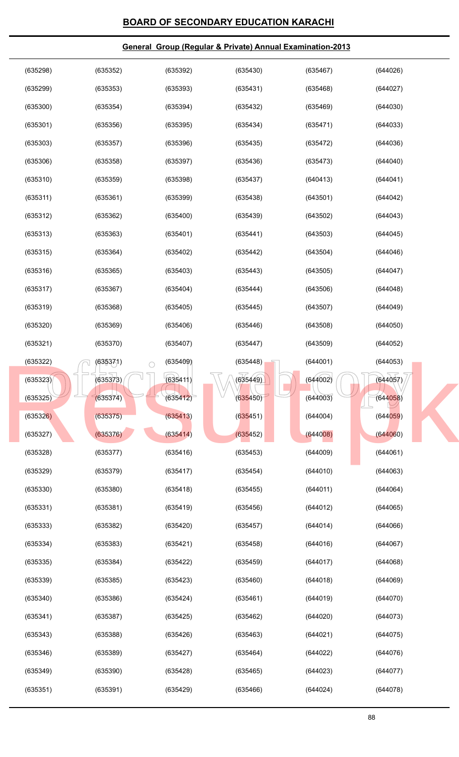## BOARD OF SECONDARY EDUCATION KARACHI

### General Group (Regular & Private) Annual Examination-2013

| | | | | | |
|---|---|---|---|---|---|
| (635298) | (635352) | (635392) | (635430) | (635467) | (644026) |
| (635299) | (635353) | (635393) | (635431) | (635468) | (644027) |
| (635300) | (635354) | (635394) | (635432) | (635469) | (644030) |
| (635301) | (635356) | (635395) | (635434) | (635471) | (644033) |
| (635303) | (635357) | (635396) | (635435) | (635472) | (644036) |
| (635306) | (635358) | (635397) | (635436) | (635473) | (644040) |
| (635310) | (635359) | (635398) | (635437) | (640413) | (644041) |
| (635311) | (635361) | (635399) | (635438) | (643501) | (644042) |
| (635312) | (635362) | (635400) | (635439) | (643502) | (644043) |
| (635313) | (635363) | (635401) | (635441) | (643503) | (644045) |
| (635315) | (635364) | (635402) | (635442) | (643504) | (644046) |
| (635316) | (635365) | (635403) | (635443) | (643505) | (644047) |
| (635317) | (635367) | (635404) | (635444) | (643506) | (644048) |
| (635319) | (635368) | (635405) | (635445) | (643507) | (644049) |
| (635320) | (635369) | (635406) | (635446) | (643508) | (644050) |
| (635321) | (635370) | (635407) | (635447) | (643509) | (644052) |
| (635322) | (635371) | (635409) | (635448) | (644001) | (644053) |
| (635323) | (635373) | (635411) | (635449) | (644002) | (644057) |
| (635325) | (635374) | (635412) | (635450) | (644003) | (644058) |
| (635326) | (635375) | (635413) | (635451) | (644004) | (644059) |
| (635327) | (635376) | (635414) | (635452) | (644008) | (644060) |
| (635328) | (635377) | (635416) | (635453) | (644009) | (644061) |
| (635329) | (635379) | (635417) | (635454) | (644010) | (644063) |
| (635330) | (635380) | (635418) | (635455) | (644011) | (644064) |
| (635331) | (635381) | (635419) | (635456) | (644012) | (644065) |
| (635333) | (635382) | (635420) | (635457) | (644014) | (644066) |
| (635334) | (635383) | (635421) | (635458) | (644016) | (644067) |
| (635335) | (635384) | (635422) | (635459) | (644017) | (644068) |
| (635339) | (635385) | (635423) | (635460) | (644018) | (644069) |
| (635340) | (635386) | (635424) | (635461) | (644019) | (644070) |
| (635341) | (635387) | (635425) | (635462) | (644020) | (644073) |
| (635343) | (635388) | (635426) | (635463) | (644021) | (644075) |
| (635346) | (635389) | (635427) | (635464) | (644022) | (644076) |
| (635349) | (635390) | (635428) | (635465) | (644023) | (644077) |
| (635351) | (635391) | (635429) | (635466) | (644024) | (644078) |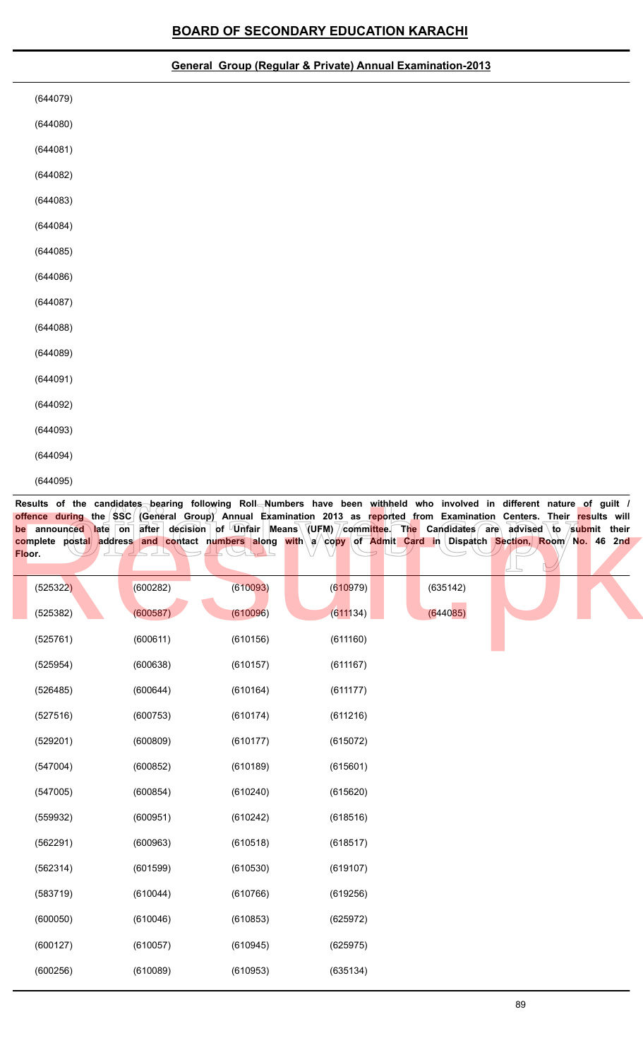## BOARD OF SECONDARY EDUCATION KARACHI

### General Group (Regular & Private) Annual Examination-2013

(644079)

(644080)

(644081)

(644082)

(644083)

(644084)

(644085)

(644086)

(644087)

(644088)

(644089)

(644091)

(644092)

(644093)

(644094)

(644095)

**Results of the candidates bearing following Roll Numbers have been withheld who involved in different nature of guilt / offence during the SSC (General Group) Annual Examination 2013 as reported from Examination Centers. Their results will be announced late on after decision of Unfair Means (UFM) committee. The Candidates are advised to submit their complete postal address and contact numbers along with a copy of Admit Card in Dispatch Section, Room No. 46 2nd Floor.**

| | | | | |
|---|---|---|---|---|
| (525322) | (600282) | (610093) | (610979) | (635142) |
| (525382) | (600587) | (610096) | (611134) | (644085) |
| (525761) | (600611) | (610156) | (611160) | |
| (525954) | (600638) | (610157) | (611167) | |
| (526485) | (600644) | (610164) | (611177) | |
| (527516) | (600753) | (610174) | (611216) | |
| (529201) | (600809) | (610177) | (615072) | |
| (547004) | (600852) | (610189) | (615601) | |
| (547005) | (600854) | (610240) | (615620) | |
| (559932) | (600951) | (610242) | (618516) | |
| (562291) | (600963) | (610518) | (618517) | |
| (562314) | (601599) | (610530) | (619107) | |
| (583719) | (610044) | (610766) | (619256) | |
| (600050) | (610046) | (610853) | (625972) | |
| (600127) | (610057) | (610945) | (625975) | |
| (600256) | (610089) | (610953) | (635134) | |